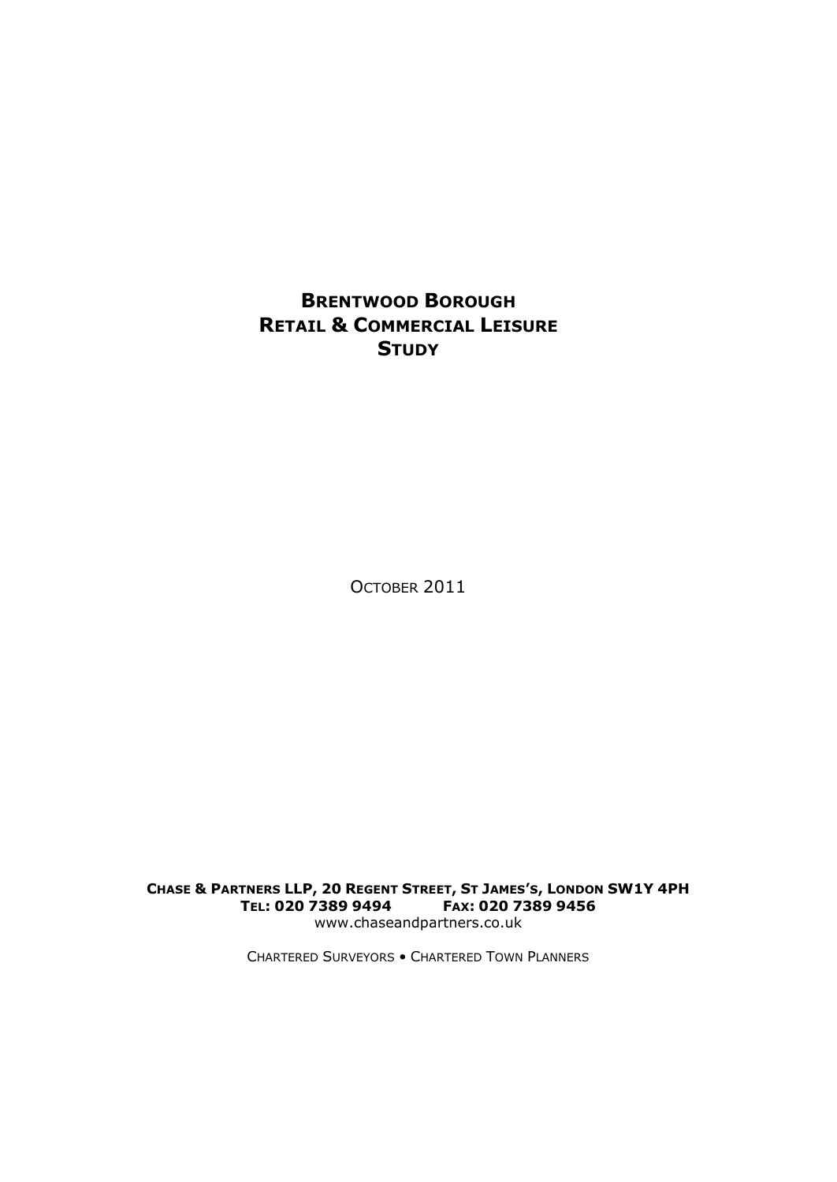# Brentwood Borough Retail & Commercial Leisure Study

October 2011

**Chase & Partners LLP, 20 Regent Street, St James's, London SW1Y 4PH**
**Tel: 020 7389 9494 Fax: 020 7389 9456**
www.chaseandpartners.co.uk

Chartered Surveyors • Chartered Town Planners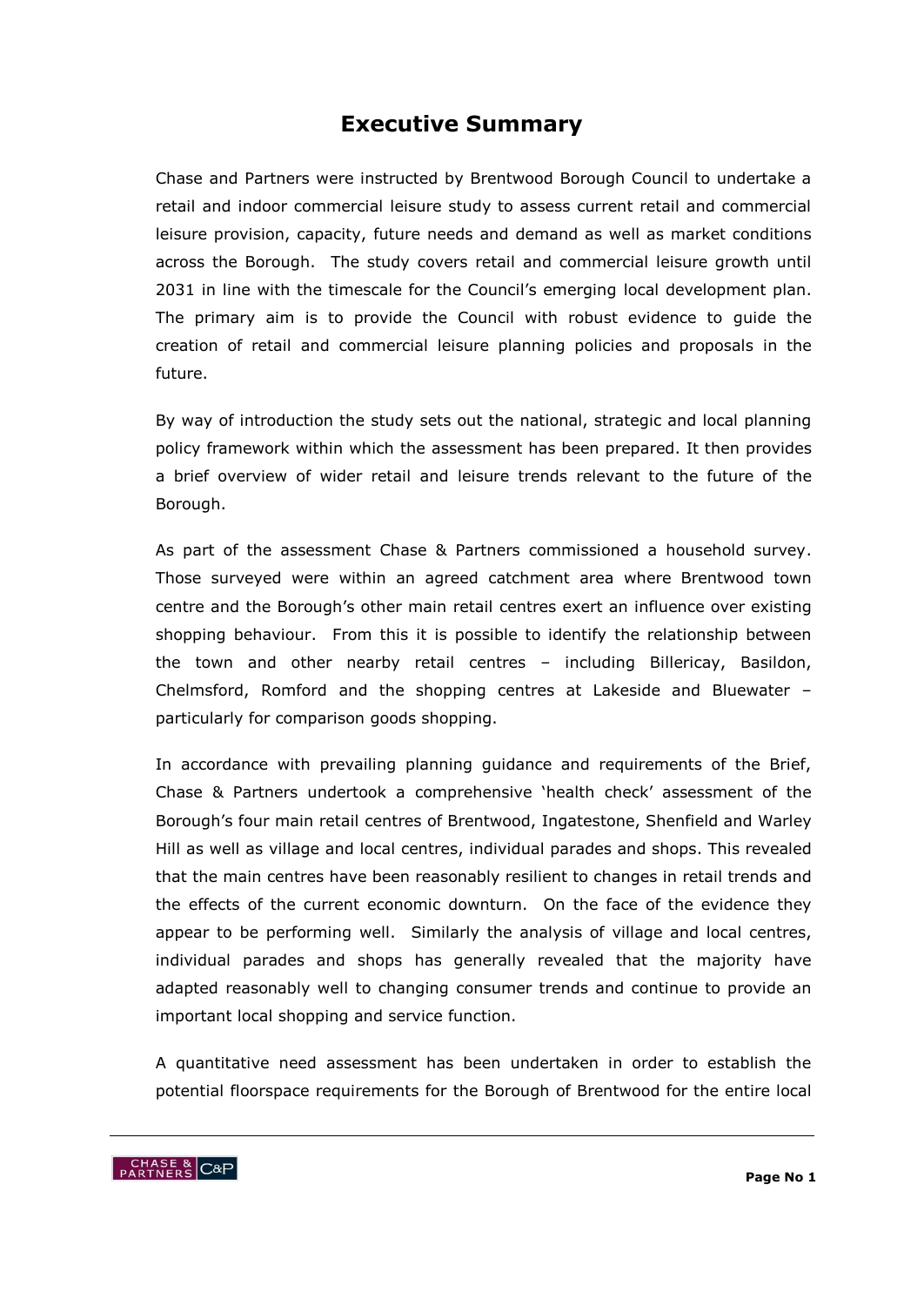# Executive Summary

Chase and Partners were instructed by Brentwood Borough Council to undertake a retail and indoor commercial leisure study to assess current retail and commercial leisure provision, capacity, future needs and demand as well as market conditions across the Borough. The study covers retail and commercial leisure growth until 2031 in line with the timescale for the Council's emerging local development plan. The primary aim is to provide the Council with robust evidence to guide the creation of retail and commercial leisure planning policies and proposals in the future.

By way of introduction the study sets out the national, strategic and local planning policy framework within which the assessment has been prepared. It then provides a brief overview of wider retail and leisure trends relevant to the future of the Borough.

As part of the assessment Chase & Partners commissioned a household survey. Those surveyed were within an agreed catchment area where Brentwood town centre and the Borough's other main retail centres exert an influence over existing shopping behaviour. From this it is possible to identify the relationship between the town and other nearby retail centres – including Billericay, Basildon, Chelmsford, Romford and the shopping centres at Lakeside and Bluewater – particularly for comparison goods shopping.

In accordance with prevailing planning guidance and requirements of the Brief, Chase & Partners undertook a comprehensive 'health check' assessment of the Borough's four main retail centres of Brentwood, Ingatestone, Shenfield and Warley Hill as well as village and local centres, individual parades and shops. This revealed that the main centres have been reasonably resilient to changes in retail trends and the effects of the current economic downturn. On the face of the evidence they appear to be performing well. Similarly the analysis of village and local centres, individual parades and shops has generally revealed that the majority have adapted reasonably well to changing consumer trends and continue to provide an important local shopping and service function.

A quantitative need assessment has been undertaken in order to establish the potential floorspace requirements for the Borough of Brentwood for the entire local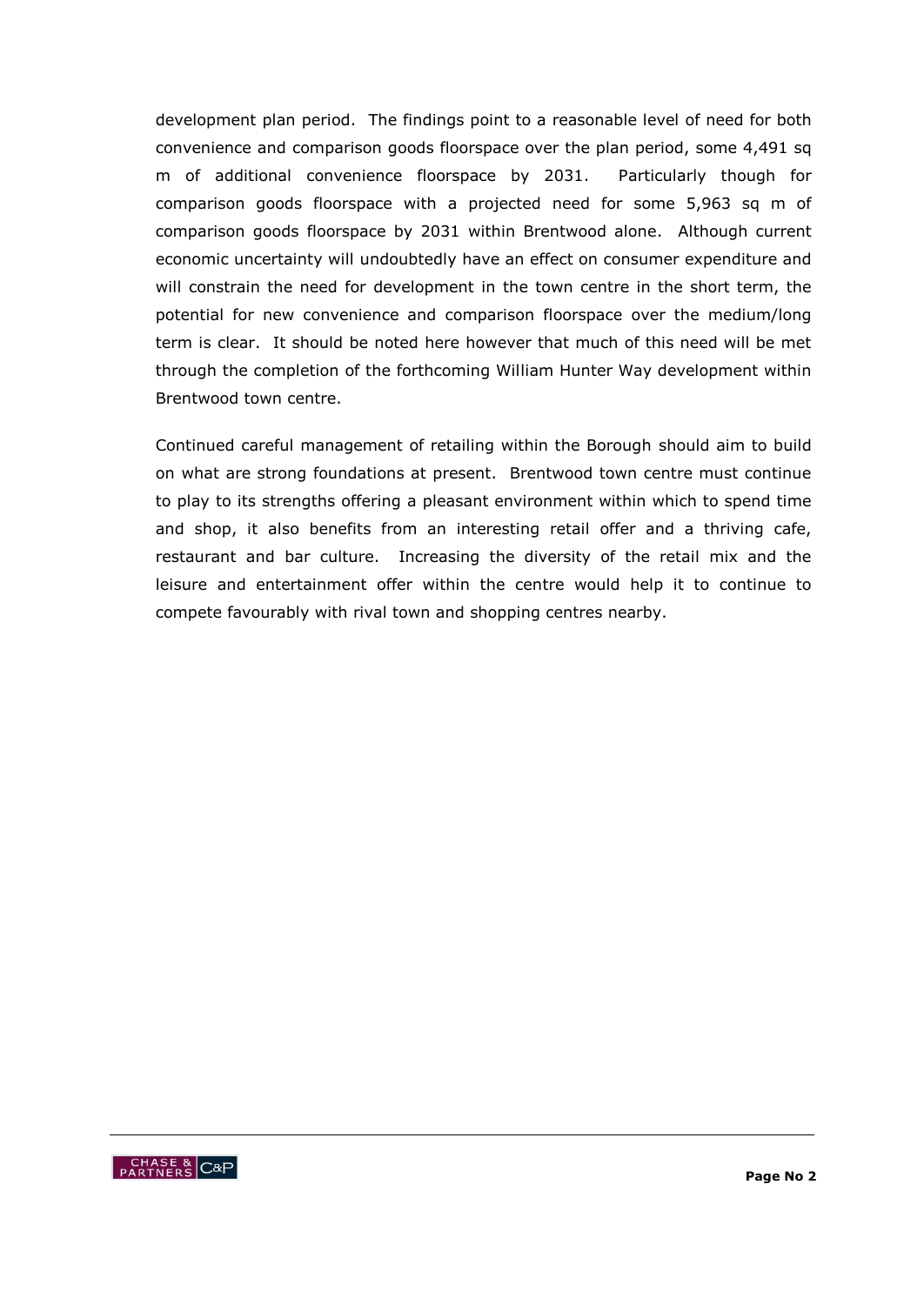development plan period. The findings point to a reasonable level of need for both convenience and comparison goods floorspace over the plan period, some 4,491 sq m of additional convenience floorspace by 2031. Particularly though for comparison goods floorspace with a projected need for some 5,963 sq m of comparison goods floorspace by 2031 within Brentwood alone. Although current economic uncertainty will undoubtedly have an effect on consumer expenditure and will constrain the need for development in the town centre in the short term, the potential for new convenience and comparison floorspace over the medium/long term is clear. It should be noted here however that much of this need will be met through the completion of the forthcoming William Hunter Way development within Brentwood town centre.

Continued careful management of retailing within the Borough should aim to build on what are strong foundations at present. Brentwood town centre must continue to play to its strengths offering a pleasant environment within which to spend time and shop, it also benefits from an interesting retail offer and a thriving cafe, restaurant and bar culture. Increasing the diversity of the retail mix and the leisure and entertainment offer within the centre would help it to continue to compete favourably with rival town and shopping centres nearby.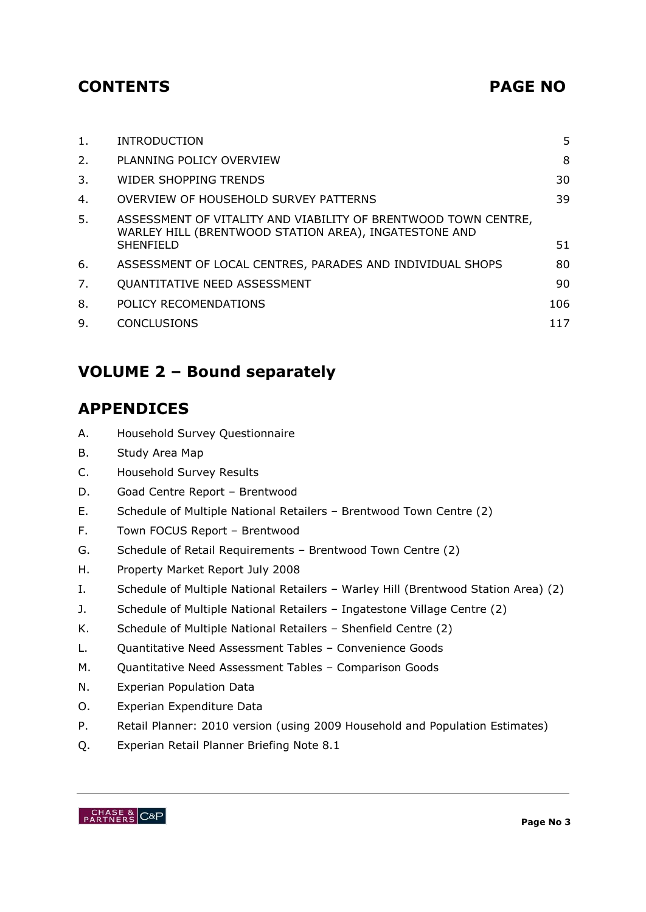## CONTENTS PAGE NO

| | | |
|---|---|---|
| 1. | INTRODUCTION | 5 |
| 2. | PLANNING POLICY OVERVIEW | 8 |
| 3. | WIDER SHOPPING TRENDS | 30 |
| 4. | OVERVIEW OF HOUSEHOLD SURVEY PATTERNS | 39 |
| 5. | ASSESSMENT OF VITALITY AND VIABILITY OF BRENTWOOD TOWN CENTRE, WARLEY HILL (BRENTWOOD STATION AREA), INGATESTONE AND SHENFIELD | 51 |
| 6. | ASSESSMENT OF LOCAL CENTRES, PARADES AND INDIVIDUAL SHOPS | 80 |
| 7. | QUANTITATIVE NEED ASSESSMENT | 90 |
| 8. | POLICY RECOMENDATIONS | 106 |
| 9. | CONCLUSIONS | 117 |

## VOLUME 2 – Bound separately

## APPENDICES

- A. Household Survey Questionnaire
- B. Study Area Map
- C. Household Survey Results
- D. Goad Centre Report – Brentwood
- E. Schedule of Multiple National Retailers – Brentwood Town Centre (2)
- F. Town FOCUS Report – Brentwood
- G. Schedule of Retail Requirements – Brentwood Town Centre (2)
- H. Property Market Report July 2008
- I. Schedule of Multiple National Retailers – Warley Hill (Brentwood Station Area) (2)
- J. Schedule of Multiple National Retailers – Ingatestone Village Centre (2)
- K. Schedule of Multiple National Retailers – Shenfield Centre (2)
- L. Quantitative Need Assessment Tables – Convenience Goods
- M. Quantitative Need Assessment Tables – Comparison Goods
- N. Experian Population Data
- O. Experian Expenditure Data
- P. Retail Planner: 2010 version (using 2009 Household and Population Estimates)
- Q. Experian Retail Planner Briefing Note 8.1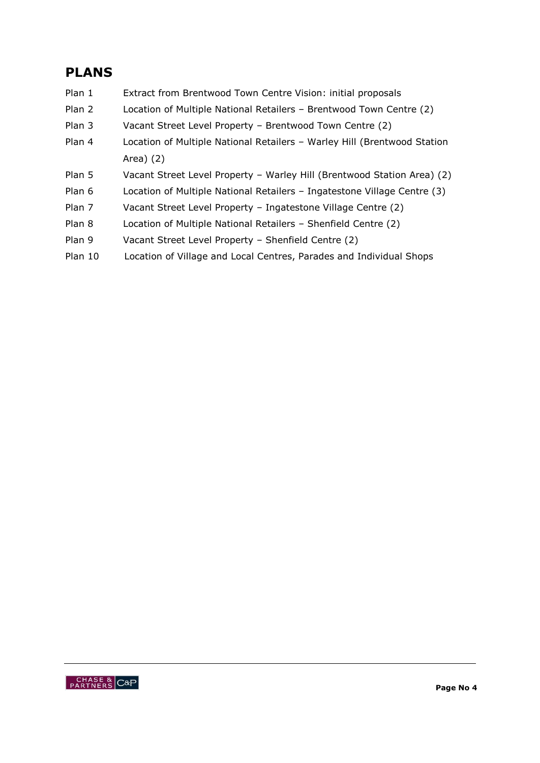## PLANS

| | |
|---|---|
| Plan 1 | Extract from Brentwood Town Centre Vision: initial proposals |
| Plan 2 | Location of Multiple National Retailers – Brentwood Town Centre (2) |
| Plan 3 | Vacant Street Level Property – Brentwood Town Centre (2) |
| Plan 4 | Location of Multiple National Retailers – Warley Hill (Brentwood Station Area) (2) |
| Plan 5 | Vacant Street Level Property – Warley Hill (Brentwood Station Area) (2) |
| Plan 6 | Location of Multiple National Retailers – Ingatestone Village Centre (3) |
| Plan 7 | Vacant Street Level Property – Ingatestone Village Centre (2) |
| Plan 8 | Location of Multiple National Retailers – Shenfield Centre (2) |
| Plan 9 | Vacant Street Level Property – Shenfield Centre (2) |
| Plan 10 | Location of Village and Local Centres, Parades and Individual Shops |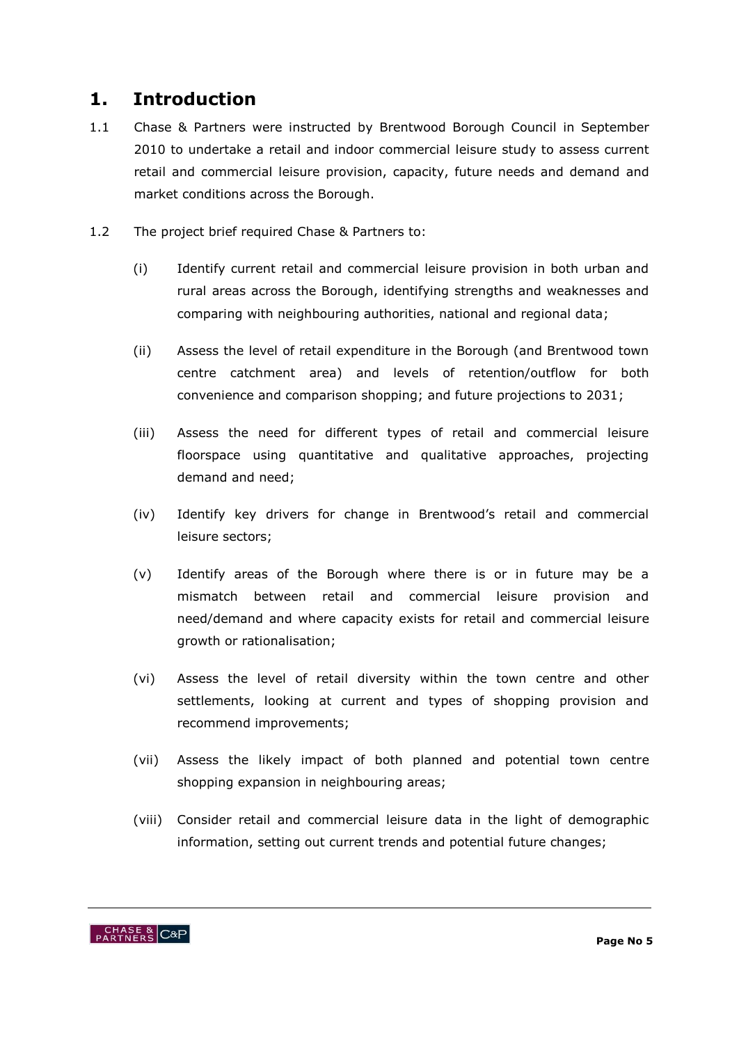# 1. Introduction

1.1 Chase & Partners were instructed by Brentwood Borough Council in September 2010 to undertake a retail and indoor commercial leisure study to assess current retail and commercial leisure provision, capacity, future needs and demand and market conditions across the Borough.

1.2 The project brief required Chase & Partners to:

(i) Identify current retail and commercial leisure provision in both urban and rural areas across the Borough, identifying strengths and weaknesses and comparing with neighbouring authorities, national and regional data;

(ii) Assess the level of retail expenditure in the Borough (and Brentwood town centre catchment area) and levels of retention/outflow for both convenience and comparison shopping; and future projections to 2031;

(iii) Assess the need for different types of retail and commercial leisure floorspace using quantitative and qualitative approaches, projecting demand and need;

(iv) Identify key drivers for change in Brentwood's retail and commercial leisure sectors;

(v) Identify areas of the Borough where there is or in future may be a mismatch between retail and commercial leisure provision and need/demand and where capacity exists for retail and commercial leisure growth or rationalisation;

(vi) Assess the level of retail diversity within the town centre and other settlements, looking at current and types of shopping provision and recommend improvements;

(vii) Assess the likely impact of both planned and potential town centre shopping expansion in neighbouring areas;

(viii) Consider retail and commercial leisure data in the light of demographic information, setting out current trends and potential future changes;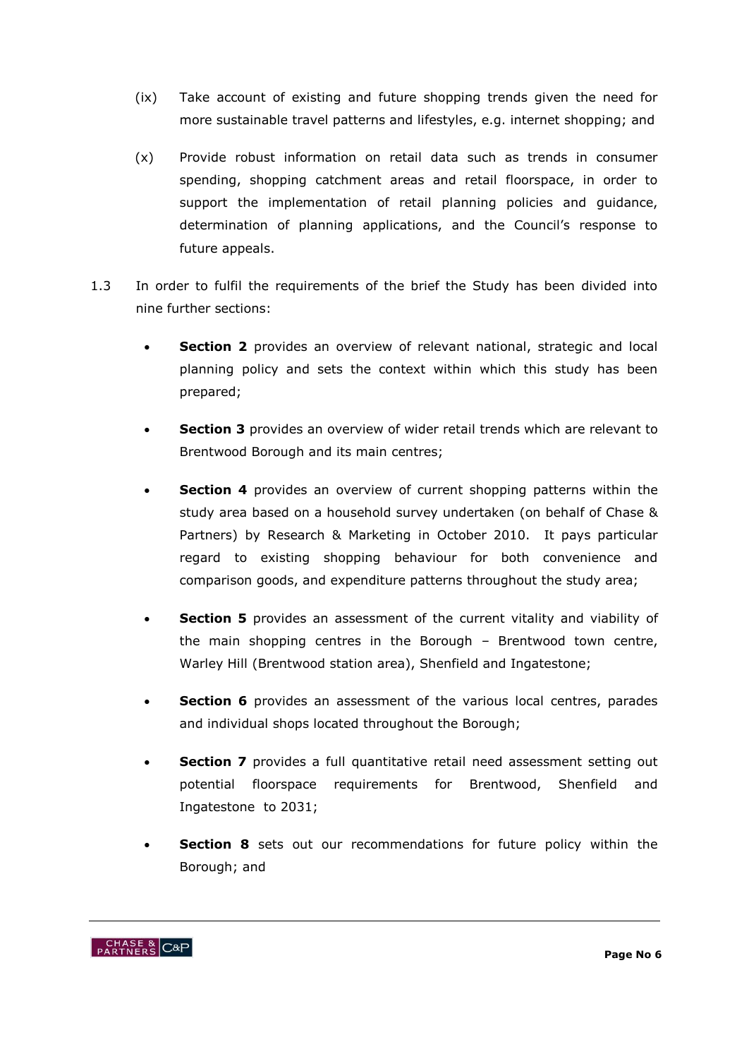(ix) Take account of existing and future shopping trends given the need for more sustainable travel patterns and lifestyles, e.g. internet shopping; and

(x) Provide robust information on retail data such as trends in consumer spending, shopping catchment areas and retail floorspace, in order to support the implementation of retail planning policies and guidance, determination of planning applications, and the Council's response to future appeals.

1.3 In order to fulfil the requirements of the brief the Study has been divided into nine further sections:

- **Section 2** provides an overview of relevant national, strategic and local planning policy and sets the context within which this study has been prepared;
- **Section 3** provides an overview of wider retail trends which are relevant to Brentwood Borough and its main centres;
- **Section 4** provides an overview of current shopping patterns within the study area based on a household survey undertaken (on behalf of Chase & Partners) by Research & Marketing in October 2010. It pays particular regard to existing shopping behaviour for both convenience and comparison goods, and expenditure patterns throughout the study area;
- **Section 5** provides an assessment of the current vitality and viability of the main shopping centres in the Borough – Brentwood town centre, Warley Hill (Brentwood station area), Shenfield and Ingatestone;
- **Section 6** provides an assessment of the various local centres, parades and individual shops located throughout the Borough;
- **Section 7** provides a full quantitative retail need assessment setting out potential floorspace requirements for Brentwood, Shenfield and Ingatestone to 2031;
- **Section 8** sets out our recommendations for future policy within the Borough; and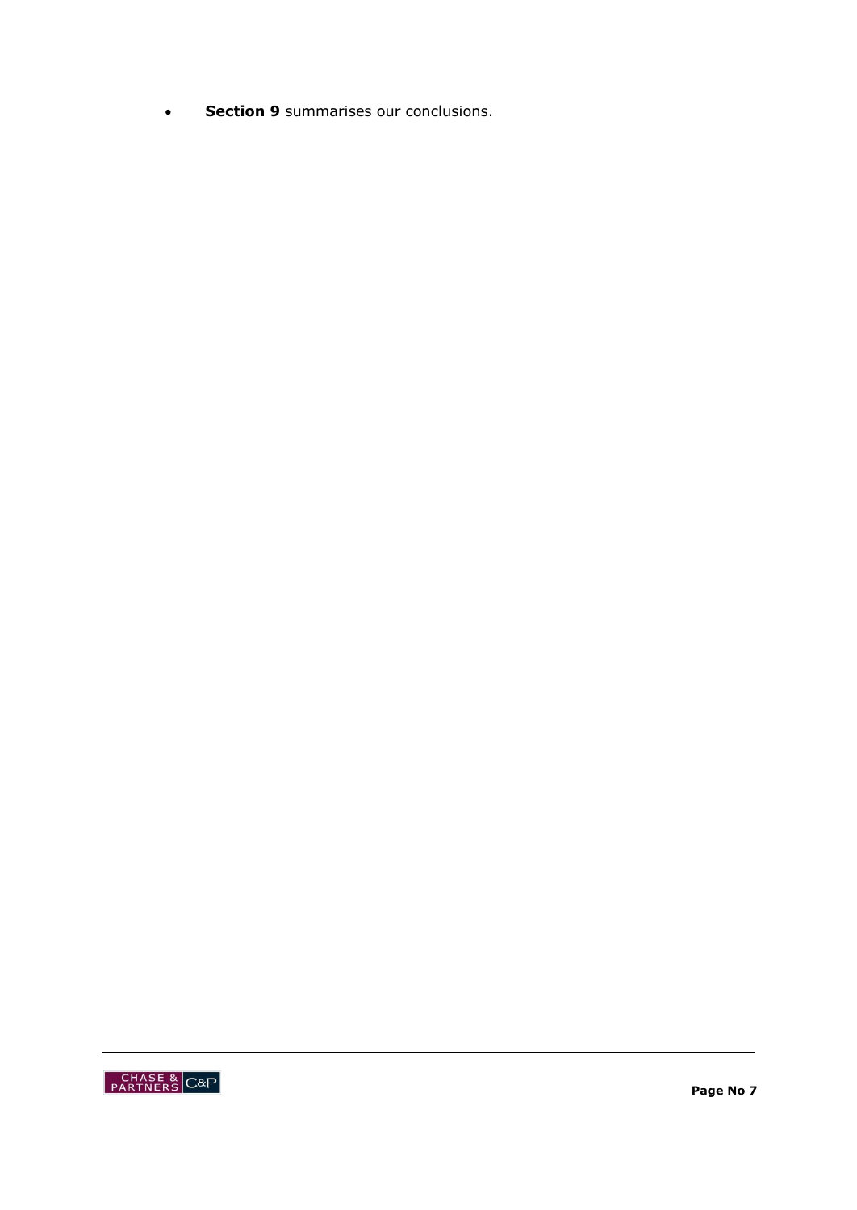- **Section 9** summarises our conclusions.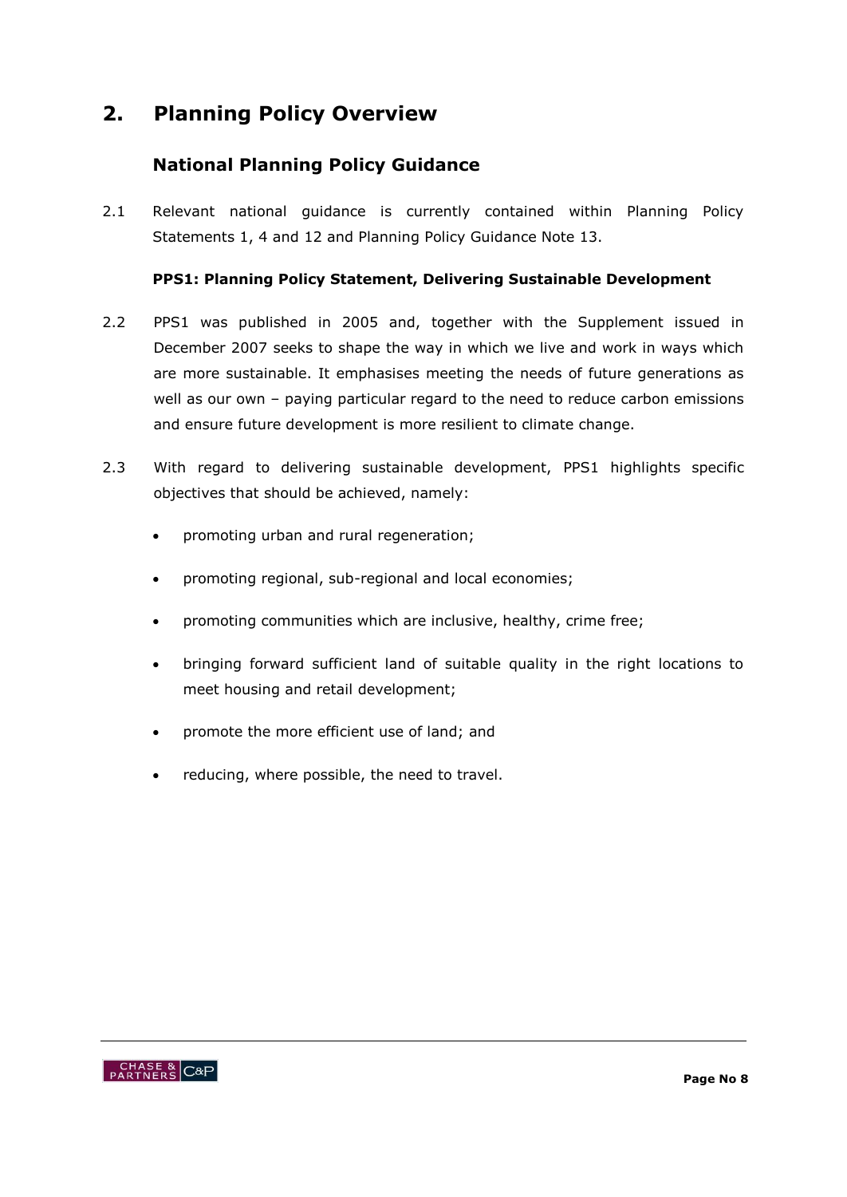## 2. Planning Policy Overview

### National Planning Policy Guidance

2.1 Relevant national guidance is currently contained within Planning Policy Statements 1, 4 and 12 and Planning Policy Guidance Note 13.

**PPS1: Planning Policy Statement, Delivering Sustainable Development**

2.2 PPS1 was published in 2005 and, together with the Supplement issued in December 2007 seeks to shape the way in which we live and work in ways which are more sustainable. It emphasises meeting the needs of future generations as well as our own – paying particular regard to the need to reduce carbon emissions and ensure future development is more resilient to climate change.

2.3 With regard to delivering sustainable development, PPS1 highlights specific objectives that should be achieved, namely:

- promoting urban and rural regeneration;
- promoting regional, sub-regional and local economies;
- promoting communities which are inclusive, healthy, crime free;
- bringing forward sufficient land of suitable quality in the right locations to meet housing and retail development;
- promote the more efficient use of land; and
- reducing, where possible, the need to travel.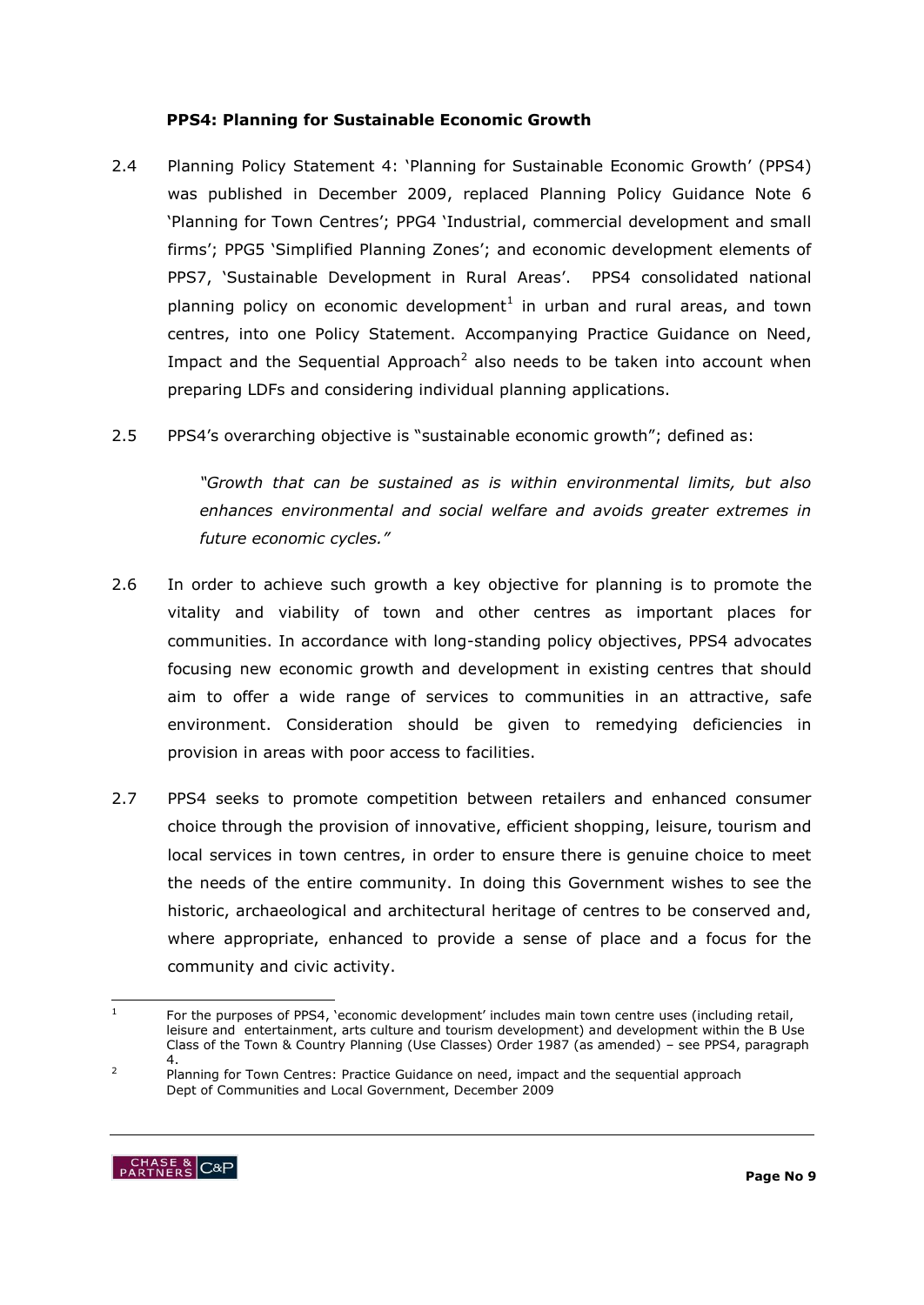### PPS4: Planning for Sustainable Economic Growth

2.4 Planning Policy Statement 4: 'Planning for Sustainable Economic Growth' (PPS4) was published in December 2009, replaced Planning Policy Guidance Note 6 'Planning for Town Centres'; PPG4 'Industrial, commercial development and small firms'; PPG5 'Simplified Planning Zones'; and economic development elements of PPS7, 'Sustainable Development in Rural Areas'. PPS4 consolidated national planning policy on economic development[1] in urban and rural areas, and town centres, into one Policy Statement. Accompanying Practice Guidance on Need, Impact and the Sequential Approach[2] also needs to be taken into account when preparing LDFs and considering individual planning applications.

2.5 PPS4's overarching objective is "sustainable economic growth"; defined as:

> *"Growth that can be sustained as is within environmental limits, but also enhances environmental and social welfare and avoids greater extremes in future economic cycles."*

2.6 In order to achieve such growth a key objective for planning is to promote the vitality and viability of town and other centres as important places for communities. In accordance with long-standing policy objectives, PPS4 advocates focusing new economic growth and development in existing centres that should aim to offer a wide range of services to communities in an attractive, safe environment. Consideration should be given to remedying deficiencies in provision in areas with poor access to facilities.

2.7 PPS4 seeks to promote competition between retailers and enhanced consumer choice through the provision of innovative, efficient shopping, leisure, tourism and local services in town centres, in order to ensure there is genuine choice to meet the needs of the entire community. In doing this Government wishes to see the historic, archaeological and architectural heritage of centres to be conserved and, where appropriate, enhanced to provide a sense of place and a focus for the community and civic activity.

---

[1] For the purposes of PPS4, 'economic development' includes main town centre uses (including retail, leisure and entertainment, arts culture and tourism development) and development within the B Use Class of the Town & Country Planning (Use Classes) Order 1987 (as amended) – see PPS4, paragraph 4.

[2] Planning for Town Centres: Practice Guidance on need, impact and the sequential approach Dept of Communities and Local Government, December 2009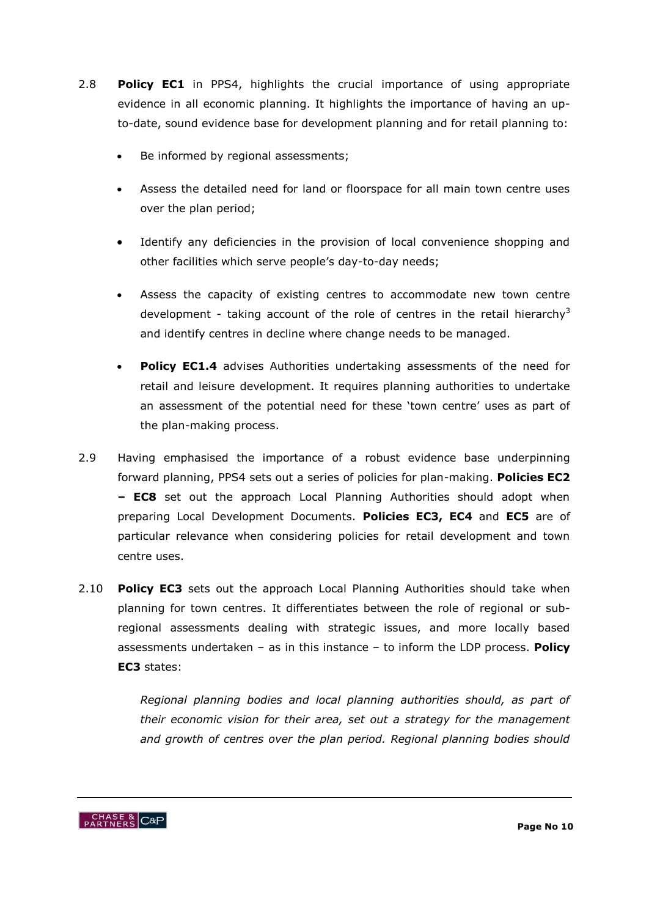2.8 **Policy EC1** in PPS4, highlights the crucial importance of using appropriate evidence in all economic planning. It highlights the importance of having an up-to-date, sound evidence base for development planning and for retail planning to:

- Be informed by regional assessments;
- Assess the detailed need for land or floorspace for all main town centre uses over the plan period;
- Identify any deficiencies in the provision of local convenience shopping and other facilities which serve people's day-to-day needs;
- Assess the capacity of existing centres to accommodate new town centre development - taking account of the role of centres in the retail hierarchy[3] and identify centres in decline where change needs to be managed.
- **Policy EC1.4** advises Authorities undertaking assessments of the need for retail and leisure development. It requires planning authorities to undertake an assessment of the potential need for these 'town centre' uses as part of the plan-making process.

2.9 Having emphasised the importance of a robust evidence base underpinning forward planning, PPS4 sets out a series of policies for plan-making. **Policies EC2 – EC8** set out the approach Local Planning Authorities should adopt when preparing Local Development Documents. **Policies EC3, EC4** and **EC5** are of particular relevance when considering policies for retail development and town centre uses.

2.10 **Policy EC3** sets out the approach Local Planning Authorities should take when planning for town centres. It differentiates between the role of regional or sub-regional assessments dealing with strategic issues, and more locally based assessments undertaken – as in this instance – to inform the LDP process. **Policy EC3** states:

> *Regional planning bodies and local planning authorities should, as part of their economic vision for their area, set out a strategy for the management and growth of centres over the plan period. Regional planning bodies should*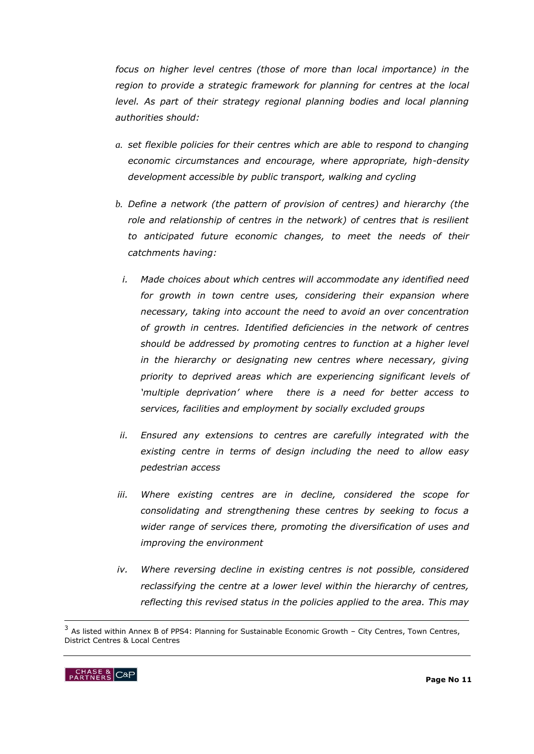*focus on higher level centres (those of more than local importance) in the region to provide a strategic framework for planning for centres at the local level. As part of their strategy regional planning bodies and local planning authorities should:*

*a. set flexible policies for their centres which are able to respond to changing economic circumstances and encourage, where appropriate, high-density development accessible by public transport, walking and cycling*

*b. Define a network (the pattern of provision of centres) and hierarchy (the role and relationship of centres in the network) of centres that is resilient to anticipated future economic changes, to meet the needs of their catchments having:*

*i. Made choices about which centres will accommodate any identified need for growth in town centre uses, considering their expansion where necessary, taking into account the need to avoid an over concentration of growth in centres. Identified deficiencies in the network of centres should be addressed by promoting centres to function at a higher level in the hierarchy or designating new centres where necessary, giving priority to deprived areas which are experiencing significant levels of 'multiple deprivation' where there is a need for better access to services, facilities and employment by socially excluded groups*

*ii. Ensured any extensions to centres are carefully integrated with the existing centre in terms of design including the need to allow easy pedestrian access*

*iii. Where existing centres are in decline, considered the scope for consolidating and strengthening these centres by seeking to focus a wider range of services there, promoting the diversification of uses and improving the environment*

*iv. Where reversing decline in existing centres is not possible, considered reclassifying the centre at a lower level within the hierarchy of centres, reflecting this revised status in the policies applied to the area. This may*

---

[3] As listed within Annex B of PPS4: Planning for Sustainable Economic Growth – City Centres, Town Centres, District Centres & Local Centres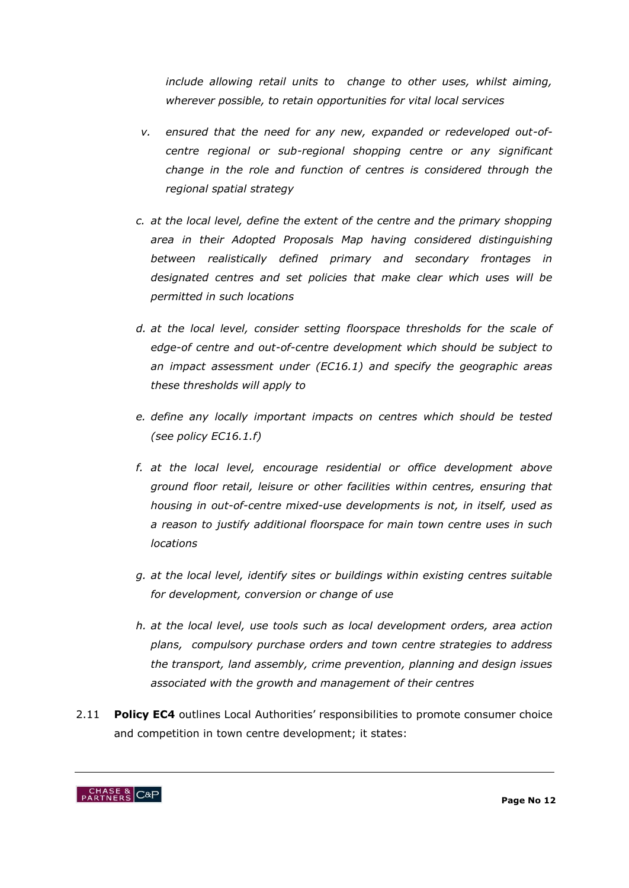*include allowing retail units to change to other uses, whilst aiming, wherever possible, to retain opportunities for vital local services*

*v. ensured that the need for any new, expanded or redeveloped out-of-centre regional or sub-regional shopping centre or any significant change in the role and function of centres is considered through the regional spatial strategy*

*c. at the local level, define the extent of the centre and the primary shopping area in their Adopted Proposals Map having considered distinguishing between realistically defined primary and secondary frontages in designated centres and set policies that make clear which uses will be permitted in such locations*

*d. at the local level, consider setting floorspace thresholds for the scale of edge-of centre and out-of-centre development which should be subject to an impact assessment under (EC16.1) and specify the geographic areas these thresholds will apply to*

*e. define any locally important impacts on centres which should be tested (see policy EC16.1.f)*

*f. at the local level, encourage residential or office development above ground floor retail, leisure or other facilities within centres, ensuring that housing in out-of-centre mixed-use developments is not, in itself, used as a reason to justify additional floorspace for main town centre uses in such locations*

*g. at the local level, identify sites or buildings within existing centres suitable for development, conversion or change of use*

*h. at the local level, use tools such as local development orders, area action plans, compulsory purchase orders and town centre strategies to address the transport, land assembly, crime prevention, planning and design issues associated with the growth and management of their centres*

2.11 **Policy EC4** outlines Local Authorities' responsibilities to promote consumer choice and competition in town centre development; it states: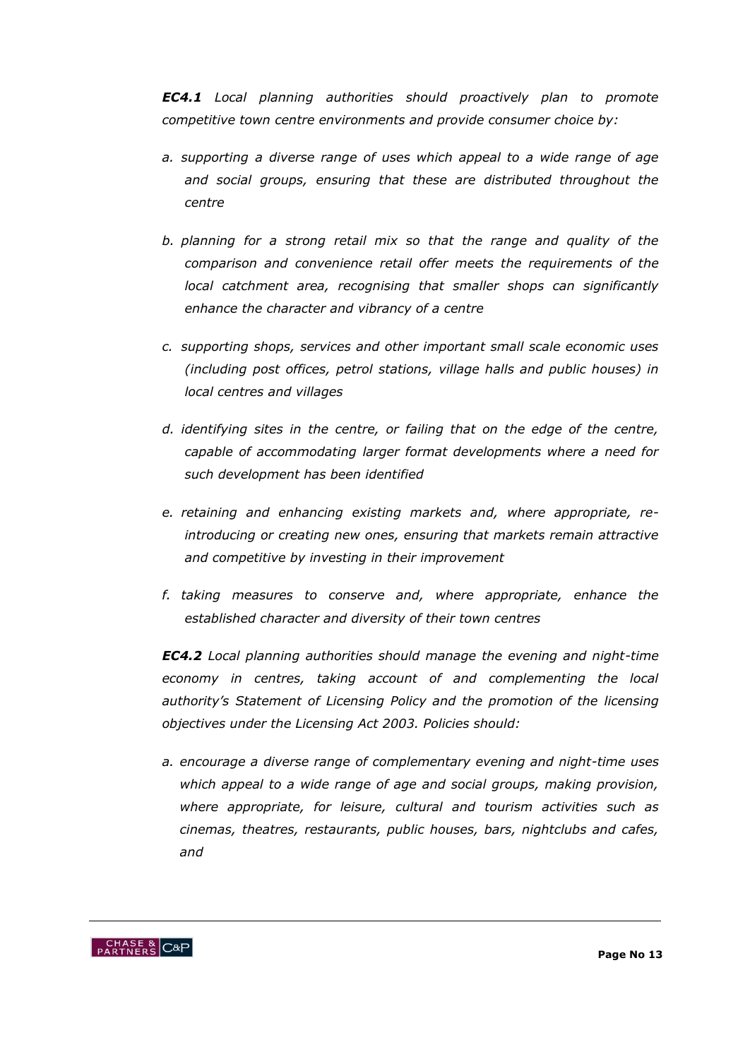***EC4.1*** *Local planning authorities should proactively plan to promote competitive town centre environments and provide consumer choice by:*

*a. supporting a diverse range of uses which appeal to a wide range of age and social groups, ensuring that these are distributed throughout the centre*

*b. planning for a strong retail mix so that the range and quality of the comparison and convenience retail offer meets the requirements of the local catchment area, recognising that smaller shops can significantly enhance the character and vibrancy of a centre*

*c. supporting shops, services and other important small scale economic uses (including post offices, petrol stations, village halls and public houses) in local centres and villages*

*d. identifying sites in the centre, or failing that on the edge of the centre, capable of accommodating larger format developments where a need for such development has been identified*

*e. retaining and enhancing existing markets and, where appropriate, re-introducing or creating new ones, ensuring that markets remain attractive and competitive by investing in their improvement*

*f. taking measures to conserve and, where appropriate, enhance the established character and diversity of their town centres*

***EC4.2*** *Local planning authorities should manage the evening and night-time economy in centres, taking account of and complementing the local authority's Statement of Licensing Policy and the promotion of the licensing objectives under the Licensing Act 2003. Policies should:*

*a. encourage a diverse range of complementary evening and night-time uses which appeal to a wide range of age and social groups, making provision, where appropriate, for leisure, cultural and tourism activities such as cinemas, theatres, restaurants, public houses, bars, nightclubs and cafes, and*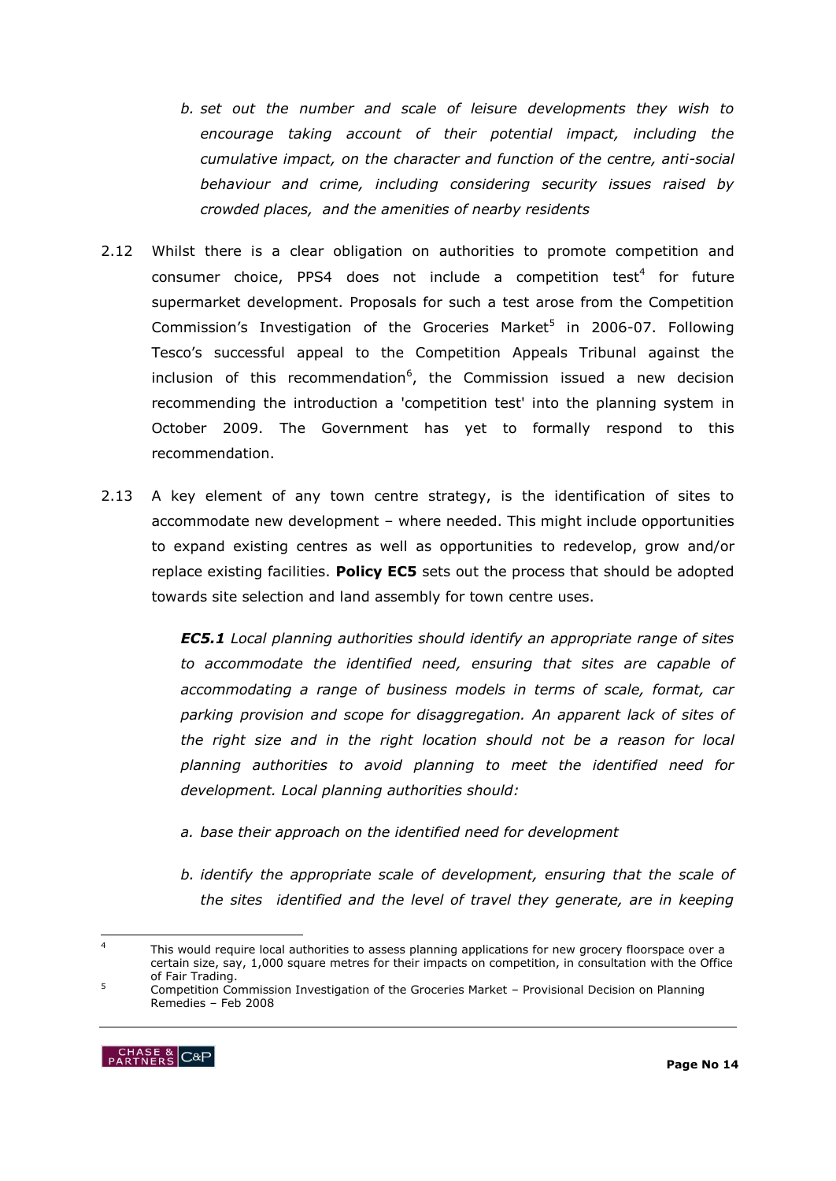*b. set out the number and scale of leisure developments they wish to encourage taking account of their potential impact, including the cumulative impact, on the character and function of the centre, anti-social behaviour and crime, including considering security issues raised by crowded places, and the amenities of nearby residents*

2.12 Whilst there is a clear obligation on authorities to promote competition and consumer choice, PPS4 does not include a competition test[4] for future supermarket development. Proposals for such a test arose from the Competition Commission's Investigation of the Groceries Market[5] in 2006-07. Following Tesco's successful appeal to the Competition Appeals Tribunal against the inclusion of this recommendation[6], the Commission issued a new decision recommending the introduction a 'competition test' into the planning system in October 2009. The Government has yet to formally respond to this recommendation.

2.13 A key element of any town centre strategy, is the identification of sites to accommodate new development – where needed. This might include opportunities to expand existing centres as well as opportunities to redevelop, grow and/or replace existing facilities. **Policy EC5** sets out the process that should be adopted towards site selection and land assembly for town centre uses.

> ***EC5.1*** *Local planning authorities should identify an appropriate range of sites to accommodate the identified need, ensuring that sites are capable of accommodating a range of business models in terms of scale, format, car parking provision and scope for disaggregation. An apparent lack of sites of the right size and in the right location should not be a reason for local planning authorities to avoid planning to meet the identified need for development. Local planning authorities should:*
>
> *a. base their approach on the identified need for development*
>
> *b. identify the appropriate scale of development, ensuring that the scale of the sites identified and the level of travel they generate, are in keeping*

---

[4] This would require local authorities to assess planning applications for new grocery floorspace over a certain size, say, 1,000 square metres for their impacts on competition, in consultation with the Office of Fair Trading.

[5] Competition Commission Investigation of the Groceries Market – Provisional Decision on Planning Remedies – Feb 2008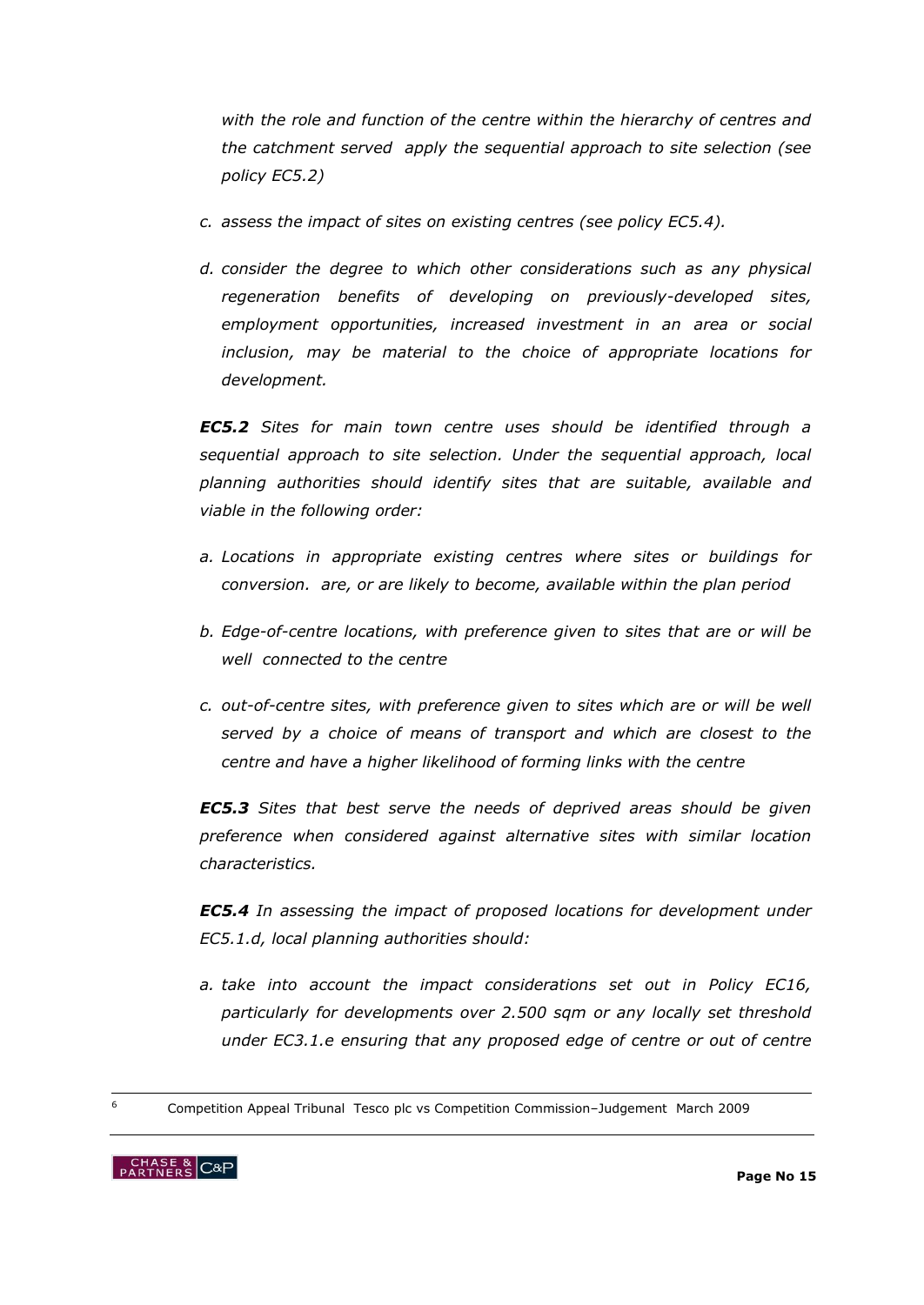*with the role and function of the centre within the hierarchy of centres and the catchment served apply the sequential approach to site selection (see policy EC5.2)*

*c. assess the impact of sites on existing centres (see policy EC5.4).*

*d. consider the degree to which other considerations such as any physical regeneration benefits of developing on previously-developed sites, employment opportunities, increased investment in an area or social inclusion, may be material to the choice of appropriate locations for development.*

***EC5.2*** *Sites for main town centre uses should be identified through a sequential approach to site selection. Under the sequential approach, local planning authorities should identify sites that are suitable, available and viable in the following order:*

*a. Locations in appropriate existing centres where sites or buildings for conversion. are, or are likely to become, available within the plan period*

*b. Edge-of-centre locations, with preference given to sites that are or will be well connected to the centre*

*c. out-of-centre sites, with preference given to sites which are or will be well served by a choice of means of transport and which are closest to the centre and have a higher likelihood of forming links with the centre*

***EC5.3*** *Sites that best serve the needs of deprived areas should be given preference when considered against alternative sites with similar location characteristics.*

***EC5.4*** *In assessing the impact of proposed locations for development under EC5.1.d, local planning authorities should:*

*a. take into account the impact considerations set out in Policy EC16, particularly for developments over 2.500 sqm or any locally set threshold under EC3.1.e ensuring that any proposed edge of centre or out of centre*

---

[6] Competition Appeal Tribunal Tesco plc vs Competition Commission–Judgement March 2009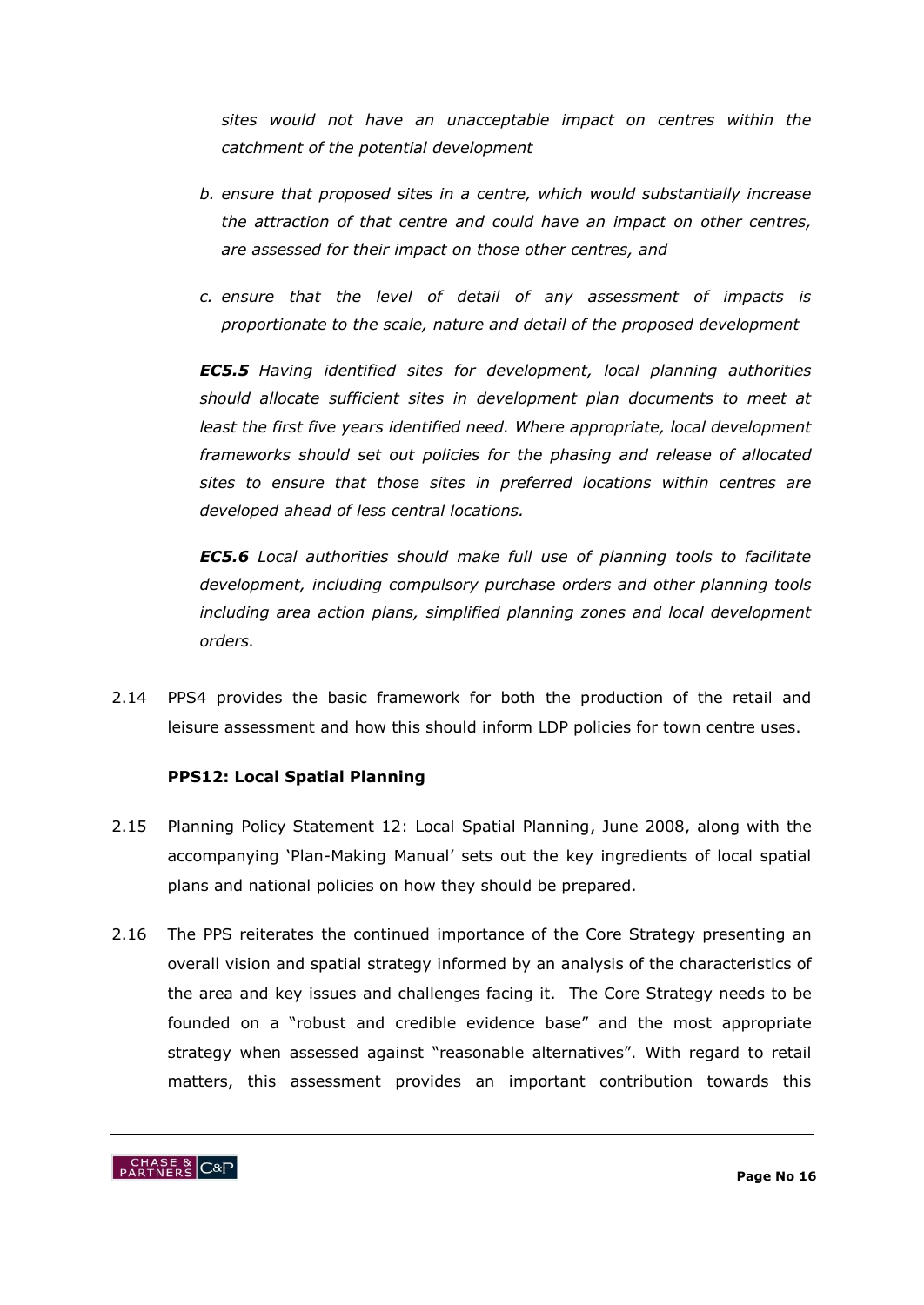*sites would not have an unacceptable impact on centres within the catchment of the potential development*

*b. ensure that proposed sites in a centre, which would substantially increase the attraction of that centre and could have an impact on other centres, are assessed for their impact on those other centres, and*

*c. ensure that the level of detail of any assessment of impacts is proportionate to the scale, nature and detail of the proposed development*

***EC5.5*** *Having identified sites for development, local planning authorities should allocate sufficient sites in development plan documents to meet at least the first five years identified need. Where appropriate, local development frameworks should set out policies for the phasing and release of allocated sites to ensure that those sites in preferred locations within centres are developed ahead of less central locations.*

***EC5.6*** *Local authorities should make full use of planning tools to facilitate development, including compulsory purchase orders and other planning tools including area action plans, simplified planning zones and local development orders.*

2.14 PPS4 provides the basic framework for both the production of the retail and leisure assessment and how this should inform LDP policies for town centre uses.

**PPS12: Local Spatial Planning**

2.15 Planning Policy Statement 12: Local Spatial Planning, June 2008, along with the accompanying 'Plan-Making Manual' sets out the key ingredients of local spatial plans and national policies on how they should be prepared.

2.16 The PPS reiterates the continued importance of the Core Strategy presenting an overall vision and spatial strategy informed by an analysis of the characteristics of the area and key issues and challenges facing it. The Core Strategy needs to be founded on a "robust and credible evidence base" and the most appropriate strategy when assessed against "reasonable alternatives". With regard to retail matters, this assessment provides an important contribution towards this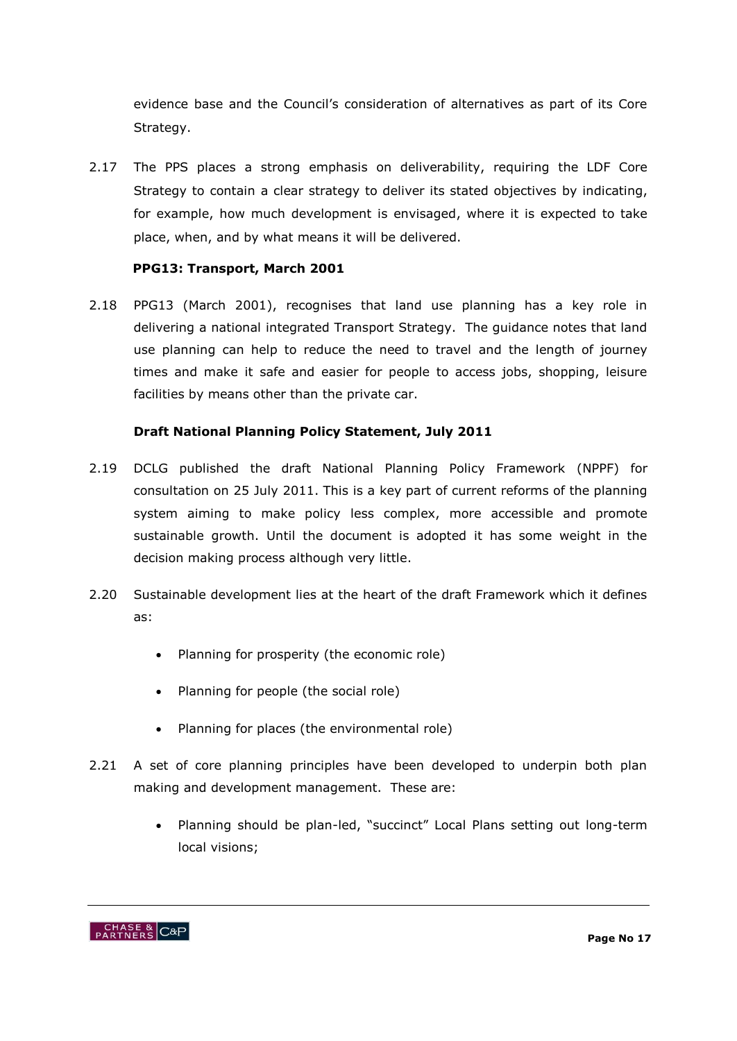evidence base and the Council's consideration of alternatives as part of its Core Strategy.

2.17 The PPS places a strong emphasis on deliverability, requiring the LDF Core Strategy to contain a clear strategy to deliver its stated objectives by indicating, for example, how much development is envisaged, where it is expected to take place, when, and by what means it will be delivered.

**PPG13: Transport, March 2001**

2.18 PPG13 (March 2001), recognises that land use planning has a key role in delivering a national integrated Transport Strategy. The guidance notes that land use planning can help to reduce the need to travel and the length of journey times and make it safe and easier for people to access jobs, shopping, leisure facilities by means other than the private car.

**Draft National Planning Policy Statement, July 2011**

2.19 DCLG published the draft National Planning Policy Framework (NPPF) for consultation on 25 July 2011. This is a key part of current reforms of the planning system aiming to make policy less complex, more accessible and promote sustainable growth. Until the document is adopted it has some weight in the decision making process although very little.

2.20 Sustainable development lies at the heart of the draft Framework which it defines as:

- Planning for prosperity (the economic role)
- Planning for people (the social role)
- Planning for places (the environmental role)

2.21 A set of core planning principles have been developed to underpin both plan making and development management. These are:

- Planning should be plan-led, "succinct" Local Plans setting out long-term local visions;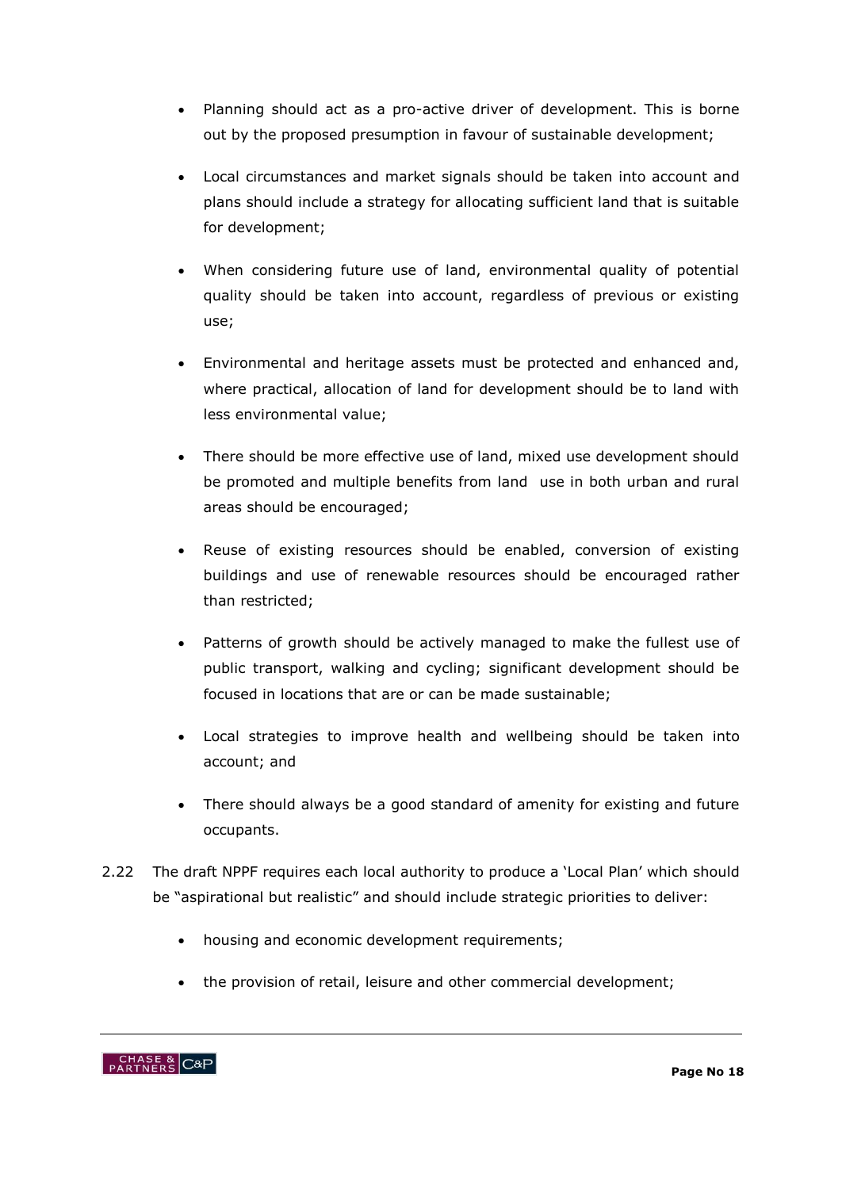- Planning should act as a pro-active driver of development. This is borne out by the proposed presumption in favour of sustainable development;
- Local circumstances and market signals should be taken into account and plans should include a strategy for allocating sufficient land that is suitable for development;
- When considering future use of land, environmental quality of potential quality should be taken into account, regardless of previous or existing use;
- Environmental and heritage assets must be protected and enhanced and, where practical, allocation of land for development should be to land with less environmental value;
- There should be more effective use of land, mixed use development should be promoted and multiple benefits from land use in both urban and rural areas should be encouraged;
- Reuse of existing resources should be enabled, conversion of existing buildings and use of renewable resources should be encouraged rather than restricted;
- Patterns of growth should be actively managed to make the fullest use of public transport, walking and cycling; significant development should be focused in locations that are or can be made sustainable;
- Local strategies to improve health and wellbeing should be taken into account; and
- There should always be a good standard of amenity for existing and future occupants.

2.22 The draft NPPF requires each local authority to produce a 'Local Plan' which should be "aspirational but realistic" and should include strategic priorities to deliver:

- housing and economic development requirements;
- the provision of retail, leisure and other commercial development;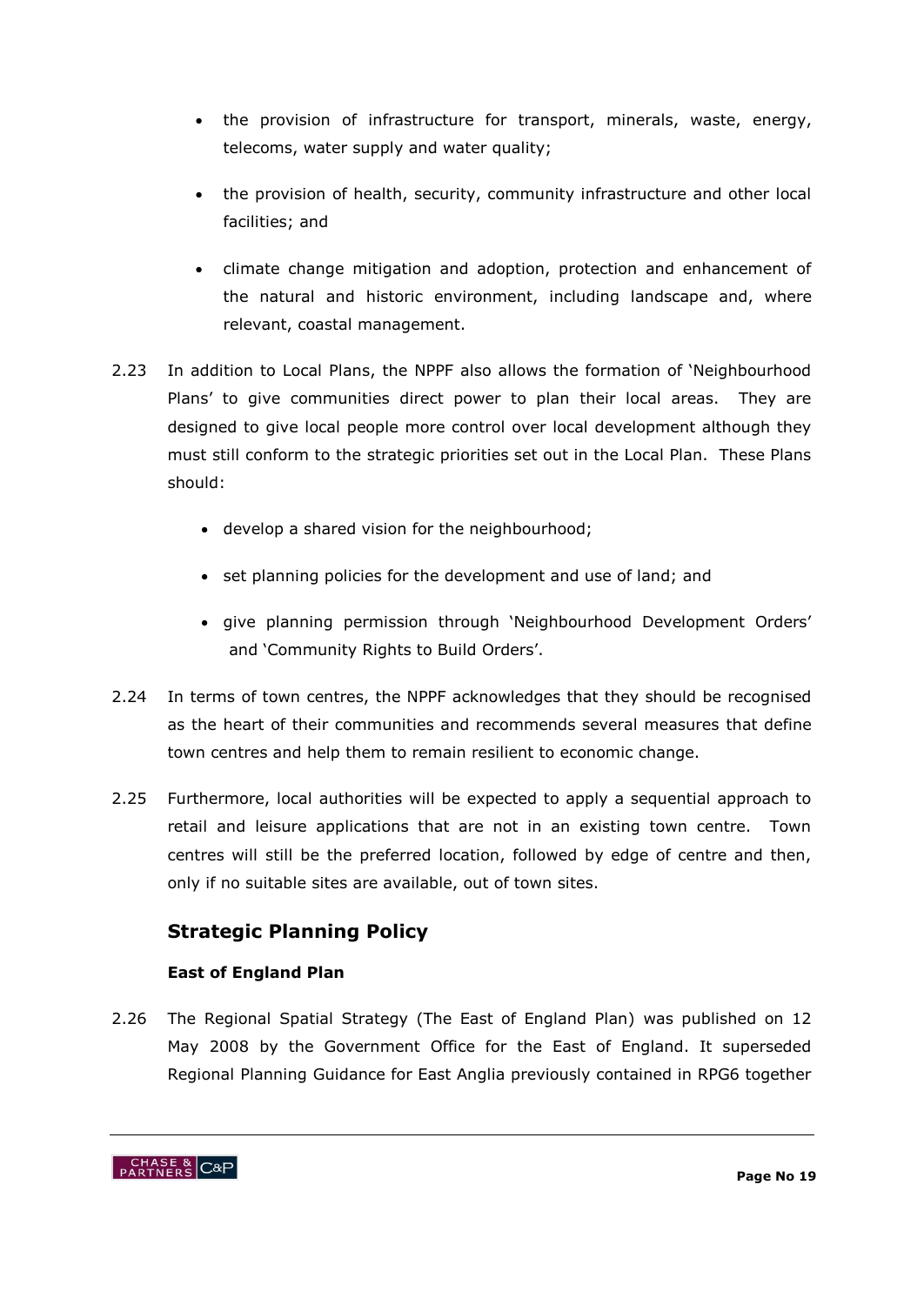- the provision of infrastructure for transport, minerals, waste, energy, telecoms, water supply and water quality;
- the provision of health, security, community infrastructure and other local facilities; and
- climate change mitigation and adoption, protection and enhancement of the natural and historic environment, including landscape and, where relevant, coastal management.

2.23 In addition to Local Plans, the NPPF also allows the formation of 'Neighbourhood Plans' to give communities direct power to plan their local areas. They are designed to give local people more control over local development although they must still conform to the strategic priorities set out in the Local Plan. These Plans should:

- develop a shared vision for the neighbourhood;
- set planning policies for the development and use of land; and
- give planning permission through 'Neighbourhood Development Orders' and 'Community Rights to Build Orders'.

2.24 In terms of town centres, the NPPF acknowledges that they should be recognised as the heart of their communities and recommends several measures that define town centres and help them to remain resilient to economic change.

2.25 Furthermore, local authorities will be expected to apply a sequential approach to retail and leisure applications that are not in an existing town centre. Town centres will still be the preferred location, followed by edge of centre and then, only if no suitable sites are available, out of town sites.

## Strategic Planning Policy

### East of England Plan

2.26 The Regional Spatial Strategy (The East of England Plan) was published on 12 May 2008 by the Government Office for the East of England. It superseded Regional Planning Guidance for East Anglia previously contained in RPG6 together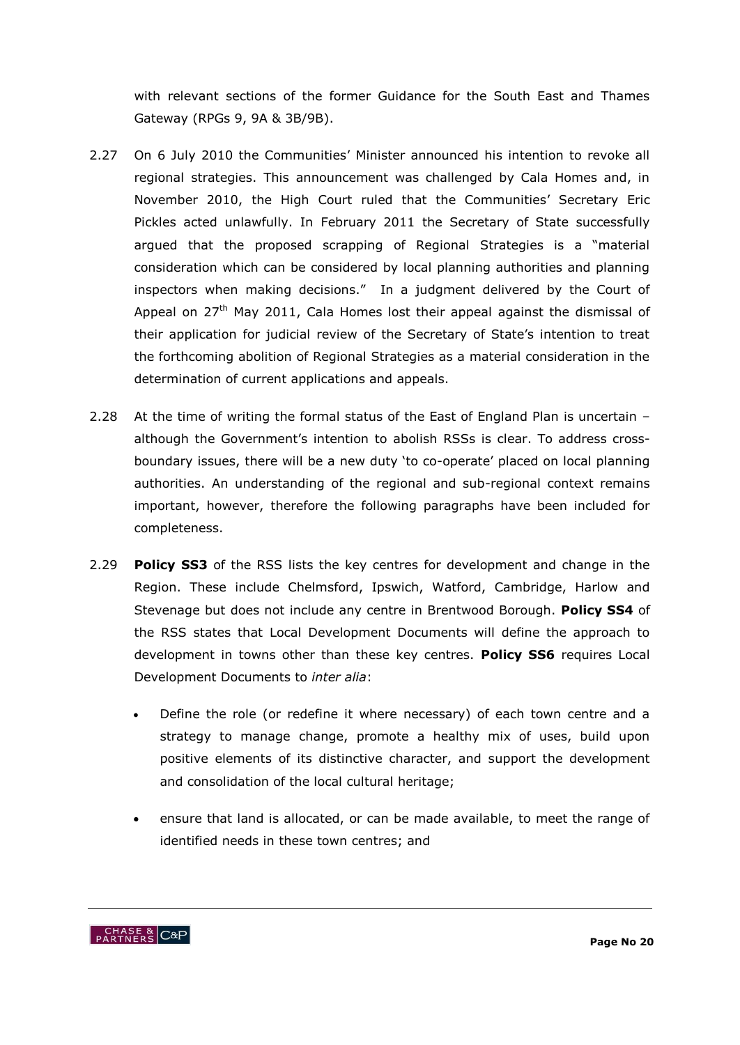with relevant sections of the former Guidance for the South East and Thames Gateway (RPGs 9, 9A & 3B/9B).

2.27 On 6 July 2010 the Communities' Minister announced his intention to revoke all regional strategies. This announcement was challenged by Cala Homes and, in November 2010, the High Court ruled that the Communities' Secretary Eric Pickles acted unlawfully. In February 2011 the Secretary of State successfully argued that the proposed scrapping of Regional Strategies is a "material consideration which can be considered by local planning authorities and planning inspectors when making decisions." In a judgment delivered by the Court of Appeal on 27th May 2011, Cala Homes lost their appeal against the dismissal of their application for judicial review of the Secretary of State's intention to treat the forthcoming abolition of Regional Strategies as a material consideration in the determination of current applications and appeals.

2.28 At the time of writing the formal status of the East of England Plan is uncertain – although the Government's intention to abolish RSSs is clear. To address cross-boundary issues, there will be a new duty 'to co-operate' placed on local planning authorities. An understanding of the regional and sub-regional context remains important, however, therefore the following paragraphs have been included for completeness.

2.29 **Policy SS3** of the RSS lists the key centres for development and change in the Region. These include Chelmsford, Ipswich, Watford, Cambridge, Harlow and Stevenage but does not include any centre in Brentwood Borough. **Policy SS4** of the RSS states that Local Development Documents will define the approach to development in towns other than these key centres. **Policy SS6** requires Local Development Documents to *inter alia*:

- Define the role (or redefine it where necessary) of each town centre and a strategy to manage change, promote a healthy mix of uses, build upon positive elements of its distinctive character, and support the development and consolidation of the local cultural heritage;
- ensure that land is allocated, or can be made available, to meet the range of identified needs in these town centres; and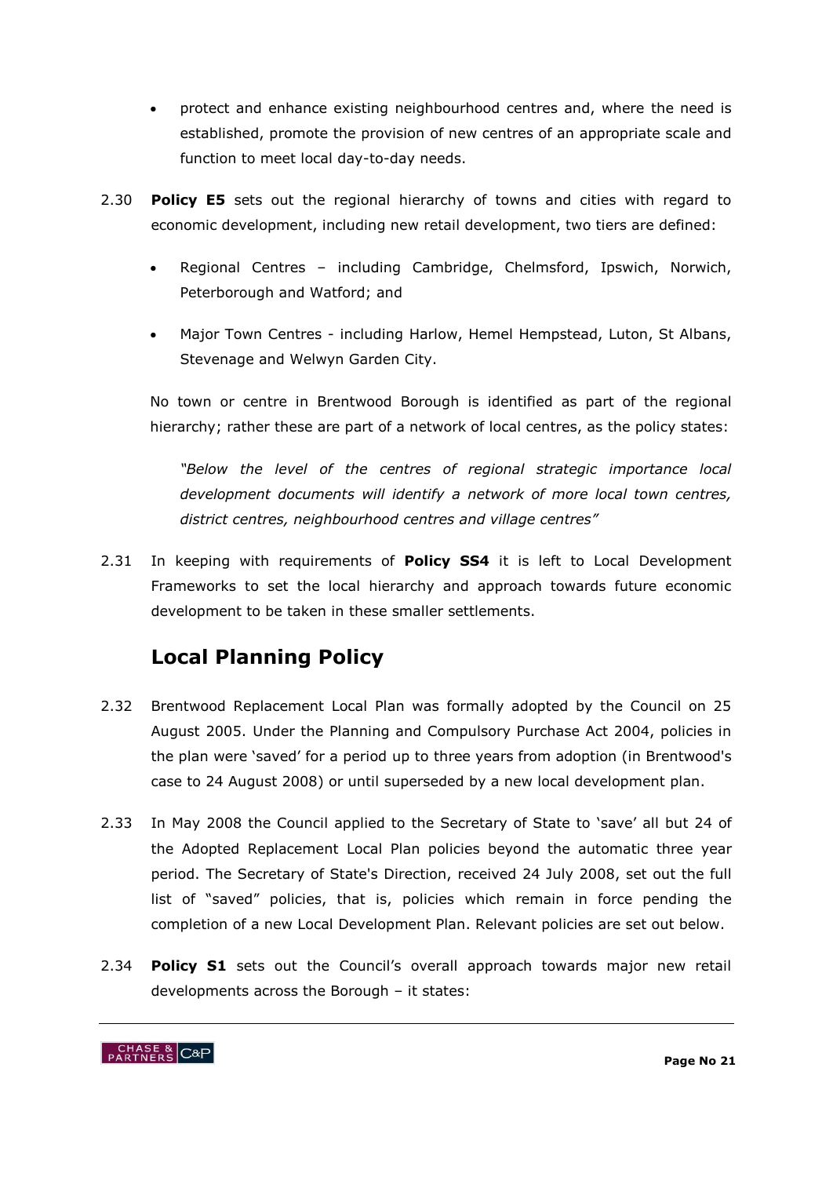- protect and enhance existing neighbourhood centres and, where the need is established, promote the provision of new centres of an appropriate scale and function to meet local day-to-day needs.

2.30 **Policy E5** sets out the regional hierarchy of towns and cities with regard to economic development, including new retail development, two tiers are defined:

- Regional Centres – including Cambridge, Chelmsford, Ipswich, Norwich, Peterborough and Watford; and
- Major Town Centres - including Harlow, Hemel Hempstead, Luton, St Albans, Stevenage and Welwyn Garden City.

No town or centre in Brentwood Borough is identified as part of the regional hierarchy; rather these are part of a network of local centres, as the policy states:

*"Below the level of the centres of regional strategic importance local development documents will identify a network of more local town centres, district centres, neighbourhood centres and village centres"*

2.31 In keeping with requirements of **Policy SS4** it is left to Local Development Frameworks to set the local hierarchy and approach towards future economic development to be taken in these smaller settlements.

## Local Planning Policy

2.32 Brentwood Replacement Local Plan was formally adopted by the Council on 25 August 2005. Under the Planning and Compulsory Purchase Act 2004, policies in the plan were 'saved' for a period up to three years from adoption (in Brentwood's case to 24 August 2008) or until superseded by a new local development plan.

2.33 In May 2008 the Council applied to the Secretary of State to 'save' all but 24 of the Adopted Replacement Local Plan policies beyond the automatic three year period. The Secretary of State's Direction, received 24 July 2008, set out the full list of "saved" policies, that is, policies which remain in force pending the completion of a new Local Development Plan. Relevant policies are set out below.

2.34 **Policy S1** sets out the Council's overall approach towards major new retail developments across the Borough – it states: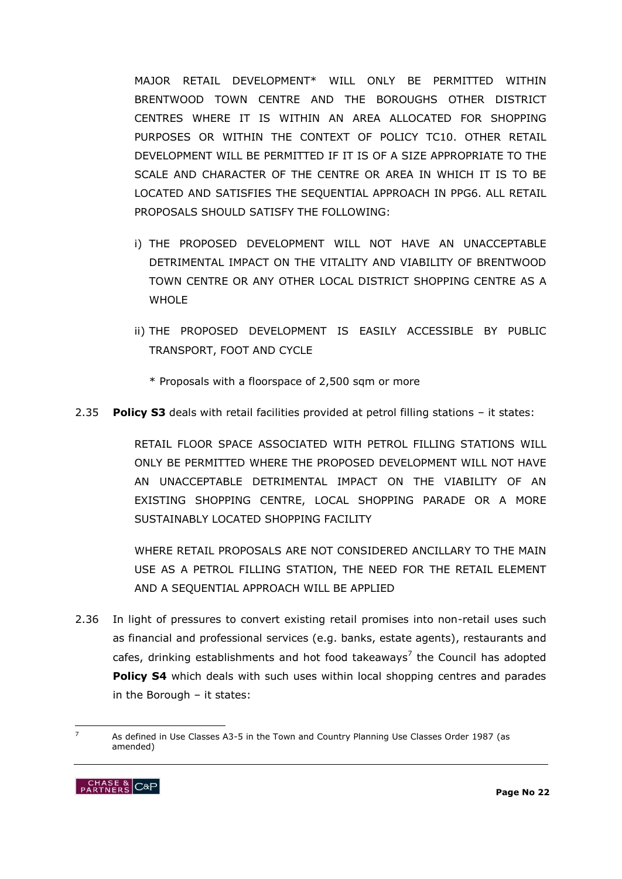MAJOR RETAIL DEVELOPMENT* WILL ONLY BE PERMITTED WITHIN BRENTWOOD TOWN CENTRE AND THE BOROUGHS OTHER DISTRICT CENTRES WHERE IT IS WITHIN AN AREA ALLOCATED FOR SHOPPING PURPOSES OR WITHIN THE CONTEXT OF POLICY TC10. OTHER RETAIL DEVELOPMENT WILL BE PERMITTED IF IT IS OF A SIZE APPROPRIATE TO THE SCALE AND CHARACTER OF THE CENTRE OR AREA IN WHICH IT IS TO BE LOCATED AND SATISFIES THE SEQUENTIAL APPROACH IN PPG6. ALL RETAIL PROPOSALS SHOULD SATISFY THE FOLLOWING:

i) THE PROPOSED DEVELOPMENT WILL NOT HAVE AN UNACCEPTABLE DETRIMENTAL IMPACT ON THE VITALITY AND VIABILITY OF BRENTWOOD TOWN CENTRE OR ANY OTHER LOCAL DISTRICT SHOPPING CENTRE AS A WHOLE

ii) THE PROPOSED DEVELOPMENT IS EASILY ACCESSIBLE BY PUBLIC TRANSPORT, FOOT AND CYCLE

\* Proposals with a floorspace of 2,500 sqm or more

2.35 **Policy S3** deals with retail facilities provided at petrol filling stations – it states:

RETAIL FLOOR SPACE ASSOCIATED WITH PETROL FILLING STATIONS WILL ONLY BE PERMITTED WHERE THE PROPOSED DEVELOPMENT WILL NOT HAVE AN UNACCEPTABLE DETRIMENTAL IMPACT ON THE VIABILITY OF AN EXISTING SHOPPING CENTRE, LOCAL SHOPPING PARADE OR A MORE SUSTAINABLY LOCATED SHOPPING FACILITY

WHERE RETAIL PROPOSALS ARE NOT CONSIDERED ANCILLARY TO THE MAIN USE AS A PETROL FILLING STATION, THE NEED FOR THE RETAIL ELEMENT AND A SEQUENTIAL APPROACH WILL BE APPLIED

2.36 In light of pressures to convert existing retail promises into non-retail uses such as financial and professional services (e.g. banks, estate agents), restaurants and cafes, drinking establishments and hot food takeaways[7] the Council has adopted **Policy S4** which deals with such uses within local shopping centres and parades in the Borough – it states:

[7] As defined in Use Classes A3-5 in the Town and Country Planning Use Classes Order 1987 (as amended)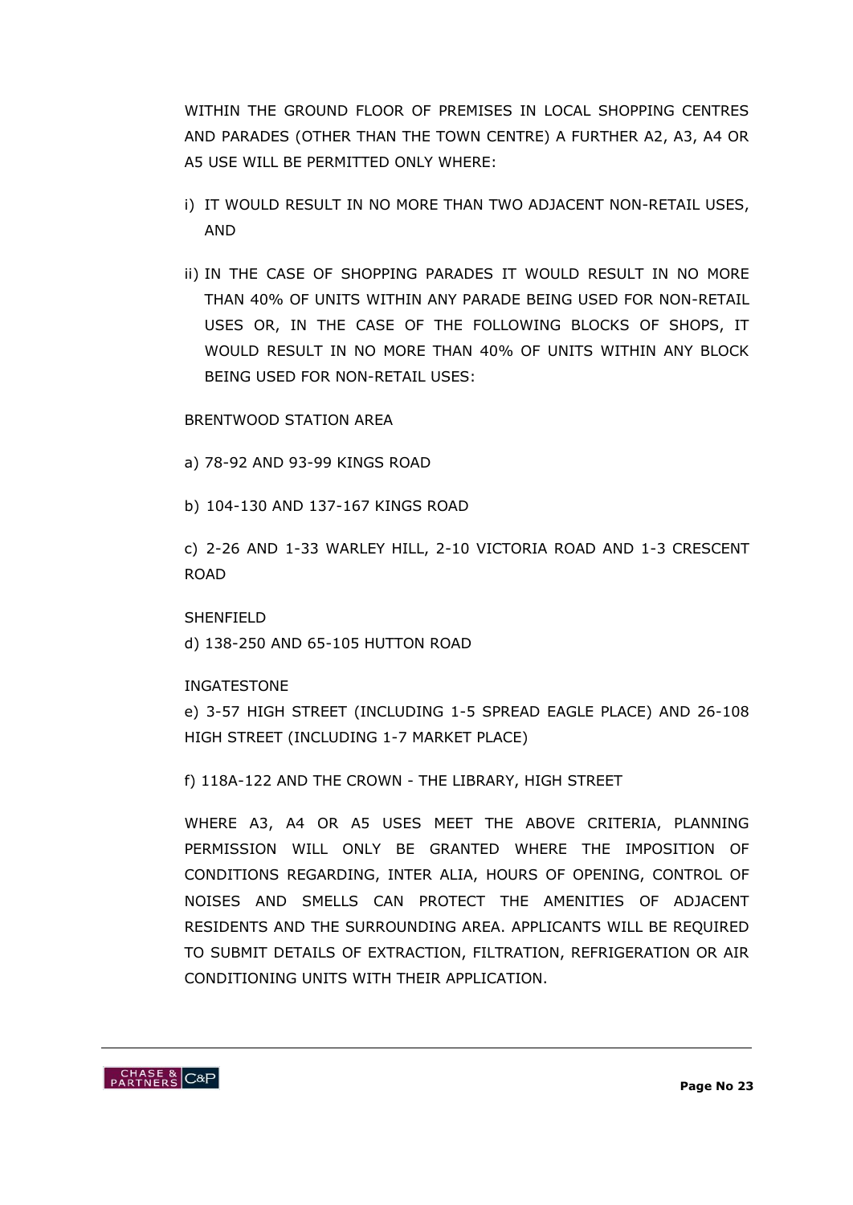WITHIN THE GROUND FLOOR OF PREMISES IN LOCAL SHOPPING CENTRES AND PARADES (OTHER THAN THE TOWN CENTRE) A FURTHER A2, A3, A4 OR A5 USE WILL BE PERMITTED ONLY WHERE:

i) IT WOULD RESULT IN NO MORE THAN TWO ADJACENT NON-RETAIL USES, AND

ii) IN THE CASE OF SHOPPING PARADES IT WOULD RESULT IN NO MORE THAN 40% OF UNITS WITHIN ANY PARADE BEING USED FOR NON-RETAIL USES OR, IN THE CASE OF THE FOLLOWING BLOCKS OF SHOPS, IT WOULD RESULT IN NO MORE THAN 40% OF UNITS WITHIN ANY BLOCK BEING USED FOR NON-RETAIL USES:

BRENTWOOD STATION AREA

a) 78-92 AND 93-99 KINGS ROAD

b) 104-130 AND 137-167 KINGS ROAD

c) 2-26 AND 1-33 WARLEY HILL, 2-10 VICTORIA ROAD AND 1-3 CRESCENT ROAD

SHENFIELD

d) 138-250 AND 65-105 HUTTON ROAD

INGATESTONE

e) 3-57 HIGH STREET (INCLUDING 1-5 SPREAD EAGLE PLACE) AND 26-108 HIGH STREET (INCLUDING 1-7 MARKET PLACE)

f) 118A-122 AND THE CROWN - THE LIBRARY, HIGH STREET

WHERE A3, A4 OR A5 USES MEET THE ABOVE CRITERIA, PLANNING PERMISSION WILL ONLY BE GRANTED WHERE THE IMPOSITION OF CONDITIONS REGARDING, INTER ALIA, HOURS OF OPENING, CONTROL OF NOISES AND SMELLS CAN PROTECT THE AMENITIES OF ADJACENT RESIDENTS AND THE SURROUNDING AREA. APPLICANTS WILL BE REQUIRED TO SUBMIT DETAILS OF EXTRACTION, FILTRATION, REFRIGERATION OR AIR CONDITIONING UNITS WITH THEIR APPLICATION.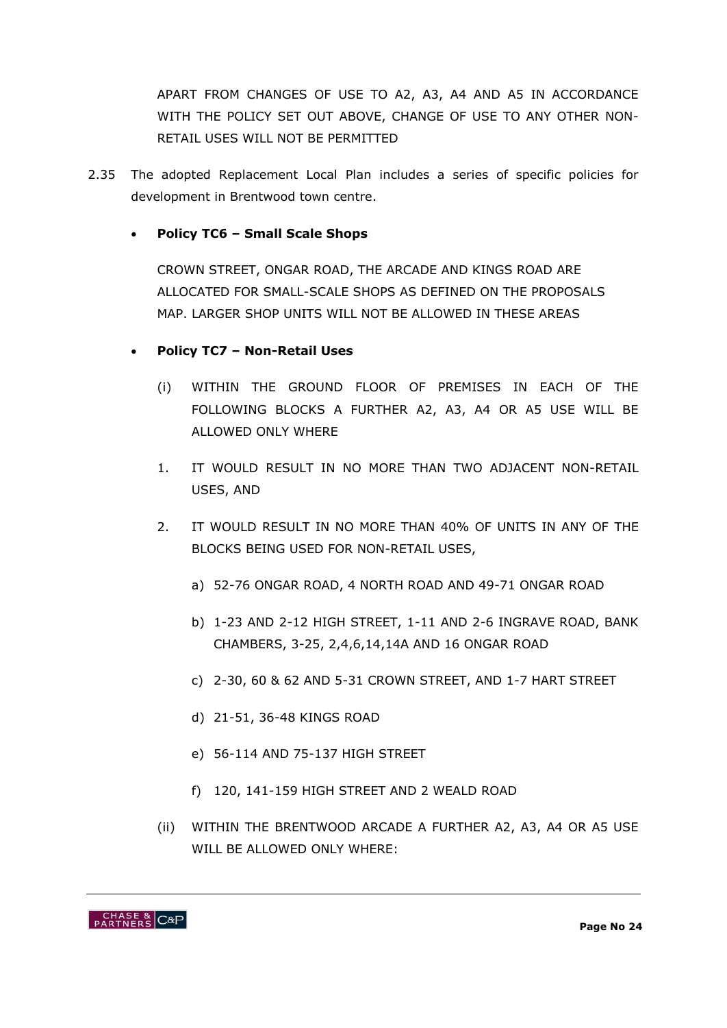APART FROM CHANGES OF USE TO A2, A3, A4 AND A5 IN ACCORDANCE WITH THE POLICY SET OUT ABOVE, CHANGE OF USE TO ANY OTHER NON-RETAIL USES WILL NOT BE PERMITTED

2.35 The adopted Replacement Local Plan includes a series of specific policies for development in Brentwood town centre.

- **Policy TC6 – Small Scale Shops**

  CROWN STREET, ONGAR ROAD, THE ARCADE AND KINGS ROAD ARE ALLOCATED FOR SMALL-SCALE SHOPS AS DEFINED ON THE PROPOSALS MAP. LARGER SHOP UNITS WILL NOT BE ALLOWED IN THESE AREAS

- **Policy TC7 – Non-Retail Uses**

  (i) WITHIN THE GROUND FLOOR OF PREMISES IN EACH OF THE FOLLOWING BLOCKS A FURTHER A2, A3, A4 OR A5 USE WILL BE ALLOWED ONLY WHERE

  1. IT WOULD RESULT IN NO MORE THAN TWO ADJACENT NON-RETAIL USES, AND

  2. IT WOULD RESULT IN NO MORE THAN 40% OF UNITS IN ANY OF THE BLOCKS BEING USED FOR NON-RETAIL USES,

     a) 52-76 ONGAR ROAD, 4 NORTH ROAD AND 49-71 ONGAR ROAD

     b) 1-23 AND 2-12 HIGH STREET, 1-11 AND 2-6 INGRAVE ROAD, BANK CHAMBERS, 3-25, 2,4,6,14,14A AND 16 ONGAR ROAD

     c) 2-30, 60 & 62 AND 5-31 CROWN STREET, AND 1-7 HART STREET

     d) 21-51, 36-48 KINGS ROAD

     e) 56-114 AND 75-137 HIGH STREET

     f) 120, 141-159 HIGH STREET AND 2 WEALD ROAD

  (ii) WITHIN THE BRENTWOOD ARCADE A FURTHER A2, A3, A4 OR A5 USE WILL BE ALLOWED ONLY WHERE: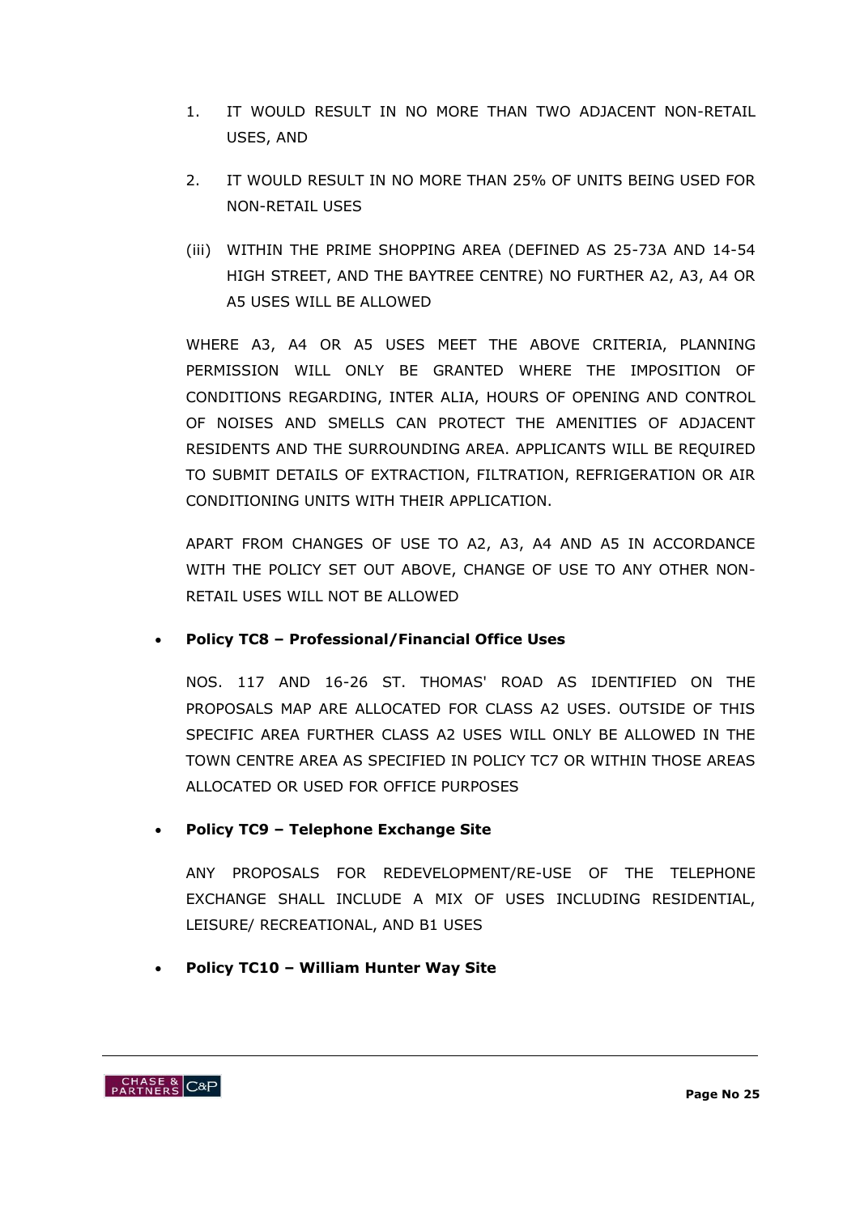1. IT WOULD RESULT IN NO MORE THAN TWO ADJACENT NON-RETAIL USES, AND

2. IT WOULD RESULT IN NO MORE THAN 25% OF UNITS BEING USED FOR NON-RETAIL USES

(iii) WITHIN THE PRIME SHOPPING AREA (DEFINED AS 25-73A AND 14-54 HIGH STREET, AND THE BAYTREE CENTRE) NO FURTHER A2, A3, A4 OR A5 USES WILL BE ALLOWED

WHERE A3, A4 OR A5 USES MEET THE ABOVE CRITERIA, PLANNING PERMISSION WILL ONLY BE GRANTED WHERE THE IMPOSITION OF CONDITIONS REGARDING, INTER ALIA, HOURS OF OPENING AND CONTROL OF NOISES AND SMELLS CAN PROTECT THE AMENITIES OF ADJACENT RESIDENTS AND THE SURROUNDING AREA. APPLICANTS WILL BE REQUIRED TO SUBMIT DETAILS OF EXTRACTION, FILTRATION, REFRIGERATION OR AIR CONDITIONING UNITS WITH THEIR APPLICATION.

APART FROM CHANGES OF USE TO A2, A3, A4 AND A5 IN ACCORDANCE WITH THE POLICY SET OUT ABOVE, CHANGE OF USE TO ANY OTHER NON-RETAIL USES WILL NOT BE ALLOWED

- **Policy TC8 – Professional/Financial Office Uses**

  NOS. 117 AND 16-26 ST. THOMAS' ROAD AS IDENTIFIED ON THE PROPOSALS MAP ARE ALLOCATED FOR CLASS A2 USES. OUTSIDE OF THIS SPECIFIC AREA FURTHER CLASS A2 USES WILL ONLY BE ALLOWED IN THE TOWN CENTRE AREA AS SPECIFIED IN POLICY TC7 OR WITHIN THOSE AREAS ALLOCATED OR USED FOR OFFICE PURPOSES

- **Policy TC9 – Telephone Exchange Site**

  ANY PROPOSALS FOR REDEVELOPMENT/RE-USE OF THE TELEPHONE EXCHANGE SHALL INCLUDE A MIX OF USES INCLUDING RESIDENTIAL, LEISURE/ RECREATIONAL, AND B1 USES

- **Policy TC10 – William Hunter Way Site**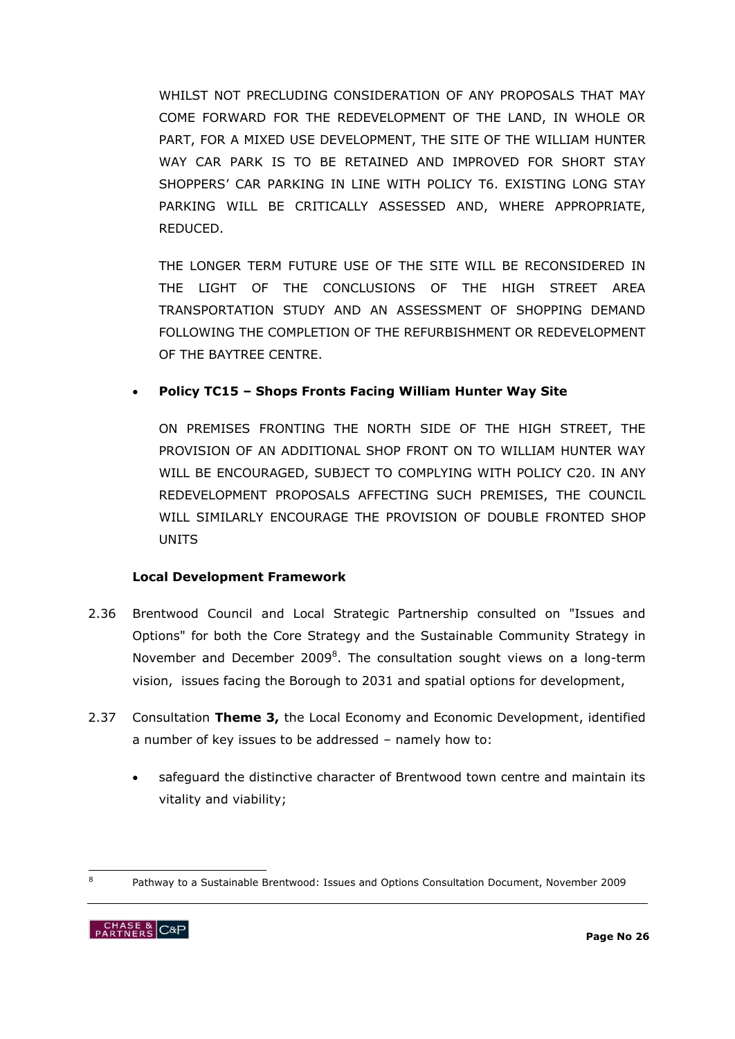WHILST NOT PRECLUDING CONSIDERATION OF ANY PROPOSALS THAT MAY COME FORWARD FOR THE REDEVELOPMENT OF THE LAND, IN WHOLE OR PART, FOR A MIXED USE DEVELOPMENT, THE SITE OF THE WILLIAM HUNTER WAY CAR PARK IS TO BE RETAINED AND IMPROVED FOR SHORT STAY SHOPPERS' CAR PARKING IN LINE WITH POLICY T6. EXISTING LONG STAY PARKING WILL BE CRITICALLY ASSESSED AND, WHERE APPROPRIATE, REDUCED.

THE LONGER TERM FUTURE USE OF THE SITE WILL BE RECONSIDERED IN THE LIGHT OF THE CONCLUSIONS OF THE HIGH STREET AREA TRANSPORTATION STUDY AND AN ASSESSMENT OF SHOPPING DEMAND FOLLOWING THE COMPLETION OF THE REFURBISHMENT OR REDEVELOPMENT OF THE BAYTREE CENTRE.

- **Policy TC15 – Shops Fronts Facing William Hunter Way Site**

  ON PREMISES FRONTING THE NORTH SIDE OF THE HIGH STREET, THE PROVISION OF AN ADDITIONAL SHOP FRONT ON TO WILLIAM HUNTER WAY WILL BE ENCOURAGED, SUBJECT TO COMPLYING WITH POLICY C20. IN ANY REDEVELOPMENT PROPOSALS AFFECTING SUCH PREMISES, THE COUNCIL WILL SIMILARLY ENCOURAGE THE PROVISION OF DOUBLE FRONTED SHOP UNITS

**Local Development Framework**

2.36 Brentwood Council and Local Strategic Partnership consulted on "Issues and Options" for both the Core Strategy and the Sustainable Community Strategy in November and December 2009[8]. The consultation sought views on a long-term vision, issues facing the Borough to 2031 and spatial options for development,

2.37 Consultation **Theme 3,** the Local Economy and Economic Development, identified a number of key issues to be addressed – namely how to:

- safeguard the distinctive character of Brentwood town centre and maintain its vitality and viability;

[8] Pathway to a Sustainable Brentwood: Issues and Options Consultation Document, November 2009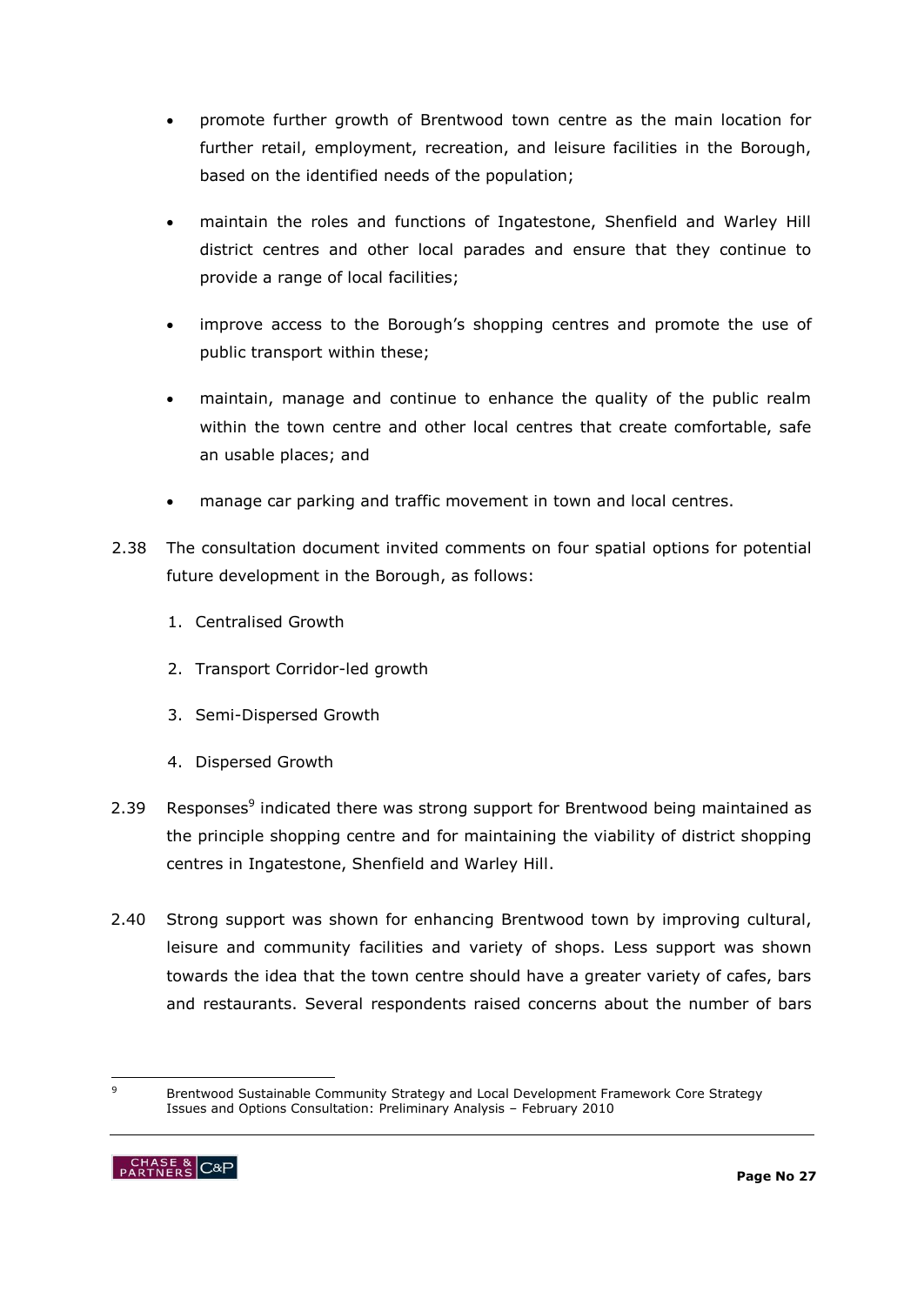- promote further growth of Brentwood town centre as the main location for further retail, employment, recreation, and leisure facilities in the Borough, based on the identified needs of the population;
- maintain the roles and functions of Ingatestone, Shenfield and Warley Hill district centres and other local parades and ensure that they continue to provide a range of local facilities;
- improve access to the Borough's shopping centres and promote the use of public transport within these;
- maintain, manage and continue to enhance the quality of the public realm within the town centre and other local centres that create comfortable, safe an usable places; and
- manage car parking and traffic movement in town and local centres.

2.38 The consultation document invited comments on four spatial options for potential future development in the Borough, as follows:

1. Centralised Growth
2. Transport Corridor-led growth
3. Semi-Dispersed Growth
4. Dispersed Growth

2.39 Responses[9] indicated there was strong support for Brentwood being maintained as the principle shopping centre and for maintaining the viability of district shopping centres in Ingatestone, Shenfield and Warley Hill.

2.40 Strong support was shown for enhancing Brentwood town by improving cultural, leisure and community facilities and variety of shops. Less support was shown towards the idea that the town centre should have a greater variety of cafes, bars and restaurants. Several respondents raised concerns about the number of bars

[9] Brentwood Sustainable Community Strategy and Local Development Framework Core Strategy Issues and Options Consultation: Preliminary Analysis – February 2010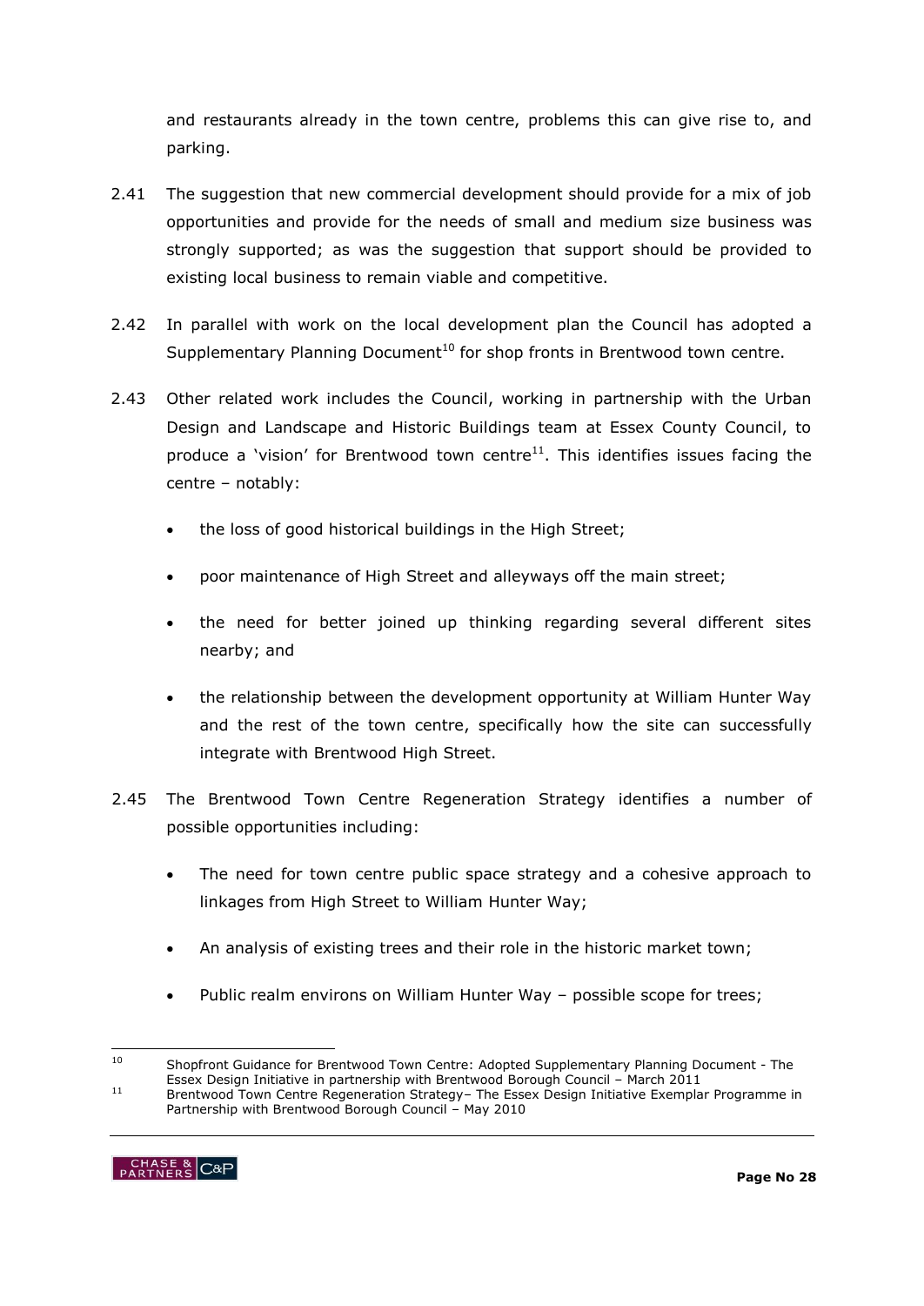and restaurants already in the town centre, problems this can give rise to, and parking.

2.41 The suggestion that new commercial development should provide for a mix of job opportunities and provide for the needs of small and medium size business was strongly supported; as was the suggestion that support should be provided to existing local business to remain viable and competitive.

2.42 In parallel with work on the local development plan the Council has adopted a Supplementary Planning Document[10] for shop fronts in Brentwood town centre.

2.43 Other related work includes the Council, working in partnership with the Urban Design and Landscape and Historic Buildings team at Essex County Council, to produce a 'vision' for Brentwood town centre[11]. This identifies issues facing the centre – notably:

- the loss of good historical buildings in the High Street;
- poor maintenance of High Street and alleyways off the main street;
- the need for better joined up thinking regarding several different sites nearby; and
- the relationship between the development opportunity at William Hunter Way and the rest of the town centre, specifically how the site can successfully integrate with Brentwood High Street.

2.45 The Brentwood Town Centre Regeneration Strategy identifies a number of possible opportunities including:

- The need for town centre public space strategy and a cohesive approach to linkages from High Street to William Hunter Way;
- An analysis of existing trees and their role in the historic market town;
- Public realm environs on William Hunter Way – possible scope for trees;

---

[10] Shopfront Guidance for Brentwood Town Centre: Adopted Supplementary Planning Document - The Essex Design Initiative in partnership with Brentwood Borough Council – March 2011

[11] Brentwood Town Centre Regeneration Strategy– The Essex Design Initiative Exemplar Programme in Partnership with Brentwood Borough Council – May 2010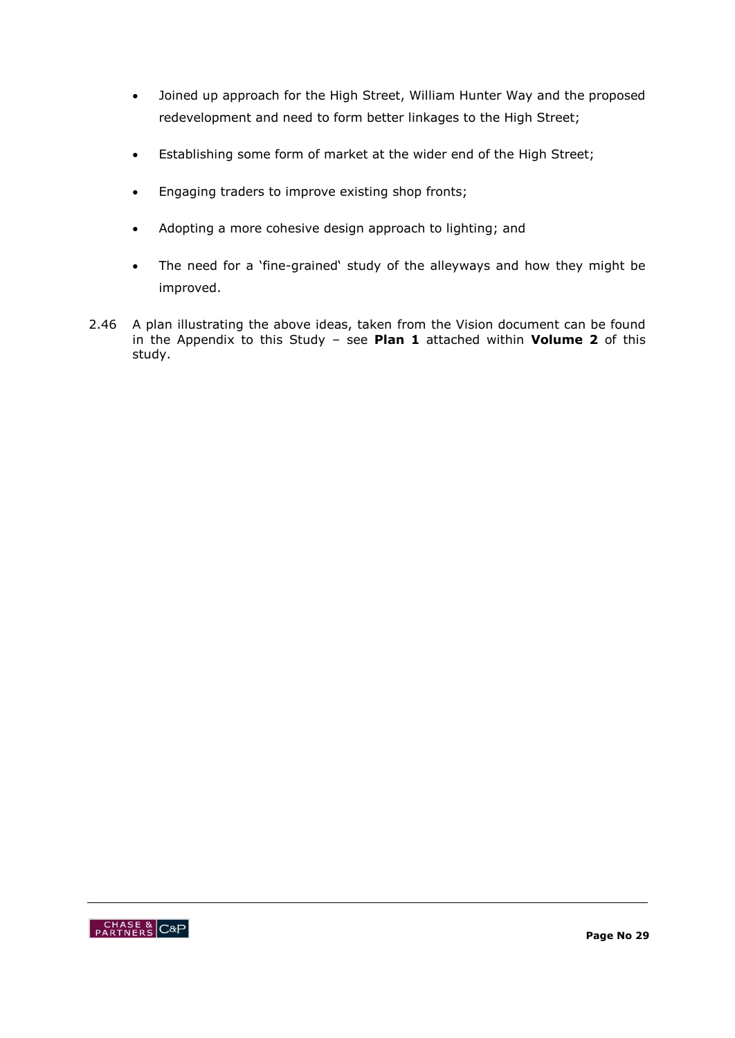- Joined up approach for the High Street, William Hunter Way and the proposed redevelopment and need to form better linkages to the High Street;

- Establishing some form of market at the wider end of the High Street;

- Engaging traders to improve existing shop fronts;

- Adopting a more cohesive design approach to lighting; and

- The need for a 'fine-grained' study of the alleyways and how they might be improved.

2.46 A plan illustrating the above ideas, taken from the Vision document can be found in the Appendix to this Study – see **Plan 1** attached within **Volume 2** of this study.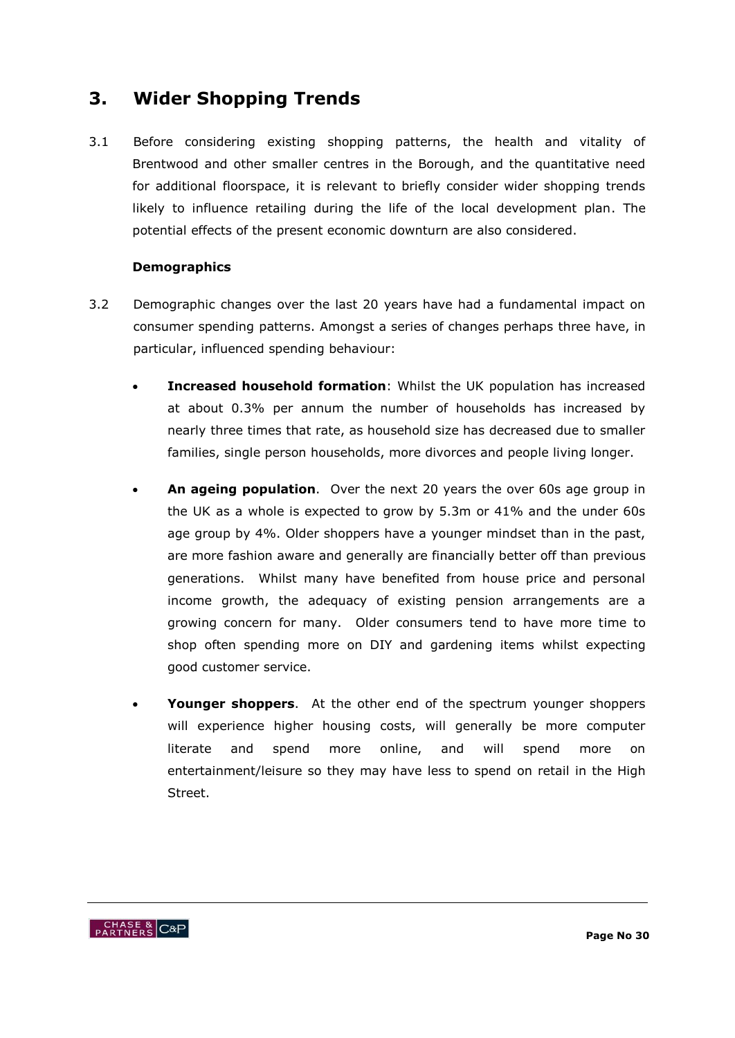# 3. Wider Shopping Trends

3.1 Before considering existing shopping patterns, the health and vitality of Brentwood and other smaller centres in the Borough, and the quantitative need for additional floorspace, it is relevant to briefly consider wider shopping trends likely to influence retailing during the life of the local development plan. The potential effects of the present economic downturn are also considered.

**Demographics**

3.2 Demographic changes over the last 20 years have had a fundamental impact on consumer spending patterns. Amongst a series of changes perhaps three have, in particular, influenced spending behaviour:

- **Increased household formation**: Whilst the UK population has increased at about 0.3% per annum the number of households has increased by nearly three times that rate, as household size has decreased due to smaller families, single person households, more divorces and people living longer.
- **An ageing population**. Over the next 20 years the over 60s age group in the UK as a whole is expected to grow by 5.3m or 41% and the under 60s age group by 4%. Older shoppers have a younger mindset than in the past, are more fashion aware and generally are financially better off than previous generations. Whilst many have benefited from house price and personal income growth, the adequacy of existing pension arrangements are a growing concern for many. Older consumers tend to have more time to shop often spending more on DIY and gardening items whilst expecting good customer service.
- **Younger shoppers**. At the other end of the spectrum younger shoppers will experience higher housing costs, will generally be more computer literate and spend more online, and will spend more on entertainment/leisure so they may have less to spend on retail in the High Street.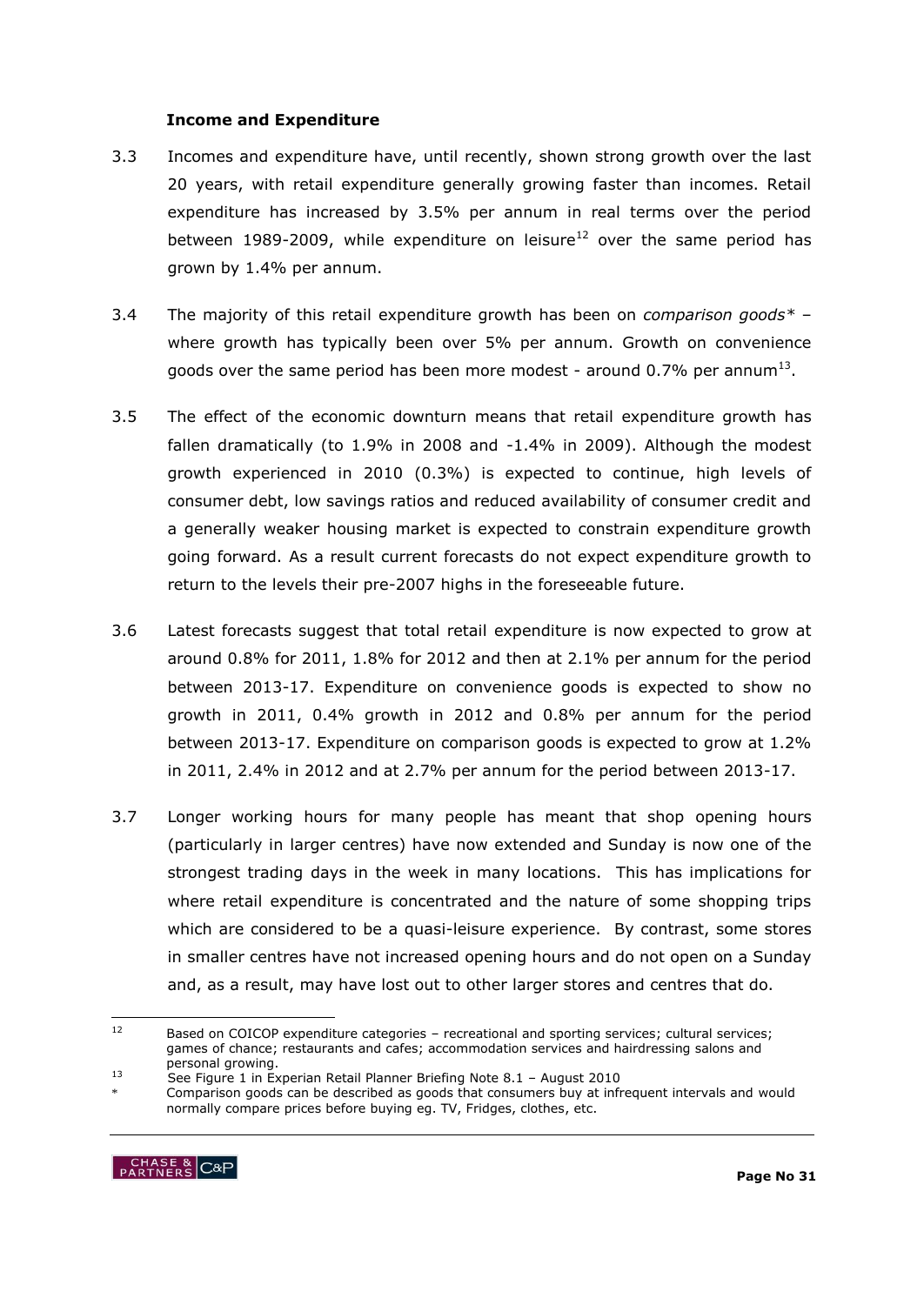### Income and Expenditure

3.3 Incomes and expenditure have, until recently, shown strong growth over the last 20 years, with retail expenditure generally growing faster than incomes. Retail expenditure has increased by 3.5% per annum in real terms over the period between 1989-2009, while expenditure on leisure[12] over the same period has grown by 1.4% per annum.

3.4 The majority of this retail expenditure growth has been on *comparison goods** – where growth has typically been over 5% per annum. Growth on convenience goods over the same period has been more modest - around 0.7% per annum[13].

3.5 The effect of the economic downturn means that retail expenditure growth has fallen dramatically (to 1.9% in 2008 and -1.4% in 2009). Although the modest growth experienced in 2010 (0.3%) is expected to continue, high levels of consumer debt, low savings ratios and reduced availability of consumer credit and a generally weaker housing market is expected to constrain expenditure growth going forward. As a result current forecasts do not expect expenditure growth to return to the levels their pre-2007 highs in the foreseeable future.

3.6 Latest forecasts suggest that total retail expenditure is now expected to grow at around 0.8% for 2011, 1.8% for 2012 and then at 2.1% per annum for the period between 2013-17. Expenditure on convenience goods is expected to show no growth in 2011, 0.4% growth in 2012 and 0.8% per annum for the period between 2013-17. Expenditure on comparison goods is expected to grow at 1.2% in 2011, 2.4% in 2012 and at 2.7% per annum for the period between 2013-17.

3.7 Longer working hours for many people has meant that shop opening hours (particularly in larger centres) have now extended and Sunday is now one of the strongest trading days in the week in many locations. This has implications for where retail expenditure is concentrated and the nature of some shopping trips which are considered to be a quasi-leisure experience. By contrast, some stores in smaller centres have not increased opening hours and do not open on a Sunday and, as a result, may have lost out to other larger stores and centres that do.

---

[12] Based on COICOP expenditure categories – recreational and sporting services; cultural services; games of chance; restaurants and cafes; accommodation services and hairdressing salons and personal growing.

[13] See Figure 1 in Experian Retail Planner Briefing Note 8.1 – August 2010

\* Comparison goods can be described as goods that consumers buy at infrequent intervals and would normally compare prices before buying eg. TV, Fridges, clothes, etc.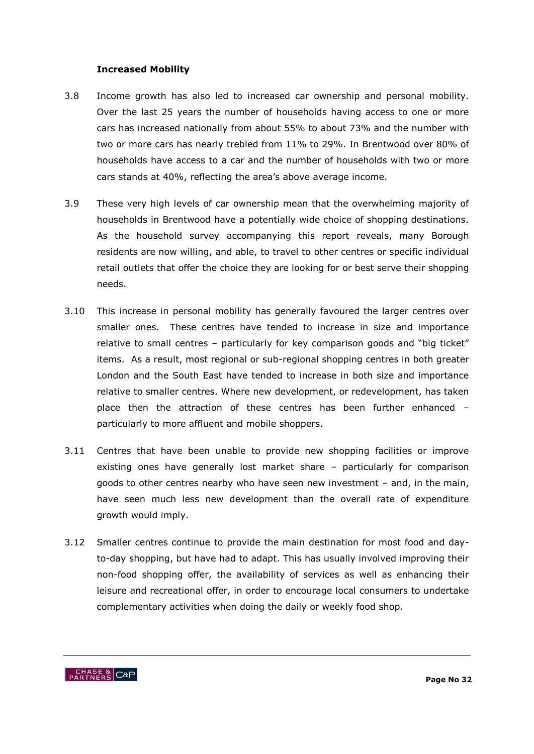**Increased Mobility**

3.8 Income growth has also led to increased car ownership and personal mobility. Over the last 25 years the number of households having access to one or more cars has increased nationally from about 55% to about 73% and the number with two or more cars has nearly trebled from 11% to 29%. In Brentwood over 80% of households have access to a car and the number of households with two or more cars stands at 40%, reflecting the area's above average income.

3.9 These very high levels of car ownership mean that the overwhelming majority of households in Brentwood have a potentially wide choice of shopping destinations. As the household survey accompanying this report reveals, many Borough residents are now willing, and able, to travel to other centres or specific individual retail outlets that offer the choice they are looking for or best serve their shopping needs.

3.10 This increase in personal mobility has generally favoured the larger centres over smaller ones. These centres have tended to increase in size and importance relative to small centres – particularly for key comparison goods and "big ticket" items. As a result, most regional or sub-regional shopping centres in both greater London and the South East have tended to increase in both size and importance relative to smaller centres. Where new development, or redevelopment, has taken place then the attraction of these centres has been further enhanced – particularly to more affluent and mobile shoppers.

3.11 Centres that have been unable to provide new shopping facilities or improve existing ones have generally lost market share – particularly for comparison goods to other centres nearby who have seen new investment – and, in the main, have seen much less new development than the overall rate of expenditure growth would imply.

3.12 Smaller centres continue to provide the main destination for most food and day-to-day shopping, but have had to adapt. This has usually involved improving their non-food shopping offer, the availability of services as well as enhancing their leisure and recreational offer, in order to encourage local consumers to undertake complementary activities when doing the daily or weekly food shop.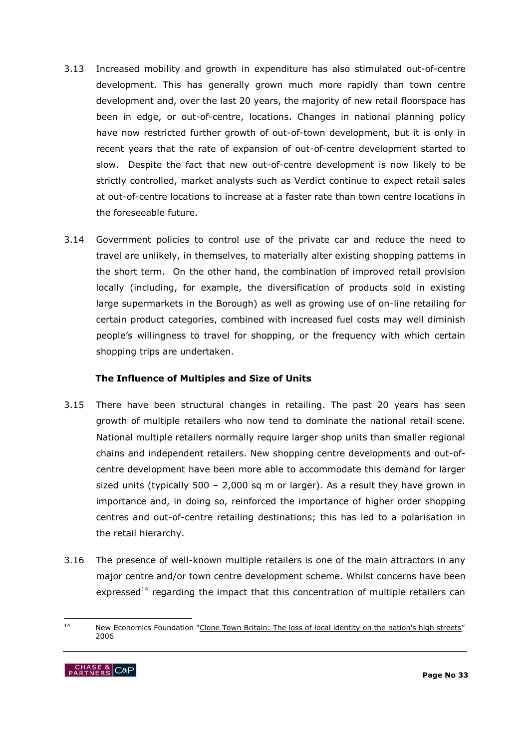3.13 Increased mobility and growth in expenditure has also stimulated out-of-centre development. This has generally grown much more rapidly than town centre development and, over the last 20 years, the majority of new retail floorspace has been in edge, or out-of-centre, locations. Changes in national planning policy have now restricted further growth of out-of-town development, but it is only in recent years that the rate of expansion of out-of-centre development started to slow. Despite the fact that new out-of-centre development is now likely to be strictly controlled, market analysts such as Verdict continue to expect retail sales at out-of-centre locations to increase at a faster rate than town centre locations in the foreseeable future.

3.14 Government policies to control use of the private car and reduce the need to travel are unlikely, in themselves, to materially alter existing shopping patterns in the short term. On the other hand, the combination of improved retail provision locally (including, for example, the diversification of products sold in existing large supermarkets in the Borough) as well as growing use of on-line retailing for certain product categories, combined with increased fuel costs may well diminish people's willingness to travel for shopping, or the frequency with which certain shopping trips are undertaken.

### The Influence of Multiples and Size of Units

3.15 There have been structural changes in retailing. The past 20 years has seen growth of multiple retailers who now tend to dominate the national retail scene. National multiple retailers normally require larger shop units than smaller regional chains and independent retailers. New shopping centre developments and out-of-centre development have been more able to accommodate this demand for larger sized units (typically 500 – 2,000 sq m or larger). As a result they have grown in importance and, in doing so, reinforced the importance of higher order shopping centres and out-of-centre retailing destinations; this has led to a polarisation in the retail hierarchy.

3.16 The presence of well-known multiple retailers is one of the main attractors in any major centre and/or town centre development scheme. Whilst concerns have been expressed[14] regarding the impact that this concentration of multiple retailers can

[14] New Economics Foundation "Clone Town Britain: The loss of local identity on the nation's high streets" 2006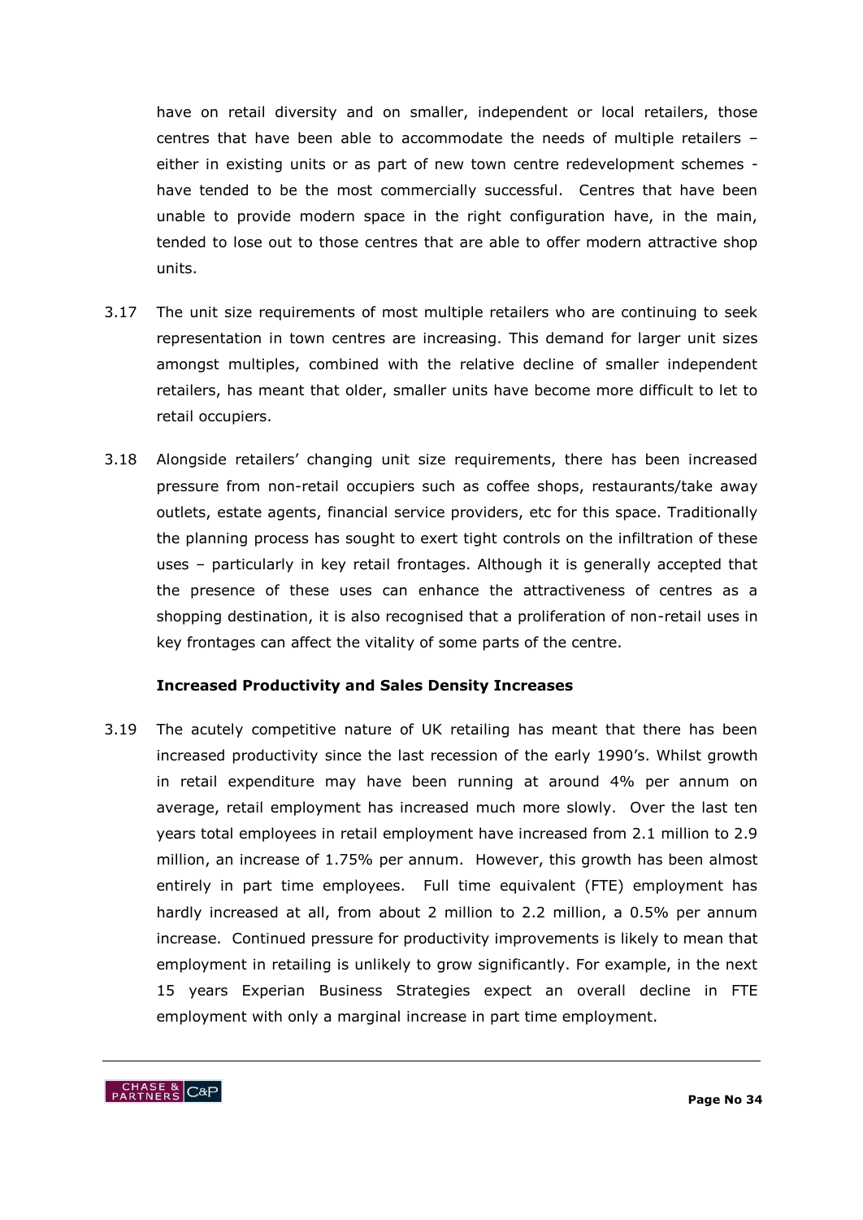have on retail diversity and on smaller, independent or local retailers, those centres that have been able to accommodate the needs of multiple retailers – either in existing units or as part of new town centre redevelopment schemes - have tended to be the most commercially successful. Centres that have been unable to provide modern space in the right configuration have, in the main, tended to lose out to those centres that are able to offer modern attractive shop units.

3.17 The unit size requirements of most multiple retailers who are continuing to seek representation in town centres are increasing. This demand for larger unit sizes amongst multiples, combined with the relative decline of smaller independent retailers, has meant that older, smaller units have become more difficult to let to retail occupiers.

3.18 Alongside retailers' changing unit size requirements, there has been increased pressure from non-retail occupiers such as coffee shops, restaurants/take away outlets, estate agents, financial service providers, etc for this space. Traditionally the planning process has sought to exert tight controls on the infiltration of these uses – particularly in key retail frontages. Although it is generally accepted that the presence of these uses can enhance the attractiveness of centres as a shopping destination, it is also recognised that a proliferation of non-retail uses in key frontages can affect the vitality of some parts of the centre.

**Increased Productivity and Sales Density Increases**

3.19 The acutely competitive nature of UK retailing has meant that there has been increased productivity since the last recession of the early 1990's. Whilst growth in retail expenditure may have been running at around 4% per annum on average, retail employment has increased much more slowly. Over the last ten years total employees in retail employment have increased from 2.1 million to 2.9 million, an increase of 1.75% per annum. However, this growth has been almost entirely in part time employees. Full time equivalent (FTE) employment has hardly increased at all, from about 2 million to 2.2 million, a 0.5% per annum increase. Continued pressure for productivity improvements is likely to mean that employment in retailing is unlikely to grow significantly. For example, in the next 15 years Experian Business Strategies expect an overall decline in FTE employment with only a marginal increase in part time employment.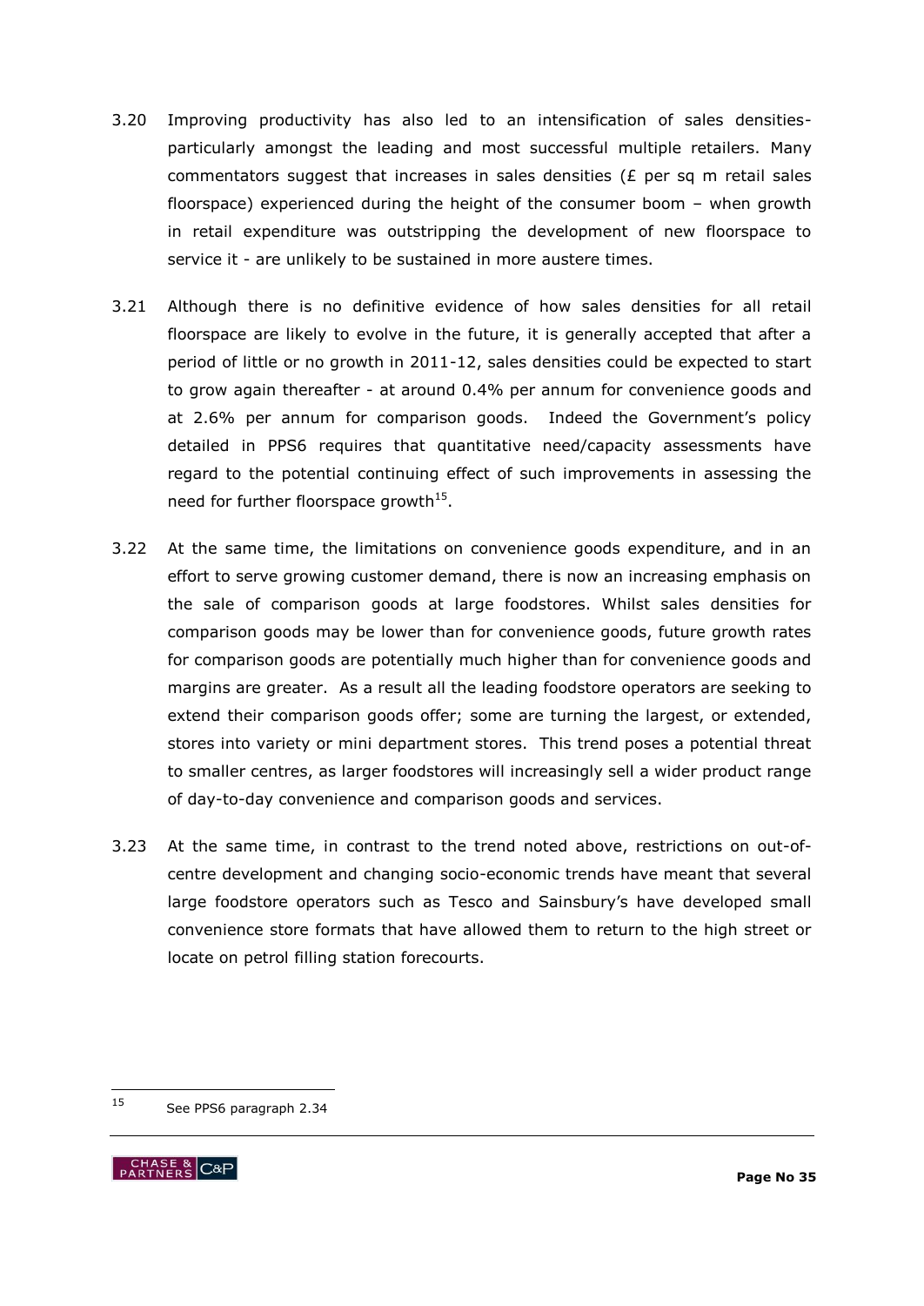3.20 Improving productivity has also led to an intensification of sales densities- particularly amongst the leading and most successful multiple retailers. Many commentators suggest that increases in sales densities (£ per sq m retail sales floorspace) experienced during the height of the consumer boom – when growth in retail expenditure was outstripping the development of new floorspace to service it - are unlikely to be sustained in more austere times.

3.21 Although there is no definitive evidence of how sales densities for all retail floorspace are likely to evolve in the future, it is generally accepted that after a period of little or no growth in 2011-12, sales densities could be expected to start to grow again thereafter - at around 0.4% per annum for convenience goods and at 2.6% per annum for comparison goods. Indeed the Government's policy detailed in PPS6 requires that quantitative need/capacity assessments have regard to the potential continuing effect of such improvements in assessing the need for further floorspace growth[15].

3.22 At the same time, the limitations on convenience goods expenditure, and in an effort to serve growing customer demand, there is now an increasing emphasis on the sale of comparison goods at large foodstores. Whilst sales densities for comparison goods may be lower than for convenience goods, future growth rates for comparison goods are potentially much higher than for convenience goods and margins are greater. As a result all the leading foodstore operators are seeking to extend their comparison goods offer; some are turning the largest, or extended, stores into variety or mini department stores. This trend poses a potential threat to smaller centres, as larger foodstores will increasingly sell a wider product range of day-to-day convenience and comparison goods and services.

3.23 At the same time, in contrast to the trend noted above, restrictions on out-of-centre development and changing socio-economic trends have meant that several large foodstore operators such as Tesco and Sainsbury's have developed small convenience store formats that have allowed them to return to the high street or locate on petrol filling station forecourts.

---

[15] See PPS6 paragraph 2.34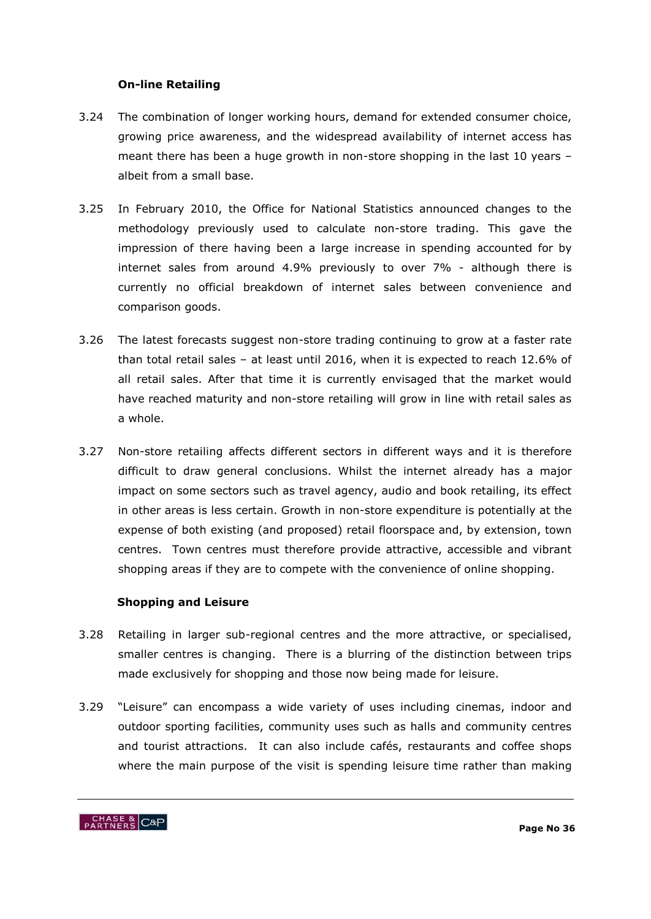### On-line Retailing

3.24 The combination of longer working hours, demand for extended consumer choice, growing price awareness, and the widespread availability of internet access has meant there has been a huge growth in non-store shopping in the last 10 years – albeit from a small base.

3.25 In February 2010, the Office for National Statistics announced changes to the methodology previously used to calculate non-store trading. This gave the impression of there having been a large increase in spending accounted for by internet sales from around 4.9% previously to over 7% - although there is currently no official breakdown of internet sales between convenience and comparison goods.

3.26 The latest forecasts suggest non-store trading continuing to grow at a faster rate than total retail sales – at least until 2016, when it is expected to reach 12.6% of all retail sales. After that time it is currently envisaged that the market would have reached maturity and non-store retailing will grow in line with retail sales as a whole.

3.27 Non-store retailing affects different sectors in different ways and it is therefore difficult to draw general conclusions. Whilst the internet already has a major impact on some sectors such as travel agency, audio and book retailing, its effect in other areas is less certain. Growth in non-store expenditure is potentially at the expense of both existing (and proposed) retail floorspace and, by extension, town centres. Town centres must therefore provide attractive, accessible and vibrant shopping areas if they are to compete with the convenience of online shopping.

### Shopping and Leisure

3.28 Retailing in larger sub-regional centres and the more attractive, or specialised, smaller centres is changing. There is a blurring of the distinction between trips made exclusively for shopping and those now being made for leisure.

3.29 "Leisure" can encompass a wide variety of uses including cinemas, indoor and outdoor sporting facilities, community uses such as halls and community centres and tourist attractions. It can also include cafés, restaurants and coffee shops where the main purpose of the visit is spending leisure time rather than making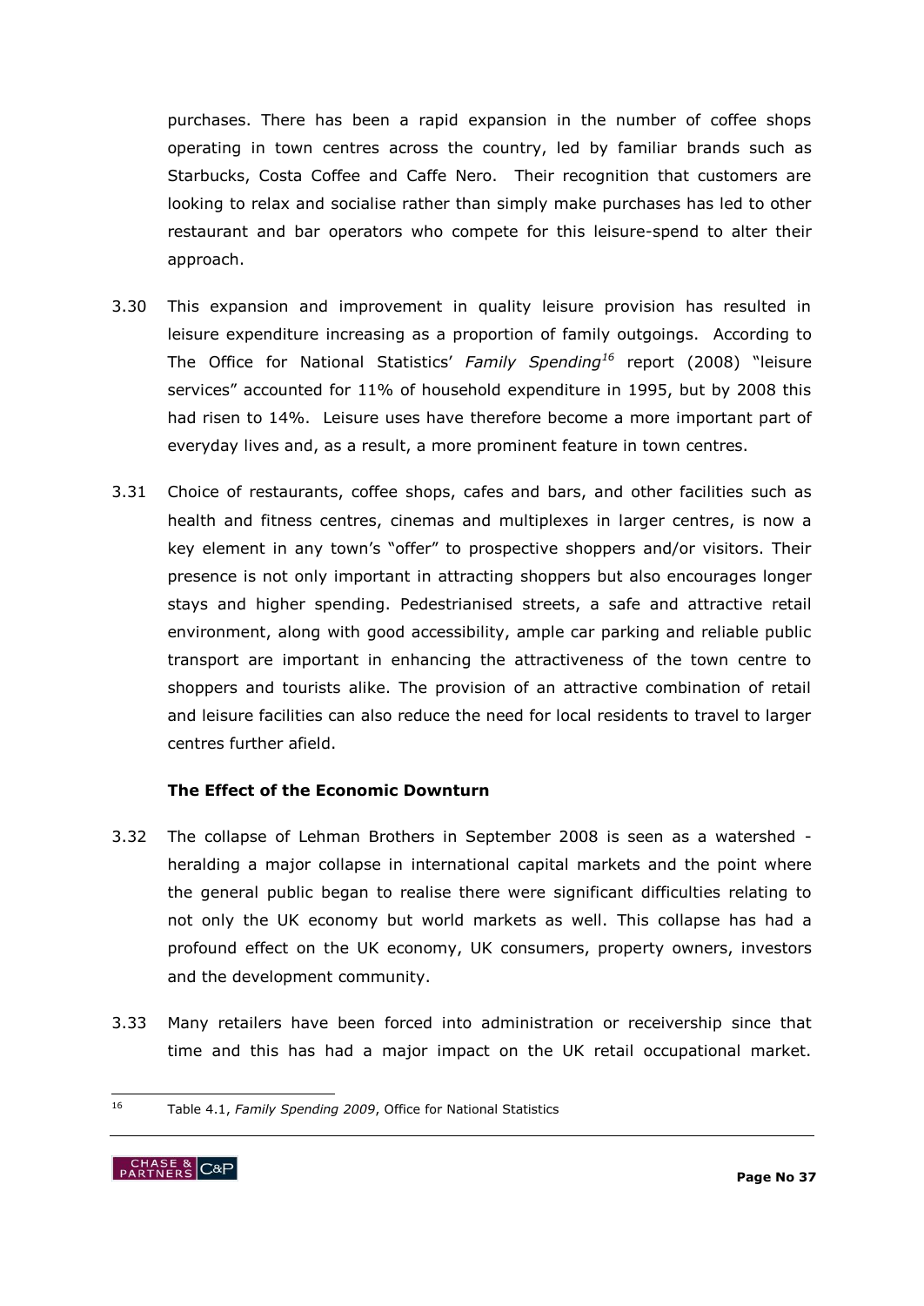purchases. There has been a rapid expansion in the number of coffee shops operating in town centres across the country, led by familiar brands such as Starbucks, Costa Coffee and Caffe Nero. Their recognition that customers are looking to relax and socialise rather than simply make purchases has led to other restaurant and bar operators who compete for this leisure-spend to alter their approach.

3.30 This expansion and improvement in quality leisure provision has resulted in leisure expenditure increasing as a proportion of family outgoings. According to The Office for National Statistics' *Family Spending*[16] report (2008) "leisure services" accounted for 11% of household expenditure in 1995, but by 2008 this had risen to 14%. Leisure uses have therefore become a more important part of everyday lives and, as a result, a more prominent feature in town centres.

3.31 Choice of restaurants, coffee shops, cafes and bars, and other facilities such as health and fitness centres, cinemas and multiplexes in larger centres, is now a key element in any town's "offer" to prospective shoppers and/or visitors. Their presence is not only important in attracting shoppers but also encourages longer stays and higher spending. Pedestrianised streets, a safe and attractive retail environment, along with good accessibility, ample car parking and reliable public transport are important in enhancing the attractiveness of the town centre to shoppers and tourists alike. The provision of an attractive combination of retail and leisure facilities can also reduce the need for local residents to travel to larger centres further afield.

**The Effect of the Economic Downturn**

3.32 The collapse of Lehman Brothers in September 2008 is seen as a watershed - heralding a major collapse in international capital markets and the point where the general public began to realise there were significant difficulties relating to not only the UK economy but world markets as well. This collapse has had a profound effect on the UK economy, UK consumers, property owners, investors and the development community.

3.33 Many retailers have been forced into administration or receivership since that time and this has had a major impact on the UK retail occupational market.

[16] Table 4.1, *Family Spending 2009*, Office for National Statistics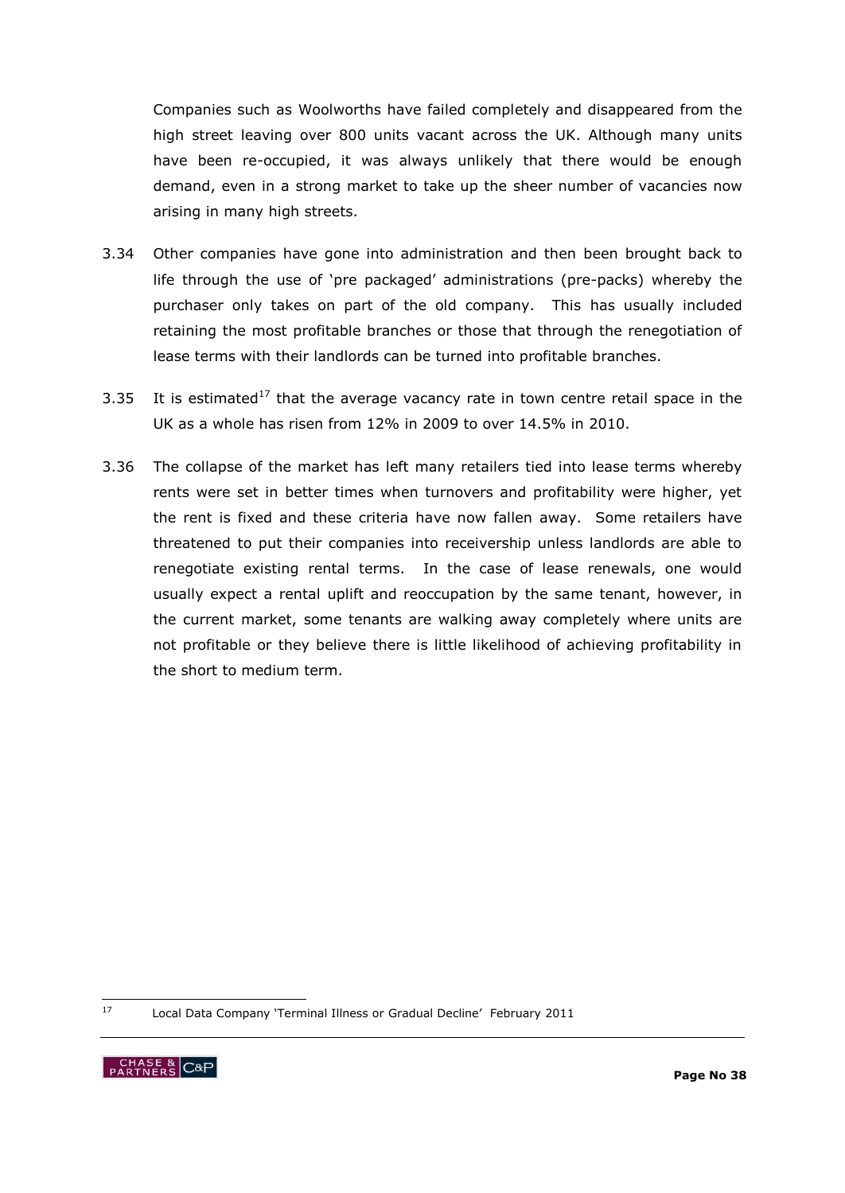Companies such as Woolworths have failed completely and disappeared from the high street leaving over 800 units vacant across the UK. Although many units have been re-occupied, it was always unlikely that there would be enough demand, even in a strong market to take up the sheer number of vacancies now arising in many high streets.

3.34 Other companies have gone into administration and then been brought back to life through the use of 'pre packaged' administrations (pre-packs) whereby the purchaser only takes on part of the old company. This has usually included retaining the most profitable branches or those that through the renegotiation of lease terms with their landlords can be turned into profitable branches.

3.35 It is estimated[17] that the average vacancy rate in town centre retail space in the UK as a whole has risen from 12% in 2009 to over 14.5% in 2010.

3.36 The collapse of the market has left many retailers tied into lease terms whereby rents were set in better times when turnovers and profitability were higher, yet the rent is fixed and these criteria have now fallen away. Some retailers have threatened to put their companies into receivership unless landlords are able to renegotiate existing rental terms. In the case of lease renewals, one would usually expect a rental uplift and reoccupation by the same tenant, however, in the current market, some tenants are walking away completely where units are not profitable or they believe there is little likelihood of achieving profitability in the short to medium term.

[17] Local Data Company 'Terminal Illness or Gradual Decline' February 2011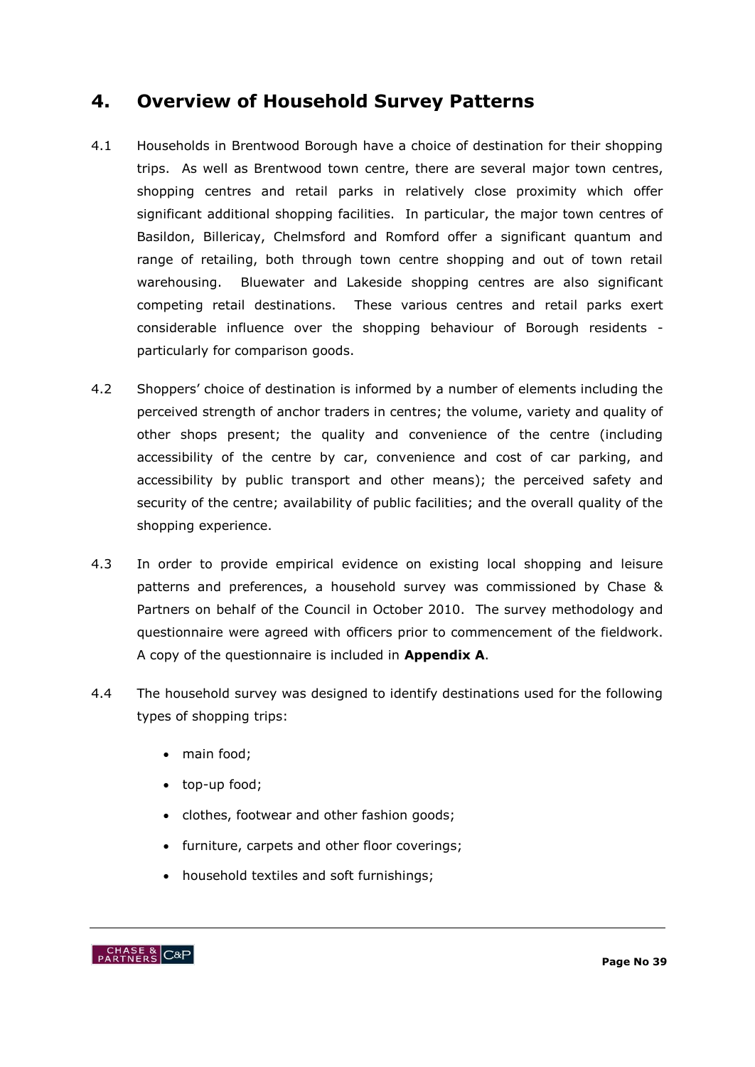## 4. Overview of Household Survey Patterns

4.1 Households in Brentwood Borough have a choice of destination for their shopping trips. As well as Brentwood town centre, there are several major town centres, shopping centres and retail parks in relatively close proximity which offer significant additional shopping facilities. In particular, the major town centres of Basildon, Billericay, Chelmsford and Romford offer a significant quantum and range of retailing, both through town centre shopping and out of town retail warehousing. Bluewater and Lakeside shopping centres are also significant competing retail destinations. These various centres and retail parks exert considerable influence over the shopping behaviour of Borough residents - particularly for comparison goods.

4.2 Shoppers' choice of destination is informed by a number of elements including the perceived strength of anchor traders in centres; the volume, variety and quality of other shops present; the quality and convenience of the centre (including accessibility of the centre by car, convenience and cost of car parking, and accessibility by public transport and other means); the perceived safety and security of the centre; availability of public facilities; and the overall quality of the shopping experience.

4.3 In order to provide empirical evidence on existing local shopping and leisure patterns and preferences, a household survey was commissioned by Chase & Partners on behalf of the Council in October 2010. The survey methodology and questionnaire were agreed with officers prior to commencement of the fieldwork. A copy of the questionnaire is included in **Appendix A**.

4.4 The household survey was designed to identify destinations used for the following types of shopping trips:

- main food;
- top-up food;
- clothes, footwear and other fashion goods;
- furniture, carpets and other floor coverings;
- household textiles and soft furnishings;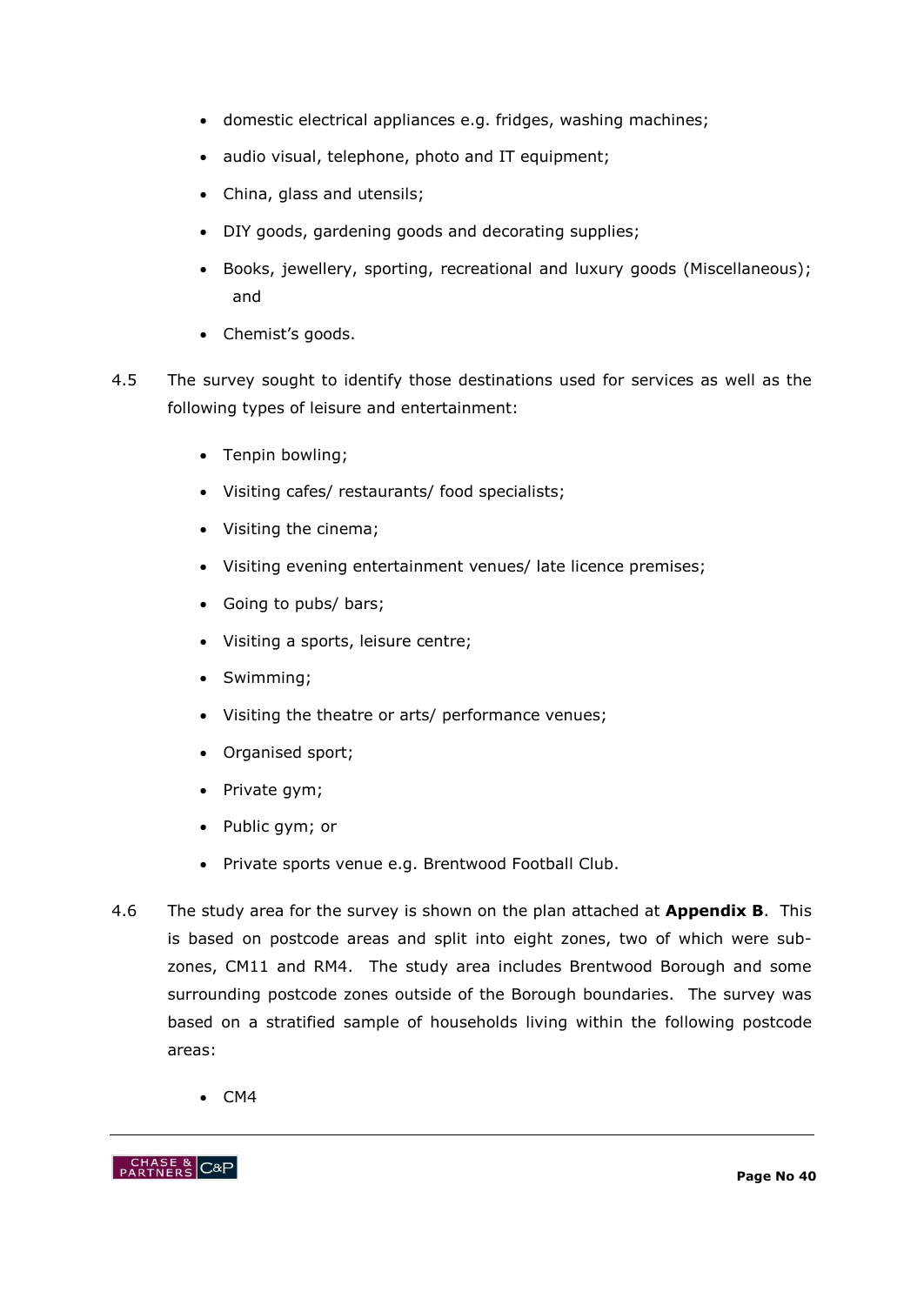- domestic electrical appliances e.g. fridges, washing machines;
- audio visual, telephone, photo and IT equipment;
- China, glass and utensils;
- DIY goods, gardening goods and decorating supplies;
- Books, jewellery, sporting, recreational and luxury goods (Miscellaneous); and
- Chemist's goods.

4.5 The survey sought to identify those destinations used for services as well as the following types of leisure and entertainment:

- Tenpin bowling;
- Visiting cafes/ restaurants/ food specialists;
- Visiting the cinema;
- Visiting evening entertainment venues/ late licence premises;
- Going to pubs/ bars;
- Visiting a sports, leisure centre;
- Swimming;
- Visiting the theatre or arts/ performance venues;
- Organised sport;
- Private gym;
- Public gym; or
- Private sports venue e.g. Brentwood Football Club.

4.6 The study area for the survey is shown on the plan attached at **Appendix B**. This is based on postcode areas and split into eight zones, two of which were sub-zones, CM11 and RM4. The study area includes Brentwood Borough and some surrounding postcode zones outside of the Borough boundaries. The survey was based on a stratified sample of households living within the following postcode areas:

- CM4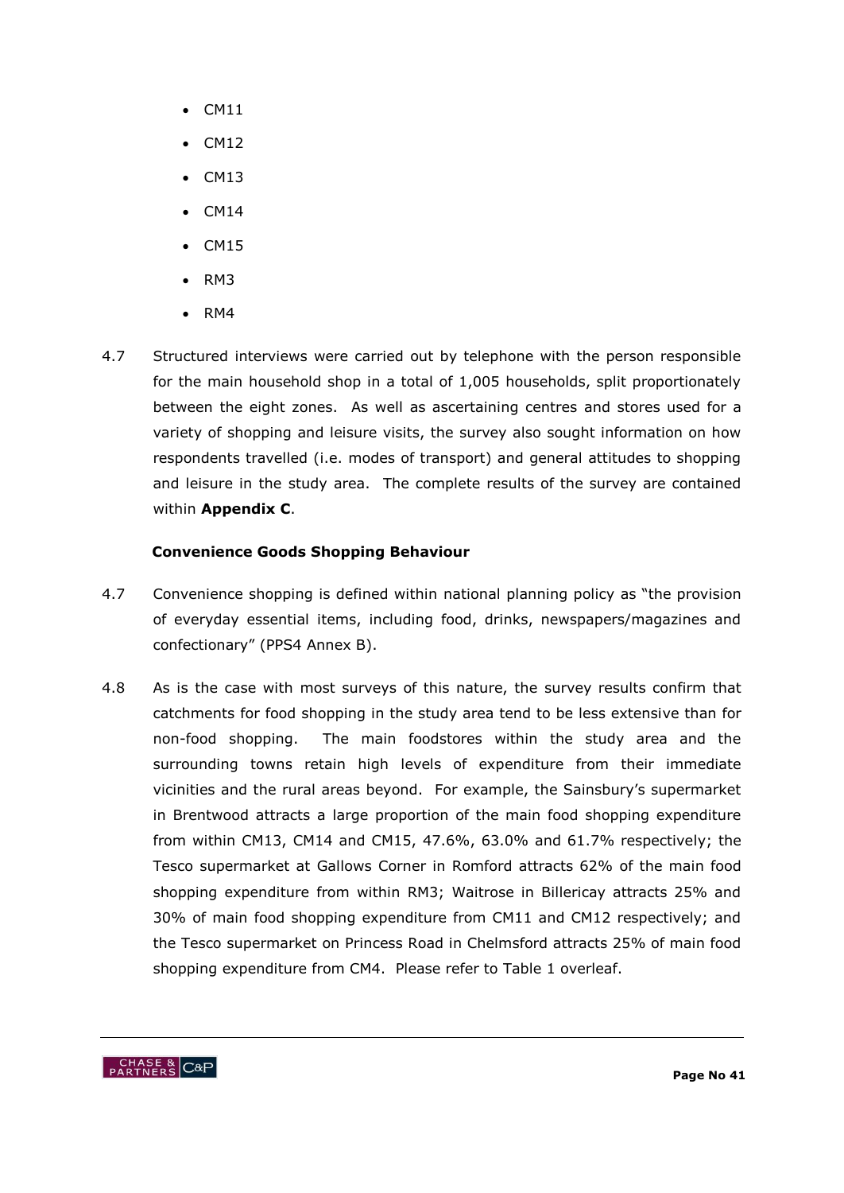- CM11
- CM12
- CM13
- CM14
- CM15
- RM3
- RM4

4.7 Structured interviews were carried out by telephone with the person responsible for the main household shop in a total of 1,005 households, split proportionately between the eight zones. As well as ascertaining centres and stores used for a variety of shopping and leisure visits, the survey also sought information on how respondents travelled (i.e. modes of transport) and general attitudes to shopping and leisure in the study area. The complete results of the survey are contained within **Appendix C**.

### Convenience Goods Shopping Behaviour

4.7 Convenience shopping is defined within national planning policy as "the provision of everyday essential items, including food, drinks, newspapers/magazines and confectionary" (PPS4 Annex B).

4.8 As is the case with most surveys of this nature, the survey results confirm that catchments for food shopping in the study area tend to be less extensive than for non-food shopping. The main foodstores within the study area and the surrounding towns retain high levels of expenditure from their immediate vicinities and the rural areas beyond. For example, the Sainsbury's supermarket in Brentwood attracts a large proportion of the main food shopping expenditure from within CM13, CM14 and CM15, 47.6%, 63.0% and 61.7% respectively; the Tesco supermarket at Gallows Corner in Romford attracts 62% of the main food shopping expenditure from within RM3; Waitrose in Billericay attracts 25% and 30% of main food shopping expenditure from CM11 and CM12 respectively; and the Tesco supermarket on Princess Road in Chelmsford attracts 25% of main food shopping expenditure from CM4. Please refer to Table 1 overleaf.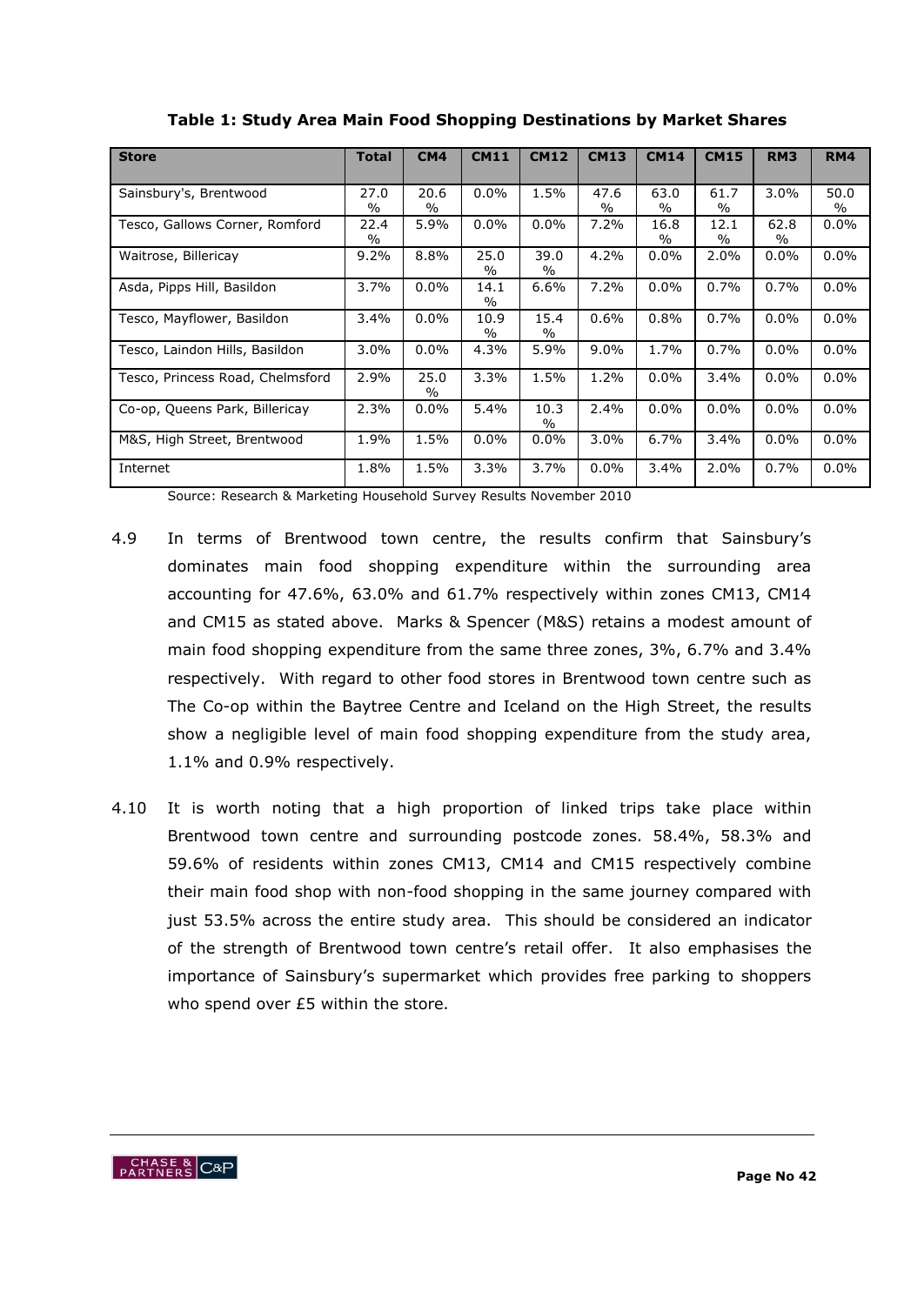**Table 1: Study Area Main Food Shopping Destinations by Market Shares**

| Store | Total | CM4 | CM11 | CM12 | CM13 | CM14 | CM15 | RM3 | RM4 |
|---|---|---|---|---|---|---|---|---|---|
| Sainsbury's, Brentwood | 27.0% | 20.6% | 0.0% | 1.5% | 47.6% | 63.0% | 61.7% | 3.0% | 50.0% |
| Tesco, Gallows Corner, Romford | 22.4% | 5.9% | 0.0% | 0.0% | 7.2% | 16.8% | 12.1% | 62.8% | 0.0% |
| Waitrose, Billericay | 9.2% | 8.8% | 25.0% | 39.0% | 4.2% | 0.0% | 2.0% | 0.0% | 0.0% |
| Asda, Pipps Hill, Basildon | 3.7% | 0.0% | 14.1% | 6.6% | 7.2% | 0.0% | 0.7% | 0.7% | 0.0% |
| Tesco, Mayflower, Basildon | 3.4% | 0.0% | 10.9% | 15.4% | 0.6% | 0.8% | 0.7% | 0.0% | 0.0% |
| Tesco, Laindon Hills, Basildon | 3.0% | 0.0% | 4.3% | 5.9% | 9.0% | 1.7% | 0.7% | 0.0% | 0.0% |
| Tesco, Princess Road, Chelmsford | 2.9% | 25.0% | 3.3% | 1.5% | 1.2% | 0.0% | 3.4% | 0.0% | 0.0% |
| Co-op, Queens Park, Billericay | 2.3% | 0.0% | 5.4% | 10.3% | 2.4% | 0.0% | 0.0% | 0.0% | 0.0% |
| M&S, High Street, Brentwood | 1.9% | 1.5% | 0.0% | 0.0% | 3.0% | 6.7% | 3.4% | 0.0% | 0.0% |
| Internet | 1.8% | 1.5% | 3.3% | 3.7% | 0.0% | 3.4% | 2.0% | 0.7% | 0.0% |

Source: Research & Marketing Household Survey Results November 2010

4.9 In terms of Brentwood town centre, the results confirm that Sainsbury's dominates main food shopping expenditure within the surrounding area accounting for 47.6%, 63.0% and 61.7% respectively within zones CM13, CM14 and CM15 as stated above. Marks & Spencer (M&S) retains a modest amount of main food shopping expenditure from the same three zones, 3%, 6.7% and 3.4% respectively. With regard to other food stores in Brentwood town centre such as The Co-op within the Baytree Centre and Iceland on the High Street, the results show a negligible level of main food shopping expenditure from the study area, 1.1% and 0.9% respectively.

4.10 It is worth noting that a high proportion of linked trips take place within Brentwood town centre and surrounding postcode zones. 58.4%, 58.3% and 59.6% of residents within zones CM13, CM14 and CM15 respectively combine their main food shop with non-food shopping in the same journey compared with just 53.5% across the entire study area. This should be considered an indicator of the strength of Brentwood town centre's retail offer. It also emphasises the importance of Sainsbury's supermarket which provides free parking to shoppers who spend over £5 within the store.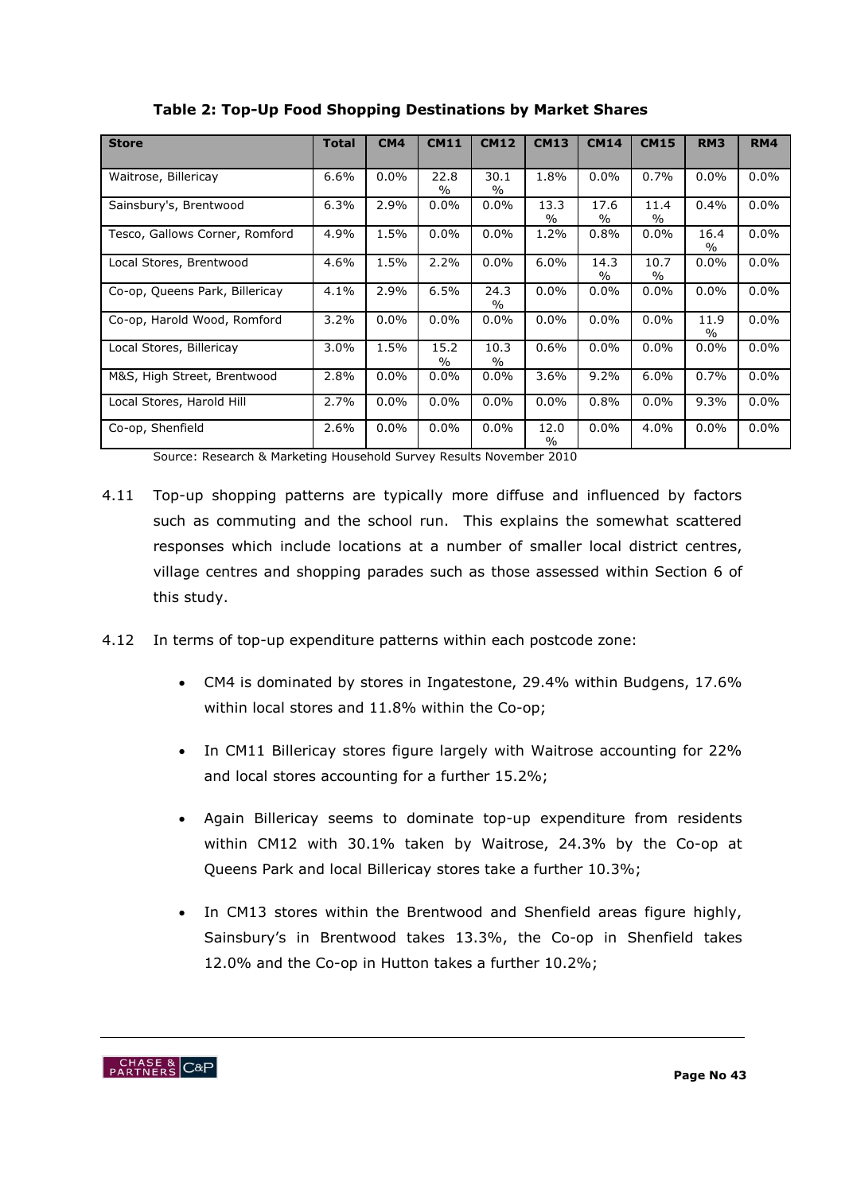**Table 2: Top-Up Food Shopping Destinations by Market Shares**

| Store | Total | CM4 | CM11 | CM12 | CM13 | CM14 | CM15 | RM3 | RM4 |
|---|---|---|---|---|---|---|---|---|---|
| Waitrose, Billericay | 6.6% | 0.0% | 22.8% | 30.1% | 1.8% | 0.0% | 0.7% | 0.0% | 0.0% |
| Sainsbury's, Brentwood | 6.3% | 2.9% | 0.0% | 0.0% | 13.3% | 17.6% | 11.4% | 0.4% | 0.0% |
| Tesco, Gallows Corner, Romford | 4.9% | 1.5% | 0.0% | 0.0% | 1.2% | 0.8% | 0.0% | 16.4% | 0.0% |
| Local Stores, Brentwood | 4.6% | 1.5% | 2.2% | 0.0% | 6.0% | 14.3% | 10.7% | 0.0% | 0.0% |
| Co-op, Queens Park, Billericay | 4.1% | 2.9% | 6.5% | 24.3% | 0.0% | 0.0% | 0.0% | 0.0% | 0.0% |
| Co-op, Harold Wood, Romford | 3.2% | 0.0% | 0.0% | 0.0% | 0.0% | 0.0% | 0.0% | 11.9% | 0.0% |
| Local Stores, Billericay | 3.0% | 1.5% | 15.2% | 10.3% | 0.6% | 0.0% | 0.0% | 0.0% | 0.0% |
| M&S, High Street, Brentwood | 2.8% | 0.0% | 0.0% | 0.0% | 3.6% | 9.2% | 6.0% | 0.7% | 0.0% |
| Local Stores, Harold Hill | 2.7% | 0.0% | 0.0% | 0.0% | 0.0% | 0.8% | 0.0% | 9.3% | 0.0% |
| Co-op, Shenfield | 2.6% | 0.0% | 0.0% | 0.0% | 12.0% | 0.0% | 4.0% | 0.0% | 0.0% |

Source: Research & Marketing Household Survey Results November 2010

4.11 Top-up shopping patterns are typically more diffuse and influenced by factors such as commuting and the school run. This explains the somewhat scattered responses which include locations at a number of smaller local district centres, village centres and shopping parades such as those assessed within Section 6 of this study.

4.12 In terms of top-up expenditure patterns within each postcode zone:

- CM4 is dominated by stores in Ingatestone, 29.4% within Budgens, 17.6% within local stores and 11.8% within the Co-op;
- In CM11 Billericay stores figure largely with Waitrose accounting for 22% and local stores accounting for a further 15.2%;
- Again Billericay seems to dominate top-up expenditure from residents within CM12 with 30.1% taken by Waitrose, 24.3% by the Co-op at Queens Park and local Billericay stores take a further 10.3%;
- In CM13 stores within the Brentwood and Shenfield areas figure highly, Sainsbury's in Brentwood takes 13.3%, the Co-op in Shenfield takes 12.0% and the Co-op in Hutton takes a further 10.2%;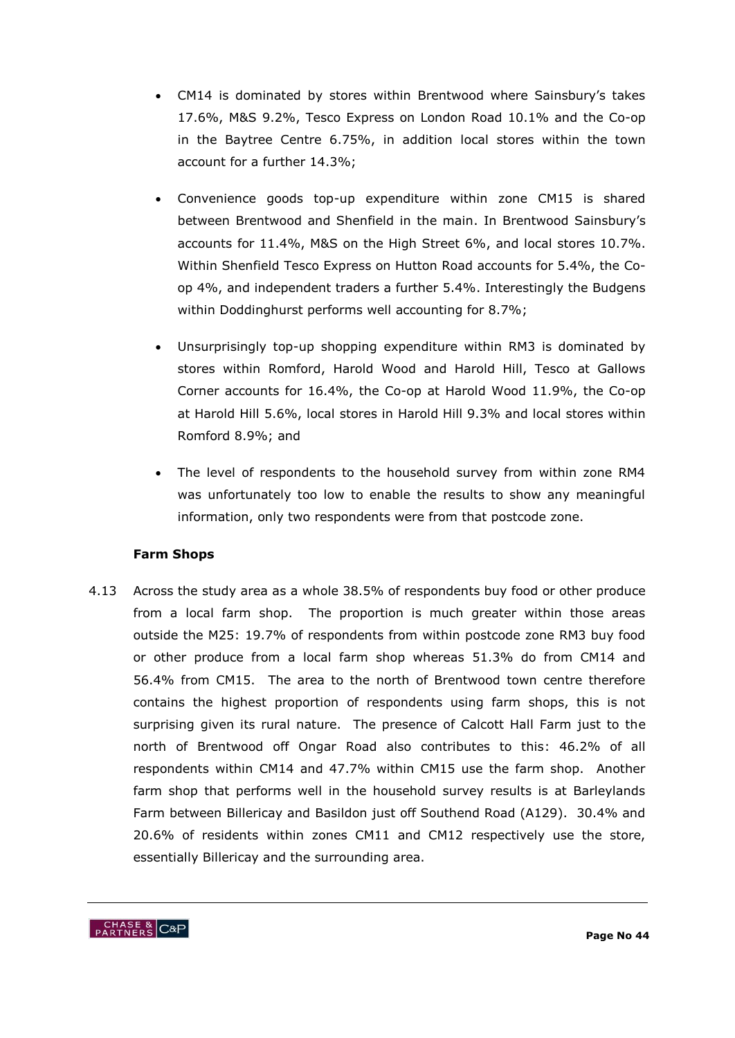- CM14 is dominated by stores within Brentwood where Sainsbury's takes 17.6%, M&S 9.2%, Tesco Express on London Road 10.1% and the Co-op in the Baytree Centre 6.75%, in addition local stores within the town account for a further 14.3%;

- Convenience goods top-up expenditure within zone CM15 is shared between Brentwood and Shenfield in the main. In Brentwood Sainsbury's accounts for 11.4%, M&S on the High Street 6%, and local stores 10.7%. Within Shenfield Tesco Express on Hutton Road accounts for 5.4%, the Co-op 4%, and independent traders a further 5.4%. Interestingly the Budgens within Doddinghurst performs well accounting for 8.7%;

- Unsurprisingly top-up shopping expenditure within RM3 is dominated by stores within Romford, Harold Wood and Harold Hill, Tesco at Gallows Corner accounts for 16.4%, the Co-op at Harold Wood 11.9%, the Co-op at Harold Hill 5.6%, local stores in Harold Hill 9.3% and local stores within Romford 8.9%; and

- The level of respondents to the household survey from within zone RM4 was unfortunately too low to enable the results to show any meaningful information, only two respondents were from that postcode zone.

**Farm Shops**

4.13 Across the study area as a whole 38.5% of respondents buy food or other produce from a local farm shop. The proportion is much greater within those areas outside the M25: 19.7% of respondents from within postcode zone RM3 buy food or other produce from a local farm shop whereas 51.3% do from CM14 and 56.4% from CM15. The area to the north of Brentwood town centre therefore contains the highest proportion of respondents using farm shops, this is not surprising given its rural nature. The presence of Calcott Hall Farm just to the north of Brentwood off Ongar Road also contributes to this: 46.2% of all respondents within CM14 and 47.7% within CM15 use the farm shop. Another farm shop that performs well in the household survey results is at Barleylands Farm between Billericay and Basildon just off Southend Road (A129). 30.4% and 20.6% of residents within zones CM11 and CM12 respectively use the store, essentially Billericay and the surrounding area.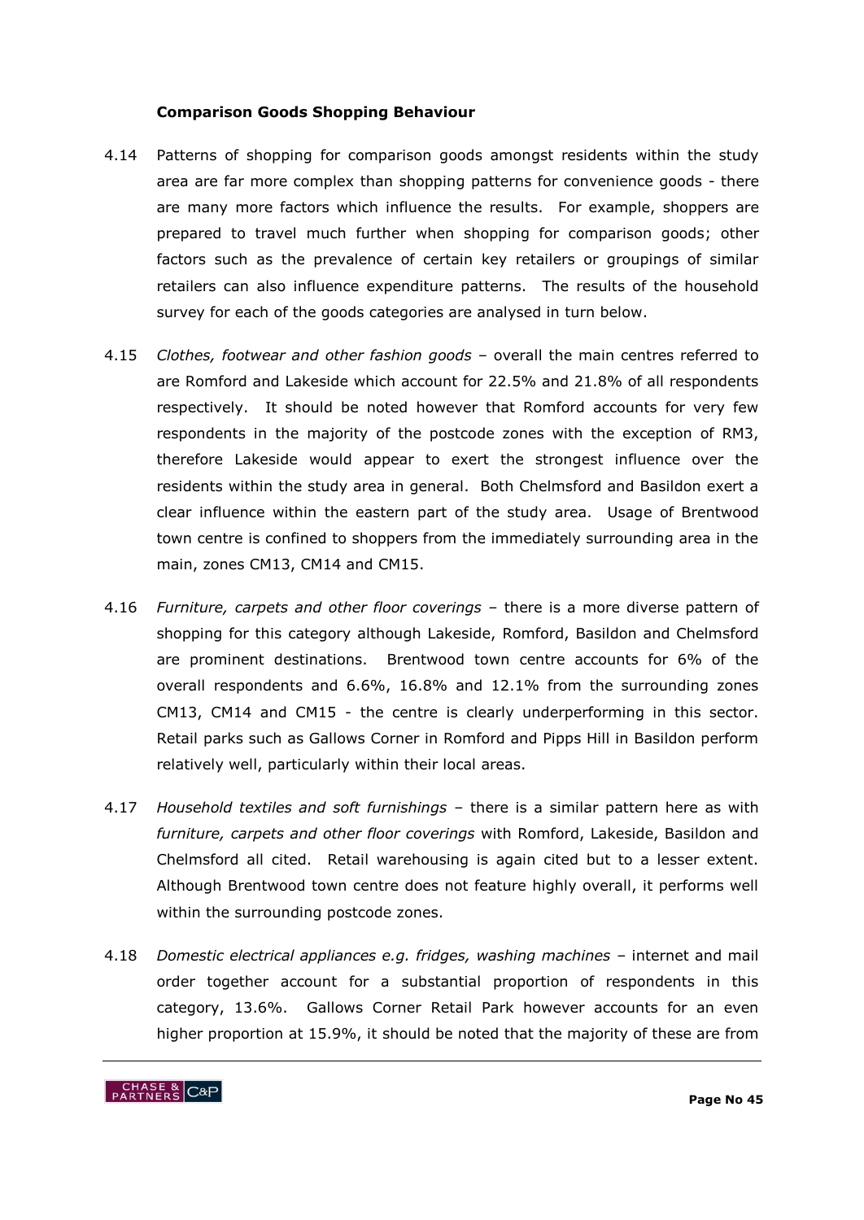### Comparison Goods Shopping Behaviour

4.14 Patterns of shopping for comparison goods amongst residents within the study area are far more complex than shopping patterns for convenience goods - there are many more factors which influence the results. For example, shoppers are prepared to travel much further when shopping for comparison goods; other factors such as the prevalence of certain key retailers or groupings of similar retailers can also influence expenditure patterns. The results of the household survey for each of the goods categories are analysed in turn below.

4.15 *Clothes, footwear and other fashion goods* – overall the main centres referred to are Romford and Lakeside which account for 22.5% and 21.8% of all respondents respectively. It should be noted however that Romford accounts for very few respondents in the majority of the postcode zones with the exception of RM3, therefore Lakeside would appear to exert the strongest influence over the residents within the study area in general. Both Chelmsford and Basildon exert a clear influence within the eastern part of the study area. Usage of Brentwood town centre is confined to shoppers from the immediately surrounding area in the main, zones CM13, CM14 and CM15.

4.16 *Furniture, carpets and other floor coverings* – there is a more diverse pattern of shopping for this category although Lakeside, Romford, Basildon and Chelmsford are prominent destinations. Brentwood town centre accounts for 6% of the overall respondents and 6.6%, 16.8% and 12.1% from the surrounding zones CM13, CM14 and CM15 - the centre is clearly underperforming in this sector. Retail parks such as Gallows Corner in Romford and Pipps Hill in Basildon perform relatively well, particularly within their local areas.

4.17 *Household textiles and soft furnishings* – there is a similar pattern here as with *furniture, carpets and other floor coverings* with Romford, Lakeside, Basildon and Chelmsford all cited. Retail warehousing is again cited but to a lesser extent. Although Brentwood town centre does not feature highly overall, it performs well within the surrounding postcode zones.

4.18 *Domestic electrical appliances e.g. fridges, washing machines* – internet and mail order together account for a substantial proportion of respondents in this category, 13.6%. Gallows Corner Retail Park however accounts for an even higher proportion at 15.9%, it should be noted that the majority of these are from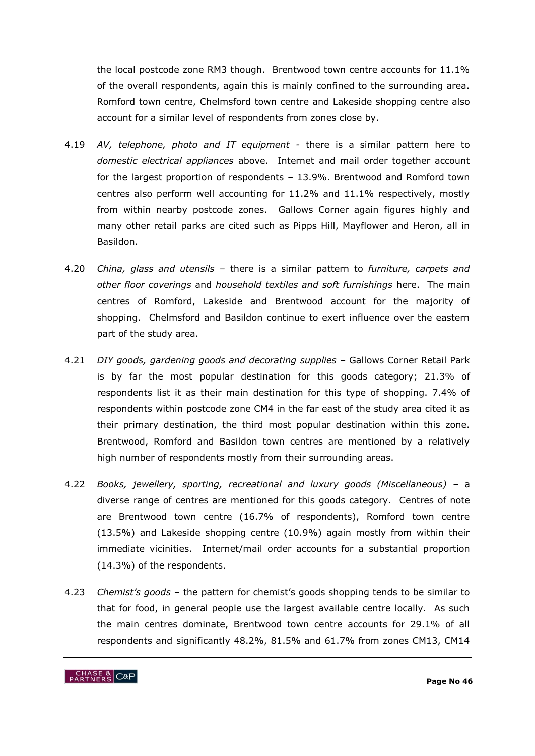the local postcode zone RM3 though. Brentwood town centre accounts for 11.1% of the overall respondents, again this is mainly confined to the surrounding area. Romford town centre, Chelmsford town centre and Lakeside shopping centre also account for a similar level of respondents from zones close by.

4.19 *AV, telephone, photo and IT equipment* - there is a similar pattern here to *domestic electrical appliances* above. Internet and mail order together account for the largest proportion of respondents – 13.9%. Brentwood and Romford town centres also perform well accounting for 11.2% and 11.1% respectively, mostly from within nearby postcode zones. Gallows Corner again figures highly and many other retail parks are cited such as Pipps Hill, Mayflower and Heron, all in Basildon.

4.20 *China, glass and utensils* – there is a similar pattern to *furniture, carpets and other floor coverings* and *household textiles and soft furnishings* here. The main centres of Romford, Lakeside and Brentwood account for the majority of shopping. Chelmsford and Basildon continue to exert influence over the eastern part of the study area.

4.21 *DIY goods, gardening goods and decorating supplies* – Gallows Corner Retail Park is by far the most popular destination for this goods category; 21.3% of respondents list it as their main destination for this type of shopping. 7.4% of respondents within postcode zone CM4 in the far east of the study area cited it as their primary destination, the third most popular destination within this zone. Brentwood, Romford and Basildon town centres are mentioned by a relatively high number of respondents mostly from their surrounding areas.

4.22 *Books, jewellery, sporting, recreational and luxury goods (Miscellaneous)* – a diverse range of centres are mentioned for this goods category. Centres of note are Brentwood town centre (16.7% of respondents), Romford town centre (13.5%) and Lakeside shopping centre (10.9%) again mostly from within their immediate vicinities. Internet/mail order accounts for a substantial proportion (14.3%) of the respondents.

4.23 *Chemist's goods* – the pattern for chemist's goods shopping tends to be similar to that for food, in general people use the largest available centre locally. As such the main centres dominate, Brentwood town centre accounts for 29.1% of all respondents and significantly 48.2%, 81.5% and 61.7% from zones CM13, CM14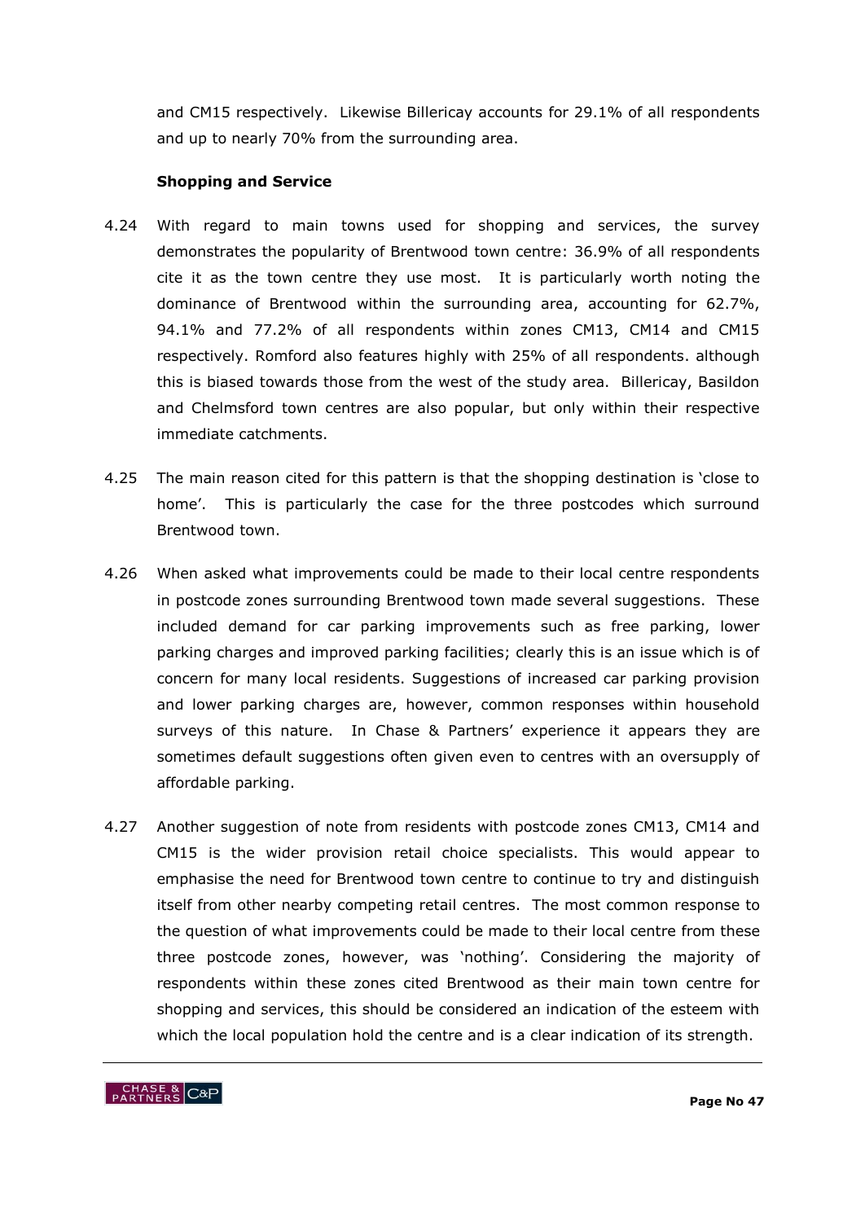and CM15 respectively. Likewise Billericay accounts for 29.1% of all respondents and up to nearly 70% from the surrounding area.

**Shopping and Service**

4.24 With regard to main towns used for shopping and services, the survey demonstrates the popularity of Brentwood town centre: 36.9% of all respondents cite it as the town centre they use most. It is particularly worth noting the dominance of Brentwood within the surrounding area, accounting for 62.7%, 94.1% and 77.2% of all respondents within zones CM13, CM14 and CM15 respectively. Romford also features highly with 25% of all respondents. although this is biased towards those from the west of the study area. Billericay, Basildon and Chelmsford town centres are also popular, but only within their respective immediate catchments.

4.25 The main reason cited for this pattern is that the shopping destination is 'close to home'. This is particularly the case for the three postcodes which surround Brentwood town.

4.26 When asked what improvements could be made to their local centre respondents in postcode zones surrounding Brentwood town made several suggestions. These included demand for car parking improvements such as free parking, lower parking charges and improved parking facilities; clearly this is an issue which is of concern for many local residents. Suggestions of increased car parking provision and lower parking charges are, however, common responses within household surveys of this nature. In Chase & Partners' experience it appears they are sometimes default suggestions often given even to centres with an oversupply of affordable parking.

4.27 Another suggestion of note from residents with postcode zones CM13, CM14 and CM15 is the wider provision retail choice specialists. This would appear to emphasise the need for Brentwood town centre to continue to try and distinguish itself from other nearby competing retail centres. The most common response to the question of what improvements could be made to their local centre from these three postcode zones, however, was 'nothing'. Considering the majority of respondents within these zones cited Brentwood as their main town centre for shopping and services, this should be considered an indication of the esteem with which the local population hold the centre and is a clear indication of its strength.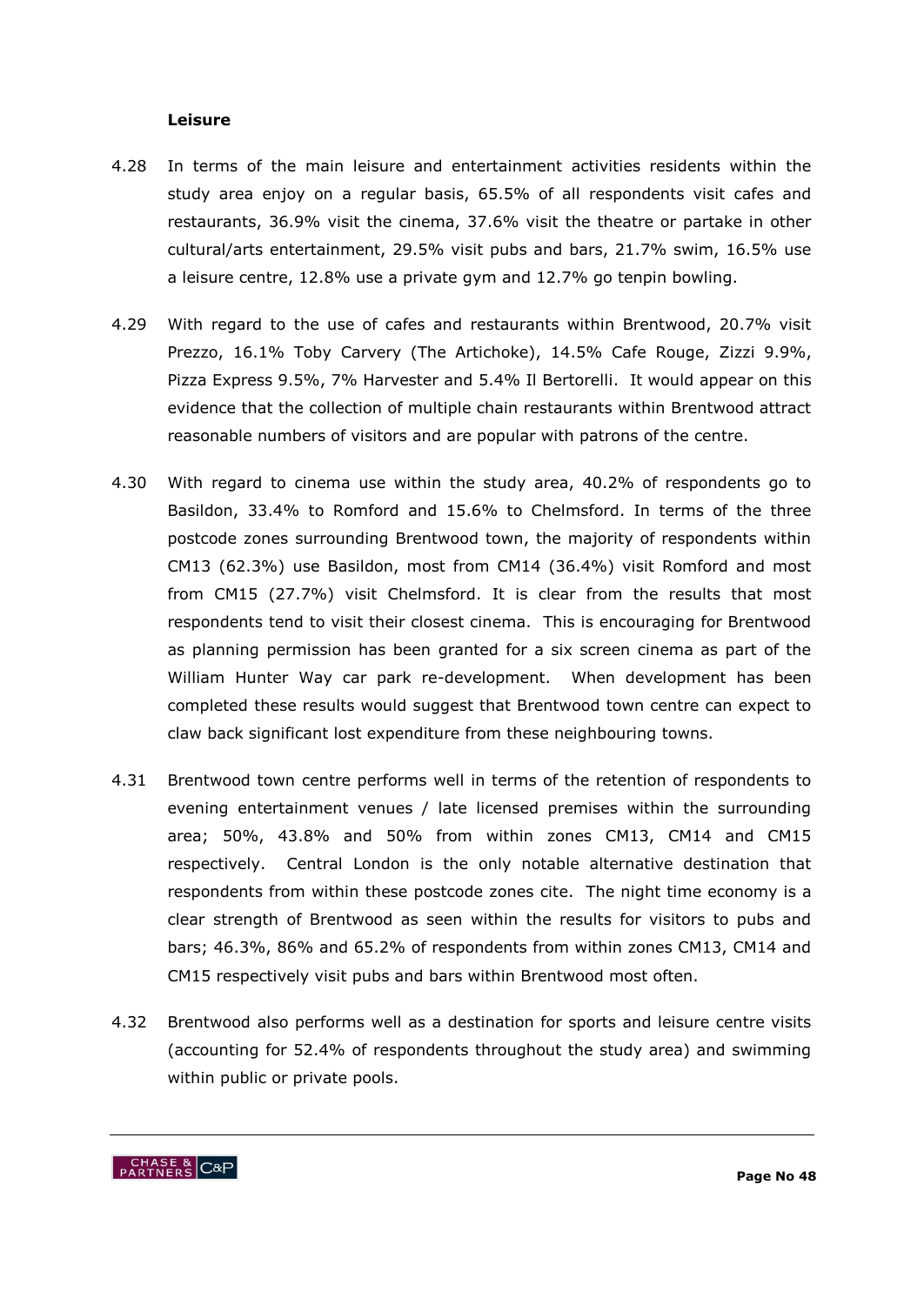**Leisure**

4.28 In terms of the main leisure and entertainment activities residents within the study area enjoy on a regular basis, 65.5% of all respondents visit cafes and restaurants, 36.9% visit the cinema, 37.6% visit the theatre or partake in other cultural/arts entertainment, 29.5% visit pubs and bars, 21.7% swim, 16.5% use a leisure centre, 12.8% use a private gym and 12.7% go tenpin bowling.

4.29 With regard to the use of cafes and restaurants within Brentwood, 20.7% visit Prezzo, 16.1% Toby Carvery (The Artichoke), 14.5% Cafe Rouge, Zizzi 9.9%, Pizza Express 9.5%, 7% Harvester and 5.4% Il Bertorelli. It would appear on this evidence that the collection of multiple chain restaurants within Brentwood attract reasonable numbers of visitors and are popular with patrons of the centre.

4.30 With regard to cinema use within the study area, 40.2% of respondents go to Basildon, 33.4% to Romford and 15.6% to Chelmsford. In terms of the three postcode zones surrounding Brentwood town, the majority of respondents within CM13 (62.3%) use Basildon, most from CM14 (36.4%) visit Romford and most from CM15 (27.7%) visit Chelmsford. It is clear from the results that most respondents tend to visit their closest cinema. This is encouraging for Brentwood as planning permission has been granted for a six screen cinema as part of the William Hunter Way car park re-development. When development has been completed these results would suggest that Brentwood town centre can expect to claw back significant lost expenditure from these neighbouring towns.

4.31 Brentwood town centre performs well in terms of the retention of respondents to evening entertainment venues / late licensed premises within the surrounding area; 50%, 43.8% and 50% from within zones CM13, CM14 and CM15 respectively. Central London is the only notable alternative destination that respondents from within these postcode zones cite. The night time economy is a clear strength of Brentwood as seen within the results for visitors to pubs and bars; 46.3%, 86% and 65.2% of respondents from within zones CM13, CM14 and CM15 respectively visit pubs and bars within Brentwood most often.

4.32 Brentwood also performs well as a destination for sports and leisure centre visits (accounting for 52.4% of respondents throughout the study area) and swimming within public or private pools.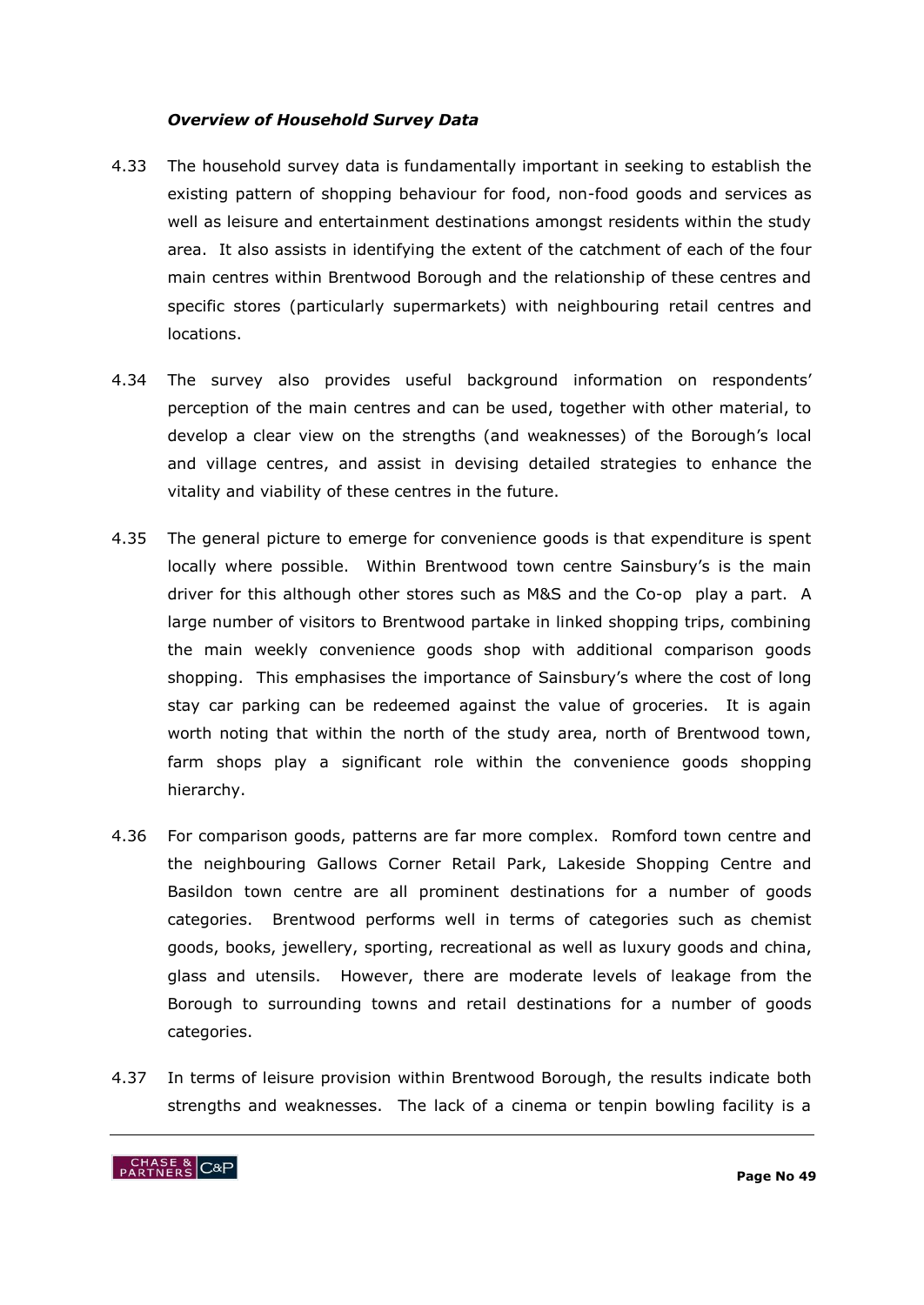***Overview of Household Survey Data***

4.33 The household survey data is fundamentally important in seeking to establish the existing pattern of shopping behaviour for food, non-food goods and services as well as leisure and entertainment destinations amongst residents within the study area. It also assists in identifying the extent of the catchment of each of the four main centres within Brentwood Borough and the relationship of these centres and specific stores (particularly supermarkets) with neighbouring retail centres and locations.

4.34 The survey also provides useful background information on respondents' perception of the main centres and can be used, together with other material, to develop a clear view on the strengths (and weaknesses) of the Borough's local and village centres, and assist in devising detailed strategies to enhance the vitality and viability of these centres in the future.

4.35 The general picture to emerge for convenience goods is that expenditure is spent locally where possible. Within Brentwood town centre Sainsbury's is the main driver for this although other stores such as M&S and the Co-op play a part. A large number of visitors to Brentwood partake in linked shopping trips, combining the main weekly convenience goods shop with additional comparison goods shopping. This emphasises the importance of Sainsbury's where the cost of long stay car parking can be redeemed against the value of groceries. It is again worth noting that within the north of the study area, north of Brentwood town, farm shops play a significant role within the convenience goods shopping hierarchy.

4.36 For comparison goods, patterns are far more complex. Romford town centre and the neighbouring Gallows Corner Retail Park, Lakeside Shopping Centre and Basildon town centre are all prominent destinations for a number of goods categories. Brentwood performs well in terms of categories such as chemist goods, books, jewellery, sporting, recreational as well as luxury goods and china, glass and utensils. However, there are moderate levels of leakage from the Borough to surrounding towns and retail destinations for a number of goods categories.

4.37 In terms of leisure provision within Brentwood Borough, the results indicate both strengths and weaknesses. The lack of a cinema or tenpin bowling facility is a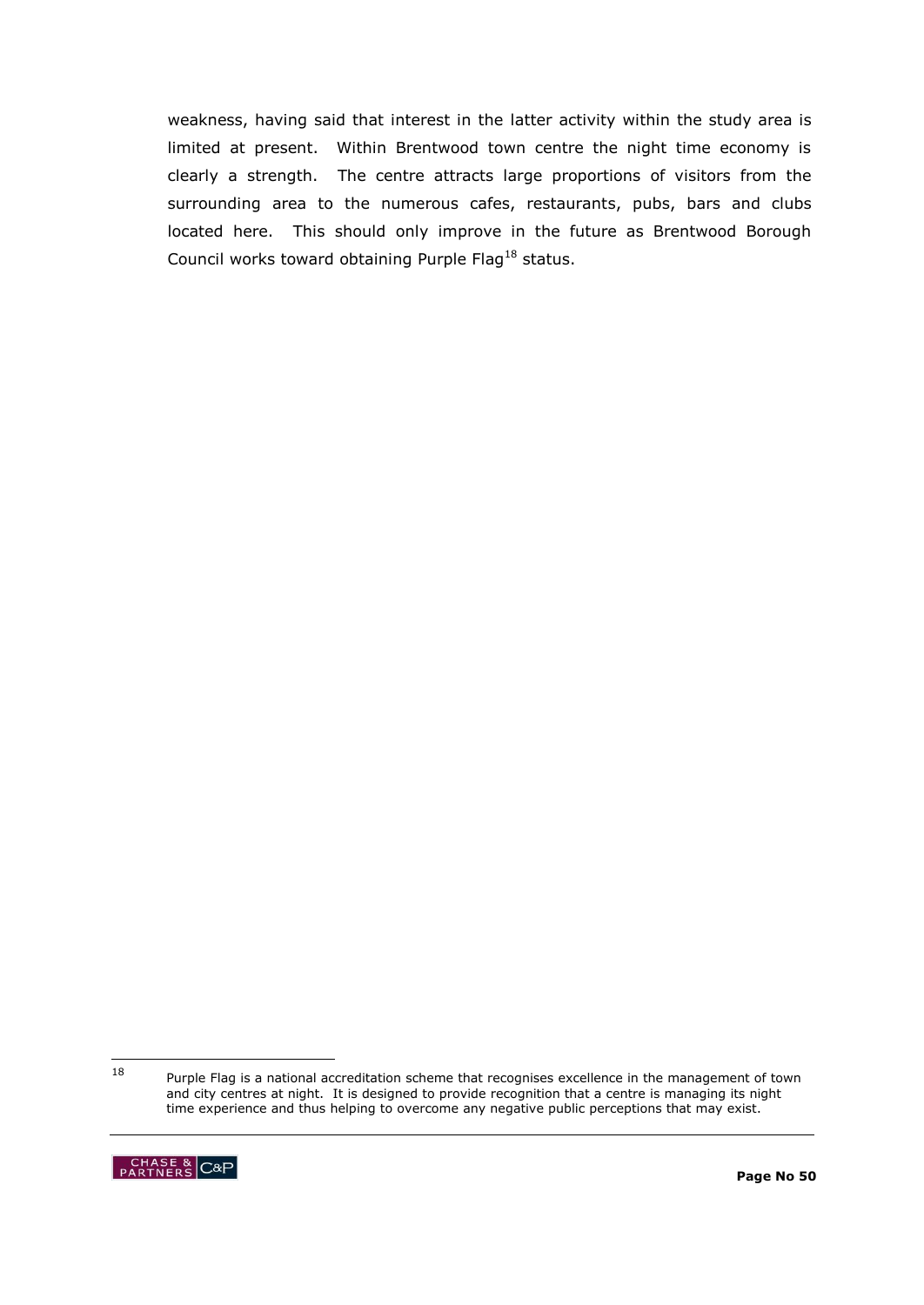weakness, having said that interest in the latter activity within the study area is limited at present. Within Brentwood town centre the night time economy is clearly a strength. The centre attracts large proportions of visitors from the surrounding area to the numerous cafes, restaurants, pubs, bars and clubs located here. This should only improve in the future as Brentwood Borough Council works toward obtaining Purple Flag[18] status.

---

[18] Purple Flag is a national accreditation scheme that recognises excellence in the management of town and city centres at night. It is designed to provide recognition that a centre is managing its night time experience and thus helping to overcome any negative public perceptions that may exist.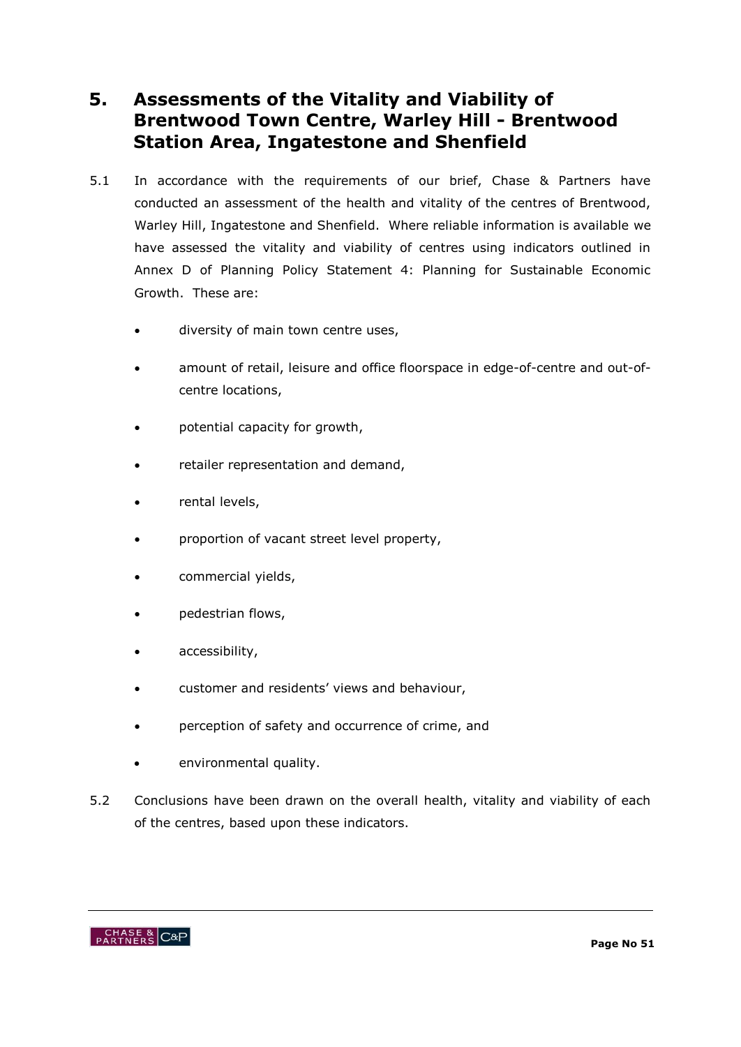# 5. Assessments of the Vitality and Viability of Brentwood Town Centre, Warley Hill - Brentwood Station Area, Ingatestone and Shenfield

5.1 In accordance with the requirements of our brief, Chase & Partners have conducted an assessment of the health and vitality of the centres of Brentwood, Warley Hill, Ingatestone and Shenfield. Where reliable information is available we have assessed the vitality and viability of centres using indicators outlined in Annex D of Planning Policy Statement 4: Planning for Sustainable Economic Growth. These are:

- diversity of main town centre uses,
- amount of retail, leisure and office floorspace in edge-of-centre and out-of-centre locations,
- potential capacity for growth,
- retailer representation and demand,
- rental levels,
- proportion of vacant street level property,
- commercial yields,
- pedestrian flows,
- accessibility,
- customer and residents' views and behaviour,
- perception of safety and occurrence of crime, and
- environmental quality.

5.2 Conclusions have been drawn on the overall health, vitality and viability of each of the centres, based upon these indicators.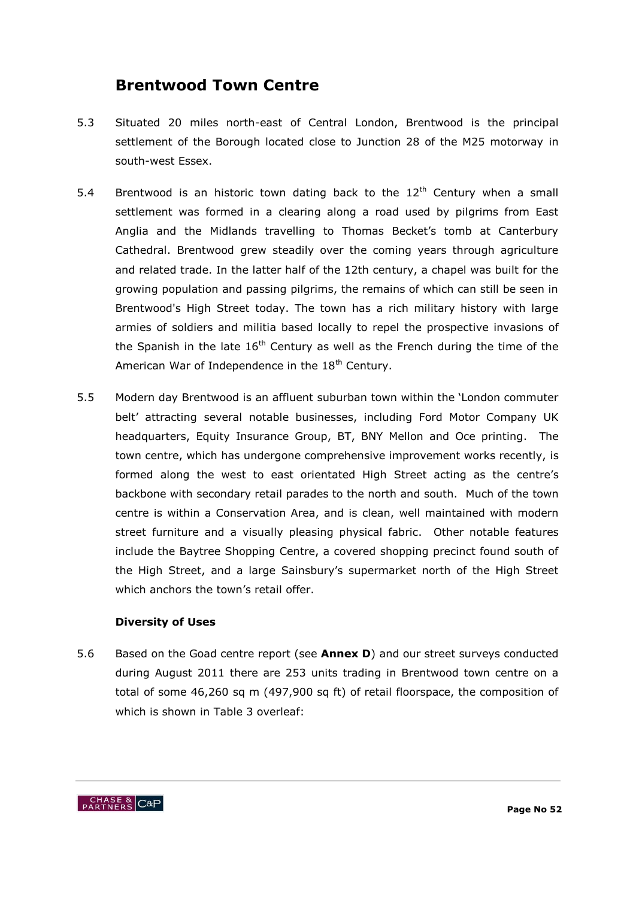## Brentwood Town Centre

5.3 Situated 20 miles north-east of Central London, Brentwood is the principal settlement of the Borough located close to Junction 28 of the M25 motorway in south-west Essex.

5.4 Brentwood is an historic town dating back to the 12th Century when a small settlement was formed in a clearing along a road used by pilgrims from East Anglia and the Midlands travelling to Thomas Becket's tomb at Canterbury Cathedral. Brentwood grew steadily over the coming years through agriculture and related trade. In the latter half of the 12th century, a chapel was built for the growing population and passing pilgrims, the remains of which can still be seen in Brentwood's High Street today. The town has a rich military history with large armies of soldiers and militia based locally to repel the prospective invasions of the Spanish in the late 16th Century as well as the French during the time of the American War of Independence in the 18th Century.

5.5 Modern day Brentwood is an affluent suburban town within the 'London commuter belt' attracting several notable businesses, including Ford Motor Company UK headquarters, Equity Insurance Group, BT, BNY Mellon and Oce printing. The town centre, which has undergone comprehensive improvement works recently, is formed along the west to east orientated High Street acting as the centre's backbone with secondary retail parades to the north and south. Much of the town centre is within a Conservation Area, and is clean, well maintained with modern street furniture and a visually pleasing physical fabric. Other notable features include the Baytree Shopping Centre, a covered shopping precinct found south of the High Street, and a large Sainsbury's supermarket north of the High Street which anchors the town's retail offer.

### Diversity of Uses

5.6 Based on the Goad centre report (see **Annex D**) and our street surveys conducted during August 2011 there are 253 units trading in Brentwood town centre on a total of some 46,260 sq m (497,900 sq ft) of retail floorspace, the composition of which is shown in Table 3 overleaf: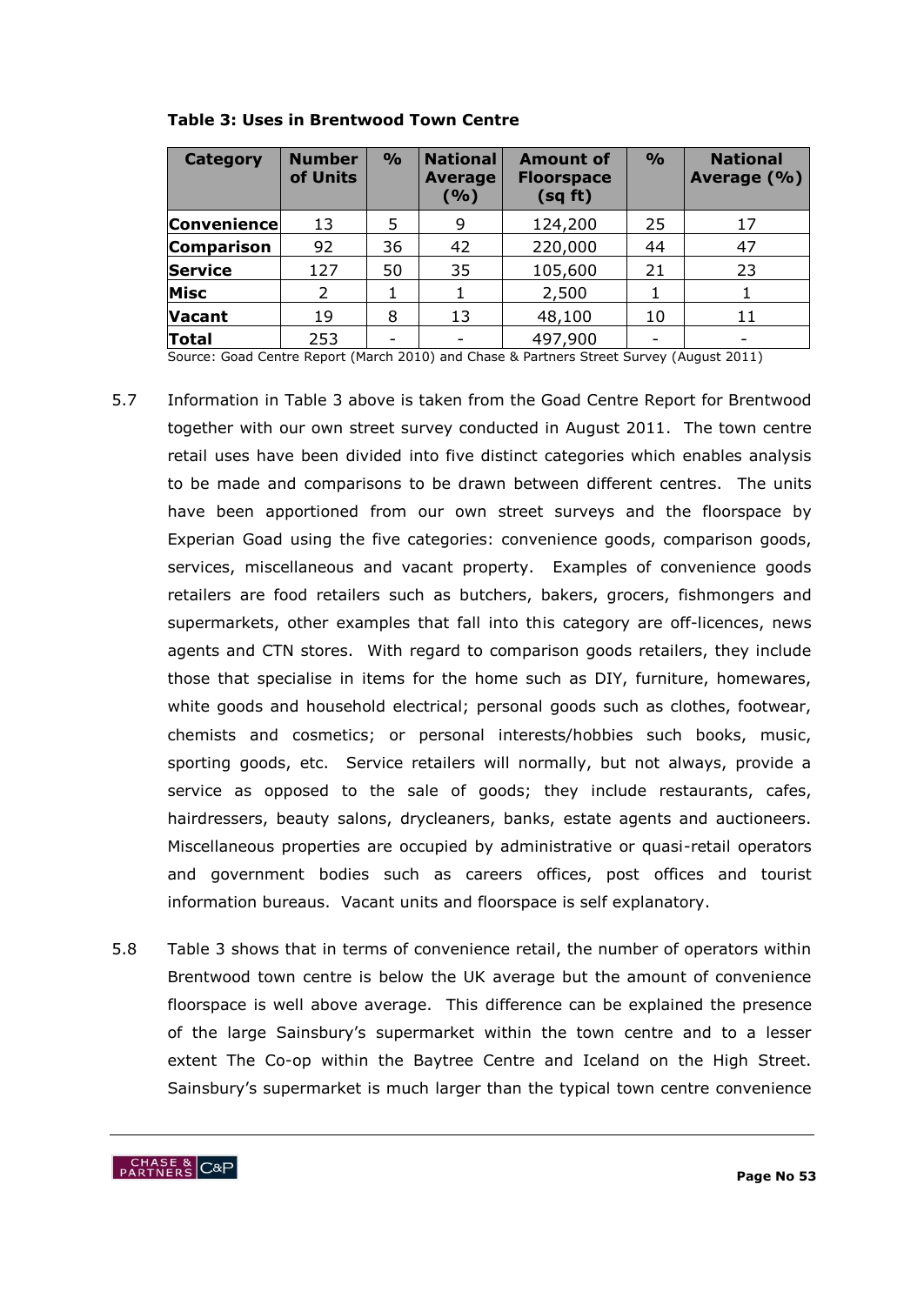**Table 3: Uses in Brentwood Town Centre**

| Category | Number of Units | % | National Average (%) | Amount of Floorspace (sq ft) | % | National Average (%) |
|---|---|---|---|---|---|---|
| **Convenience** | 13 | 5 | 9 | 124,200 | 25 | 17 |
| **Comparison** | 92 | 36 | 42 | 220,000 | 44 | 47 |
| **Service** | 127 | 50 | 35 | 105,600 | 21 | 23 |
| **Misc** | 2 | 1 | 1 | 2,500 | 1 | 1 |
| **Vacant** | 19 | 8 | 13 | 48,100 | 10 | 11 |
| **Total** | 253 | - | - | 497,900 | - | - |

Source: Goad Centre Report (March 2010) and Chase & Partners Street Survey (August 2011)

5.7 Information in Table 3 above is taken from the Goad Centre Report for Brentwood together with our own street survey conducted in August 2011. The town centre retail uses have been divided into five distinct categories which enables analysis to be made and comparisons to be drawn between different centres. The units have been apportioned from our own street surveys and the floorspace by Experian Goad using the five categories: convenience goods, comparison goods, services, miscellaneous and vacant property. Examples of convenience goods retailers are food retailers such as butchers, bakers, grocers, fishmongers and supermarkets, other examples that fall into this category are off-licences, news agents and CTN stores. With regard to comparison goods retailers, they include those that specialise in items for the home such as DIY, furniture, homewares, white goods and household electrical; personal goods such as clothes, footwear, chemists and cosmetics; or personal interests/hobbies such books, music, sporting goods, etc. Service retailers will normally, but not always, provide a service as opposed to the sale of goods; they include restaurants, cafes, hairdressers, beauty salons, drycleaners, banks, estate agents and auctioneers. Miscellaneous properties are occupied by administrative or quasi-retail operators and government bodies such as careers offices, post offices and tourist information bureaus. Vacant units and floorspace is self explanatory.

5.8 Table 3 shows that in terms of convenience retail, the number of operators within Brentwood town centre is below the UK average but the amount of convenience floorspace is well above average. This difference can be explained the presence of the large Sainsbury's supermarket within the town centre and to a lesser extent The Co-op within the Baytree Centre and Iceland on the High Street. Sainsbury's supermarket is much larger than the typical town centre convenience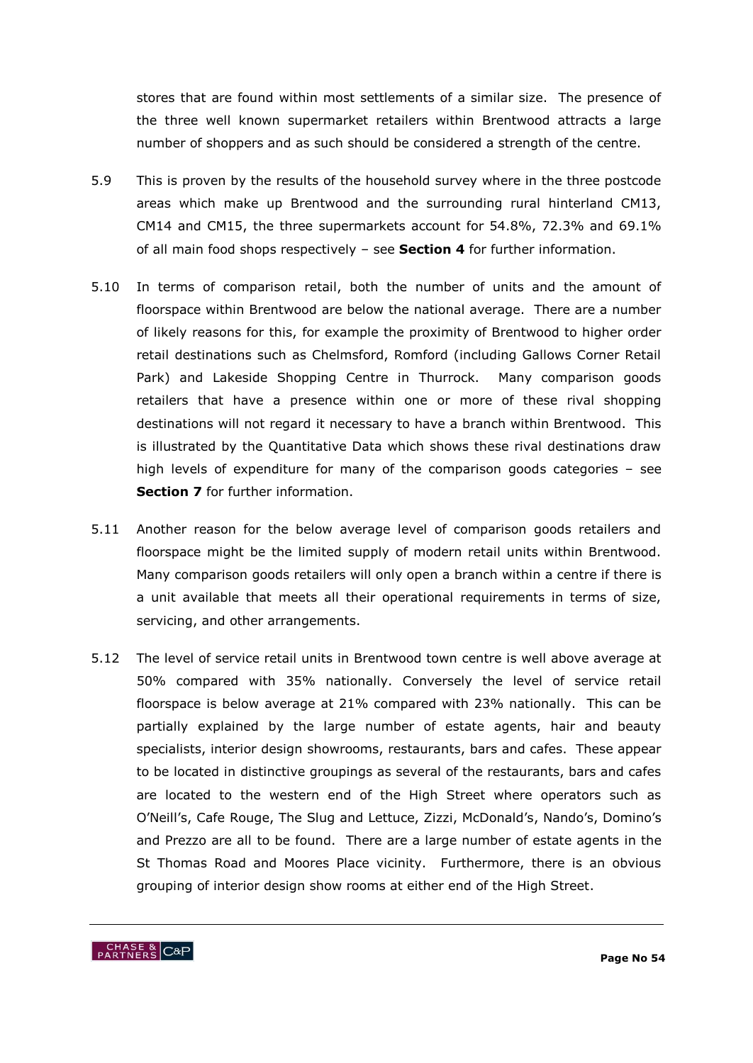stores that are found within most settlements of a similar size. The presence of the three well known supermarket retailers within Brentwood attracts a large number of shoppers and as such should be considered a strength of the centre.

5.9 This is proven by the results of the household survey where in the three postcode areas which make up Brentwood and the surrounding rural hinterland CM13, CM14 and CM15, the three supermarkets account for 54.8%, 72.3% and 69.1% of all main food shops respectively – see **Section 4** for further information.

5.10 In terms of comparison retail, both the number of units and the amount of floorspace within Brentwood are below the national average. There are a number of likely reasons for this, for example the proximity of Brentwood to higher order retail destinations such as Chelmsford, Romford (including Gallows Corner Retail Park) and Lakeside Shopping Centre in Thurrock. Many comparison goods retailers that have a presence within one or more of these rival shopping destinations will not regard it necessary to have a branch within Brentwood. This is illustrated by the Quantitative Data which shows these rival destinations draw high levels of expenditure for many of the comparison goods categories – see **Section 7** for further information.

5.11 Another reason for the below average level of comparison goods retailers and floorspace might be the limited supply of modern retail units within Brentwood. Many comparison goods retailers will only open a branch within a centre if there is a unit available that meets all their operational requirements in terms of size, servicing, and other arrangements.

5.12 The level of service retail units in Brentwood town centre is well above average at 50% compared with 35% nationally. Conversely the level of service retail floorspace is below average at 21% compared with 23% nationally. This can be partially explained by the large number of estate agents, hair and beauty specialists, interior design showrooms, restaurants, bars and cafes. These appear to be located in distinctive groupings as several of the restaurants, bars and cafes are located to the western end of the High Street where operators such as O'Neill's, Cafe Rouge, The Slug and Lettuce, Zizzi, McDonald's, Nando's, Domino's and Prezzo are all to be found. There are a large number of estate agents in the St Thomas Road and Moores Place vicinity. Furthermore, there is an obvious grouping of interior design show rooms at either end of the High Street.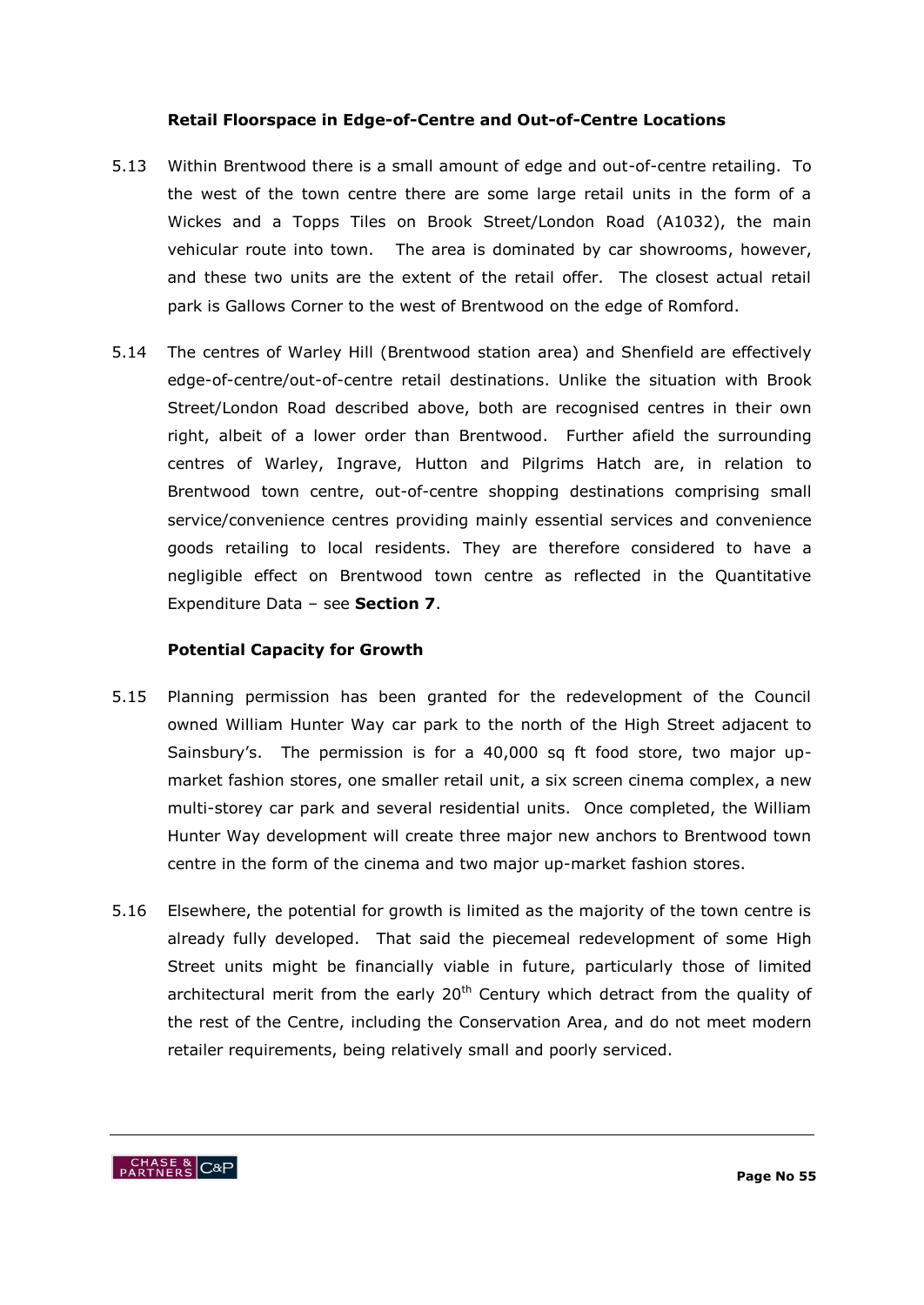### Retail Floorspace in Edge-of-Centre and Out-of-Centre Locations

5.13 Within Brentwood there is a small amount of edge and out-of-centre retailing. To the west of the town centre there are some large retail units in the form of a Wickes and a Topps Tiles on Brook Street/London Road (A1032), the main vehicular route into town. The area is dominated by car showrooms, however, and these two units are the extent of the retail offer. The closest actual retail park is Gallows Corner to the west of Brentwood on the edge of Romford.

5.14 The centres of Warley Hill (Brentwood station area) and Shenfield are effectively edge-of-centre/out-of-centre retail destinations. Unlike the situation with Brook Street/London Road described above, both are recognised centres in their own right, albeit of a lower order than Brentwood. Further afield the surrounding centres of Warley, Ingrave, Hutton and Pilgrims Hatch are, in relation to Brentwood town centre, out-of-centre shopping destinations comprising small service/convenience centres providing mainly essential services and convenience goods retailing to local residents. They are therefore considered to have a negligible effect on Brentwood town centre as reflected in the Quantitative Expenditure Data – see **Section 7**.

### Potential Capacity for Growth

5.15 Planning permission has been granted for the redevelopment of the Council owned William Hunter Way car park to the north of the High Street adjacent to Sainsbury's. The permission is for a 40,000 sq ft food store, two major up-market fashion stores, one smaller retail unit, a six screen cinema complex, a new multi-storey car park and several residential units. Once completed, the William Hunter Way development will create three major new anchors to Brentwood town centre in the form of the cinema and two major up-market fashion stores.

5.16 Elsewhere, the potential for growth is limited as the majority of the town centre is already fully developed. That said the piecemeal redevelopment of some High Street units might be financially viable in future, particularly those of limited architectural merit from the early 20th Century which detract from the quality of the rest of the Centre, including the Conservation Area, and do not meet modern retailer requirements, being relatively small and poorly serviced.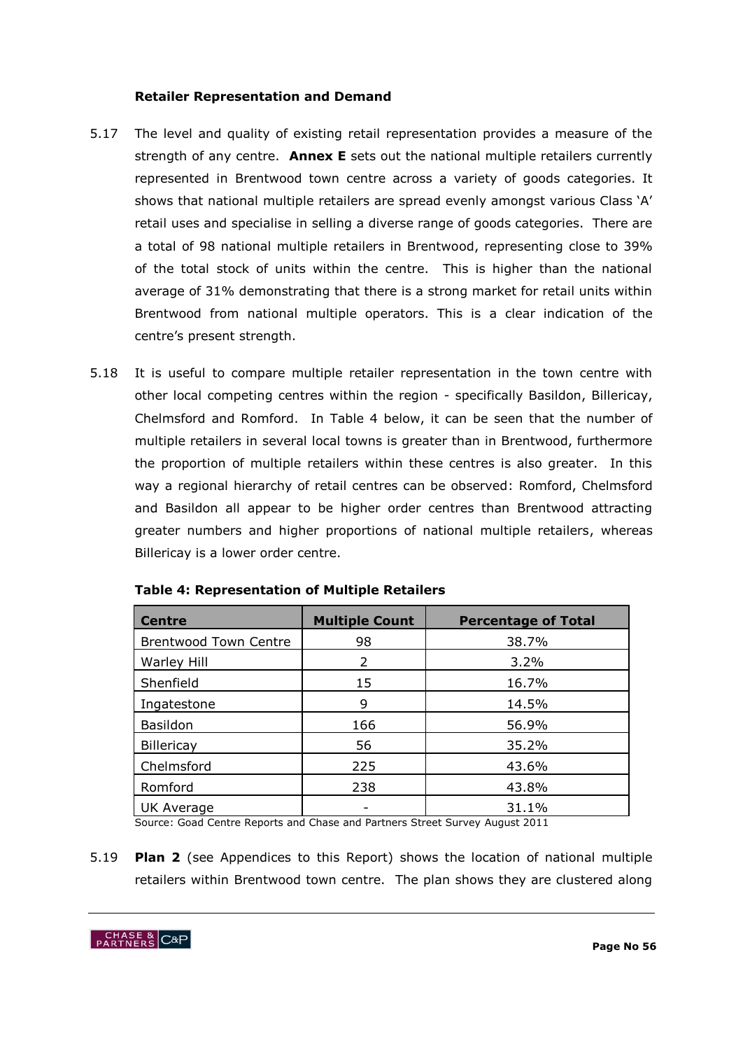### Retailer Representation and Demand

5.17 The level and quality of existing retail representation provides a measure of the strength of any centre. **Annex E** sets out the national multiple retailers currently represented in Brentwood town centre across a variety of goods categories. It shows that national multiple retailers are spread evenly amongst various Class 'A' retail uses and specialise in selling a diverse range of goods categories. There are a total of 98 national multiple retailers in Brentwood, representing close to 39% of the total stock of units within the centre. This is higher than the national average of 31% demonstrating that there is a strong market for retail units within Brentwood from national multiple operators. This is a clear indication of the centre's present strength.

5.18 It is useful to compare multiple retailer representation in the town centre with other local competing centres within the region - specifically Basildon, Billericay, Chelmsford and Romford. In Table 4 below, it can be seen that the number of multiple retailers in several local towns is greater than in Brentwood, furthermore the proportion of multiple retailers within these centres is also greater. In this way a regional hierarchy of retail centres can be observed: Romford, Chelmsford and Basildon all appear to be higher order centres than Brentwood attracting greater numbers and higher proportions of national multiple retailers, whereas Billericay is a lower order centre.

**Table 4: Representation of Multiple Retailers**

| Centre | Multiple Count | Percentage of Total |
|---|---|---|
| Brentwood Town Centre | 98 | 38.7% |
| Warley Hill | 2 | 3.2% |
| Shenfield | 15 | 16.7% |
| Ingatestone | 9 | 14.5% |
| Basildon | 166 | 56.9% |
| Billericay | 56 | 35.2% |
| Chelmsford | 225 | 43.6% |
| Romford | 238 | 43.8% |
| UK Average | - | 31.1% |

Source: Goad Centre Reports and Chase and Partners Street Survey August 2011

5.19 **Plan 2** (see Appendices to this Report) shows the location of national multiple retailers within Brentwood town centre. The plan shows they are clustered along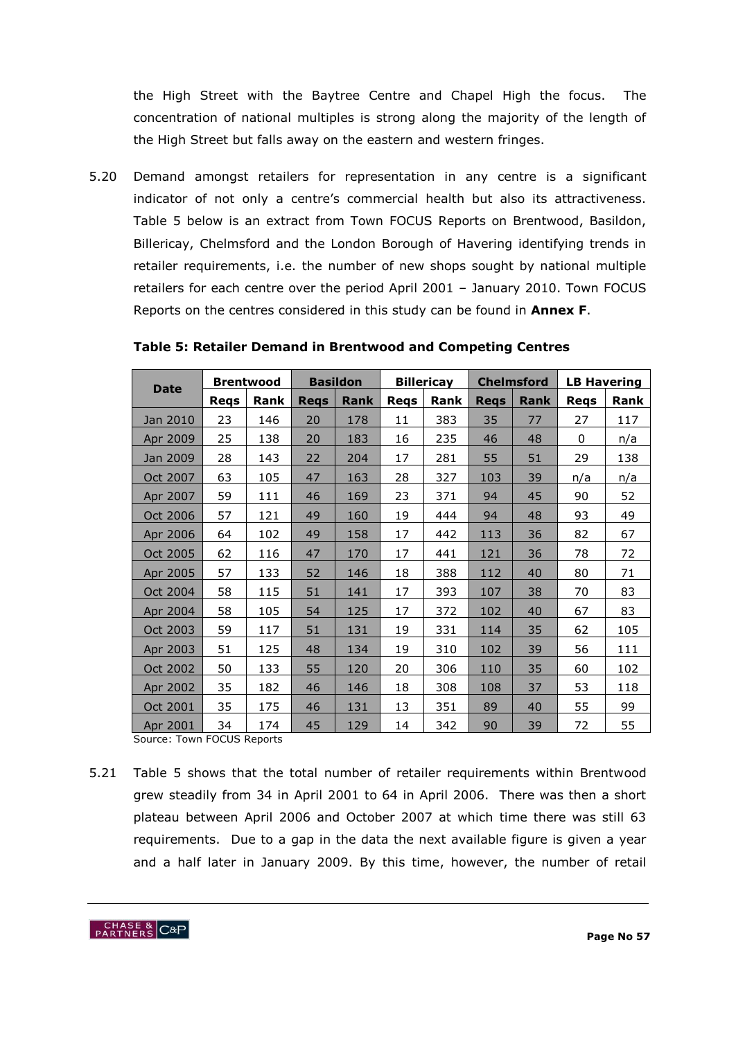the High Street with the Baytree Centre and Chapel High the focus. The concentration of national multiples is strong along the majority of the length of the High Street but falls away on the eastern and western fringes.

5.20 Demand amongst retailers for representation in any centre is a significant indicator of not only a centre's commercial health but also its attractiveness. Table 5 below is an extract from Town FOCUS Reports on Brentwood, Basildon, Billericay, Chelmsford and the London Borough of Havering identifying trends in retailer requirements, i.e. the number of new shops sought by national multiple retailers for each centre over the period April 2001 – January 2010. Town FOCUS Reports on the centres considered in this study can be found in **Annex F**.

**Table 5: Retailer Demand in Brentwood and Competing Centres**

| Date | Brentwood | | Basildon | | Billericay | | Chelmsford | | LB Havering | |
|---|---|---|---|---|---|---|---|---|---|---|
| | **Reqs** | **Rank** | **Reqs** | **Rank** | **Reqs** | **Rank** | **Reqs** | **Rank** | **Reqs** | **Rank** |
| Jan 2010 | 23 | 146 | 20 | 178 | 11 | 383 | 35 | 77 | 27 | 117 |
| Apr 2009 | 25 | 138 | 20 | 183 | 16 | 235 | 46 | 48 | 0 | n/a |
| Jan 2009 | 28 | 143 | 22 | 204 | 17 | 281 | 55 | 51 | 29 | 138 |
| Oct 2007 | 63 | 105 | 47 | 163 | 28 | 327 | 103 | 39 | n/a | n/a |
| Apr 2007 | 59 | 111 | 46 | 169 | 23 | 371 | 94 | 45 | 90 | 52 |
| Oct 2006 | 57 | 121 | 49 | 160 | 19 | 444 | 94 | 48 | 93 | 49 |
| Apr 2006 | 64 | 102 | 49 | 158 | 17 | 442 | 113 | 36 | 82 | 67 |
| Oct 2005 | 62 | 116 | 47 | 170 | 17 | 441 | 121 | 36 | 78 | 72 |
| Apr 2005 | 57 | 133 | 52 | 146 | 18 | 388 | 112 | 40 | 80 | 71 |
| Oct 2004 | 58 | 115 | 51 | 141 | 17 | 393 | 107 | 38 | 70 | 83 |
| Apr 2004 | 58 | 105 | 54 | 125 | 17 | 372 | 102 | 40 | 67 | 83 |
| Oct 2003 | 59 | 117 | 51 | 131 | 19 | 331 | 114 | 35 | 62 | 105 |
| Apr 2003 | 51 | 125 | 48 | 134 | 19 | 310 | 102 | 39 | 56 | 111 |
| Oct 2002 | 50 | 133 | 55 | 120 | 20 | 306 | 110 | 35 | 60 | 102 |
| Apr 2002 | 35 | 182 | 46 | 146 | 18 | 308 | 108 | 37 | 53 | 118 |
| Oct 2001 | 35 | 175 | 46 | 131 | 13 | 351 | 89 | 40 | 55 | 99 |
| Apr 2001 | 34 | 174 | 45 | 129 | 14 | 342 | 90 | 39 | 72 | 55 |

Source: Town FOCUS Reports

5.21 Table 5 shows that the total number of retailer requirements within Brentwood grew steadily from 34 in April 2001 to 64 in April 2006. There was then a short plateau between April 2006 and October 2007 at which time there was still 63 requirements. Due to a gap in the data the next available figure is given a year and a half later in January 2009. By this time, however, the number of retail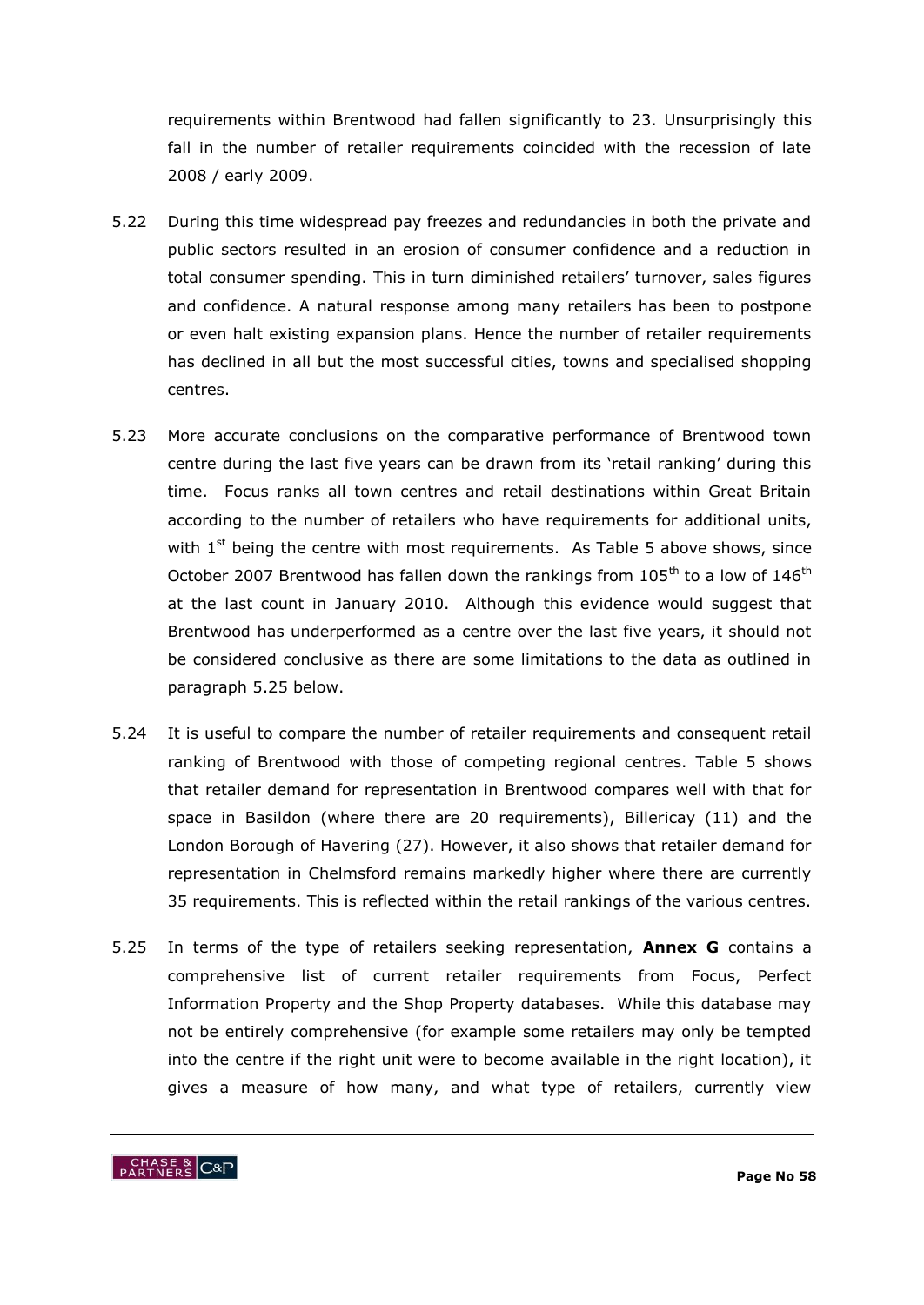requirements within Brentwood had fallen significantly to 23. Unsurprisingly this fall in the number of retailer requirements coincided with the recession of late 2008 / early 2009.

5.22 During this time widespread pay freezes and redundancies in both the private and public sectors resulted in an erosion of consumer confidence and a reduction in total consumer spending. This in turn diminished retailers' turnover, sales figures and confidence. A natural response among many retailers has been to postpone or even halt existing expansion plans. Hence the number of retailer requirements has declined in all but the most successful cities, towns and specialised shopping centres.

5.23 More accurate conclusions on the comparative performance of Brentwood town centre during the last five years can be drawn from its 'retail ranking' during this time. Focus ranks all town centres and retail destinations within Great Britain according to the number of retailers who have requirements for additional units, with 1st being the centre with most requirements. As Table 5 above shows, since October 2007 Brentwood has fallen down the rankings from 105th to a low of 146th at the last count in January 2010. Although this evidence would suggest that Brentwood has underperformed as a centre over the last five years, it should not be considered conclusive as there are some limitations to the data as outlined in paragraph 5.25 below.

5.24 It is useful to compare the number of retailer requirements and consequent retail ranking of Brentwood with those of competing regional centres. Table 5 shows that retailer demand for representation in Brentwood compares well with that for space in Basildon (where there are 20 requirements), Billericay (11) and the London Borough of Havering (27). However, it also shows that retailer demand for representation in Chelmsford remains markedly higher where there are currently 35 requirements. This is reflected within the retail rankings of the various centres.

5.25 In terms of the type of retailers seeking representation, **Annex G** contains a comprehensive list of current retailer requirements from Focus, Perfect Information Property and the Shop Property databases. While this database may not be entirely comprehensive (for example some retailers may only be tempted into the centre if the right unit were to become available in the right location), it gives a measure of how many, and what type of retailers, currently view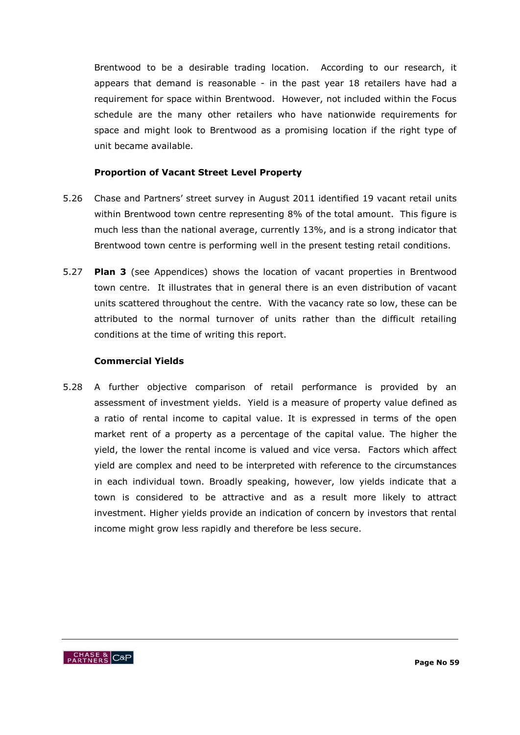Brentwood to be a desirable trading location. According to our research, it appears that demand is reasonable - in the past year 18 retailers have had a requirement for space within Brentwood. However, not included within the Focus schedule are the many other retailers who have nationwide requirements for space and might look to Brentwood as a promising location if the right type of unit became available.

**Proportion of Vacant Street Level Property**

5.26 Chase and Partners' street survey in August 2011 identified 19 vacant retail units within Brentwood town centre representing 8% of the total amount. This figure is much less than the national average, currently 13%, and is a strong indicator that Brentwood town centre is performing well in the present testing retail conditions.

5.27 **Plan 3** (see Appendices) shows the location of vacant properties in Brentwood town centre. It illustrates that in general there is an even distribution of vacant units scattered throughout the centre. With the vacancy rate so low, these can be attributed to the normal turnover of units rather than the difficult retailing conditions at the time of writing this report.

**Commercial Yields**

5.28 A further objective comparison of retail performance is provided by an assessment of investment yields. Yield is a measure of property value defined as a ratio of rental income to capital value. It is expressed in terms of the open market rent of a property as a percentage of the capital value. The higher the yield, the lower the rental income is valued and vice versa. Factors which affect yield are complex and need to be interpreted with reference to the circumstances in each individual town. Broadly speaking, however, low yields indicate that a town is considered to be attractive and as a result more likely to attract investment. Higher yields provide an indication of concern by investors that rental income might grow less rapidly and therefore be less secure.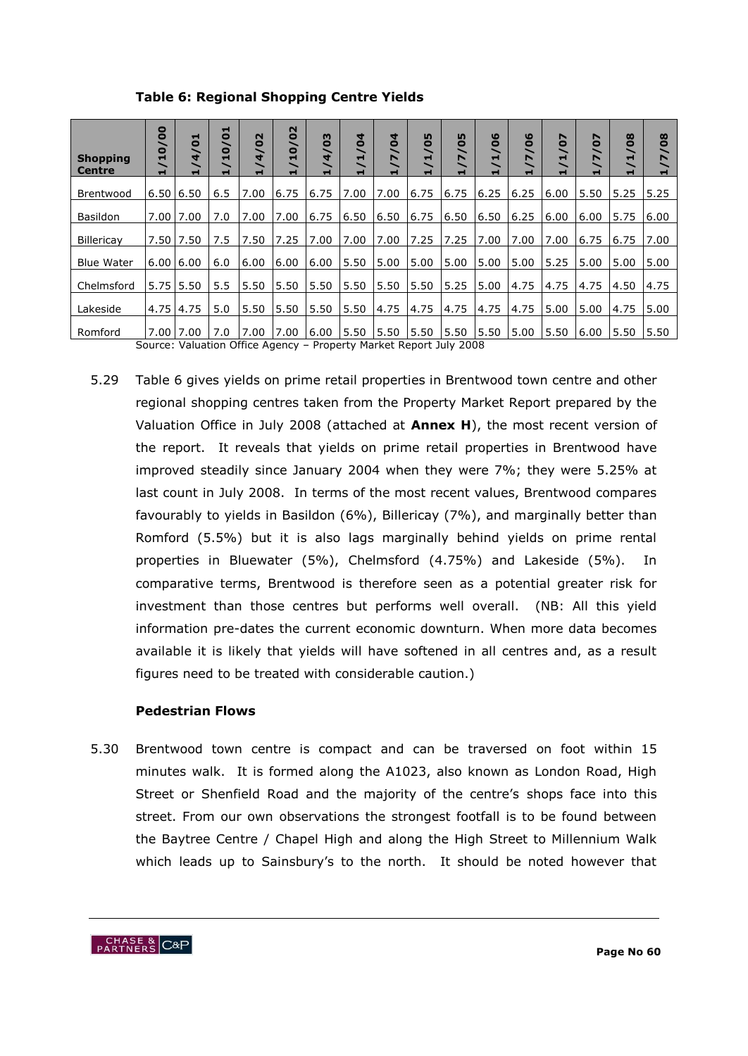**Table 6: Regional Shopping Centre Yields**

| Shopping Centre | 1/10/00 | 1/4/01 | 1/10/01 | 1/4/02 | 1/10/02 | 1/4/03 | 1/1/04 | 1/7/04 | 1/1/05 | 1/7/05 | 1/1/06 | 1/7/06 | 1/1/07 | 1/7/07 | 1/1/08 | 1/7/08 |
|---|---|---|---|---|---|---|---|---|---|---|---|---|---|---|---|---|
| Brentwood | 6.50 | 6.50 | 6.5 | 7.00 | 6.75 | 6.75 | 7.00 | 7.00 | 6.75 | 6.75 | 6.25 | 6.25 | 6.00 | 5.50 | 5.25 | 5.25 |
| Basildon | 7.00 | 7.00 | 7.0 | 7.00 | 7.00 | 6.75 | 6.50 | 6.50 | 6.75 | 6.50 | 6.50 | 6.25 | 6.00 | 6.00 | 5.75 | 6.00 |
| Billericay | 7.50 | 7.50 | 7.5 | 7.50 | 7.25 | 7.00 | 7.00 | 7.00 | 7.25 | 7.25 | 7.00 | 7.00 | 7.00 | 6.75 | 6.75 | 7.00 |
| Blue Water | 6.00 | 6.00 | 6.0 | 6.00 | 6.00 | 6.00 | 5.50 | 5.00 | 5.00 | 5.00 | 5.00 | 5.00 | 5.25 | 5.00 | 5.00 | 5.00 |
| Chelmsford | 5.75 | 5.50 | 5.5 | 5.50 | 5.50 | 5.50 | 5.50 | 5.50 | 5.50 | 5.25 | 5.00 | 4.75 | 4.75 | 4.75 | 4.50 | 4.75 |
| Lakeside | 4.75 | 4.75 | 5.0 | 5.50 | 5.50 | 5.50 | 5.50 | 4.75 | 4.75 | 4.75 | 4.75 | 4.75 | 5.00 | 5.00 | 4.75 | 5.00 |
| Romford | 7.00 | 7.00 | 7.0 | 7.00 | 7.00 | 6.00 | 5.50 | 5.50 | 5.50 | 5.50 | 5.50 | 5.00 | 5.50 | 6.00 | 5.50 | 5.50 |

Source: Valuation Office Agency – Property Market Report July 2008

5.29 Table 6 gives yields on prime retail properties in Brentwood town centre and other regional shopping centres taken from the Property Market Report prepared by the Valuation Office in July 2008 (attached at **Annex H**), the most recent version of the report. It reveals that yields on prime retail properties in Brentwood have improved steadily since January 2004 when they were 7%; they were 5.25% at last count in July 2008. In terms of the most recent values, Brentwood compares favourably to yields in Basildon (6%), Billericay (7%), and marginally better than Romford (5.5%) but it is also lags marginally behind yields on prime rental properties in Bluewater (5%), Chelmsford (4.75%) and Lakeside (5%). In comparative terms, Brentwood is therefore seen as a potential greater risk for investment than those centres but performs well overall. (NB: All this yield information pre-dates the current economic downturn. When more data becomes available it is likely that yields will have softened in all centres and, as a result figures need to be treated with considerable caution.)

### Pedestrian Flows

5.30 Brentwood town centre is compact and can be traversed on foot within 15 minutes walk. It is formed along the A1023, also known as London Road, High Street or Shenfield Road and the majority of the centre's shops face into this street. From our own observations the strongest footfall is to be found between the Baytree Centre / Chapel High and along the High Street to Millennium Walk which leads up to Sainsbury's to the north. It should be noted however that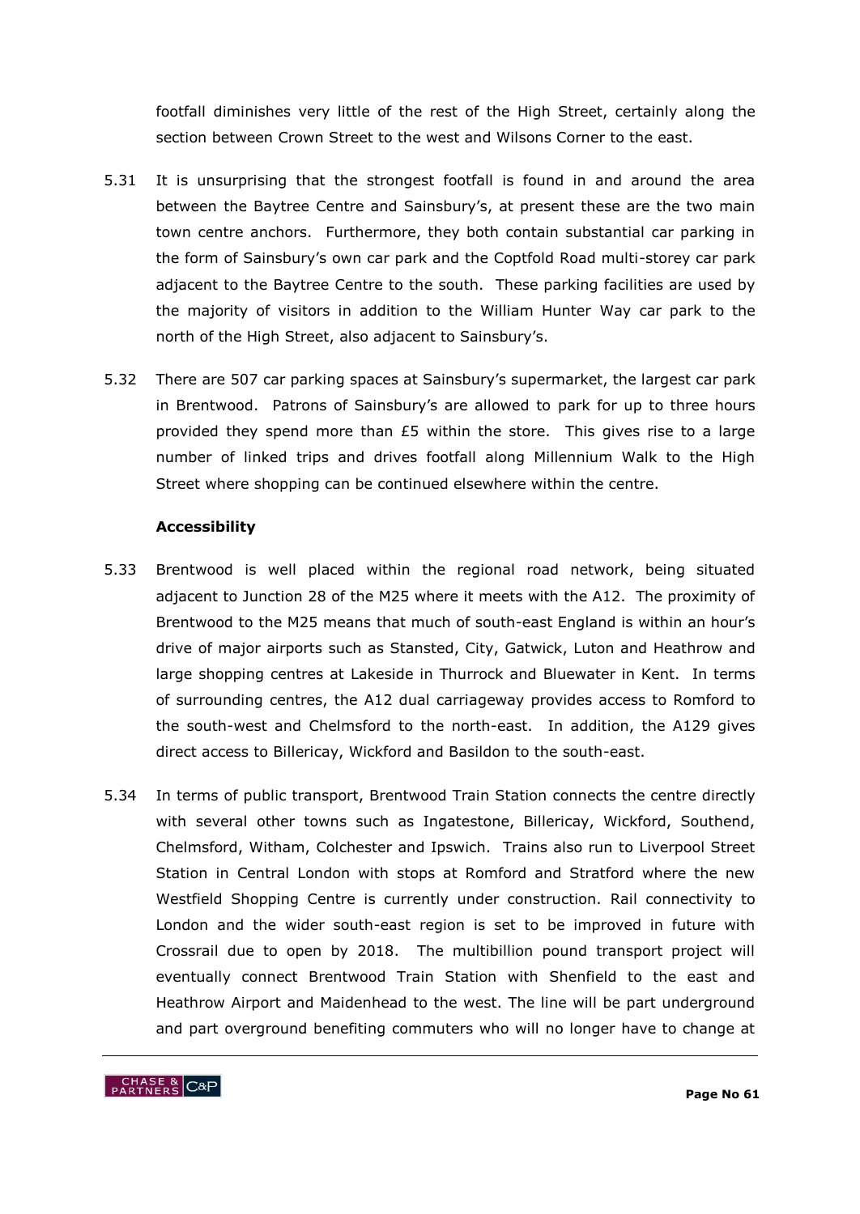footfall diminishes very little of the rest of the High Street, certainly along the section between Crown Street to the west and Wilsons Corner to the east.

5.31 It is unsurprising that the strongest footfall is found in and around the area between the Baytree Centre and Sainsbury's, at present these are the two main town centre anchors. Furthermore, they both contain substantial car parking in the form of Sainsbury's own car park and the Coptfold Road multi-storey car park adjacent to the Baytree Centre to the south. These parking facilities are used by the majority of visitors in addition to the William Hunter Way car park to the north of the High Street, also adjacent to Sainsbury's.

5.32 There are 507 car parking spaces at Sainsbury's supermarket, the largest car park in Brentwood. Patrons of Sainsbury's are allowed to park for up to three hours provided they spend more than £5 within the store. This gives rise to a large number of linked trips and drives footfall along Millennium Walk to the High Street where shopping can be continued elsewhere within the centre.

**Accessibility**

5.33 Brentwood is well placed within the regional road network, being situated adjacent to Junction 28 of the M25 where it meets with the A12. The proximity of Brentwood to the M25 means that much of south-east England is within an hour's drive of major airports such as Stansted, City, Gatwick, Luton and Heathrow and large shopping centres at Lakeside in Thurrock and Bluewater in Kent. In terms of surrounding centres, the A12 dual carriageway provides access to Romford to the south-west and Chelmsford to the north-east. In addition, the A129 gives direct access to Billericay, Wickford and Basildon to the south-east.

5.34 In terms of public transport, Brentwood Train Station connects the centre directly with several other towns such as Ingatestone, Billericay, Wickford, Southend, Chelmsford, Witham, Colchester and Ipswich. Trains also run to Liverpool Street Station in Central London with stops at Romford and Stratford where the new Westfield Shopping Centre is currently under construction. Rail connectivity to London and the wider south-east region is set to be improved in future with Crossrail due to open by 2018. The multibillion pound transport project will eventually connect Brentwood Train Station with Shenfield to the east and Heathrow Airport and Maidenhead to the west. The line will be part underground and part overground benefiting commuters who will no longer have to change at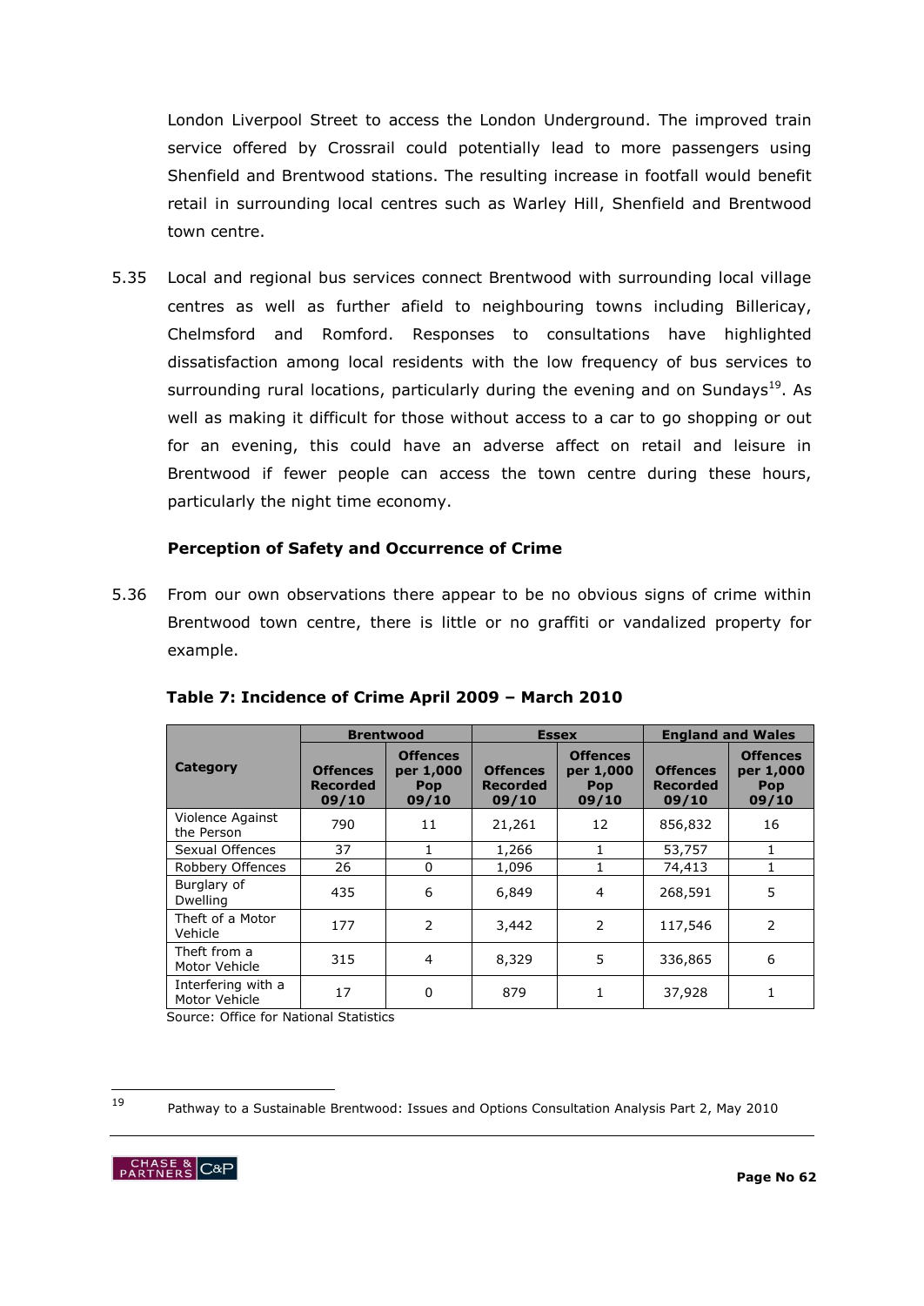London Liverpool Street to access the London Underground. The improved train service offered by Crossrail could potentially lead to more passengers using Shenfield and Brentwood stations. The resulting increase in footfall would benefit retail in surrounding local centres such as Warley Hill, Shenfield and Brentwood town centre.

5.35 Local and regional bus services connect Brentwood with surrounding local village centres as well as further afield to neighbouring towns including Billericay, Chelmsford and Romford. Responses to consultations have highlighted dissatisfaction among local residents with the low frequency of bus services to surrounding rural locations, particularly during the evening and on Sundays[19]. As well as making it difficult for those without access to a car to go shopping or out for an evening, this could have an adverse affect on retail and leisure in Brentwood if fewer people can access the town centre during these hours, particularly the night time economy.

**Perception of Safety and Occurrence of Crime**

5.36 From our own observations there appear to be no obvious signs of crime within Brentwood town centre, there is little or no graffiti or vandalized property for example.

**Table 7: Incidence of Crime April 2009 – March 2010**

| Category | Brentwood | | Essex | | England and Wales | |
|---|---|---|---|---|---|---|
| | Offences Recorded 09/10 | Offences per 1,000 Pop 09/10 | Offences Recorded 09/10 | Offences per 1,000 Pop 09/10 | Offences Recorded 09/10 | Offences per 1,000 Pop 09/10 |
| Violence Against the Person | 790 | 11 | 21,261 | 12 | 856,832 | 16 |
| Sexual Offences | 37 | 1 | 1,266 | 1 | 53,757 | 1 |
| Robbery Offences | 26 | 0 | 1,096 | 1 | 74,413 | 1 |
| Burglary of Dwelling | 435 | 6 | 6,849 | 4 | 268,591 | 5 |
| Theft of a Motor Vehicle | 177 | 2 | 3,442 | 2 | 117,546 | 2 |
| Theft from a Motor Vehicle | 315 | 4 | 8,329 | 5 | 336,865 | 6 |
| Interfering with a Motor Vehicle | 17 | 0 | 879 | 1 | 37,928 | 1 |

Source: Office for National Statistics

[19] Pathway to a Sustainable Brentwood: Issues and Options Consultation Analysis Part 2, May 2010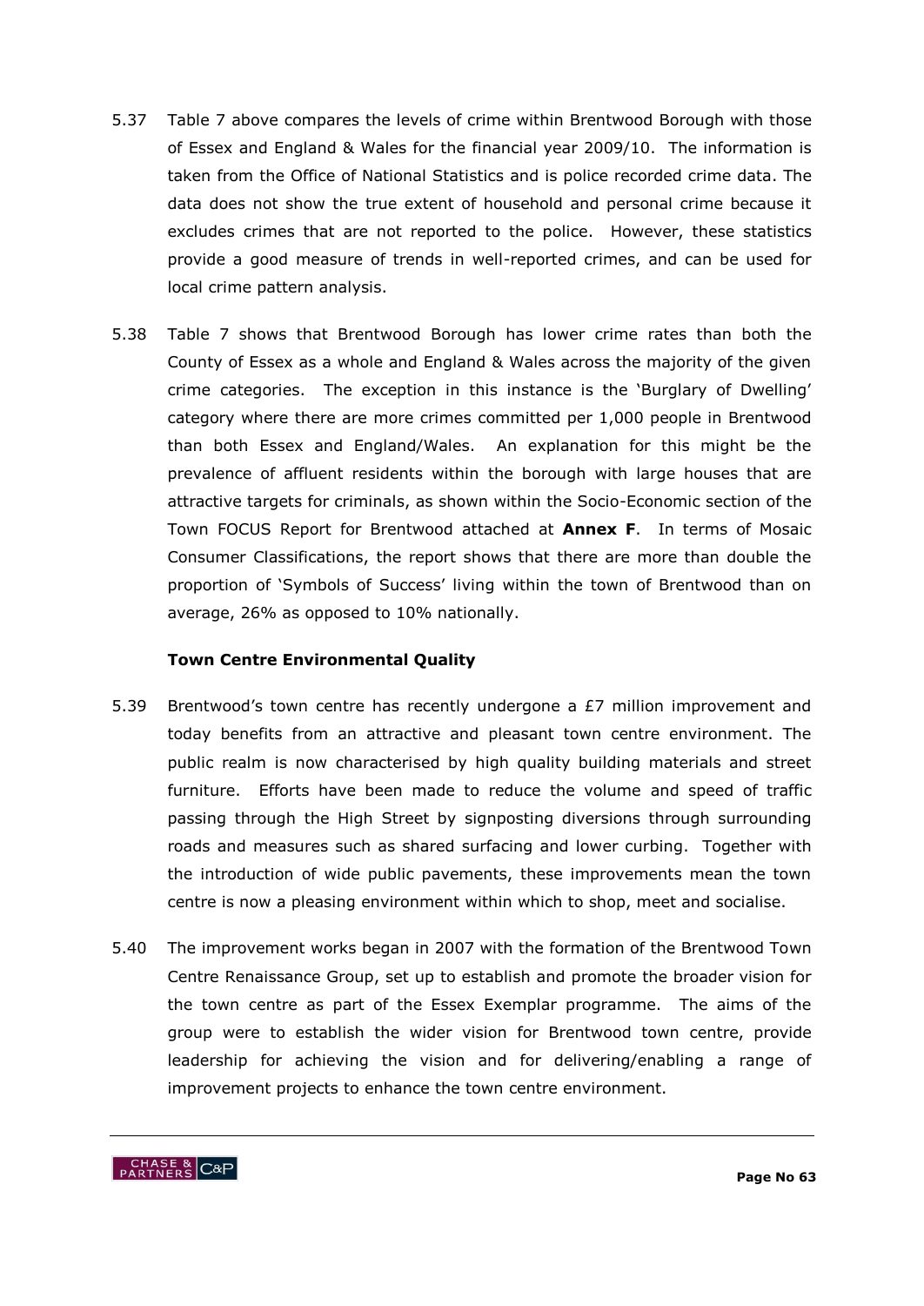5.37 Table 7 above compares the levels of crime within Brentwood Borough with those of Essex and England & Wales for the financial year 2009/10. The information is taken from the Office of National Statistics and is police recorded crime data. The data does not show the true extent of household and personal crime because it excludes crimes that are not reported to the police. However, these statistics provide a good measure of trends in well-reported crimes, and can be used for local crime pattern analysis.

5.38 Table 7 shows that Brentwood Borough has lower crime rates than both the County of Essex as a whole and England & Wales across the majority of the given crime categories. The exception in this instance is the 'Burglary of Dwelling' category where there are more crimes committed per 1,000 people in Brentwood than both Essex and England/Wales. An explanation for this might be the prevalence of affluent residents within the borough with large houses that are attractive targets for criminals, as shown within the Socio-Economic section of the Town FOCUS Report for Brentwood attached at **Annex F**. In terms of Mosaic Consumer Classifications, the report shows that there are more than double the proportion of 'Symbols of Success' living within the town of Brentwood than on average, 26% as opposed to 10% nationally.

**Town Centre Environmental Quality**

5.39 Brentwood's town centre has recently undergone a £7 million improvement and today benefits from an attractive and pleasant town centre environment. The public realm is now characterised by high quality building materials and street furniture. Efforts have been made to reduce the volume and speed of traffic passing through the High Street by signposting diversions through surrounding roads and measures such as shared surfacing and lower curbing. Together with the introduction of wide public pavements, these improvements mean the town centre is now a pleasing environment within which to shop, meet and socialise.

5.40 The improvement works began in 2007 with the formation of the Brentwood Town Centre Renaissance Group, set up to establish and promote the broader vision for the town centre as part of the Essex Exemplar programme. The aims of the group were to establish the wider vision for Brentwood town centre, provide leadership for achieving the vision and for delivering/enabling a range of improvement projects to enhance the town centre environment.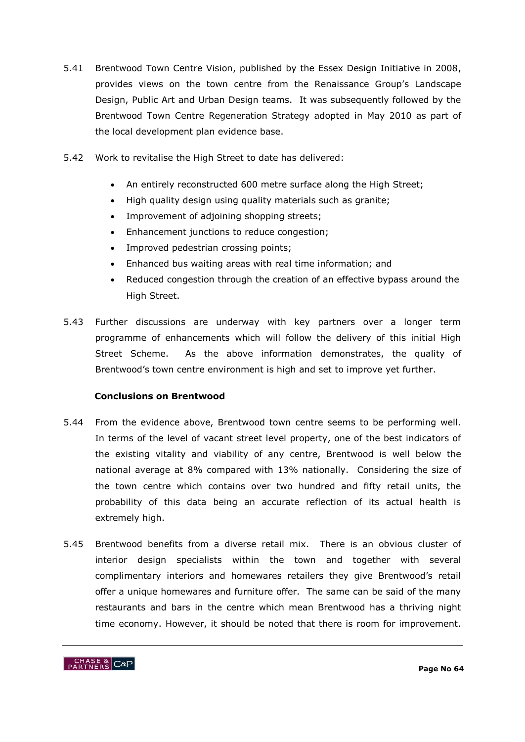5.41 Brentwood Town Centre Vision, published by the Essex Design Initiative in 2008, provides views on the town centre from the Renaissance Group's Landscape Design, Public Art and Urban Design teams. It was subsequently followed by the Brentwood Town Centre Regeneration Strategy adopted in May 2010 as part of the local development plan evidence base.

5.42 Work to revitalise the High Street to date has delivered:

- An entirely reconstructed 600 metre surface along the High Street;
- High quality design using quality materials such as granite;
- Improvement of adjoining shopping streets;
- Enhancement junctions to reduce congestion;
- Improved pedestrian crossing points;
- Enhanced bus waiting areas with real time information; and
- Reduced congestion through the creation of an effective bypass around the High Street.

5.43 Further discussions are underway with key partners over a longer term programme of enhancements which will follow the delivery of this initial High Street Scheme. As the above information demonstrates, the quality of Brentwood's town centre environment is high and set to improve yet further.

**Conclusions on Brentwood**

5.44 From the evidence above, Brentwood town centre seems to be performing well. In terms of the level of vacant street level property, one of the best indicators of the existing vitality and viability of any centre, Brentwood is well below the national average at 8% compared with 13% nationally. Considering the size of the town centre which contains over two hundred and fifty retail units, the probability of this data being an accurate reflection of its actual health is extremely high.

5.45 Brentwood benefits from a diverse retail mix. There is an obvious cluster of interior design specialists within the town and together with several complimentary interiors and homewares retailers they give Brentwood's retail offer a unique homewares and furniture offer. The same can be said of the many restaurants and bars in the centre which mean Brentwood has a thriving night time economy. However, it should be noted that there is room for improvement.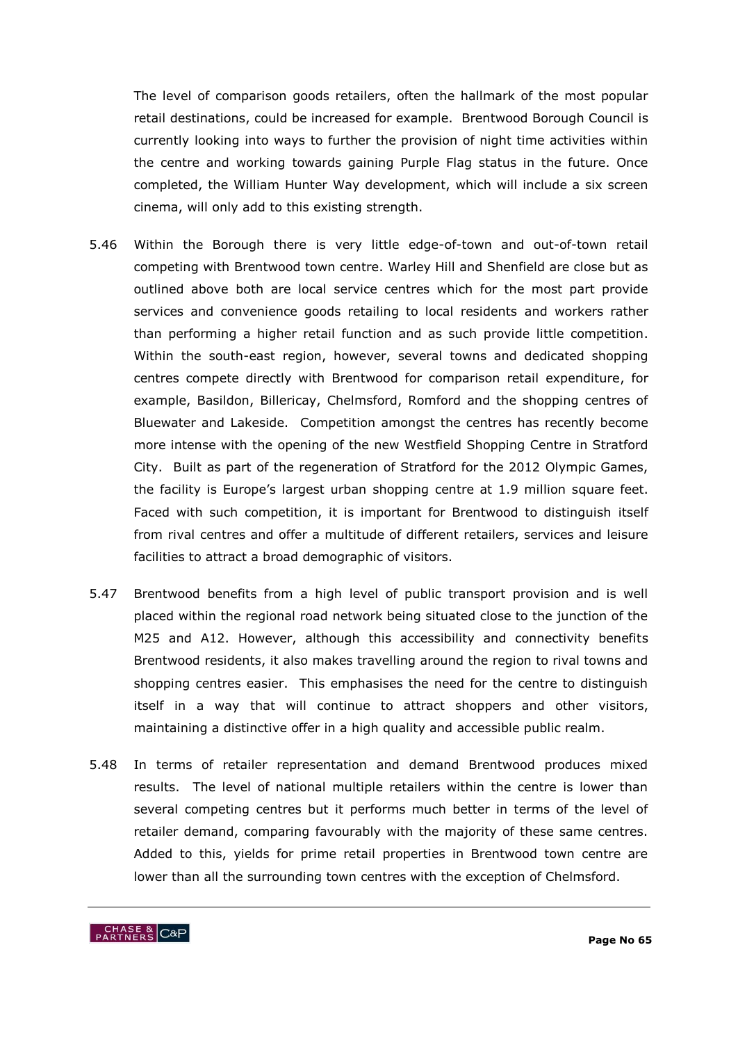The level of comparison goods retailers, often the hallmark of the most popular retail destinations, could be increased for example. Brentwood Borough Council is currently looking into ways to further the provision of night time activities within the centre and working towards gaining Purple Flag status in the future. Once completed, the William Hunter Way development, which will include a six screen cinema, will only add to this existing strength.

5.46 Within the Borough there is very little edge-of-town and out-of-town retail competing with Brentwood town centre. Warley Hill and Shenfield are close but as outlined above both are local service centres which for the most part provide services and convenience goods retailing to local residents and workers rather than performing a higher retail function and as such provide little competition. Within the south-east region, however, several towns and dedicated shopping centres compete directly with Brentwood for comparison retail expenditure, for example, Basildon, Billericay, Chelmsford, Romford and the shopping centres of Bluewater and Lakeside. Competition amongst the centres has recently become more intense with the opening of the new Westfield Shopping Centre in Stratford City. Built as part of the regeneration of Stratford for the 2012 Olympic Games, the facility is Europe's largest urban shopping centre at 1.9 million square feet. Faced with such competition, it is important for Brentwood to distinguish itself from rival centres and offer a multitude of different retailers, services and leisure facilities to attract a broad demographic of visitors.

5.47 Brentwood benefits from a high level of public transport provision and is well placed within the regional road network being situated close to the junction of the M25 and A12. However, although this accessibility and connectivity benefits Brentwood residents, it also makes travelling around the region to rival towns and shopping centres easier. This emphasises the need for the centre to distinguish itself in a way that will continue to attract shoppers and other visitors, maintaining a distinctive offer in a high quality and accessible public realm.

5.48 In terms of retailer representation and demand Brentwood produces mixed results. The level of national multiple retailers within the centre is lower than several competing centres but it performs much better in terms of the level of retailer demand, comparing favourably with the majority of these same centres. Added to this, yields for prime retail properties in Brentwood town centre are lower than all the surrounding town centres with the exception of Chelmsford.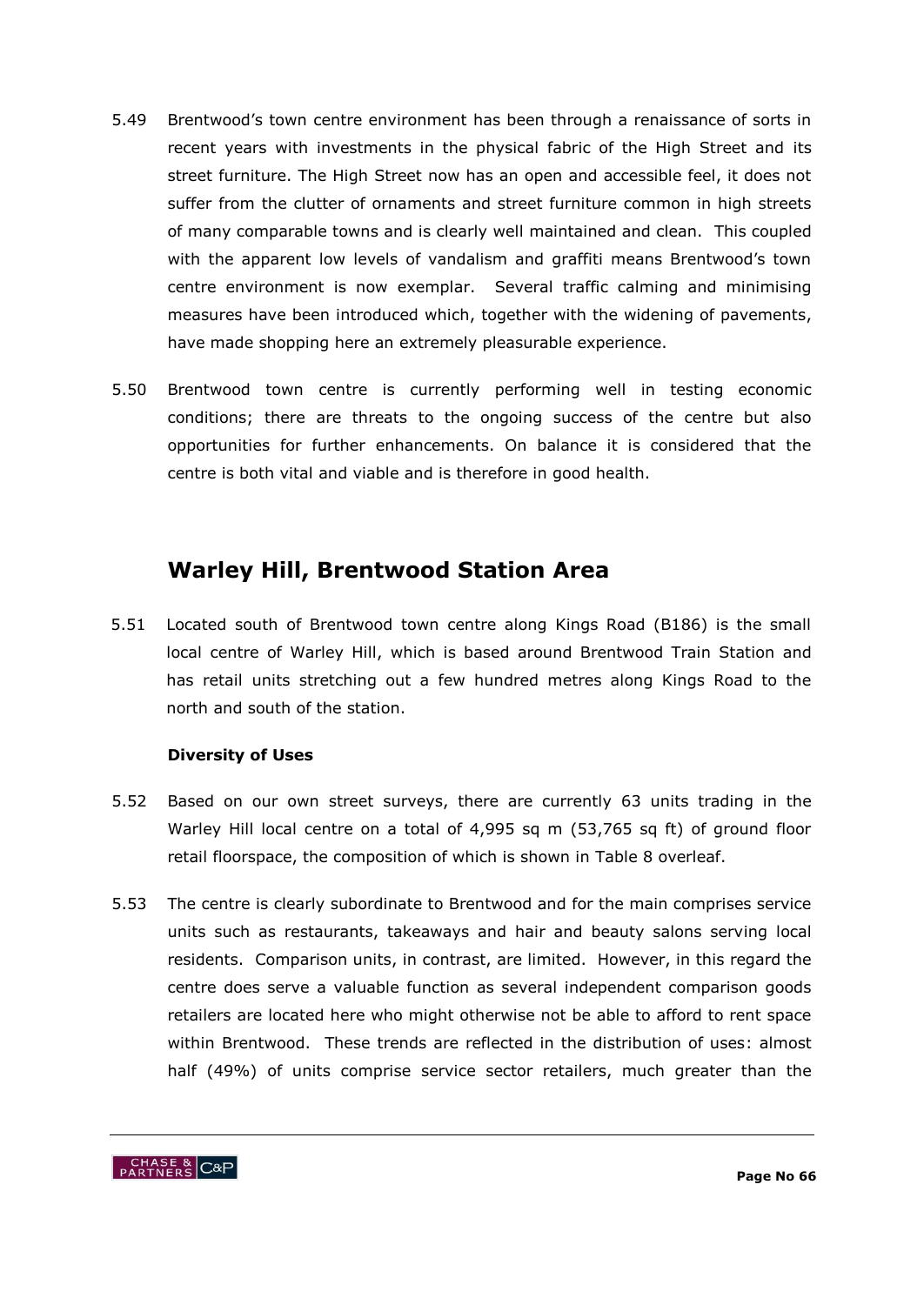5.49 Brentwood's town centre environment has been through a renaissance of sorts in recent years with investments in the physical fabric of the High Street and its street furniture. The High Street now has an open and accessible feel, it does not suffer from the clutter of ornaments and street furniture common in high streets of many comparable towns and is clearly well maintained and clean. This coupled with the apparent low levels of vandalism and graffiti means Brentwood's town centre environment is now exemplar. Several traffic calming and minimising measures have been introduced which, together with the widening of pavements, have made shopping here an extremely pleasurable experience.

5.50 Brentwood town centre is currently performing well in testing economic conditions; there are threats to the ongoing success of the centre but also opportunities for further enhancements. On balance it is considered that the centre is both vital and viable and is therefore in good health.

## Warley Hill, Brentwood Station Area

5.51 Located south of Brentwood town centre along Kings Road (B186) is the small local centre of Warley Hill, which is based around Brentwood Train Station and has retail units stretching out a few hundred metres along Kings Road to the north and south of the station.

**Diversity of Uses**

5.52 Based on our own street surveys, there are currently 63 units trading in the Warley Hill local centre on a total of 4,995 sq m (53,765 sq ft) of ground floor retail floorspace, the composition of which is shown in Table 8 overleaf.

5.53 The centre is clearly subordinate to Brentwood and for the main comprises service units such as restaurants, takeaways and hair and beauty salons serving local residents. Comparison units, in contrast, are limited. However, in this regard the centre does serve a valuable function as several independent comparison goods retailers are located here who might otherwise not be able to afford to rent space within Brentwood. These trends are reflected in the distribution of uses: almost half (49%) of units comprise service sector retailers, much greater than the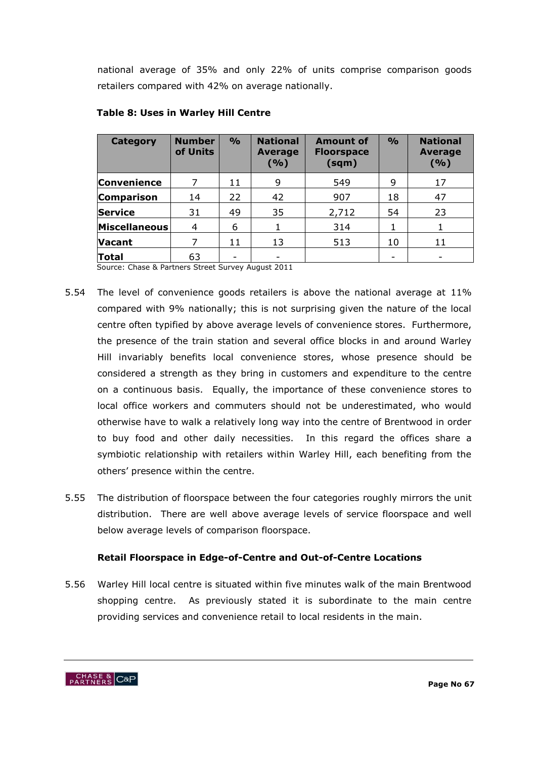national average of 35% and only 22% of units comprise comparison goods retailers compared with 42% on average nationally.

**Table 8: Uses in Warley Hill Centre**

| Category | Number of Units | % | National Average (%) | Amount of Floorspace (sqm) | % | National Average (%) |
|---|---|---|---|---|---|---|
| **Convenience** | 7 | 11 | 9 | 549 | 9 | 17 |
| **Comparison** | 14 | 22 | 42 | 907 | 18 | 47 |
| **Service** | 31 | 49 | 35 | 2,712 | 54 | 23 |
| **Miscellaneous** | 4 | 6 | 1 | 314 | 1 | 1 |
| **Vacant** | 7 | 11 | 13 | 513 | 10 | 11 |
| **Total** | 63 | - | - | | - | - |

Source: Chase & Partners Street Survey August 2011

5.54 The level of convenience goods retailers is above the national average at 11% compared with 9% nationally; this is not surprising given the nature of the local centre often typified by above average levels of convenience stores. Furthermore, the presence of the train station and several office blocks in and around Warley Hill invariably benefits local convenience stores, whose presence should be considered a strength as they bring in customers and expenditure to the centre on a continuous basis. Equally, the importance of these convenience stores to local office workers and commuters should not be underestimated, who would otherwise have to walk a relatively long way into the centre of Brentwood in order to buy food and other daily necessities. In this regard the offices share a symbiotic relationship with retailers within Warley Hill, each benefiting from the others' presence within the centre.

5.55 The distribution of floorspace between the four categories roughly mirrors the unit distribution. There are well above average levels of service floorspace and well below average levels of comparison floorspace.

**Retail Floorspace in Edge-of-Centre and Out-of-Centre Locations**

5.56 Warley Hill local centre is situated within five minutes walk of the main Brentwood shopping centre. As previously stated it is subordinate to the main centre providing services and convenience retail to local residents in the main.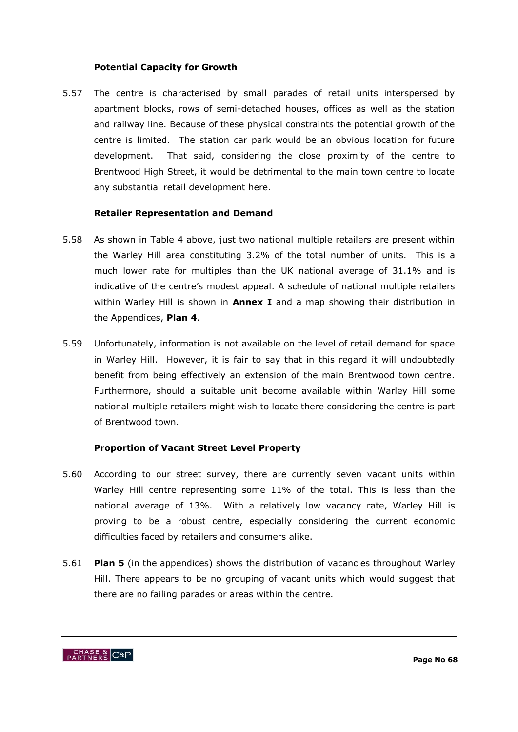**Potential Capacity for Growth**

5.57 The centre is characterised by small parades of retail units interspersed by apartment blocks, rows of semi-detached houses, offices as well as the station and railway line. Because of these physical constraints the potential growth of the centre is limited. The station car park would be an obvious location for future development. That said, considering the close proximity of the centre to Brentwood High Street, it would be detrimental to the main town centre to locate any substantial retail development here.

**Retailer Representation and Demand**

5.58 As shown in Table 4 above, just two national multiple retailers are present within the Warley Hill area constituting 3.2% of the total number of units. This is a much lower rate for multiples than the UK national average of 31.1% and is indicative of the centre's modest appeal. A schedule of national multiple retailers within Warley Hill is shown in **Annex I** and a map showing their distribution in the Appendices, **Plan 4**.

5.59 Unfortunately, information is not available on the level of retail demand for space in Warley Hill. However, it is fair to say that in this regard it will undoubtedly benefit from being effectively an extension of the main Brentwood town centre. Furthermore, should a suitable unit become available within Warley Hill some national multiple retailers might wish to locate there considering the centre is part of Brentwood town.

**Proportion of Vacant Street Level Property**

5.60 According to our street survey, there are currently seven vacant units within Warley Hill centre representing some 11% of the total. This is less than the national average of 13%. With a relatively low vacancy rate, Warley Hill is proving to be a robust centre, especially considering the current economic difficulties faced by retailers and consumers alike.

5.61 **Plan 5** (in the appendices) shows the distribution of vacancies throughout Warley Hill. There appears to be no grouping of vacant units which would suggest that there are no failing parades or areas within the centre.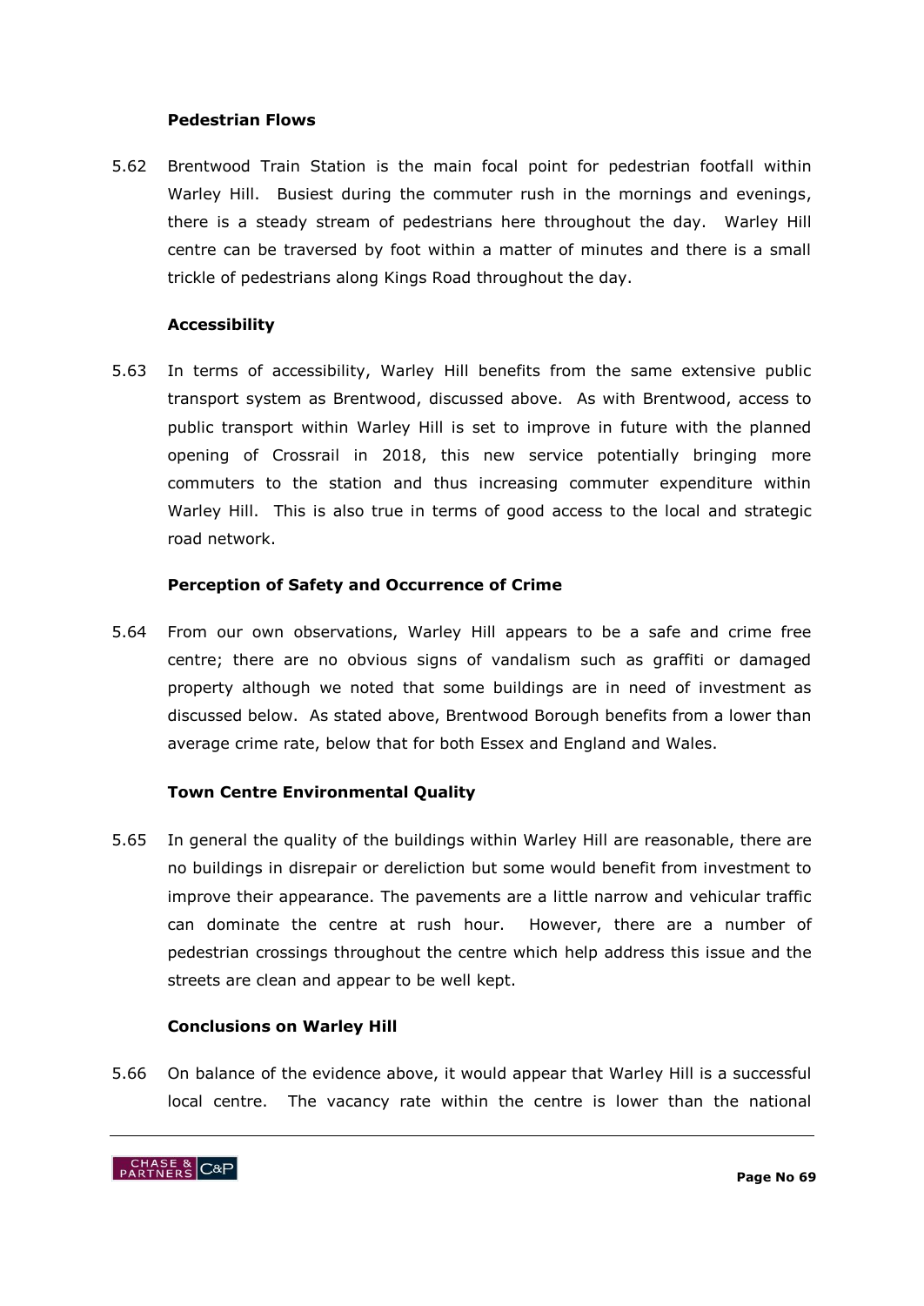### Pedestrian Flows

5.62 Brentwood Train Station is the main focal point for pedestrian footfall within Warley Hill. Busiest during the commuter rush in the mornings and evenings, there is a steady stream of pedestrians here throughout the day. Warley Hill centre can be traversed by foot within a matter of minutes and there is a small trickle of pedestrians along Kings Road throughout the day.

### Accessibility

5.63 In terms of accessibility, Warley Hill benefits from the same extensive public transport system as Brentwood, discussed above. As with Brentwood, access to public transport within Warley Hill is set to improve in future with the planned opening of Crossrail in 2018, this new service potentially bringing more commuters to the station and thus increasing commuter expenditure within Warley Hill. This is also true in terms of good access to the local and strategic road network.

### Perception of Safety and Occurrence of Crime

5.64 From our own observations, Warley Hill appears to be a safe and crime free centre; there are no obvious signs of vandalism such as graffiti or damaged property although we noted that some buildings are in need of investment as discussed below. As stated above, Brentwood Borough benefits from a lower than average crime rate, below that for both Essex and England and Wales.

### Town Centre Environmental Quality

5.65 In general the quality of the buildings within Warley Hill are reasonable, there are no buildings in disrepair or dereliction but some would benefit from investment to improve their appearance. The pavements are a little narrow and vehicular traffic can dominate the centre at rush hour. However, there are a number of pedestrian crossings throughout the centre which help address this issue and the streets are clean and appear to be well kept.

### Conclusions on Warley Hill

5.66 On balance of the evidence above, it would appear that Warley Hill is a successful local centre. The vacancy rate within the centre is lower than the national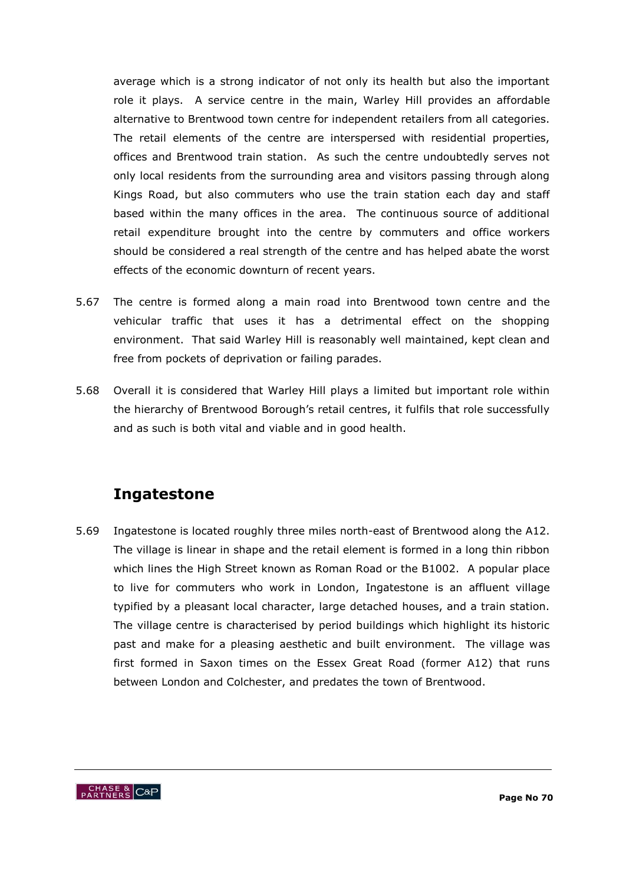average which is a strong indicator of not only its health but also the important role it plays. A service centre in the main, Warley Hill provides an affordable alternative to Brentwood town centre for independent retailers from all categories. The retail elements of the centre are interspersed with residential properties, offices and Brentwood train station. As such the centre undoubtedly serves not only local residents from the surrounding area and visitors passing through along Kings Road, but also commuters who use the train station each day and staff based within the many offices in the area. The continuous source of additional retail expenditure brought into the centre by commuters and office workers should be considered a real strength of the centre and has helped abate the worst effects of the economic downturn of recent years.

5.67 The centre is formed along a main road into Brentwood town centre and the vehicular traffic that uses it has a detrimental effect on the shopping environment. That said Warley Hill is reasonably well maintained, kept clean and free from pockets of deprivation or failing parades.

5.68 Overall it is considered that Warley Hill plays a limited but important role within the hierarchy of Brentwood Borough's retail centres, it fulfils that role successfully and as such is both vital and viable and in good health.

## Ingatestone

5.69 Ingatestone is located roughly three miles north-east of Brentwood along the A12. The village is linear in shape and the retail element is formed in a long thin ribbon which lines the High Street known as Roman Road or the B1002. A popular place to live for commuters who work in London, Ingatestone is an affluent village typified by a pleasant local character, large detached houses, and a train station. The village centre is characterised by period buildings which highlight its historic past and make for a pleasing aesthetic and built environment. The village was first formed in Saxon times on the Essex Great Road (former A12) that runs between London and Colchester, and predates the town of Brentwood.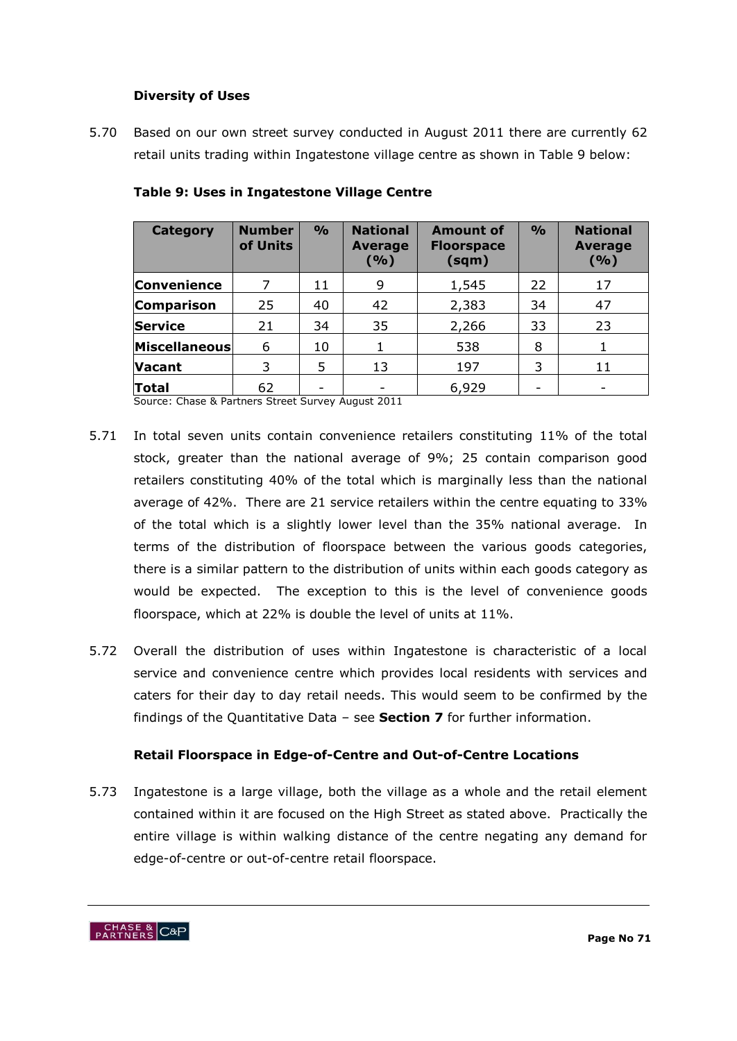### Diversity of Uses

5.70 Based on our own street survey conducted in August 2011 there are currently 62 retail units trading within Ingatestone village centre as shown in Table 9 below:

**Table 9: Uses in Ingatestone Village Centre**

| Category | Number of Units | % | National Average (%) | Amount of Floorspace (sqm) | % | National Average (%) |
|---|---|---|---|---|---|---|
| **Convenience** | 7 | 11 | 9 | 1,545 | 22 | 17 |
| **Comparison** | 25 | 40 | 42 | 2,383 | 34 | 47 |
| **Service** | 21 | 34 | 35 | 2,266 | 33 | 23 |
| **Miscellaneous** | 6 | 10 | 1 | 538 | 8 | 1 |
| **Vacant** | 3 | 5 | 13 | 197 | 3 | 11 |
| **Total** | 62 | - | - | 6,929 | - | - |

Source: Chase & Partners Street Survey August 2011

5.71 In total seven units contain convenience retailers constituting 11% of the total stock, greater than the national average of 9%; 25 contain comparison good retailers constituting 40% of the total which is marginally less than the national average of 42%. There are 21 service retailers within the centre equating to 33% of the total which is a slightly lower level than the 35% national average. In terms of the distribution of floorspace between the various goods categories, there is a similar pattern to the distribution of units within each goods category as would be expected. The exception to this is the level of convenience goods floorspace, which at 22% is double the level of units at 11%.

5.72 Overall the distribution of uses within Ingatestone is characteristic of a local service and convenience centre which provides local residents with services and caters for their day to day retail needs. This would seem to be confirmed by the findings of the Quantitative Data – see **Section 7** for further information.

### Retail Floorspace in Edge-of-Centre and Out-of-Centre Locations

5.73 Ingatestone is a large village, both the village as a whole and the retail element contained within it are focused on the High Street as stated above. Practically the entire village is within walking distance of the centre negating any demand for edge-of-centre or out-of-centre retail floorspace.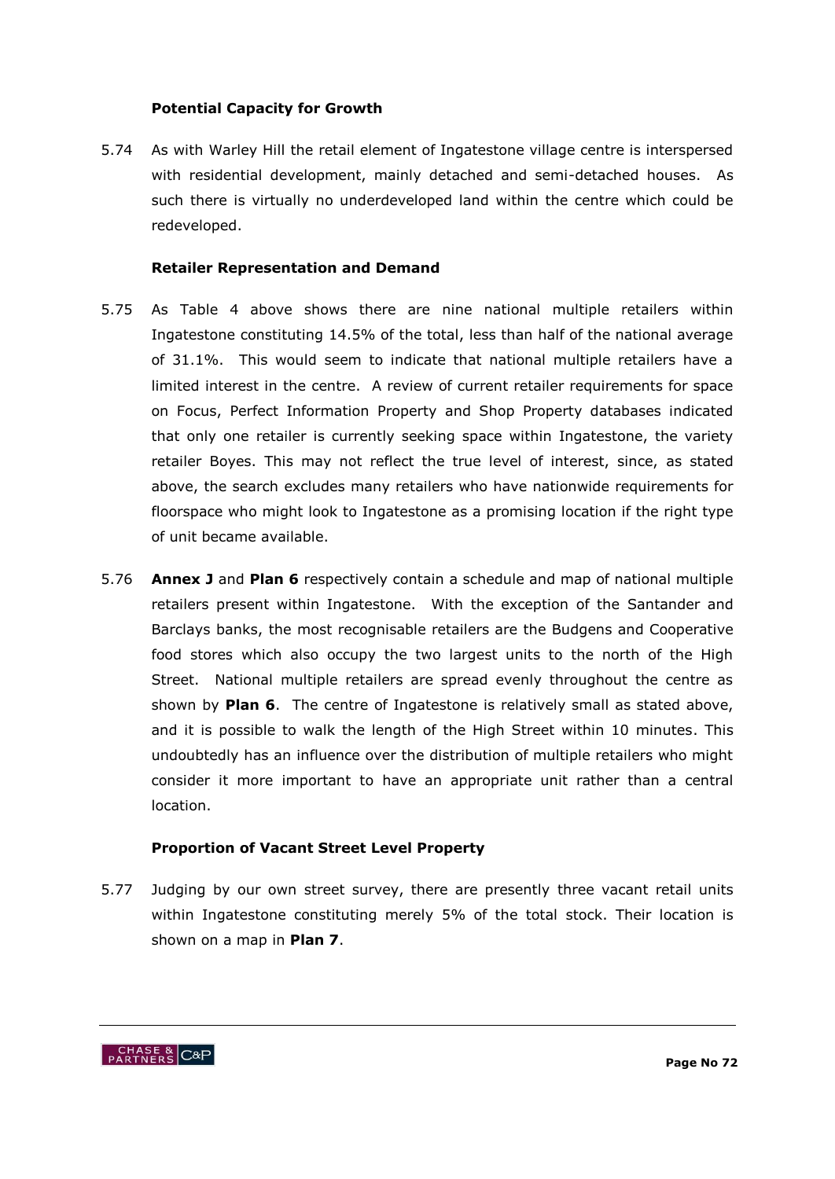### Potential Capacity for Growth

5.74 As with Warley Hill the retail element of Ingatestone village centre is interspersed with residential development, mainly detached and semi-detached houses. As such there is virtually no underdeveloped land within the centre which could be redeveloped.

### Retailer Representation and Demand

5.75 As Table 4 above shows there are nine national multiple retailers within Ingatestone constituting 14.5% of the total, less than half of the national average of 31.1%. This would seem to indicate that national multiple retailers have a limited interest in the centre. A review of current retailer requirements for space on Focus, Perfect Information Property and Shop Property databases indicated that only one retailer is currently seeking space within Ingatestone, the variety retailer Boyes. This may not reflect the true level of interest, since, as stated above, the search excludes many retailers who have nationwide requirements for floorspace who might look to Ingatestone as a promising location if the right type of unit became available.

5.76 **Annex J** and **Plan 6** respectively contain a schedule and map of national multiple retailers present within Ingatestone. With the exception of the Santander and Barclays banks, the most recognisable retailers are the Budgens and Cooperative food stores which also occupy the two largest units to the north of the High Street. National multiple retailers are spread evenly throughout the centre as shown by **Plan 6**. The centre of Ingatestone is relatively small as stated above, and it is possible to walk the length of the High Street within 10 minutes. This undoubtedly has an influence over the distribution of multiple retailers who might consider it more important to have an appropriate unit rather than a central location.

### Proportion of Vacant Street Level Property

5.77 Judging by our own street survey, there are presently three vacant retail units within Ingatestone constituting merely 5% of the total stock. Their location is shown on a map in **Plan 7**.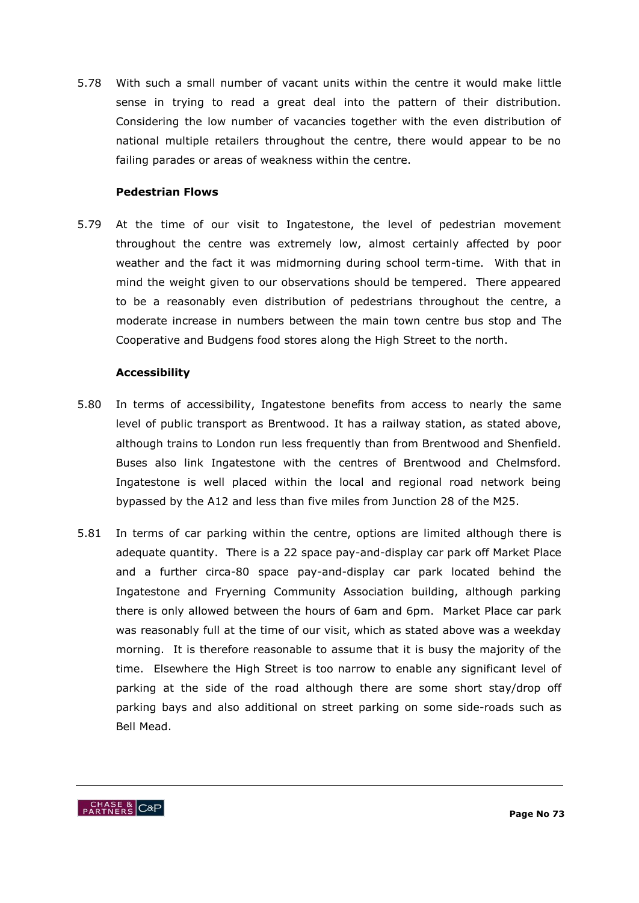5.78 With such a small number of vacant units within the centre it would make little sense in trying to read a great deal into the pattern of their distribution. Considering the low number of vacancies together with the even distribution of national multiple retailers throughout the centre, there would appear to be no failing parades or areas of weakness within the centre.

**Pedestrian Flows**

5.79 At the time of our visit to Ingatestone, the level of pedestrian movement throughout the centre was extremely low, almost certainly affected by poor weather and the fact it was midmorning during school term-time. With that in mind the weight given to our observations should be tempered. There appeared to be a reasonably even distribution of pedestrians throughout the centre, a moderate increase in numbers between the main town centre bus stop and The Cooperative and Budgens food stores along the High Street to the north.

**Accessibility**

5.80 In terms of accessibility, Ingatestone benefits from access to nearly the same level of public transport as Brentwood. It has a railway station, as stated above, although trains to London run less frequently than from Brentwood and Shenfield. Buses also link Ingatestone with the centres of Brentwood and Chelmsford. Ingatestone is well placed within the local and regional road network being bypassed by the A12 and less than five miles from Junction 28 of the M25.

5.81 In terms of car parking within the centre, options are limited although there is adequate quantity. There is a 22 space pay-and-display car park off Market Place and a further circa-80 space pay-and-display car park located behind the Ingatestone and Fryerning Community Association building, although parking there is only allowed between the hours of 6am and 6pm. Market Place car park was reasonably full at the time of our visit, which as stated above was a weekday morning. It is therefore reasonable to assume that it is busy the majority of the time. Elsewhere the High Street is too narrow to enable any significant level of parking at the side of the road although there are some short stay/drop off parking bays and also additional on street parking on some side-roads such as Bell Mead.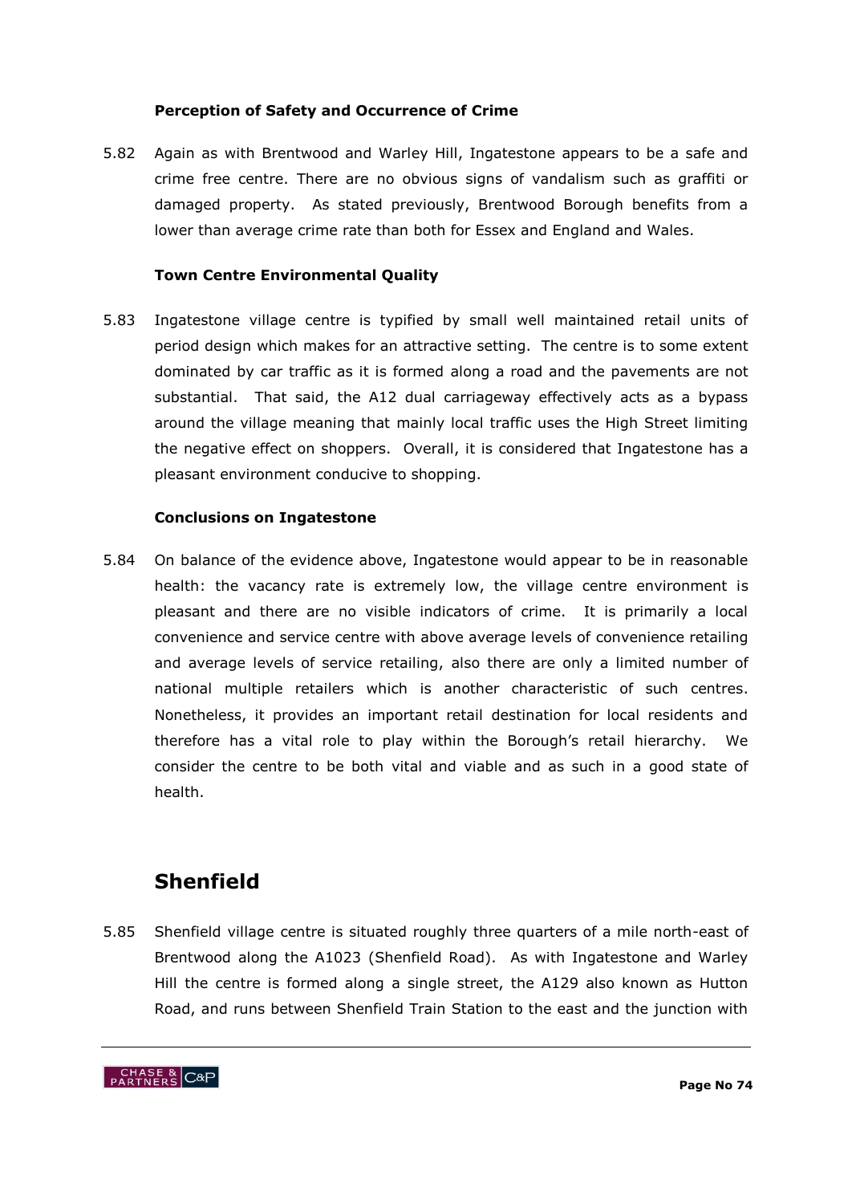### Perception of Safety and Occurrence of Crime

5.82 Again as with Brentwood and Warley Hill, Ingatestone appears to be a safe and crime free centre. There are no obvious signs of vandalism such as graffiti or damaged property. As stated previously, Brentwood Borough benefits from a lower than average crime rate than both for Essex and England and Wales.

### Town Centre Environmental Quality

5.83 Ingatestone village centre is typified by small well maintained retail units of period design which makes for an attractive setting. The centre is to some extent dominated by car traffic as it is formed along a road and the pavements are not substantial. That said, the A12 dual carriageway effectively acts as a bypass around the village meaning that mainly local traffic uses the High Street limiting the negative effect on shoppers. Overall, it is considered that Ingatestone has a pleasant environment conducive to shopping.

### Conclusions on Ingatestone

5.84 On balance of the evidence above, Ingatestone would appear to be in reasonable health: the vacancy rate is extremely low, the village centre environment is pleasant and there are no visible indicators of crime. It is primarily a local convenience and service centre with above average levels of convenience retailing and average levels of service retailing, also there are only a limited number of national multiple retailers which is another characteristic of such centres. Nonetheless, it provides an important retail destination for local residents and therefore has a vital role to play within the Borough's retail hierarchy. We consider the centre to be both vital and viable and as such in a good state of health.

## Shenfield

5.85 Shenfield village centre is situated roughly three quarters of a mile north-east of Brentwood along the A1023 (Shenfield Road). As with Ingatestone and Warley Hill the centre is formed along a single street, the A129 also known as Hutton Road, and runs between Shenfield Train Station to the east and the junction with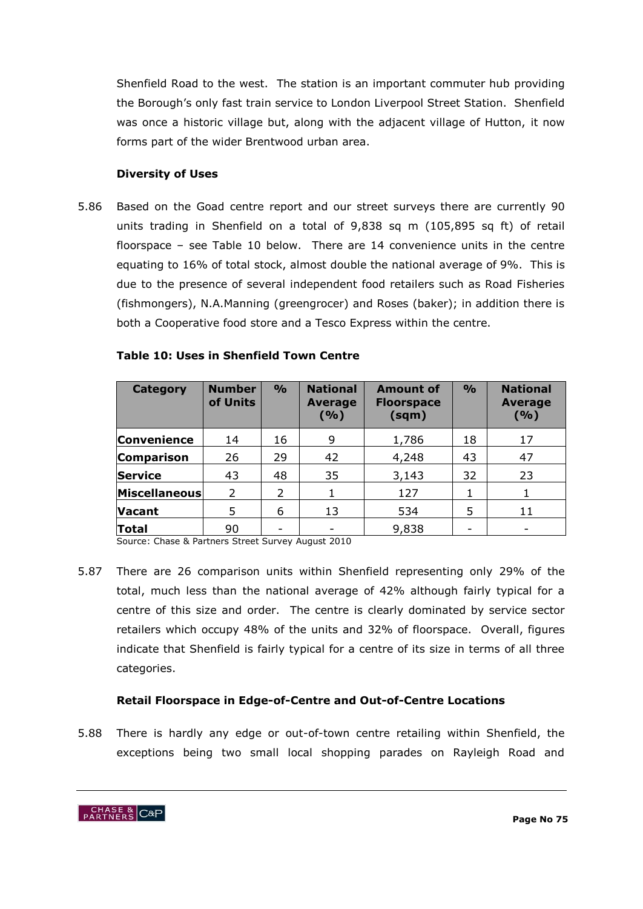Shenfield Road to the west. The station is an important commuter hub providing the Borough's only fast train service to London Liverpool Street Station. Shenfield was once a historic village but, along with the adjacent village of Hutton, it now forms part of the wider Brentwood urban area.

**Diversity of Uses**

5.86 Based on the Goad centre report and our street surveys there are currently 90 units trading in Shenfield on a total of 9,838 sq m (105,895 sq ft) of retail floorspace – see Table 10 below. There are 14 convenience units in the centre equating to 16% of total stock, almost double the national average of 9%. This is due to the presence of several independent food retailers such as Road Fisheries (fishmongers), N.A.Manning (greengrocer) and Roses (baker); in addition there is both a Cooperative food store and a Tesco Express within the centre.

**Table 10: Uses in Shenfield Town Centre**

| Category | Number of Units | % | National Average (%) | Amount of Floorspace (sqm) | % | National Average (%) |
|---|---|---|---|---|---|---|
| **Convenience** | 14 | 16 | 9 | 1,786 | 18 | 17 |
| **Comparison** | 26 | 29 | 42 | 4,248 | 43 | 47 |
| **Service** | 43 | 48 | 35 | 3,143 | 32 | 23 |
| **Miscellaneous** | 2 | 2 | 1 | 127 | 1 | 1 |
| **Vacant** | 5 | 6 | 13 | 534 | 5 | 11 |
| **Total** | 90 | - | - | 9,838 | - | - |

Source: Chase & Partners Street Survey August 2010

5.87 There are 26 comparison units within Shenfield representing only 29% of the total, much less than the national average of 42% although fairly typical for a centre of this size and order. The centre is clearly dominated by service sector retailers which occupy 48% of the units and 32% of floorspace. Overall, figures indicate that Shenfield is fairly typical for a centre of its size in terms of all three categories.

**Retail Floorspace in Edge-of-Centre and Out-of-Centre Locations**

5.88 There is hardly any edge or out-of-town centre retailing within Shenfield, the exceptions being two small local shopping parades on Rayleigh Road and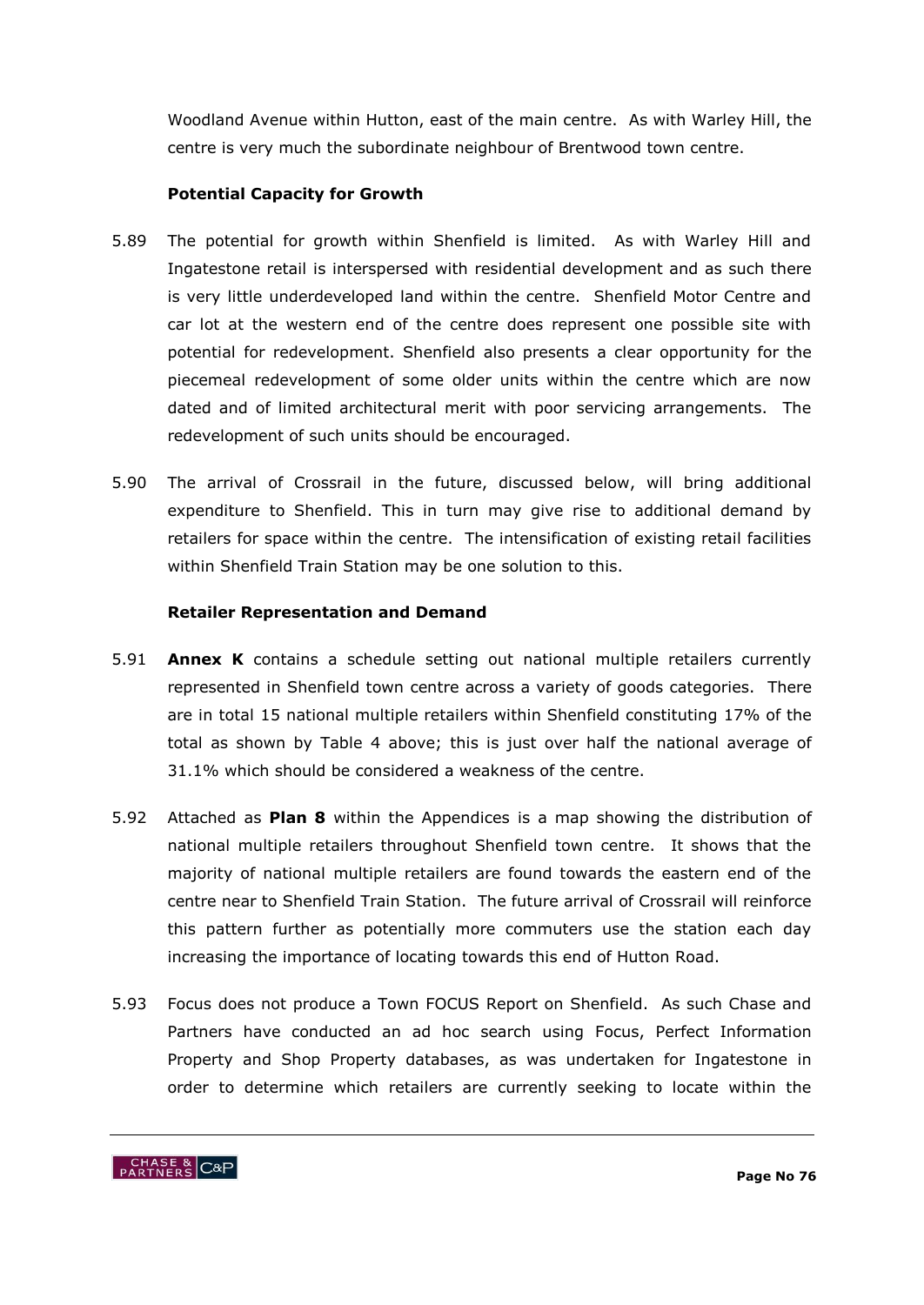Woodland Avenue within Hutton, east of the main centre. As with Warley Hill, the centre is very much the subordinate neighbour of Brentwood town centre.

### Potential Capacity for Growth

5.89 The potential for growth within Shenfield is limited. As with Warley Hill and Ingatestone retail is interspersed with residential development and as such there is very little underdeveloped land within the centre. Shenfield Motor Centre and car lot at the western end of the centre does represent one possible site with potential for redevelopment. Shenfield also presents a clear opportunity for the piecemeal redevelopment of some older units within the centre which are now dated and of limited architectural merit with poor servicing arrangements. The redevelopment of such units should be encouraged.

5.90 The arrival of Crossrail in the future, discussed below, will bring additional expenditure to Shenfield. This in turn may give rise to additional demand by retailers for space within the centre. The intensification of existing retail facilities within Shenfield Train Station may be one solution to this.

### Retailer Representation and Demand

5.91 **Annex K** contains a schedule setting out national multiple retailers currently represented in Shenfield town centre across a variety of goods categories. There are in total 15 national multiple retailers within Shenfield constituting 17% of the total as shown by Table 4 above; this is just over half the national average of 31.1% which should be considered a weakness of the centre.

5.92 Attached as **Plan 8** within the Appendices is a map showing the distribution of national multiple retailers throughout Shenfield town centre. It shows that the majority of national multiple retailers are found towards the eastern end of the centre near to Shenfield Train Station. The future arrival of Crossrail will reinforce this pattern further as potentially more commuters use the station each day increasing the importance of locating towards this end of Hutton Road.

5.93 Focus does not produce a Town FOCUS Report on Shenfield. As such Chase and Partners have conducted an ad hoc search using Focus, Perfect Information Property and Shop Property databases, as was undertaken for Ingatestone in order to determine which retailers are currently seeking to locate within the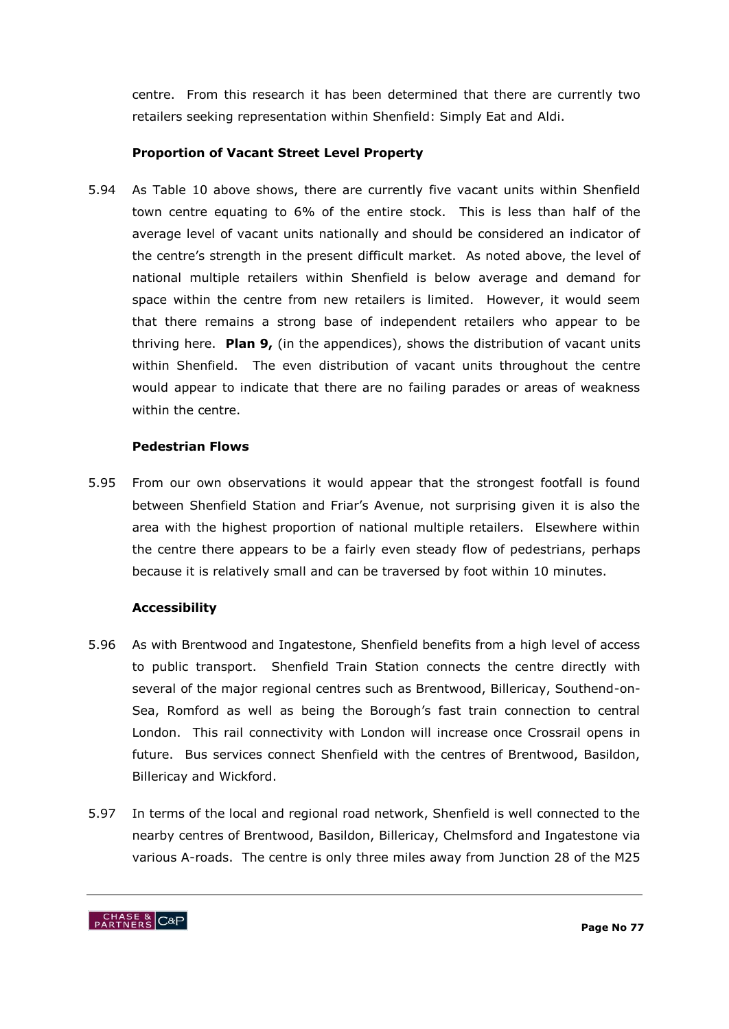centre. From this research it has been determined that there are currently two retailers seeking representation within Shenfield: Simply Eat and Aldi.

**Proportion of Vacant Street Level Property**

5.94 As Table 10 above shows, there are currently five vacant units within Shenfield town centre equating to 6% of the entire stock. This is less than half of the average level of vacant units nationally and should be considered an indicator of the centre's strength in the present difficult market. As noted above, the level of national multiple retailers within Shenfield is below average and demand for space within the centre from new retailers is limited. However, it would seem that there remains a strong base of independent retailers who appear to be thriving here. **Plan 9,** (in the appendices), shows the distribution of vacant units within Shenfield. The even distribution of vacant units throughout the centre would appear to indicate that there are no failing parades or areas of weakness within the centre.

**Pedestrian Flows**

5.95 From our own observations it would appear that the strongest footfall is found between Shenfield Station and Friar's Avenue, not surprising given it is also the area with the highest proportion of national multiple retailers. Elsewhere within the centre there appears to be a fairly even steady flow of pedestrians, perhaps because it is relatively small and can be traversed by foot within 10 minutes.

**Accessibility**

5.96 As with Brentwood and Ingatestone, Shenfield benefits from a high level of access to public transport. Shenfield Train Station connects the centre directly with several of the major regional centres such as Brentwood, Billericay, Southend-on-Sea, Romford as well as being the Borough's fast train connection to central London. This rail connectivity with London will increase once Crossrail opens in future. Bus services connect Shenfield with the centres of Brentwood, Basildon, Billericay and Wickford.

5.97 In terms of the local and regional road network, Shenfield is well connected to the nearby centres of Brentwood, Basildon, Billericay, Chelmsford and Ingatestone via various A-roads. The centre is only three miles away from Junction 28 of the M25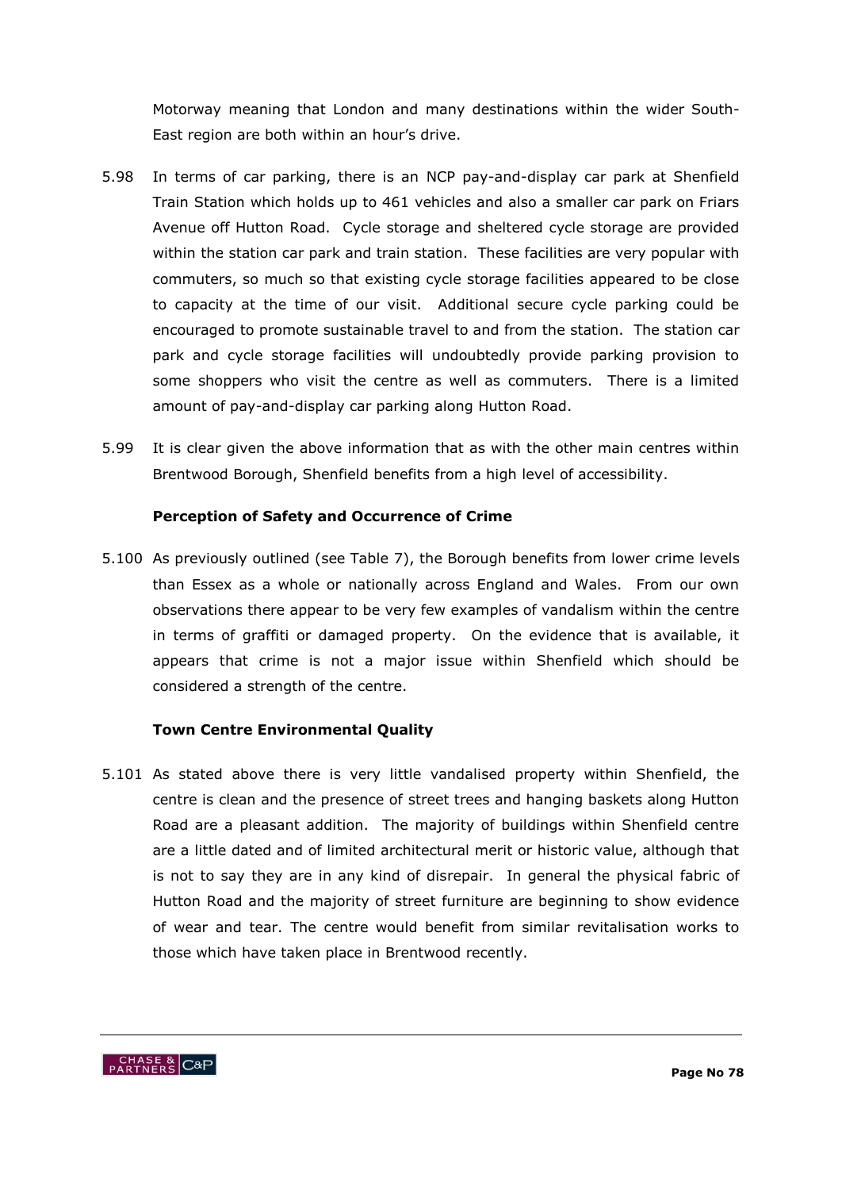Motorway meaning that London and many destinations within the wider South-East region are both within an hour's drive.

5.98 In terms of car parking, there is an NCP pay-and-display car park at Shenfield Train Station which holds up to 461 vehicles and also a smaller car park on Friars Avenue off Hutton Road. Cycle storage and sheltered cycle storage are provided within the station car park and train station. These facilities are very popular with commuters, so much so that existing cycle storage facilities appeared to be close to capacity at the time of our visit. Additional secure cycle parking could be encouraged to promote sustainable travel to and from the station. The station car park and cycle storage facilities will undoubtedly provide parking provision to some shoppers who visit the centre as well as commuters. There is a limited amount of pay-and-display car parking along Hutton Road.

5.99 It is clear given the above information that as with the other main centres within Brentwood Borough, Shenfield benefits from a high level of accessibility.

**Perception of Safety and Occurrence of Crime**

5.100 As previously outlined (see Table 7), the Borough benefits from lower crime levels than Essex as a whole or nationally across England and Wales. From our own observations there appear to be very few examples of vandalism within the centre in terms of graffiti or damaged property. On the evidence that is available, it appears that crime is not a major issue within Shenfield which should be considered a strength of the centre.

**Town Centre Environmental Quality**

5.101 As stated above there is very little vandalised property within Shenfield, the centre is clean and the presence of street trees and hanging baskets along Hutton Road are a pleasant addition. The majority of buildings within Shenfield centre are a little dated and of limited architectural merit or historic value, although that is not to say they are in any kind of disrepair. In general the physical fabric of Hutton Road and the majority of street furniture are beginning to show evidence of wear and tear. The centre would benefit from similar revitalisation works to those which have taken place in Brentwood recently.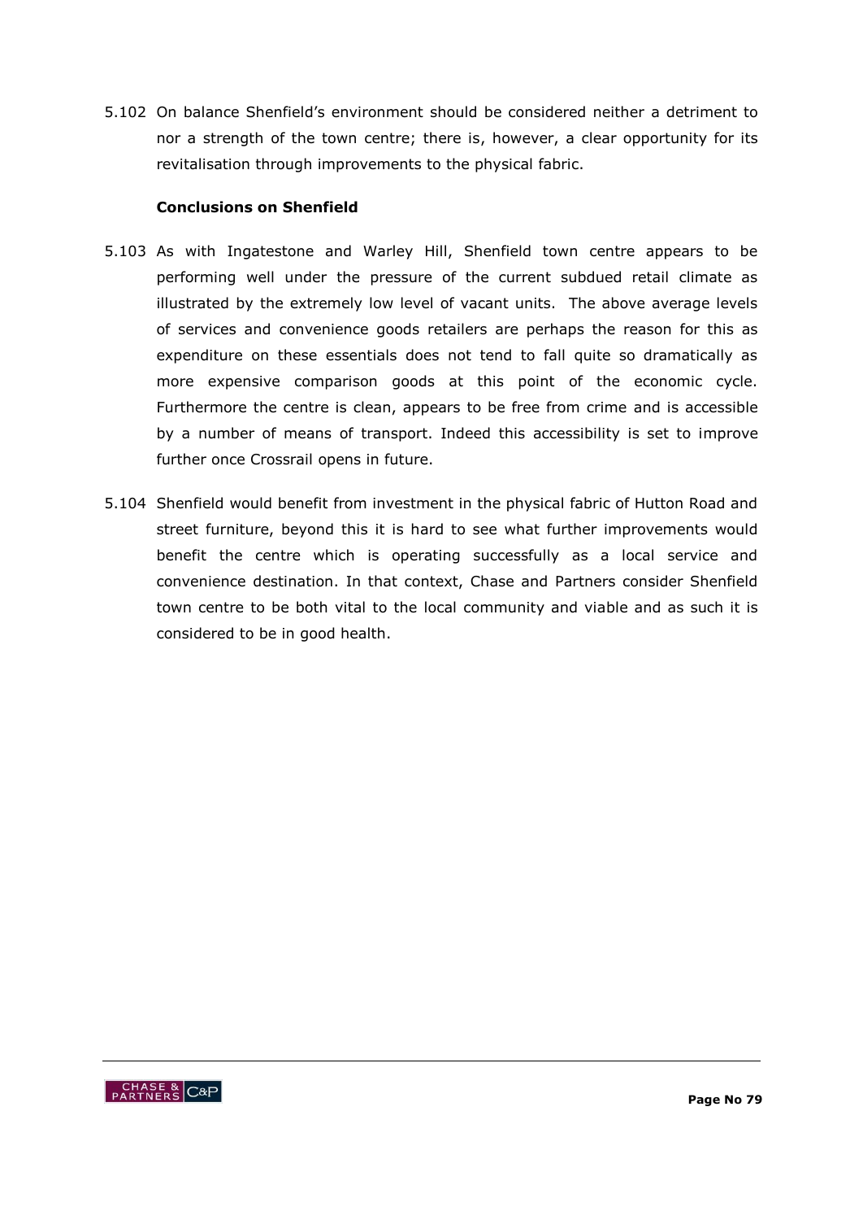5.102 On balance Shenfield's environment should be considered neither a detriment to nor a strength of the town centre; there is, however, a clear opportunity for its revitalisation through improvements to the physical fabric.

**Conclusions on Shenfield**

5.103 As with Ingatestone and Warley Hill, Shenfield town centre appears to be performing well under the pressure of the current subdued retail climate as illustrated by the extremely low level of vacant units. The above average levels of services and convenience goods retailers are perhaps the reason for this as expenditure on these essentials does not tend to fall quite so dramatically as more expensive comparison goods at this point of the economic cycle. Furthermore the centre is clean, appears to be free from crime and is accessible by a number of means of transport. Indeed this accessibility is set to improve further once Crossrail opens in future.

5.104 Shenfield would benefit from investment in the physical fabric of Hutton Road and street furniture, beyond this it is hard to see what further improvements would benefit the centre which is operating successfully as a local service and convenience destination. In that context, Chase and Partners consider Shenfield town centre to be both vital to the local community and viable and as such it is considered to be in good health.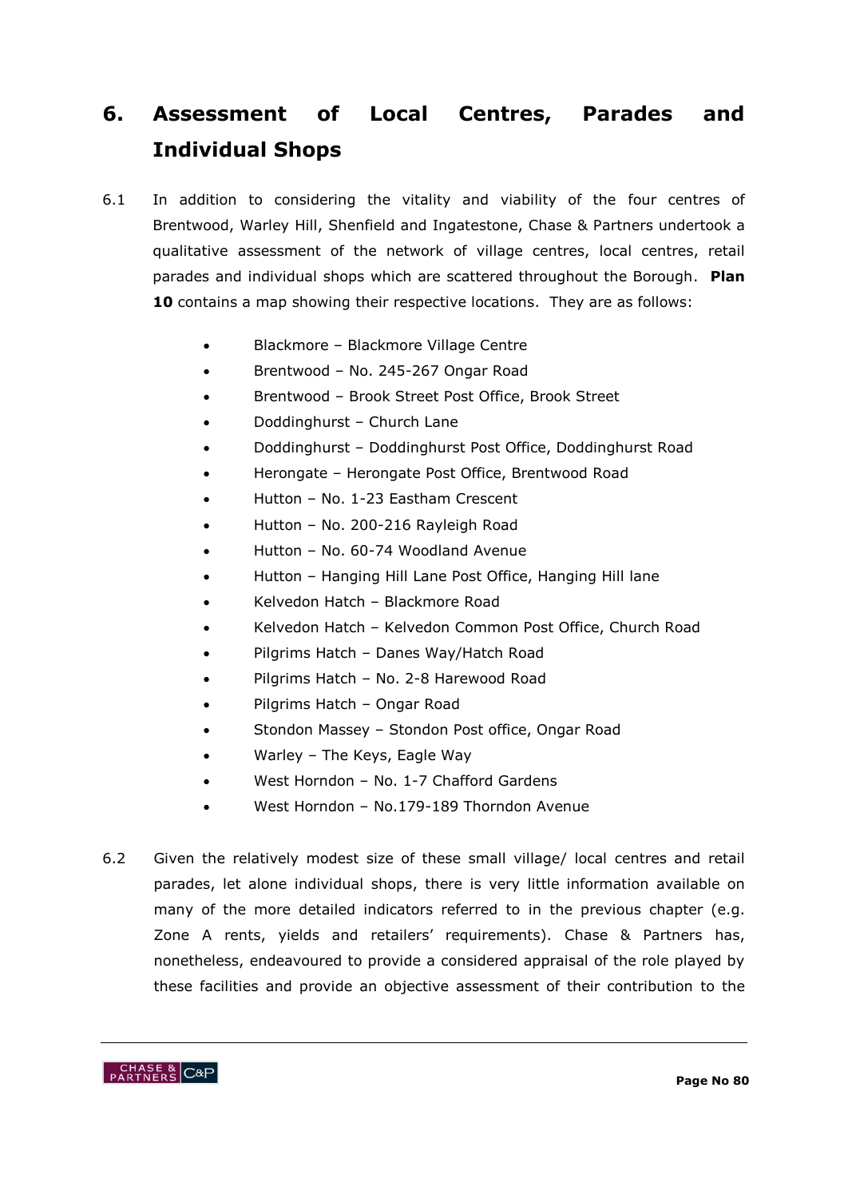# 6. Assessment of Local Centres, Parades and Individual Shops

6.1 In addition to considering the vitality and viability of the four centres of Brentwood, Warley Hill, Shenfield and Ingatestone, Chase & Partners undertook a qualitative assessment of the network of village centres, local centres, retail parades and individual shops which are scattered throughout the Borough. **Plan 10** contains a map showing their respective locations. They are as follows:

- Blackmore – Blackmore Village Centre
- Brentwood – No. 245-267 Ongar Road
- Brentwood – Brook Street Post Office, Brook Street
- Doddinghurst – Church Lane
- Doddinghurst – Doddinghurst Post Office, Doddinghurst Road
- Herongate – Herongate Post Office, Brentwood Road
- Hutton – No. 1-23 Eastham Crescent
- Hutton – No. 200-216 Rayleigh Road
- Hutton – No. 60-74 Woodland Avenue
- Hutton – Hanging Hill Lane Post Office, Hanging Hill lane
- Kelvedon Hatch – Blackmore Road
- Kelvedon Hatch – Kelvedon Common Post Office, Church Road
- Pilgrims Hatch – Danes Way/Hatch Road
- Pilgrims Hatch – No. 2-8 Harewood Road
- Pilgrims Hatch – Ongar Road
- Stondon Massey – Stondon Post office, Ongar Road
- Warley – The Keys, Eagle Way
- West Horndon – No. 1-7 Chafford Gardens
- West Horndon – No.179-189 Thorndon Avenue

6.2 Given the relatively modest size of these small village/ local centres and retail parades, let alone individual shops, there is very little information available on many of the more detailed indicators referred to in the previous chapter (e.g. Zone A rents, yields and retailers' requirements). Chase & Partners has, nonetheless, endeavoured to provide a considered appraisal of the role played by these facilities and provide an objective assessment of their contribution to the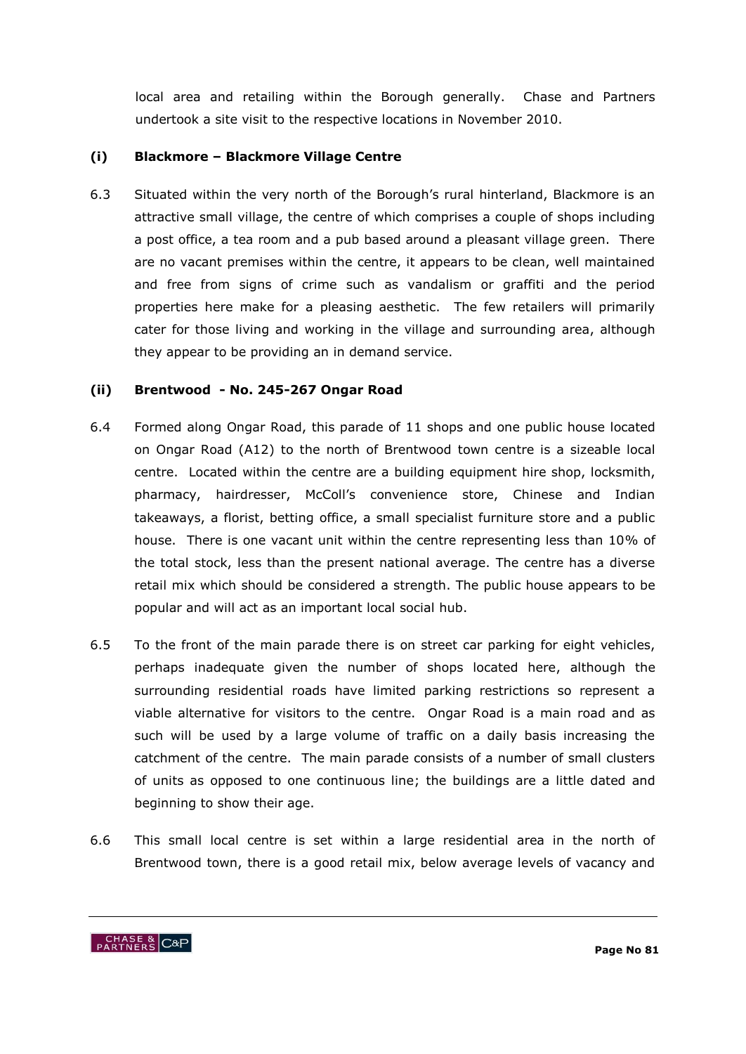local area and retailing within the Borough generally. Chase and Partners undertook a site visit to the respective locations in November 2010.

### (i) Blackmore – Blackmore Village Centre

6.3 Situated within the very north of the Borough's rural hinterland, Blackmore is an attractive small village, the centre of which comprises a couple of shops including a post office, a tea room and a pub based around a pleasant village green. There are no vacant premises within the centre, it appears to be clean, well maintained and free from signs of crime such as vandalism or graffiti and the period properties here make for a pleasing aesthetic. The few retailers will primarily cater for those living and working in the village and surrounding area, although they appear to be providing an in demand service.

### (ii) Brentwood - No. 245-267 Ongar Road

6.4 Formed along Ongar Road, this parade of 11 shops and one public house located on Ongar Road (A12) to the north of Brentwood town centre is a sizeable local centre. Located within the centre are a building equipment hire shop, locksmith, pharmacy, hairdresser, McColl's convenience store, Chinese and Indian takeaways, a florist, betting office, a small specialist furniture store and a public house. There is one vacant unit within the centre representing less than 10% of the total stock, less than the present national average. The centre has a diverse retail mix which should be considered a strength. The public house appears to be popular and will act as an important local social hub.

6.5 To the front of the main parade there is on street car parking for eight vehicles, perhaps inadequate given the number of shops located here, although the surrounding residential roads have limited parking restrictions so represent a viable alternative for visitors to the centre. Ongar Road is a main road and as such will be used by a large volume of traffic on a daily basis increasing the catchment of the centre. The main parade consists of a number of small clusters of units as opposed to one continuous line; the buildings are a little dated and beginning to show their age.

6.6 This small local centre is set within a large residential area in the north of Brentwood town, there is a good retail mix, below average levels of vacancy and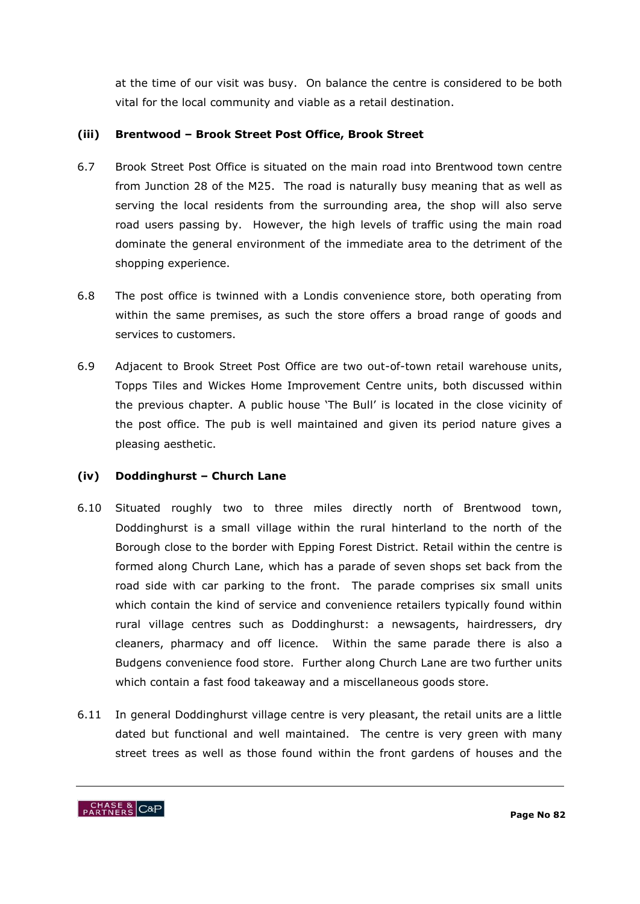at the time of our visit was busy. On balance the centre is considered to be both vital for the local community and viable as a retail destination.

### (iii) Brentwood – Brook Street Post Office, Brook Street

6.7 Brook Street Post Office is situated on the main road into Brentwood town centre from Junction 28 of the M25. The road is naturally busy meaning that as well as serving the local residents from the surrounding area, the shop will also serve road users passing by. However, the high levels of traffic using the main road dominate the general environment of the immediate area to the detriment of the shopping experience.

6.8 The post office is twinned with a Londis convenience store, both operating from within the same premises, as such the store offers a broad range of goods and services to customers.

6.9 Adjacent to Brook Street Post Office are two out-of-town retail warehouse units, Topps Tiles and Wickes Home Improvement Centre units, both discussed within the previous chapter. A public house 'The Bull' is located in the close vicinity of the post office. The pub is well maintained and given its period nature gives a pleasing aesthetic.

### (iv) Doddinghurst – Church Lane

6.10 Situated roughly two to three miles directly north of Brentwood town, Doddinghurst is a small village within the rural hinterland to the north of the Borough close to the border with Epping Forest District. Retail within the centre is formed along Church Lane, which has a parade of seven shops set back from the road side with car parking to the front. The parade comprises six small units which contain the kind of service and convenience retailers typically found within rural village centres such as Doddinghurst: a newsagents, hairdressers, dry cleaners, pharmacy and off licence. Within the same parade there is also a Budgens convenience food store. Further along Church Lane are two further units which contain a fast food takeaway and a miscellaneous goods store.

6.11 In general Doddinghurst village centre is very pleasant, the retail units are a little dated but functional and well maintained. The centre is very green with many street trees as well as those found within the front gardens of houses and the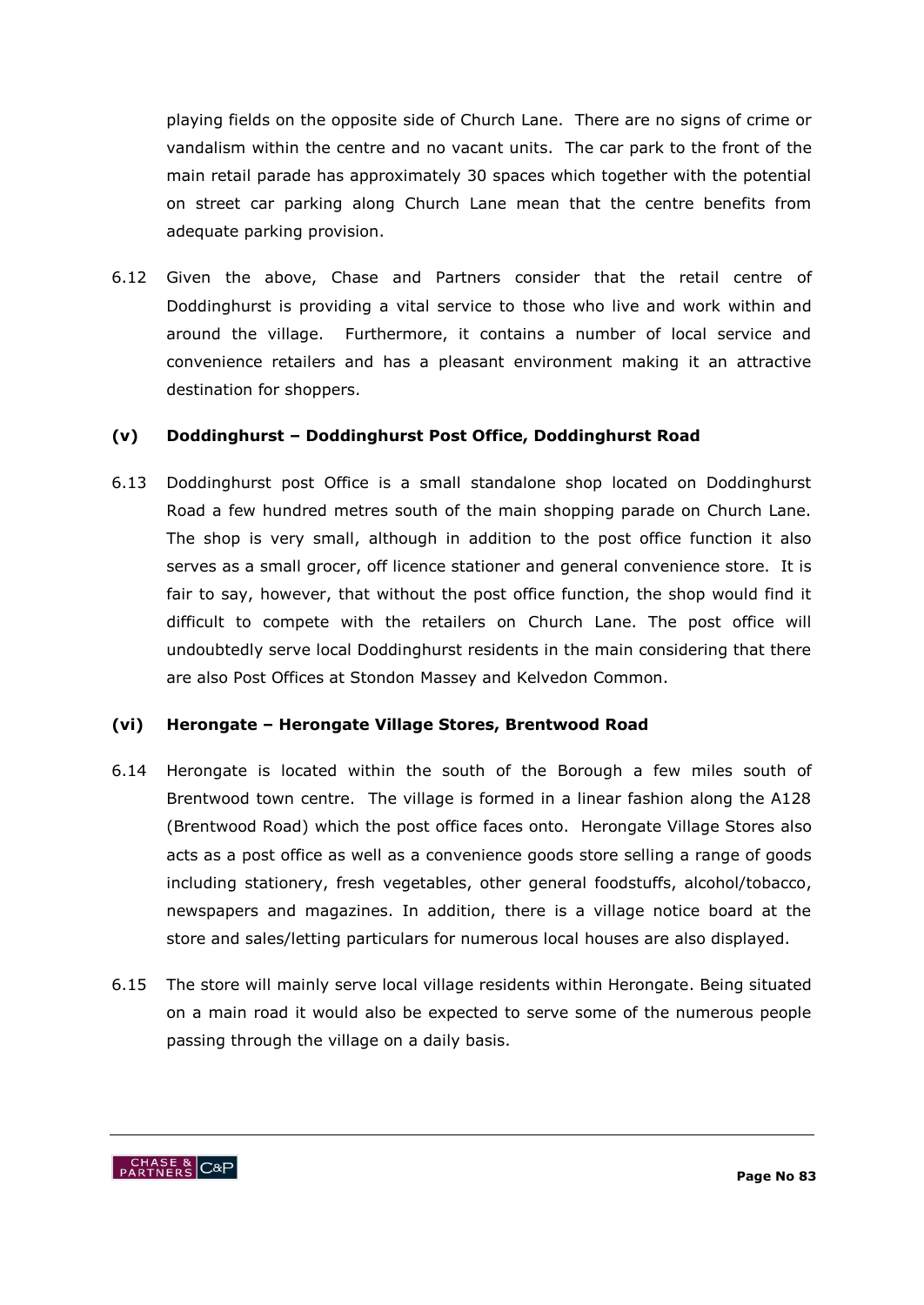playing fields on the opposite side of Church Lane. There are no signs of crime or vandalism within the centre and no vacant units. The car park to the front of the main retail parade has approximately 30 spaces which together with the potential on street car parking along Church Lane mean that the centre benefits from adequate parking provision.

6.12 Given the above, Chase and Partners consider that the retail centre of Doddinghurst is providing a vital service to those who live and work within and around the village. Furthermore, it contains a number of local service and convenience retailers and has a pleasant environment making it an attractive destination for shoppers.

### (v) Doddinghurst – Doddinghurst Post Office, Doddinghurst Road

6.13 Doddinghurst post Office is a small standalone shop located on Doddinghurst Road a few hundred metres south of the main shopping parade on Church Lane. The shop is very small, although in addition to the post office function it also serves as a small grocer, off licence stationer and general convenience store. It is fair to say, however, that without the post office function, the shop would find it difficult to compete with the retailers on Church Lane. The post office will undoubtedly serve local Doddinghurst residents in the main considering that there are also Post Offices at Stondon Massey and Kelvedon Common.

### (vi) Herongate – Herongate Village Stores, Brentwood Road

6.14 Herongate is located within the south of the Borough a few miles south of Brentwood town centre. The village is formed in a linear fashion along the A128 (Brentwood Road) which the post office faces onto. Herongate Village Stores also acts as a post office as well as a convenience goods store selling a range of goods including stationery, fresh vegetables, other general foodstuffs, alcohol/tobacco, newspapers and magazines. In addition, there is a village notice board at the store and sales/letting particulars for numerous local houses are also displayed.

6.15 The store will mainly serve local village residents within Herongate. Being situated on a main road it would also be expected to serve some of the numerous people passing through the village on a daily basis.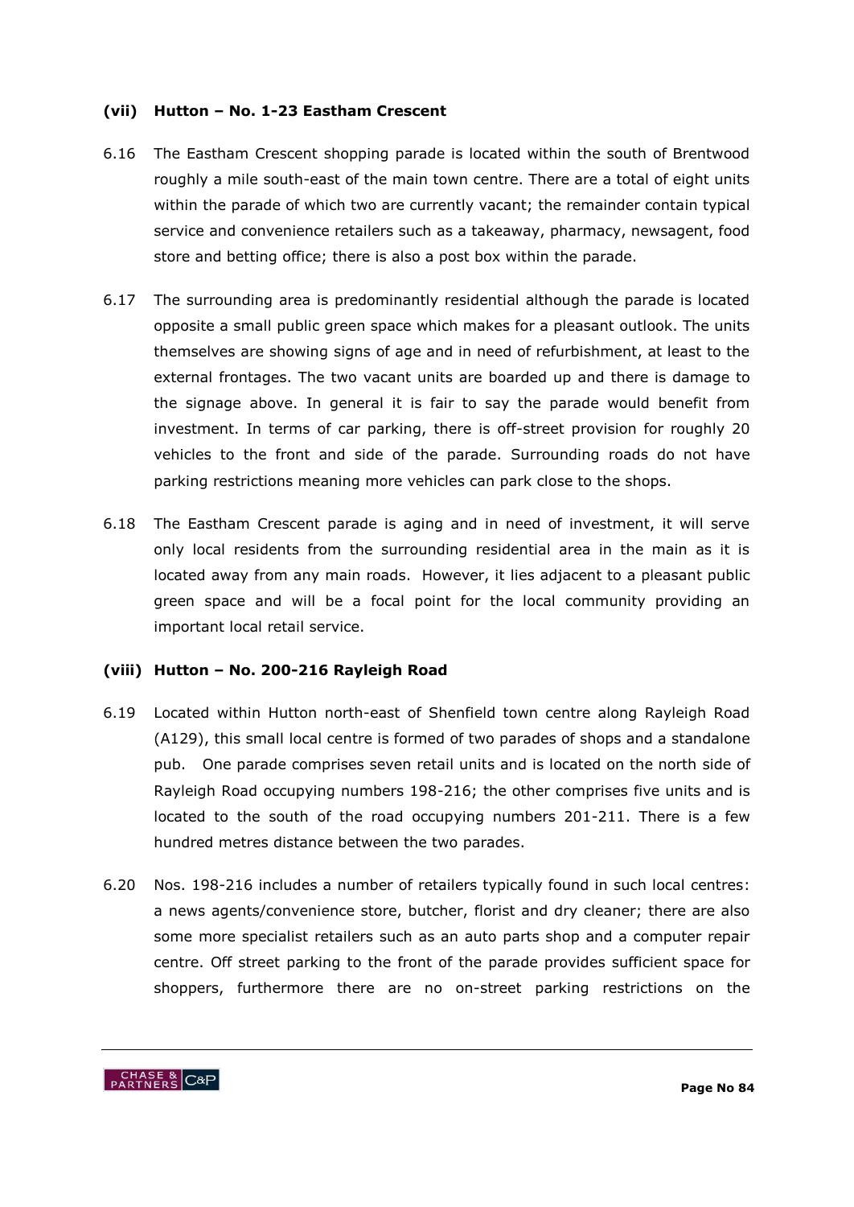#### (vii) Hutton – No. 1-23 Eastham Crescent

6.16 The Eastham Crescent shopping parade is located within the south of Brentwood roughly a mile south-east of the main town centre. There are a total of eight units within the parade of which two are currently vacant; the remainder contain typical service and convenience retailers such as a takeaway, pharmacy, newsagent, food store and betting office; there is also a post box within the parade.

6.17 The surrounding area is predominantly residential although the parade is located opposite a small public green space which makes for a pleasant outlook. The units themselves are showing signs of age and in need of refurbishment, at least to the external frontages. The two vacant units are boarded up and there is damage to the signage above. In general it is fair to say the parade would benefit from investment. In terms of car parking, there is off-street provision for roughly 20 vehicles to the front and side of the parade. Surrounding roads do not have parking restrictions meaning more vehicles can park close to the shops.

6.18 The Eastham Crescent parade is aging and in need of investment, it will serve only local residents from the surrounding residential area in the main as it is located away from any main roads. However, it lies adjacent to a pleasant public green space and will be a focal point for the local community providing an important local retail service.

#### (viii) Hutton – No. 200-216 Rayleigh Road

6.19 Located within Hutton north-east of Shenfield town centre along Rayleigh Road (A129), this small local centre is formed of two parades of shops and a standalone pub. One parade comprises seven retail units and is located on the north side of Rayleigh Road occupying numbers 198-216; the other comprises five units and is located to the south of the road occupying numbers 201-211. There is a few hundred metres distance between the two parades.

6.20 Nos. 198-216 includes a number of retailers typically found in such local centres: a news agents/convenience store, butcher, florist and dry cleaner; there are also some more specialist retailers such as an auto parts shop and a computer repair centre. Off street parking to the front of the parade provides sufficient space for shoppers, furthermore there are no on-street parking restrictions on the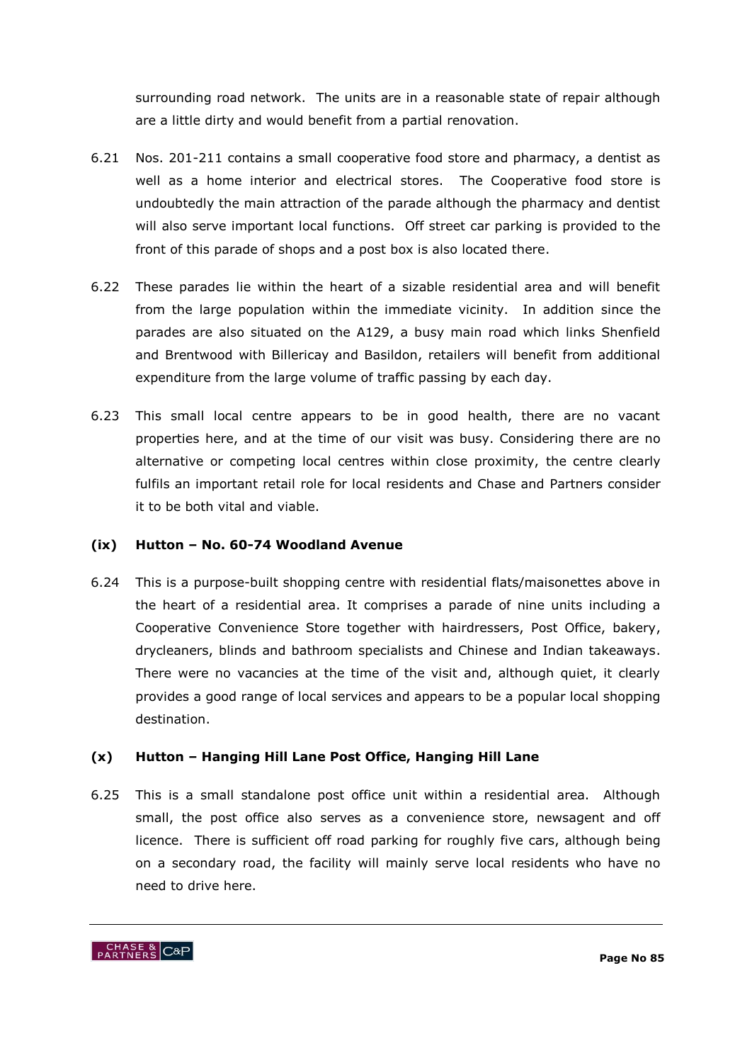surrounding road network. The units are in a reasonable state of repair although are a little dirty and would benefit from a partial renovation.

6.21 Nos. 201-211 contains a small cooperative food store and pharmacy, a dentist as well as a home interior and electrical stores. The Cooperative food store is undoubtedly the main attraction of the parade although the pharmacy and dentist will also serve important local functions. Off street car parking is provided to the front of this parade of shops and a post box is also located there.

6.22 These parades lie within the heart of a sizable residential area and will benefit from the large population within the immediate vicinity. In addition since the parades are also situated on the A129, a busy main road which links Shenfield and Brentwood with Billericay and Basildon, retailers will benefit from additional expenditure from the large volume of traffic passing by each day.

6.23 This small local centre appears to be in good health, there are no vacant properties here, and at the time of our visit was busy. Considering there are no alternative or competing local centres within close proximity, the centre clearly fulfils an important retail role for local residents and Chase and Partners consider it to be both vital and viable.

### (ix) Hutton – No. 60-74 Woodland Avenue

6.24 This is a purpose-built shopping centre with residential flats/maisonettes above in the heart of a residential area. It comprises a parade of nine units including a Cooperative Convenience Store together with hairdressers, Post Office, bakery, drycleaners, blinds and bathroom specialists and Chinese and Indian takeaways. There were no vacancies at the time of the visit and, although quiet, it clearly provides a good range of local services and appears to be a popular local shopping destination.

### (x) Hutton – Hanging Hill Lane Post Office, Hanging Hill Lane

6.25 This is a small standalone post office unit within a residential area. Although small, the post office also serves as a convenience store, newsagent and off licence. There is sufficient off road parking for roughly five cars, although being on a secondary road, the facility will mainly serve local residents who have no need to drive here.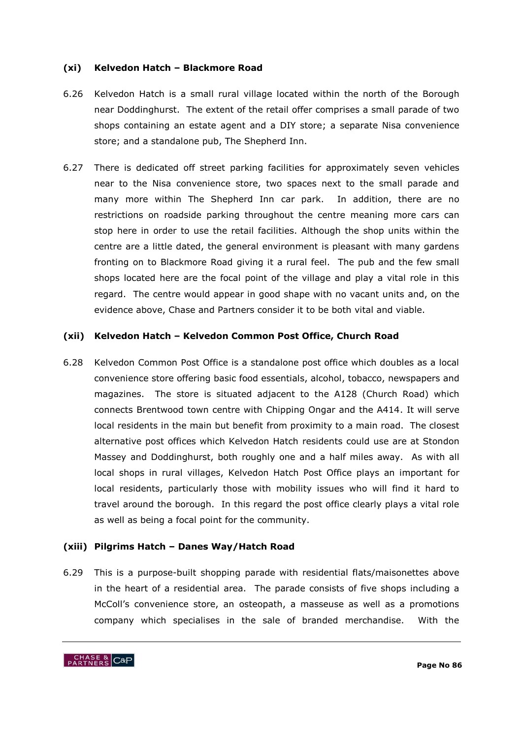### (xi) Kelvedon Hatch – Blackmore Road

6.26 Kelvedon Hatch is a small rural village located within the north of the Borough near Doddinghurst. The extent of the retail offer comprises a small parade of two shops containing an estate agent and a DIY store; a separate Nisa convenience store; and a standalone pub, The Shepherd Inn.

6.27 There is dedicated off street parking facilities for approximately seven vehicles near to the Nisa convenience store, two spaces next to the small parade and many more within The Shepherd Inn car park. In addition, there are no restrictions on roadside parking throughout the centre meaning more cars can stop here in order to use the retail facilities. Although the shop units within the centre are a little dated, the general environment is pleasant with many gardens fronting on to Blackmore Road giving it a rural feel. The pub and the few small shops located here are the focal point of the village and play a vital role in this regard. The centre would appear in good shape with no vacant units and, on the evidence above, Chase and Partners consider it to be both vital and viable.

### (xii) Kelvedon Hatch – Kelvedon Common Post Office, Church Road

6.28 Kelvedon Common Post Office is a standalone post office which doubles as a local convenience store offering basic food essentials, alcohol, tobacco, newspapers and magazines. The store is situated adjacent to the A128 (Church Road) which connects Brentwood town centre with Chipping Ongar and the A414. It will serve local residents in the main but benefit from proximity to a main road. The closest alternative post offices which Kelvedon Hatch residents could use are at Stondon Massey and Doddinghurst, both roughly one and a half miles away. As with all local shops in rural villages, Kelvedon Hatch Post Office plays an important for local residents, particularly those with mobility issues who will find it hard to travel around the borough. In this regard the post office clearly plays a vital role as well as being a focal point for the community.

### (xiii) Pilgrims Hatch – Danes Way/Hatch Road

6.29 This is a purpose-built shopping parade with residential flats/maisonettes above in the heart of a residential area. The parade consists of five shops including a McColl's convenience store, an osteopath, a masseuse as well as a promotions company which specialises in the sale of branded merchandise. With the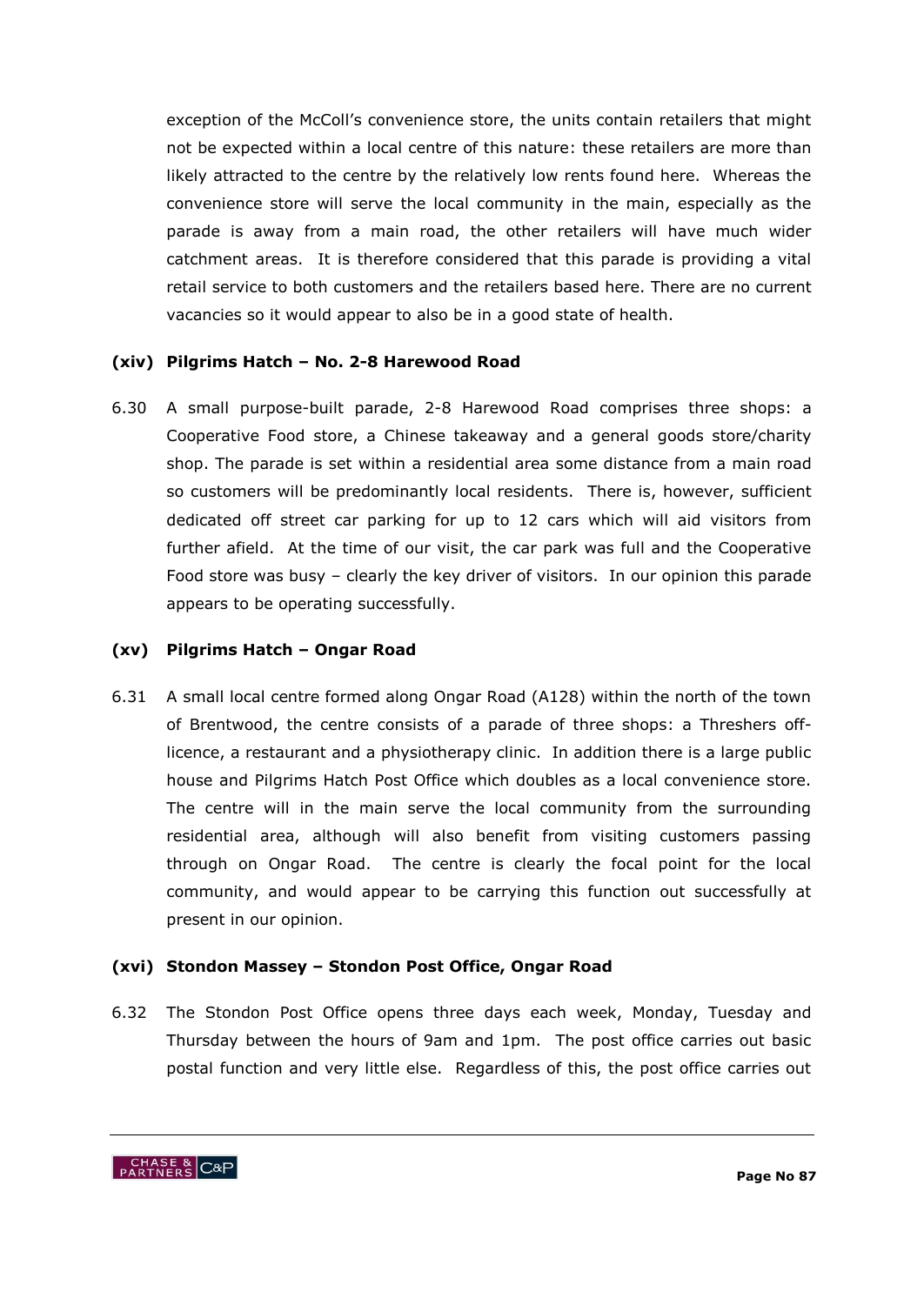exception of the McColl's convenience store, the units contain retailers that might not be expected within a local centre of this nature: these retailers are more than likely attracted to the centre by the relatively low rents found here. Whereas the convenience store will serve the local community in the main, especially as the parade is away from a main road, the other retailers will have much wider catchment areas. It is therefore considered that this parade is providing a vital retail service to both customers and the retailers based here. There are no current vacancies so it would appear to also be in a good state of health.

### (xiv) Pilgrims Hatch – No. 2-8 Harewood Road

6.30 A small purpose-built parade, 2-8 Harewood Road comprises three shops: a Cooperative Food store, a Chinese takeaway and a general goods store/charity shop. The parade is set within a residential area some distance from a main road so customers will be predominantly local residents. There is, however, sufficient dedicated off street car parking for up to 12 cars which will aid visitors from further afield. At the time of our visit, the car park was full and the Cooperative Food store was busy – clearly the key driver of visitors. In our opinion this parade appears to be operating successfully.

### (xv) Pilgrims Hatch – Ongar Road

6.31 A small local centre formed along Ongar Road (A128) within the north of the town of Brentwood, the centre consists of a parade of three shops: a Threshers off-licence, a restaurant and a physiotherapy clinic. In addition there is a large public house and Pilgrims Hatch Post Office which doubles as a local convenience store. The centre will in the main serve the local community from the surrounding residential area, although will also benefit from visiting customers passing through on Ongar Road. The centre is clearly the focal point for the local community, and would appear to be carrying this function out successfully at present in our opinion.

### (xvi) Stondon Massey – Stondon Post Office, Ongar Road

6.32 The Stondon Post Office opens three days each week, Monday, Tuesday and Thursday between the hours of 9am and 1pm. The post office carries out basic postal function and very little else. Regardless of this, the post office carries out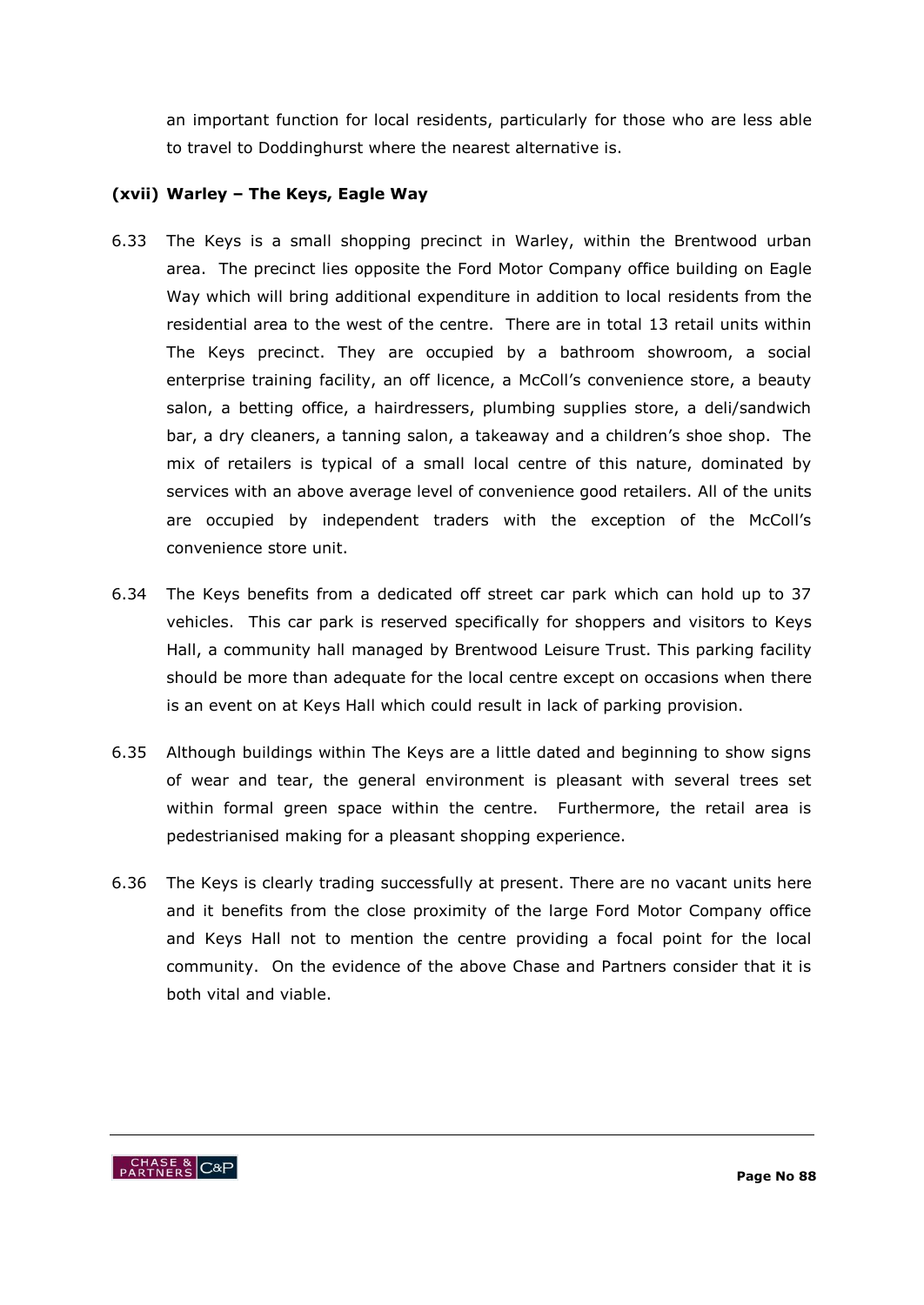an important function for local residents, particularly for those who are less able to travel to Doddinghurst where the nearest alternative is.

**(xvii) Warley – The Keys, Eagle Way**

6.33 The Keys is a small shopping precinct in Warley, within the Brentwood urban area. The precinct lies opposite the Ford Motor Company office building on Eagle Way which will bring additional expenditure in addition to local residents from the residential area to the west of the centre. There are in total 13 retail units within The Keys precinct. They are occupied by a bathroom showroom, a social enterprise training facility, an off licence, a McColl's convenience store, a beauty salon, a betting office, a hairdressers, plumbing supplies store, a deli/sandwich bar, a dry cleaners, a tanning salon, a takeaway and a children's shoe shop. The mix of retailers is typical of a small local centre of this nature, dominated by services with an above average level of convenience good retailers. All of the units are occupied by independent traders with the exception of the McColl's convenience store unit.

6.34 The Keys benefits from a dedicated off street car park which can hold up to 37 vehicles. This car park is reserved specifically for shoppers and visitors to Keys Hall, a community hall managed by Brentwood Leisure Trust. This parking facility should be more than adequate for the local centre except on occasions when there is an event on at Keys Hall which could result in lack of parking provision.

6.35 Although buildings within The Keys are a little dated and beginning to show signs of wear and tear, the general environment is pleasant with several trees set within formal green space within the centre. Furthermore, the retail area is pedestrianised making for a pleasant shopping experience.

6.36 The Keys is clearly trading successfully at present. There are no vacant units here and it benefits from the close proximity of the large Ford Motor Company office and Keys Hall not to mention the centre providing a focal point for the local community. On the evidence of the above Chase and Partners consider that it is both vital and viable.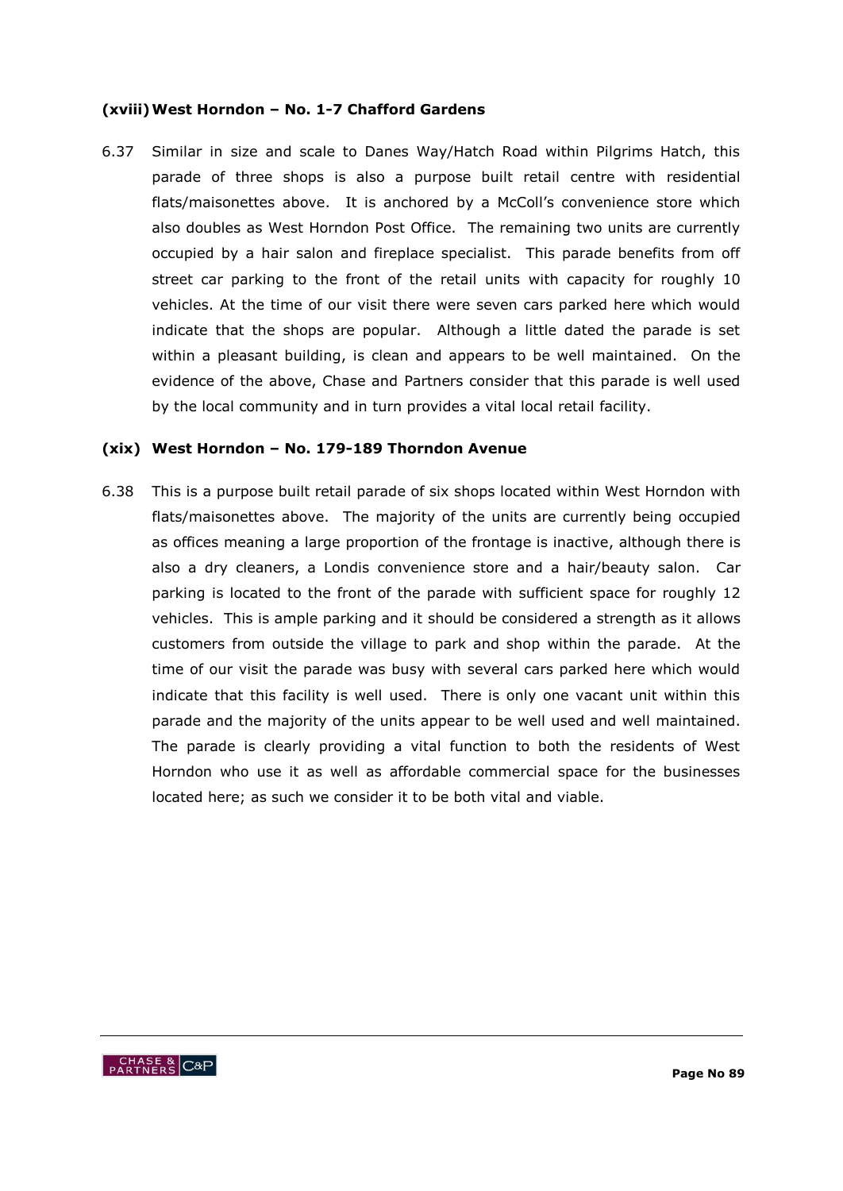### (xviii) West Horndon – No. 1-7 Chafford Gardens

6.37 Similar in size and scale to Danes Way/Hatch Road within Pilgrims Hatch, this parade of three shops is also a purpose built retail centre with residential flats/maisonettes above. It is anchored by a McColl's convenience store which also doubles as West Horndon Post Office. The remaining two units are currently occupied by a hair salon and fireplace specialist. This parade benefits from off street car parking to the front of the retail units with capacity for roughly 10 vehicles. At the time of our visit there were seven cars parked here which would indicate that the shops are popular. Although a little dated the parade is set within a pleasant building, is clean and appears to be well maintained. On the evidence of the above, Chase and Partners consider that this parade is well used by the local community and in turn provides a vital local retail facility.

### (xix) West Horndon – No. 179-189 Thorndon Avenue

6.38 This is a purpose built retail parade of six shops located within West Horndon with flats/maisonettes above. The majority of the units are currently being occupied as offices meaning a large proportion of the frontage is inactive, although there is also a dry cleaners, a Londis convenience store and a hair/beauty salon. Car parking is located to the front of the parade with sufficient space for roughly 12 vehicles. This is ample parking and it should be considered a strength as it allows customers from outside the village to park and shop within the parade. At the time of our visit the parade was busy with several cars parked here which would indicate that this facility is well used. There is only one vacant unit within this parade and the majority of the units appear to be well used and well maintained. The parade is clearly providing a vital function to both the residents of West Horndon who use it as well as affordable commercial space for the businesses located here; as such we consider it to be both vital and viable.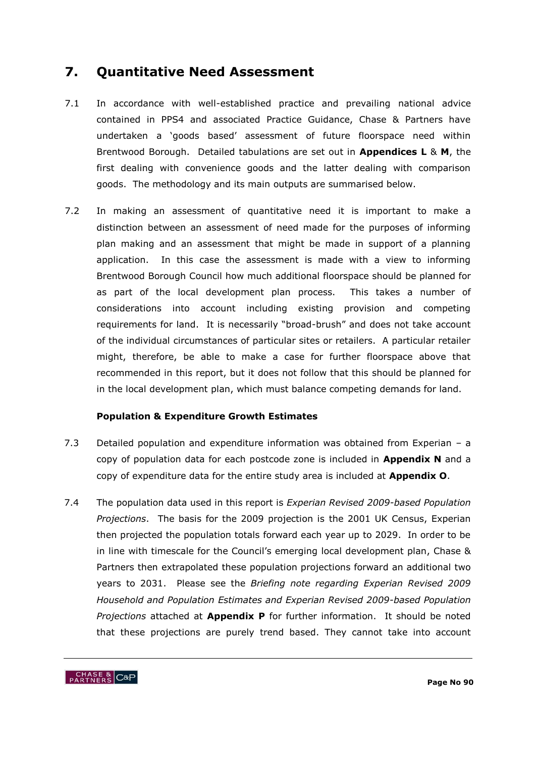## 7. Quantitative Need Assessment

7.1 In accordance with well-established practice and prevailing national advice contained in PPS4 and associated Practice Guidance, Chase & Partners have undertaken a 'goods based' assessment of future floorspace need within Brentwood Borough. Detailed tabulations are set out in **Appendices L** & **M**, the first dealing with convenience goods and the latter dealing with comparison goods. The methodology and its main outputs are summarised below.

7.2 In making an assessment of quantitative need it is important to make a distinction between an assessment of need made for the purposes of informing plan making and an assessment that might be made in support of a planning application. In this case the assessment is made with a view to informing Brentwood Borough Council how much additional floorspace should be planned for as part of the local development plan process. This takes a number of considerations into account including existing provision and competing requirements for land. It is necessarily "broad-brush" and does not take account of the individual circumstances of particular sites or retailers. A particular retailer might, therefore, be able to make a case for further floorspace above that recommended in this report, but it does not follow that this should be planned for in the local development plan, which must balance competing demands for land.

**Population & Expenditure Growth Estimates**

7.3 Detailed population and expenditure information was obtained from Experian – a copy of population data for each postcode zone is included in **Appendix N** and a copy of expenditure data for the entire study area is included at **Appendix O**.

7.4 The population data used in this report is *Experian Revised 2009-based Population Projections*. The basis for the 2009 projection is the 2001 UK Census, Experian then projected the population totals forward each year up to 2029. In order to be in line with timescale for the Council's emerging local development plan, Chase & Partners then extrapolated these population projections forward an additional two years to 2031. Please see the *Briefing note regarding Experian Revised 2009 Household and Population Estimates and Experian Revised 2009-based Population Projections* attached at **Appendix P** for further information. It should be noted that these projections are purely trend based. They cannot take into account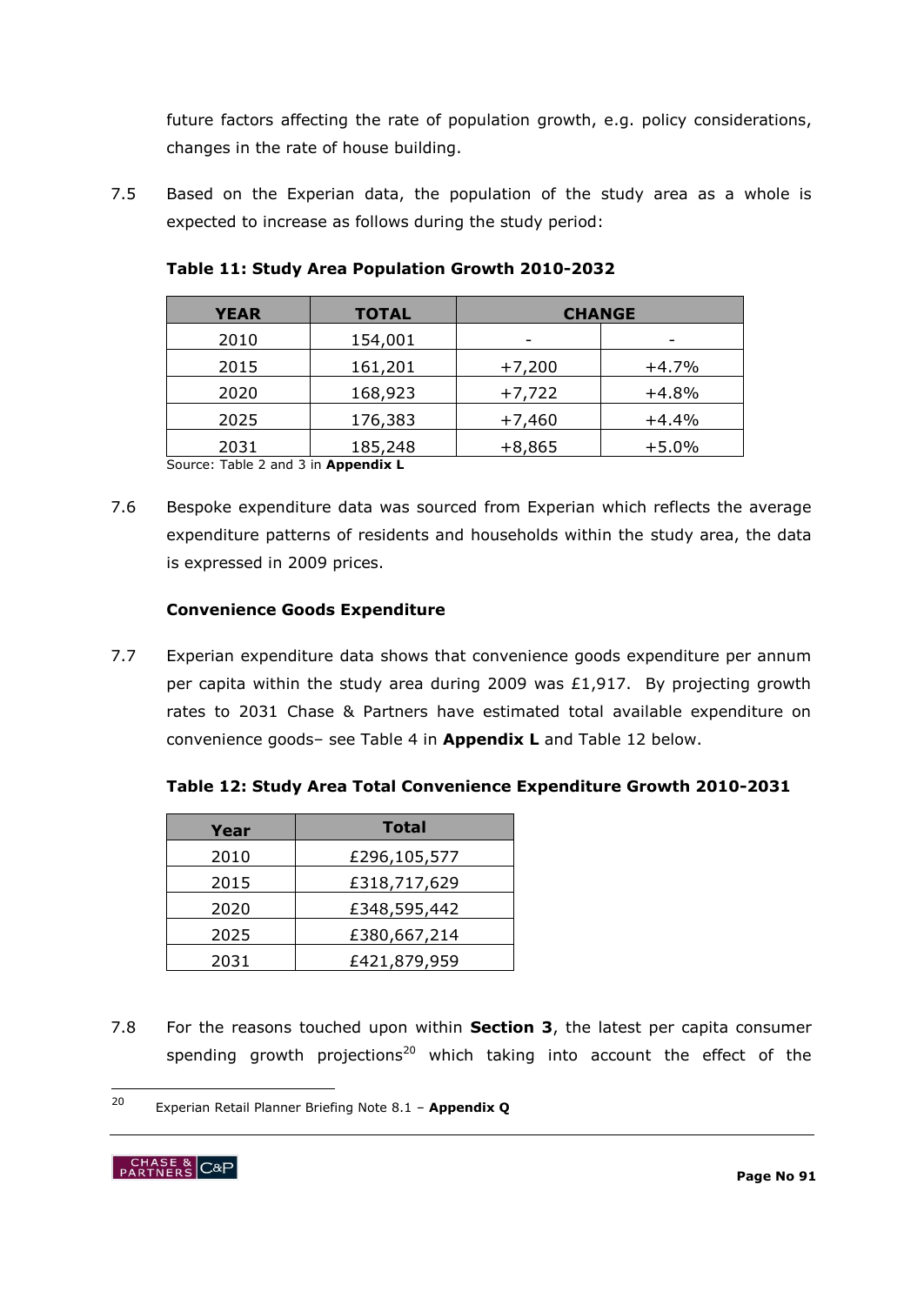future factors affecting the rate of population growth, e.g. policy considerations, changes in the rate of house building.

7.5 Based on the Experian data, the population of the study area as a whole is expected to increase as follows during the study period:

**Table 11: Study Area Population Growth 2010-2032**

| YEAR | TOTAL | CHANGE | |
|---|---|---|---|
| 2010 | 154,001 | - | - |
| 2015 | 161,201 | +7,200 | +4.7% |
| 2020 | 168,923 | +7,722 | +4.8% |
| 2025 | 176,383 | +7,460 | +4.4% |
| 2031 | 185,248 | +8,865 | +5.0% |

Source: Table 2 and 3 in **Appendix L**

7.6 Bespoke expenditure data was sourced from Experian which reflects the average expenditure patterns of residents and households within the study area, the data is expressed in 2009 prices.

### Convenience Goods Expenditure

7.7 Experian expenditure data shows that convenience goods expenditure per annum per capita within the study area during 2009 was £1,917. By projecting growth rates to 2031 Chase & Partners have estimated total available expenditure on convenience goods– see Table 4 in **Appendix L** and Table 12 below.

**Table 12: Study Area Total Convenience Expenditure Growth 2010-2031**

| Year | Total |
|---|---|
| 2010 | £296,105,577 |
| 2015 | £318,717,629 |
| 2020 | £348,595,442 |
| 2025 | £380,667,214 |
| 2031 | £421,879,959 |

7.8 For the reasons touched upon within **Section 3**, the latest per capita consumer spending growth projections[20] which taking into account the effect of the

[20] Experian Retail Planner Briefing Note 8.1 – **Appendix Q**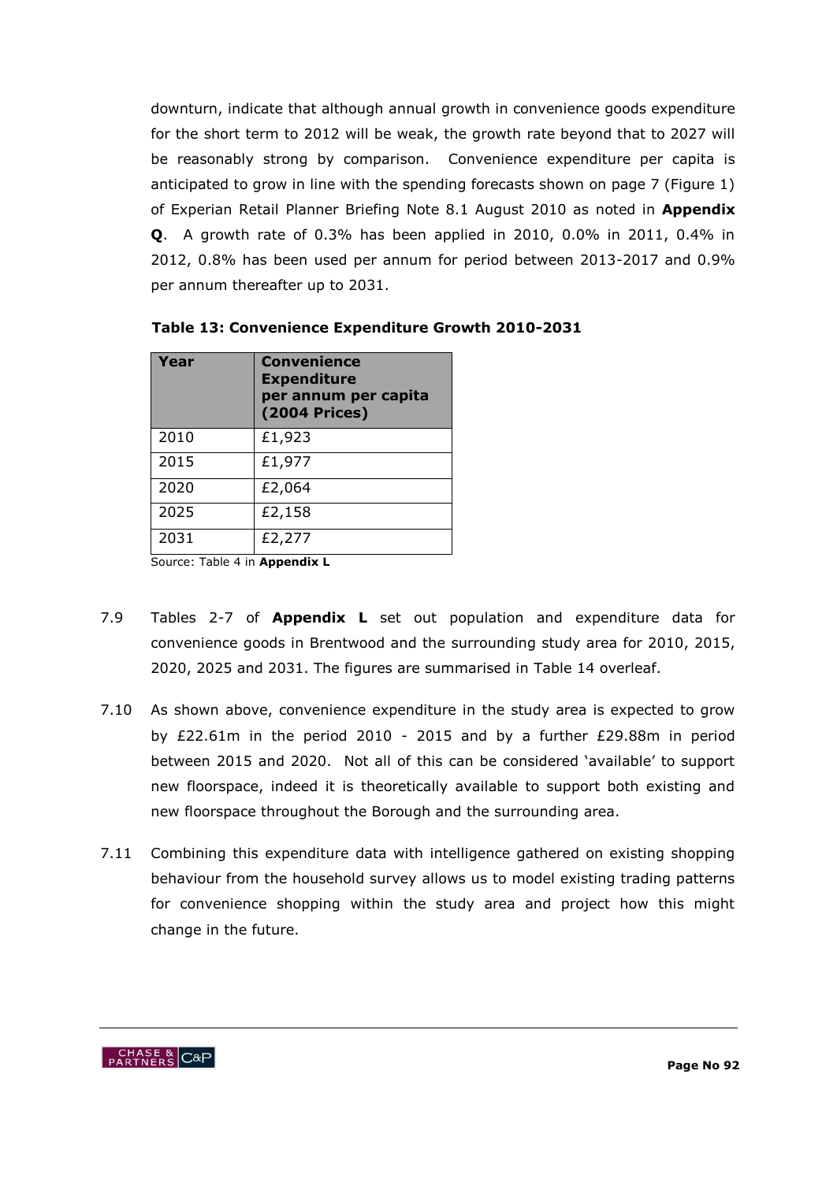downturn, indicate that although annual growth in convenience goods expenditure for the short term to 2012 will be weak, the growth rate beyond that to 2027 will be reasonably strong by comparison. Convenience expenditure per capita is anticipated to grow in line with the spending forecasts shown on page 7 (Figure 1) of Experian Retail Planner Briefing Note 8.1 August 2010 as noted in **Appendix Q**. A growth rate of 0.3% has been applied in 2010, 0.0% in 2011, 0.4% in 2012, 0.8% has been used per annum for period between 2013-2017 and 0.9% per annum thereafter up to 2031.

**Table 13: Convenience Expenditure Growth 2010-2031**

| Year | Convenience Expenditure per annum per capita (2004 Prices) |
|---|---|
| 2010 | £1,923 |
| 2015 | £1,977 |
| 2020 | £2,064 |
| 2025 | £2,158 |
| 2031 | £2,277 |

Source: Table 4 in **Appendix L**

7.9 Tables 2-7 of **Appendix L** set out population and expenditure data for convenience goods in Brentwood and the surrounding study area for 2010, 2015, 2020, 2025 and 2031. The figures are summarised in Table 14 overleaf.

7.10 As shown above, convenience expenditure in the study area is expected to grow by £22.61m in the period 2010 - 2015 and by a further £29.88m in period between 2015 and 2020. Not all of this can be considered 'available' to support new floorspace, indeed it is theoretically available to support both existing and new floorspace throughout the Borough and the surrounding area.

7.11 Combining this expenditure data with intelligence gathered on existing shopping behaviour from the household survey allows us to model existing trading patterns for convenience shopping within the study area and project how this might change in the future.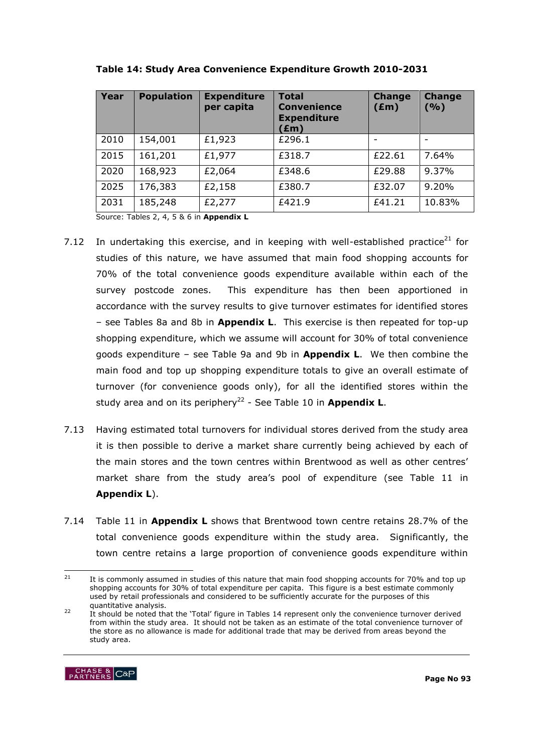**Table 14: Study Area Convenience Expenditure Growth 2010-2031**

| Year | Population | Expenditure per capita | Total Convenience Expenditure (£m) | Change (£m) | Change (%) |
|---|---|---|---|---|---|
| 2010 | 154,001 | £1,923 | £296.1 | - | - |
| 2015 | 161,201 | £1,977 | £318.7 | £22.61 | 7.64% |
| 2020 | 168,923 | £2,064 | £348.6 | £29.88 | 9.37% |
| 2025 | 176,383 | £2,158 | £380.7 | £32.07 | 9.20% |
| 2031 | 185,248 | £2,277 | £421.9 | £41.21 | 10.83% |

Source: Tables 2, 4, 5 & 6 in **Appendix L**

7.12 In undertaking this exercise, and in keeping with well-established practice[21] for studies of this nature, we have assumed that main food shopping accounts for 70% of the total convenience goods expenditure available within each of the survey postcode zones. This expenditure has then been apportioned in accordance with the survey results to give turnover estimates for identified stores – see Tables 8a and 8b in **Appendix L**. This exercise is then repeated for top-up shopping expenditure, which we assume will account for 30% of total convenience goods expenditure – see Table 9a and 9b in **Appendix L**. We then combine the main food and top up shopping expenditure totals to give an overall estimate of turnover (for convenience goods only), for all the identified stores within the study area and on its periphery[22] - See Table 10 in **Appendix L**.

7.13 Having estimated total turnovers for individual stores derived from the study area it is then possible to derive a market share currently being achieved by each of the main stores and the town centres within Brentwood as well as other centres' market share from the study area's pool of expenditure (see Table 11 in **Appendix L**).

7.14 Table 11 in **Appendix L** shows that Brentwood town centre retains 28.7% of the total convenience goods expenditure within the study area. Significantly, the town centre retains a large proportion of convenience goods expenditure within

[21] It is commonly assumed in studies of this nature that main food shopping accounts for 70% and top up shopping accounts for 30% of total expenditure per capita. This figure is a best estimate commonly used by retail professionals and considered to be sufficiently accurate for the purposes of this quantitative analysis.

[22] It should be noted that the 'Total' figure in Tables 14 represent only the convenience turnover derived from within the study area. It should not be taken as an estimate of the total convenience turnover of the store as no allowance is made for additional trade that may be derived from areas beyond the study area.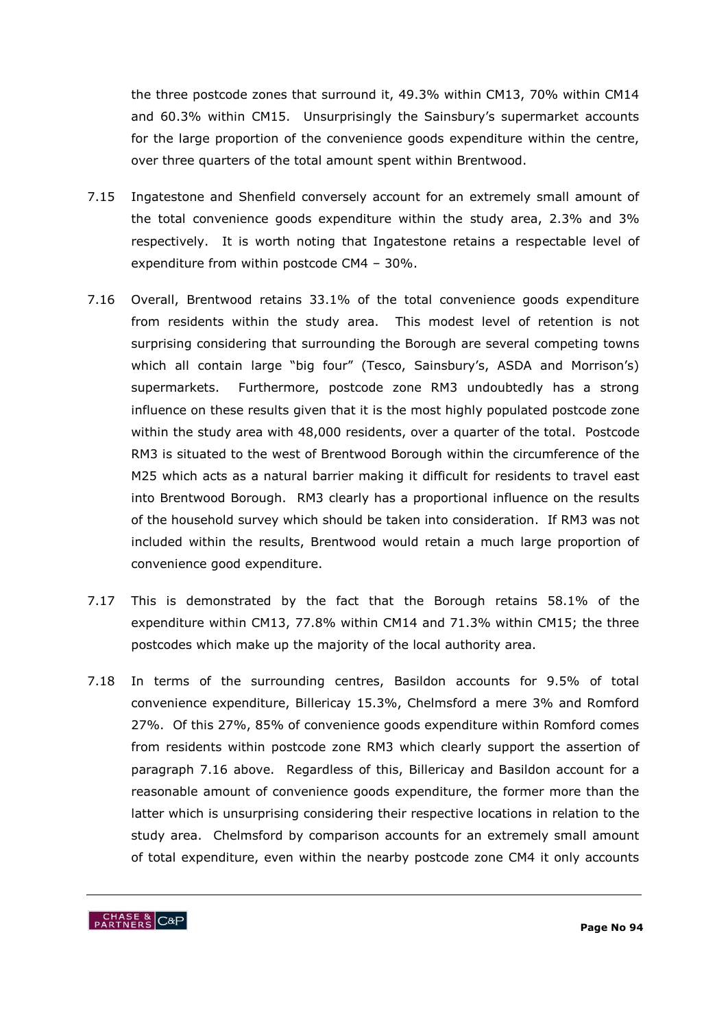the three postcode zones that surround it, 49.3% within CM13, 70% within CM14 and 60.3% within CM15. Unsurprisingly the Sainsbury's supermarket accounts for the large proportion of the convenience goods expenditure within the centre, over three quarters of the total amount spent within Brentwood.

7.15 Ingatestone and Shenfield conversely account for an extremely small amount of the total convenience goods expenditure within the study area, 2.3% and 3% respectively. It is worth noting that Ingatestone retains a respectable level of expenditure from within postcode CM4 – 30%.

7.16 Overall, Brentwood retains 33.1% of the total convenience goods expenditure from residents within the study area. This modest level of retention is not surprising considering that surrounding the Borough are several competing towns which all contain large "big four" (Tesco, Sainsbury's, ASDA and Morrison's) supermarkets. Furthermore, postcode zone RM3 undoubtedly has a strong influence on these results given that it is the most highly populated postcode zone within the study area with 48,000 residents, over a quarter of the total. Postcode RM3 is situated to the west of Brentwood Borough within the circumference of the M25 which acts as a natural barrier making it difficult for residents to travel east into Brentwood Borough. RM3 clearly has a proportional influence on the results of the household survey which should be taken into consideration. If RM3 was not included within the results, Brentwood would retain a much large proportion of convenience good expenditure.

7.17 This is demonstrated by the fact that the Borough retains 58.1% of the expenditure within CM13, 77.8% within CM14 and 71.3% within CM15; the three postcodes which make up the majority of the local authority area.

7.18 In terms of the surrounding centres, Basildon accounts for 9.5% of total convenience expenditure, Billericay 15.3%, Chelmsford a mere 3% and Romford 27%. Of this 27%, 85% of convenience goods expenditure within Romford comes from residents within postcode zone RM3 which clearly support the assertion of paragraph 7.16 above. Regardless of this, Billericay and Basildon account for a reasonable amount of convenience goods expenditure, the former more than the latter which is unsurprising considering their respective locations in relation to the study area. Chelmsford by comparison accounts for an extremely small amount of total expenditure, even within the nearby postcode zone CM4 it only accounts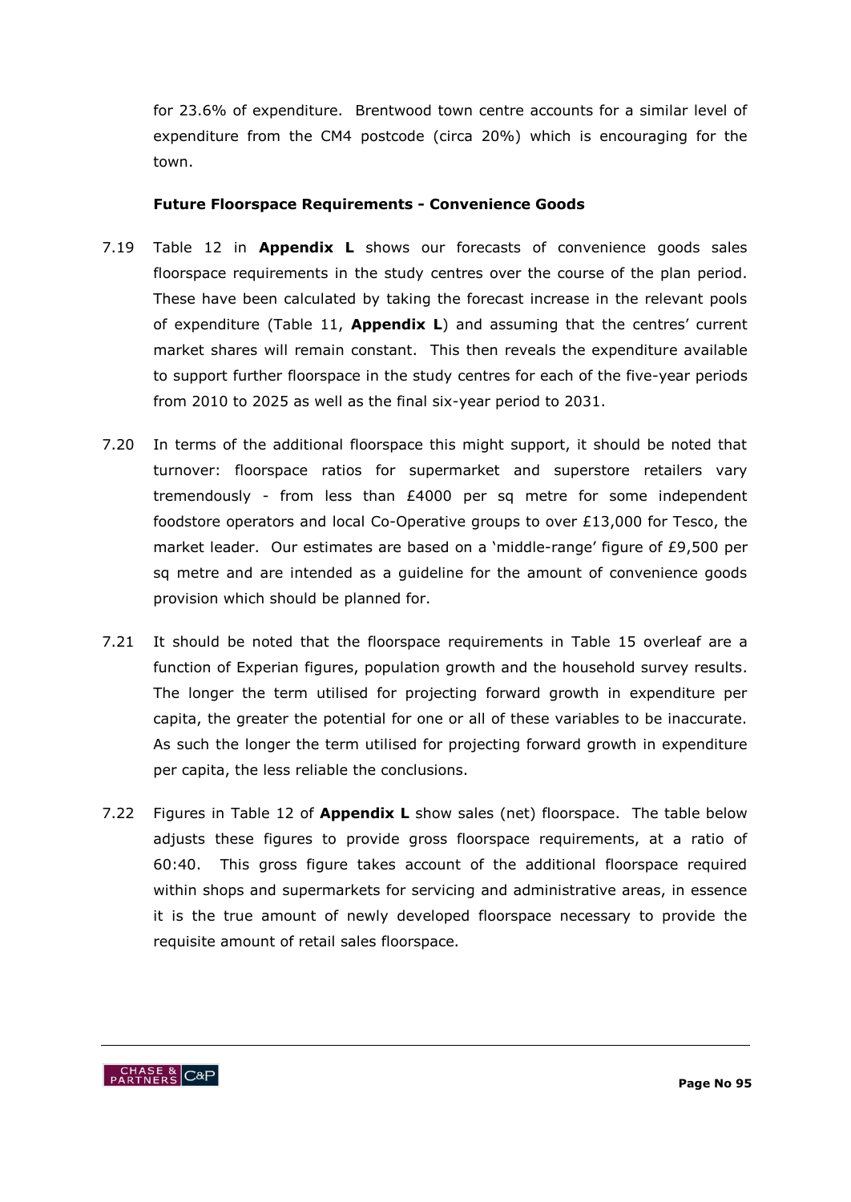for 23.6% of expenditure. Brentwood town centre accounts for a similar level of expenditure from the CM4 postcode (circa 20%) which is encouraging for the town.

**Future Floorspace Requirements - Convenience Goods**

7.19 Table 12 in **Appendix L** shows our forecasts of convenience goods sales floorspace requirements in the study centres over the course of the plan period. These have been calculated by taking the forecast increase in the relevant pools of expenditure (Table 11, **Appendix L**) and assuming that the centres' current market shares will remain constant. This then reveals the expenditure available to support further floorspace in the study centres for each of the five-year periods from 2010 to 2025 as well as the final six-year period to 2031.

7.20 In terms of the additional floorspace this might support, it should be noted that turnover: floorspace ratios for supermarket and superstore retailers vary tremendously - from less than £4000 per sq metre for some independent foodstore operators and local Co-Operative groups to over £13,000 for Tesco, the market leader. Our estimates are based on a 'middle-range' figure of £9,500 per sq metre and are intended as a guideline for the amount of convenience goods provision which should be planned for.

7.21 It should be noted that the floorspace requirements in Table 15 overleaf are a function of Experian figures, population growth and the household survey results. The longer the term utilised for projecting forward growth in expenditure per capita, the greater the potential for one or all of these variables to be inaccurate. As such the longer the term utilised for projecting forward growth in expenditure per capita, the less reliable the conclusions.

7.22 Figures in Table 12 of **Appendix L** show sales (net) floorspace. The table below adjusts these figures to provide gross floorspace requirements, at a ratio of 60:40. This gross figure takes account of the additional floorspace required within shops and supermarkets for servicing and administrative areas, in essence it is the true amount of newly developed floorspace necessary to provide the requisite amount of retail sales floorspace.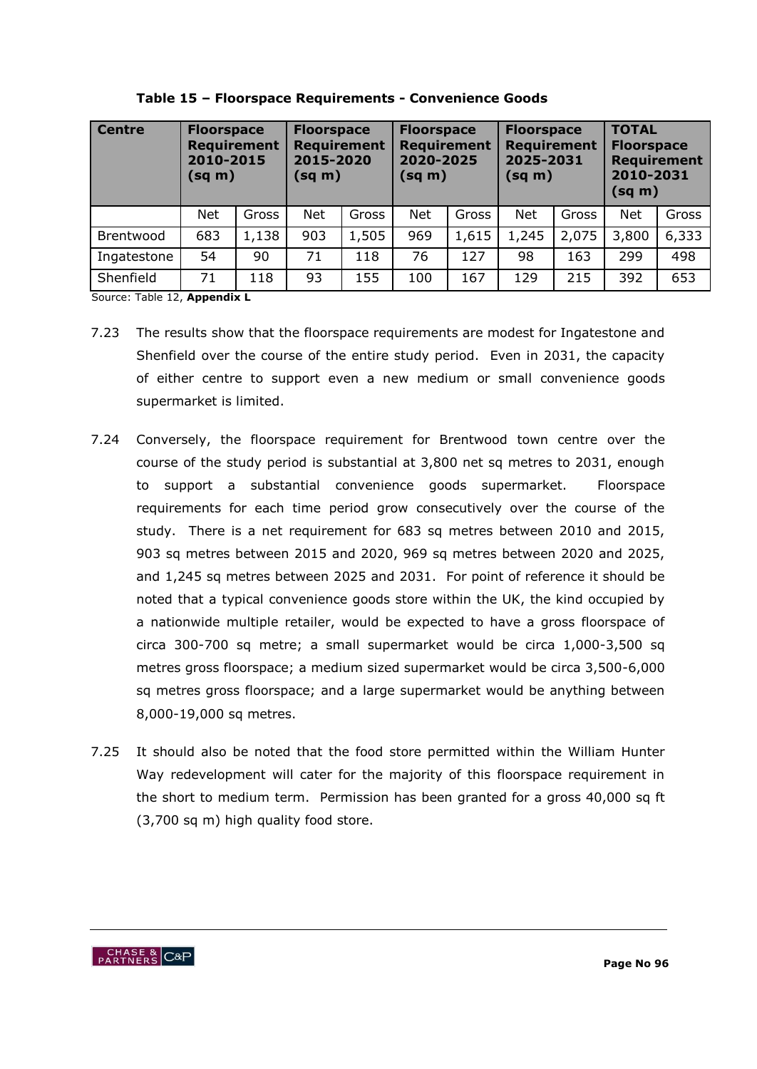**Table 15 – Floorspace Requirements - Convenience Goods**

| Centre | Floorspace Requirement 2010-2015 (sq m) | | Floorspace Requirement 2015-2020 (sq m) | | Floorspace Requirement 2020-2025 (sq m) | | Floorspace Requirement 2025-2031 (sq m) | | TOTAL Floorspace Requirement 2010-2031 (sq m) | |
|---|---|---|---|---|---|---|---|---|---|---|
| | Net | Gross | Net | Gross | Net | Gross | Net | Gross | Net | Gross |
| Brentwood | 683 | 1,138 | 903 | 1,505 | 969 | 1,615 | 1,245 | 2,075 | 3,800 | 6,333 |
| Ingatestone | 54 | 90 | 71 | 118 | 76 | 127 | 98 | 163 | 299 | 498 |
| Shenfield | 71 | 118 | 93 | 155 | 100 | 167 | 129 | 215 | 392 | 653 |

Source: Table 12, **Appendix L**

7.23 The results show that the floorspace requirements are modest for Ingatestone and Shenfield over the course of the entire study period. Even in 2031, the capacity of either centre to support even a new medium or small convenience goods supermarket is limited.

7.24 Conversely, the floorspace requirement for Brentwood town centre over the course of the study period is substantial at 3,800 net sq metres to 2031, enough to support a substantial convenience goods supermarket. Floorspace requirements for each time period grow consecutively over the course of the study. There is a net requirement for 683 sq metres between 2010 and 2015, 903 sq metres between 2015 and 2020, 969 sq metres between 2020 and 2025, and 1,245 sq metres between 2025 and 2031. For point of reference it should be noted that a typical convenience goods store within the UK, the kind occupied by a nationwide multiple retailer, would be expected to have a gross floorspace of circa 300-700 sq metre; a small supermarket would be circa 1,000-3,500 sq metres gross floorspace; a medium sized supermarket would be circa 3,500-6,000 sq metres gross floorspace; and a large supermarket would be anything between 8,000-19,000 sq metres.

7.25 It should also be noted that the food store permitted within the William Hunter Way redevelopment will cater for the majority of this floorspace requirement in the short to medium term. Permission has been granted for a gross 40,000 sq ft (3,700 sq m) high quality food store.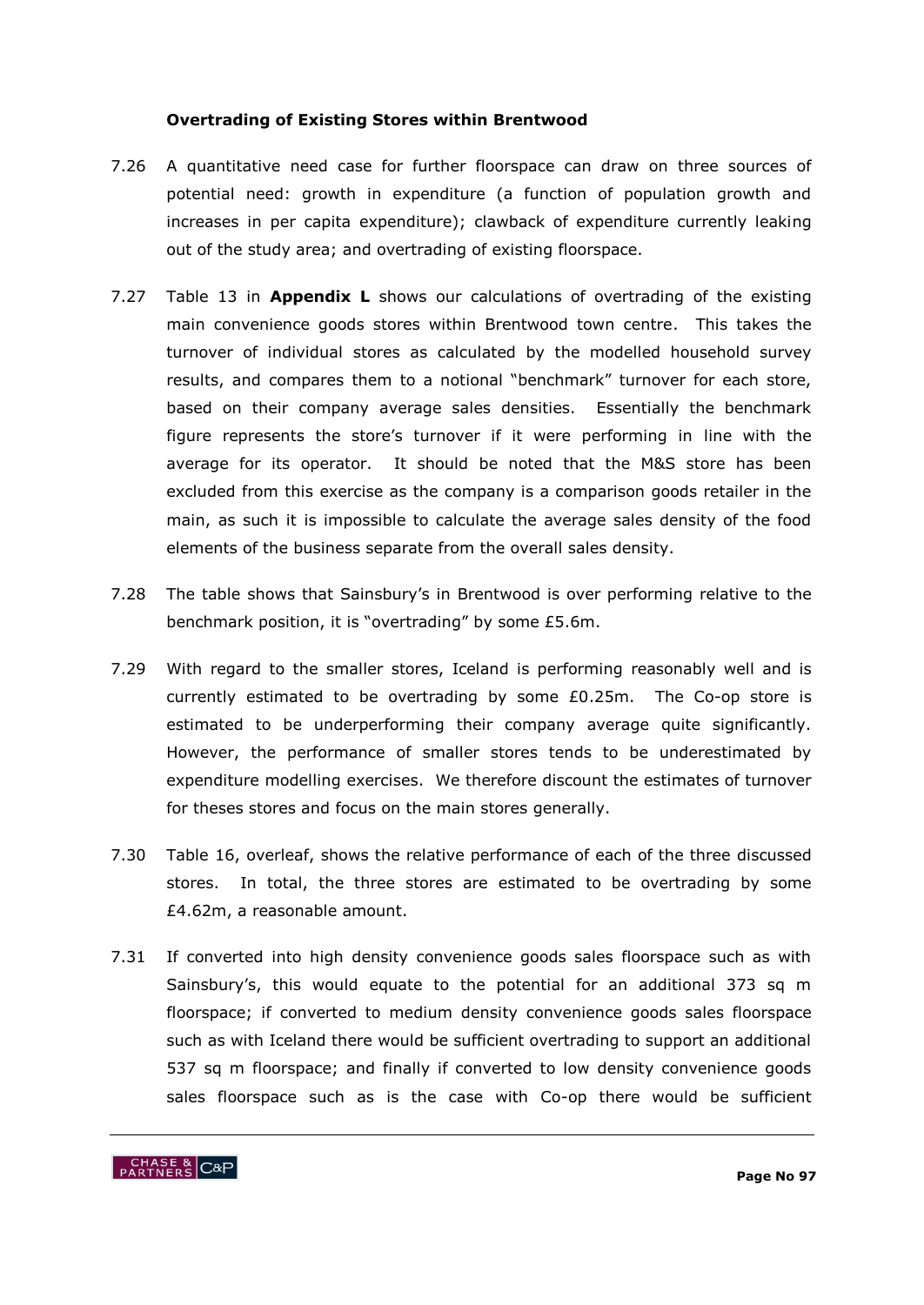### Overtrading of Existing Stores within Brentwood

7.26 A quantitative need case for further floorspace can draw on three sources of potential need: growth in expenditure (a function of population growth and increases in per capita expenditure); clawback of expenditure currently leaking out of the study area; and overtrading of existing floorspace.

7.27 Table 13 in **Appendix L** shows our calculations of overtrading of the existing main convenience goods stores within Brentwood town centre. This takes the turnover of individual stores as calculated by the modelled household survey results, and compares them to a notional "benchmark" turnover for each store, based on their company average sales densities. Essentially the benchmark figure represents the store's turnover if it were performing in line with the average for its operator. It should be noted that the M&S store has been excluded from this exercise as the company is a comparison goods retailer in the main, as such it is impossible to calculate the average sales density of the food elements of the business separate from the overall sales density.

7.28 The table shows that Sainsbury's in Brentwood is over performing relative to the benchmark position, it is "overtrading" by some £5.6m.

7.29 With regard to the smaller stores, Iceland is performing reasonably well and is currently estimated to be overtrading by some £0.25m. The Co-op store is estimated to be underperforming their company average quite significantly. However, the performance of smaller stores tends to be underestimated by expenditure modelling exercises. We therefore discount the estimates of turnover for theses stores and focus on the main stores generally.

7.30 Table 16, overleaf, shows the relative performance of each of the three discussed stores. In total, the three stores are estimated to be overtrading by some £4.62m, a reasonable amount.

7.31 If converted into high density convenience goods sales floorspace such as with Sainsbury's, this would equate to the potential for an additional 373 sq m floorspace; if converted to medium density convenience goods sales floorspace such as with Iceland there would be sufficient overtrading to support an additional 537 sq m floorspace; and finally if converted to low density convenience goods sales floorspace such as is the case with Co-op there would be sufficient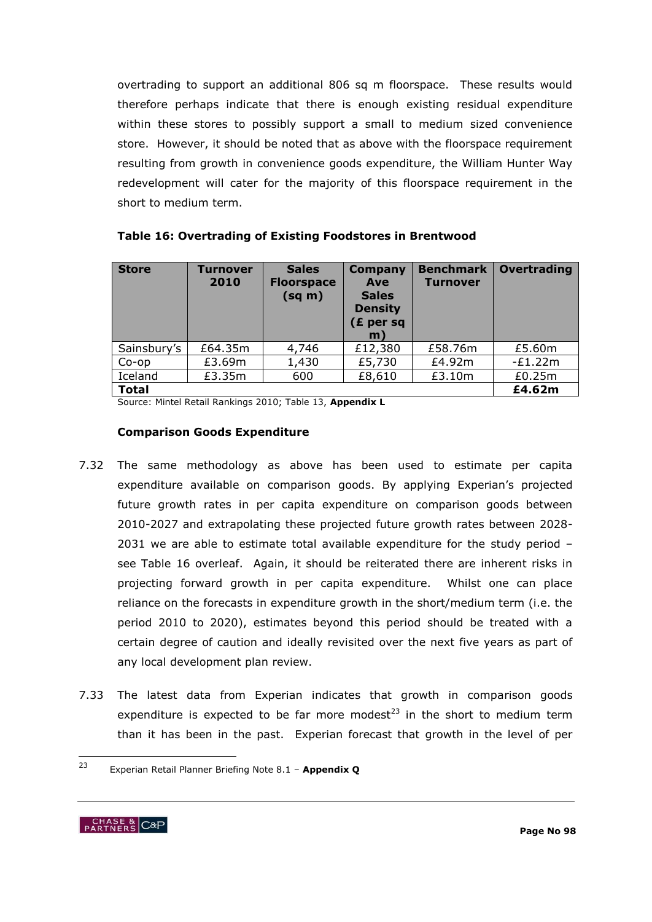overtrading to support an additional 806 sq m floorspace. These results would therefore perhaps indicate that there is enough existing residual expenditure within these stores to possibly support a small to medium sized convenience store. However, it should be noted that as above with the floorspace requirement resulting from growth in convenience goods expenditure, the William Hunter Way redevelopment will cater for the majority of this floorspace requirement in the short to medium term.

**Table 16: Overtrading of Existing Foodstores in Brentwood**

| Store | Turnover 2010 | Sales Floorspace (sq m) | Company Ave Sales Density (£ per sq m) | Benchmark Turnover | Overtrading |
|---|---|---|---|---|---|
| Sainsbury's | £64.35m | 4,746 | £12,380 | £58.76m | £5.60m |
| Co-op | £3.69m | 1,430 | £5,730 | £4.92m | -£1.22m |
| Iceland | £3.35m | 600 | £8,610 | £3.10m | £0.25m |
| **Total** | | | | | **£4.62m** |

Source: Mintel Retail Rankings 2010; Table 13, **Appendix L**

### Comparison Goods Expenditure

7.32 The same methodology as above has been used to estimate per capita expenditure available on comparison goods. By applying Experian's projected future growth rates in per capita expenditure on comparison goods between 2010-2027 and extrapolating these projected future growth rates between 2028-2031 we are able to estimate total available expenditure for the study period – see Table 16 overleaf. Again, it should be reiterated there are inherent risks in projecting forward growth in per capita expenditure. Whilst one can place reliance on the forecasts in expenditure growth in the short/medium term (i.e. the period 2010 to 2020), estimates beyond this period should be treated with a certain degree of caution and ideally revisited over the next five years as part of any local development plan review.

7.33 The latest data from Experian indicates that growth in comparison goods expenditure is expected to be far more modest[23] in the short to medium term than it has been in the past. Experian forecast that growth in the level of per

[23] Experian Retail Planner Briefing Note 8.1 – **Appendix Q**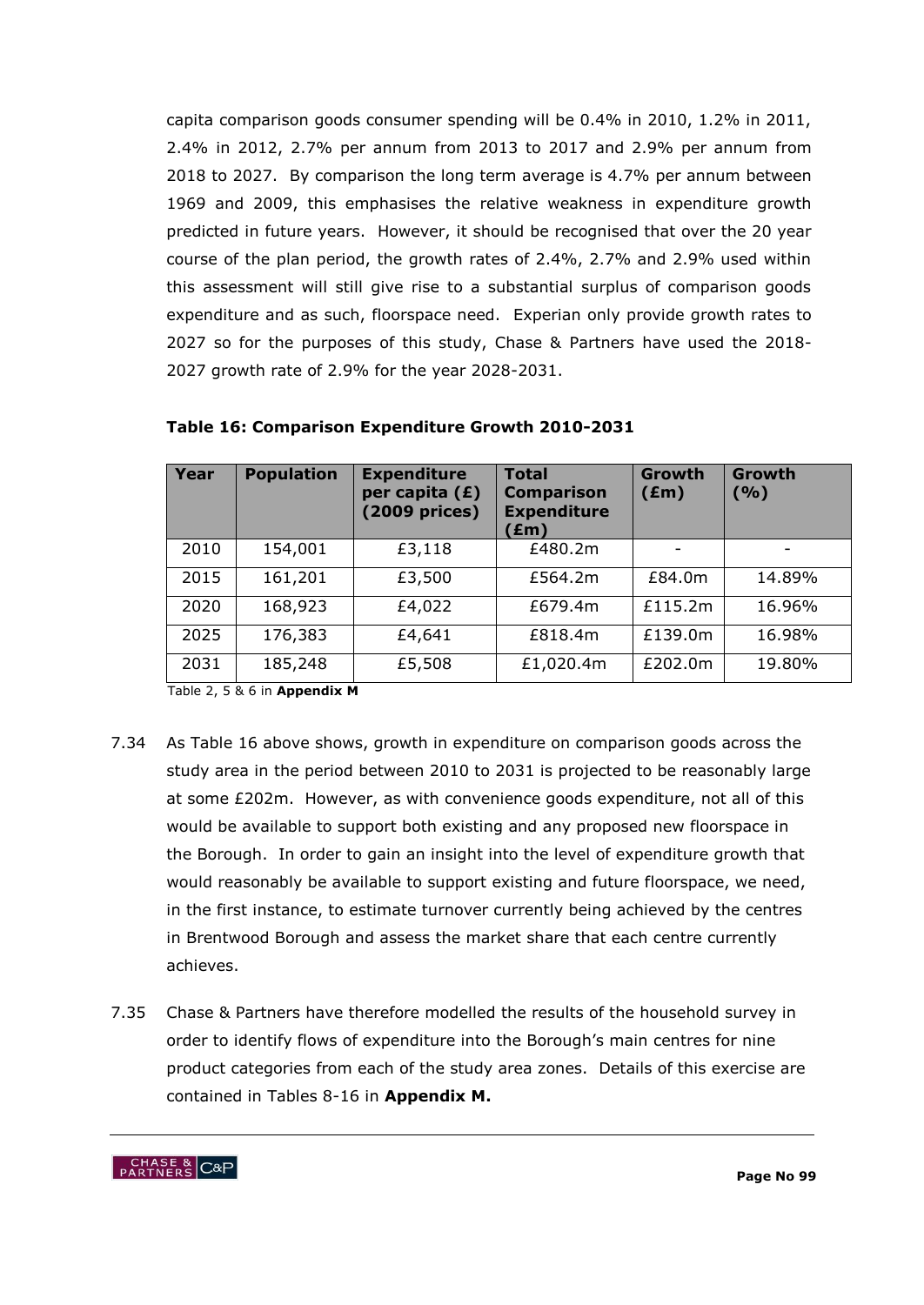capita comparison goods consumer spending will be 0.4% in 2010, 1.2% in 2011, 2.4% in 2012, 2.7% per annum from 2013 to 2017 and 2.9% per annum from 2018 to 2027. By comparison the long term average is 4.7% per annum between 1969 and 2009, this emphasises the relative weakness in expenditure growth predicted in future years. However, it should be recognised that over the 20 year course of the plan period, the growth rates of 2.4%, 2.7% and 2.9% used within this assessment will still give rise to a substantial surplus of comparison goods expenditure and as such, floorspace need. Experian only provide growth rates to 2027 so for the purposes of this study, Chase & Partners have used the 2018-2027 growth rate of 2.9% for the year 2028-2031.

**Table 16: Comparison Expenditure Growth 2010-2031**

| Year | Population | Expenditure per capita (£) (2009 prices) | Total Comparison Expenditure (£m) | Growth (£m) | Growth (%) |
|---|---|---|---|---|---|
| 2010 | 154,001 | £3,118 | £480.2m | - | - |
| 2015 | 161,201 | £3,500 | £564.2m | £84.0m | 14.89% |
| 2020 | 168,923 | £4,022 | £679.4m | £115.2m | 16.96% |
| 2025 | 176,383 | £4,641 | £818.4m | £139.0m | 16.98% |
| 2031 | 185,248 | £5,508 | £1,020.4m | £202.0m | 19.80% |

Table 2, 5 & 6 in **Appendix M**

7.34 As Table 16 above shows, growth in expenditure on comparison goods across the study area in the period between 2010 to 2031 is projected to be reasonably large at some £202m. However, as with convenience goods expenditure, not all of this would be available to support both existing and any proposed new floorspace in the Borough. In order to gain an insight into the level of expenditure growth that would reasonably be available to support existing and future floorspace, we need, in the first instance, to estimate turnover currently being achieved by the centres in Brentwood Borough and assess the market share that each centre currently achieves.

7.35 Chase & Partners have therefore modelled the results of the household survey in order to identify flows of expenditure into the Borough's main centres for nine product categories from each of the study area zones. Details of this exercise are contained in Tables 8-16 in **Appendix M.**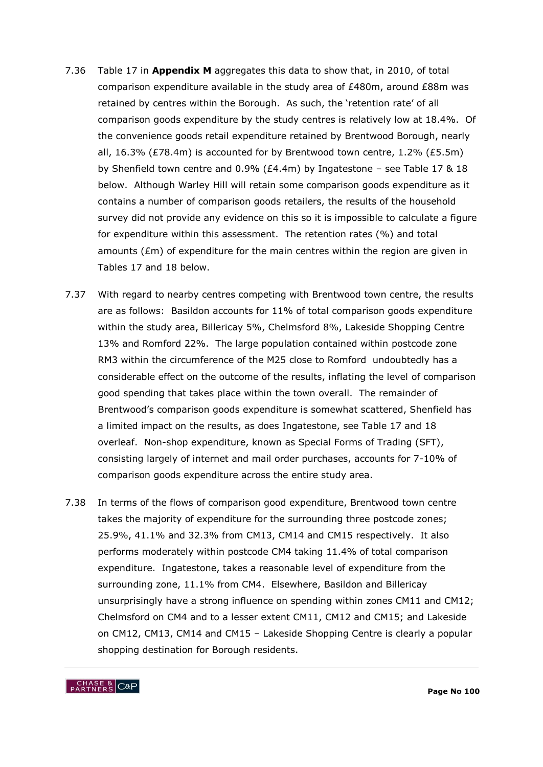7.36 Table 17 in **Appendix M** aggregates this data to show that, in 2010, of total comparison expenditure available in the study area of £480m, around £88m was retained by centres within the Borough. As such, the 'retention rate' of all comparison goods expenditure by the study centres is relatively low at 18.4%. Of the convenience goods retail expenditure retained by Brentwood Borough, nearly all, 16.3% (£78.4m) is accounted for by Brentwood town centre, 1.2% (£5.5m) by Shenfield town centre and 0.9% (£4.4m) by Ingatestone – see Table 17 & 18 below. Although Warley Hill will retain some comparison goods expenditure as it contains a number of comparison goods retailers, the results of the household survey did not provide any evidence on this so it is impossible to calculate a figure for expenditure within this assessment. The retention rates (%) and total amounts (£m) of expenditure for the main centres within the region are given in Tables 17 and 18 below.

7.37 With regard to nearby centres competing with Brentwood town centre, the results are as follows: Basildon accounts for 11% of total comparison goods expenditure within the study area, Billericay 5%, Chelmsford 8%, Lakeside Shopping Centre 13% and Romford 22%. The large population contained within postcode zone RM3 within the circumference of the M25 close to Romford undoubtedly has a considerable effect on the outcome of the results, inflating the level of comparison good spending that takes place within the town overall. The remainder of Brentwood's comparison goods expenditure is somewhat scattered, Shenfield has a limited impact on the results, as does Ingatestone, see Table 17 and 18 overleaf. Non-shop expenditure, known as Special Forms of Trading (SFT), consisting largely of internet and mail order purchases, accounts for 7-10% of comparison goods expenditure across the entire study area.

7.38 In terms of the flows of comparison good expenditure, Brentwood town centre takes the majority of expenditure for the surrounding three postcode zones; 25.9%, 41.1% and 32.3% from CM13, CM14 and CM15 respectively. It also performs moderately within postcode CM4 taking 11.4% of total comparison expenditure. Ingatestone, takes a reasonable level of expenditure from the surrounding zone, 11.1% from CM4. Elsewhere, Basildon and Billericay unsurprisingly have a strong influence on spending within zones CM11 and CM12; Chelmsford on CM4 and to a lesser extent CM11, CM12 and CM15; and Lakeside on CM12, CM13, CM14 and CM15 – Lakeside Shopping Centre is clearly a popular shopping destination for Borough residents.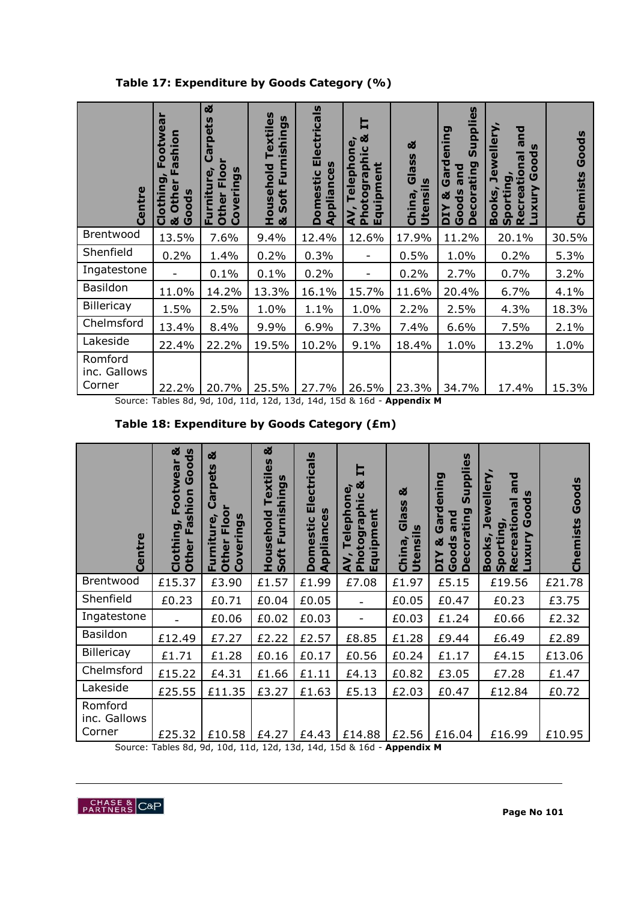**Table 17: Expenditure by Goods Category (%)**

| Centre | Clothing, Footwear & Other Fashion Goods | Furniture, Carpets & Other Floor Coverings | Household Textiles & Soft Furnishings | Domestic Electricals Appliances | AV, Telephone, Photographic & IT Equipment | China, Glass & Utensils | DIY & Gardening Goods and Decorating Supplies | Books, Jewellery, Sporting, Recreational and Luxury Goods | Chemists Goods |
|---|---|---|---|---|---|---|---|---|---|
| Brentwood | 13.5% | 7.6% | 9.4% | 12.4% | 12.6% | 17.9% | 11.2% | 20.1% | 30.5% |
| Shenfield | 0.2% | 1.4% | 0.2% | 0.3% | - | 0.5% | 1.0% | 0.2% | 5.3% |
| Ingatestone | - | 0.1% | 0.1% | 0.2% | - | 0.2% | 2.7% | 0.7% | 3.2% |
| Basildon | 11.0% | 14.2% | 13.3% | 16.1% | 15.7% | 11.6% | 20.4% | 6.7% | 4.1% |
| Billericay | 1.5% | 2.5% | 1.0% | 1.1% | 1.0% | 2.2% | 2.5% | 4.3% | 18.3% |
| Chelmsford | 13.4% | 8.4% | 9.9% | 6.9% | 7.3% | 7.4% | 6.6% | 7.5% | 2.1% |
| Lakeside | 22.4% | 22.2% | 19.5% | 10.2% | 9.1% | 18.4% | 1.0% | 13.2% | 1.0% |
| Romford inc. Gallows Corner | 22.2% | 20.7% | 25.5% | 27.7% | 26.5% | 23.3% | 34.7% | 17.4% | 15.3% |

Source: Tables 8d, 9d, 10d, 11d, 12d, 13d, 14d, 15d & 16d - **Appendix M**

**Table 18: Expenditure by Goods Category (£m)**

| Centre | Clothing, Footwear & Other Fashion Goods | Furniture, Carpets & Other Floor Coverings | Household Textiles & Soft Furnishings | Domestic Electricals Appliances | AV, Telephone, Photographic & IT Equipment | China, Glass & Utensils | DIY & Gardening Goods and Decorating Supplies | Books, Jewellery, Sporting, Recreational and Luxury Goods | Chemists Goods |
|---|---|---|---|---|---|---|---|---|---|
| Brentwood | £15.37 | £3.90 | £1.57 | £1.99 | £7.08 | £1.97 | £5.15 | £19.56 | £21.78 |
| Shenfield | £0.23 | £0.71 | £0.04 | £0.05 | - | £0.05 | £0.47 | £0.23 | £3.75 |
| Ingatestone | - | £0.06 | £0.02 | £0.03 | - | £0.03 | £1.24 | £0.66 | £2.32 |
| Basildon | £12.49 | £7.27 | £2.22 | £2.57 | £8.85 | £1.28 | £9.44 | £6.49 | £2.89 |
| Billericay | £1.71 | £1.28 | £0.16 | £0.17 | £0.56 | £0.24 | £1.17 | £4.15 | £13.06 |
| Chelmsford | £15.22 | £4.31 | £1.66 | £1.11 | £4.13 | £0.82 | £3.05 | £7.28 | £1.47 |
| Lakeside | £25.55 | £11.35 | £3.27 | £1.63 | £5.13 | £2.03 | £0.47 | £12.84 | £0.72 |
| Romford inc. Gallows Corner | £25.32 | £10.58 | £4.27 | £4.43 | £14.88 | £2.56 | £16.04 | £16.99 | £10.95 |

Source: Tables 8d, 9d, 10d, 11d, 12d, 13d, 14d, 15d & 16d - **Appendix M**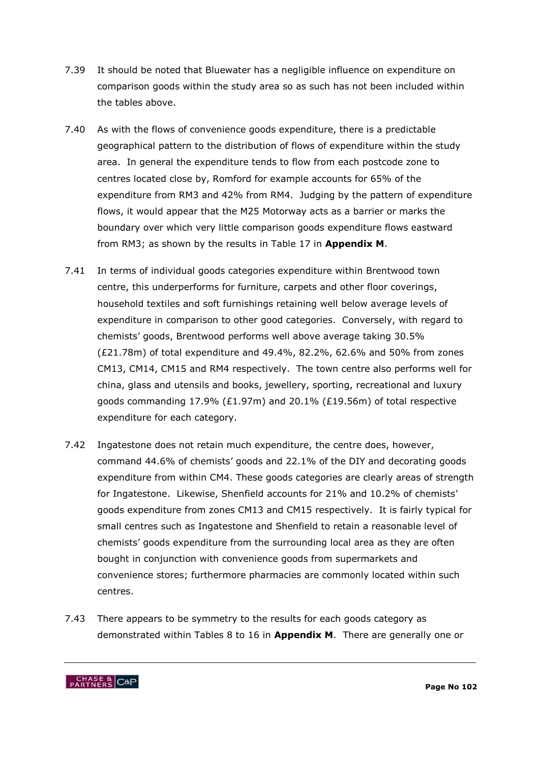7.39 It should be noted that Bluewater has a negligible influence on expenditure on comparison goods within the study area so as such has not been included within the tables above.

7.40 As with the flows of convenience goods expenditure, there is a predictable geographical pattern to the distribution of flows of expenditure within the study area. In general the expenditure tends to flow from each postcode zone to centres located close by, Romford for example accounts for 65% of the expenditure from RM3 and 42% from RM4. Judging by the pattern of expenditure flows, it would appear that the M25 Motorway acts as a barrier or marks the boundary over which very little comparison goods expenditure flows eastward from RM3; as shown by the results in Table 17 in **Appendix M**.

7.41 In terms of individual goods categories expenditure within Brentwood town centre, this underperforms for furniture, carpets and other floor coverings, household textiles and soft furnishings retaining well below average levels of expenditure in comparison to other good categories. Conversely, with regard to chemists' goods, Brentwood performs well above average taking 30.5% (£21.78m) of total expenditure and 49.4%, 82.2%, 62.6% and 50% from zones CM13, CM14, CM15 and RM4 respectively. The town centre also performs well for china, glass and utensils and books, jewellery, sporting, recreational and luxury goods commanding 17.9% (£1.97m) and 20.1% (£19.56m) of total respective expenditure for each category.

7.42 Ingatestone does not retain much expenditure, the centre does, however, command 44.6% of chemists' goods and 22.1% of the DIY and decorating goods expenditure from within CM4. These goods categories are clearly areas of strength for Ingatestone. Likewise, Shenfield accounts for 21% and 10.2% of chemists' goods expenditure from zones CM13 and CM15 respectively. It is fairly typical for small centres such as Ingatestone and Shenfield to retain a reasonable level of chemists' goods expenditure from the surrounding local area as they are often bought in conjunction with convenience goods from supermarkets and convenience stores; furthermore pharmacies are commonly located within such centres.

7.43 There appears to be symmetry to the results for each goods category as demonstrated within Tables 8 to 16 in **Appendix M**. There are generally one or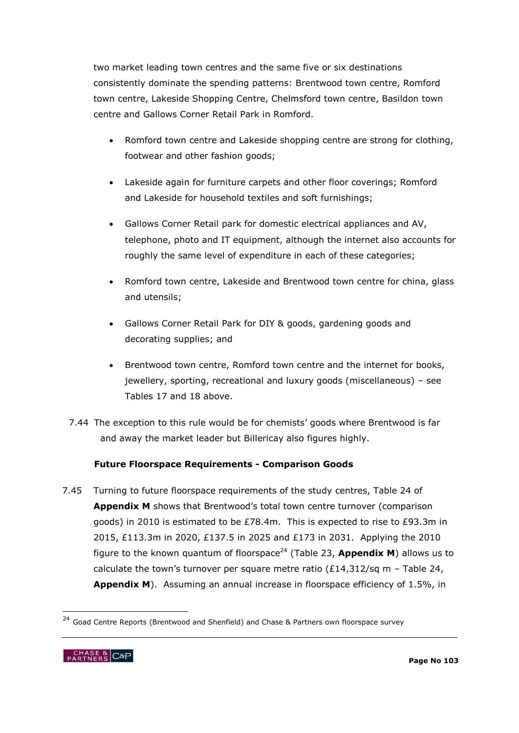two market leading town centres and the same five or six destinations consistently dominate the spending patterns: Brentwood town centre, Romford town centre, Lakeside Shopping Centre, Chelmsford town centre, Basildon town centre and Gallows Corner Retail Park in Romford.

- Romford town centre and Lakeside shopping centre are strong for clothing, footwear and other fashion goods;
- Lakeside again for furniture carpets and other floor coverings; Romford and Lakeside for household textiles and soft furnishings;
- Gallows Corner Retail park for domestic electrical appliances and AV, telephone, photo and IT equipment, although the internet also accounts for roughly the same level of expenditure in each of these categories;
- Romford town centre, Lakeside and Brentwood town centre for china, glass and utensils;
- Gallows Corner Retail Park for DIY & goods, gardening goods and decorating supplies; and
- Brentwood town centre, Romford town centre and the internet for books, jewellery, sporting, recreational and luxury goods (miscellaneous) – see Tables 17 and 18 above.

7.44 The exception to this rule would be for chemists' goods where Brentwood is far and away the market leader but Billericay also figures highly.

### Future Floorspace Requirements - Comparison Goods

7.45 Turning to future floorspace requirements of the study centres, Table 24 of **Appendix M** shows that Brentwood's total town centre turnover (comparison goods) in 2010 is estimated to be £78.4m. This is expected to rise to £93.3m in 2015, £113.3m in 2020, £137.5 in 2025 and £173 in 2031. Applying the 2010 figure to the known quantum of floorspace[24] (Table 23, **Appendix M**) allows us to calculate the town's turnover per square metre ratio (£14,312/sq m – Table 24, **Appendix M**). Assuming an annual increase in floorspace efficiency of 1.5%, in

[24] Goad Centre Reports (Brentwood and Shenfield) and Chase & Partners own floorspace survey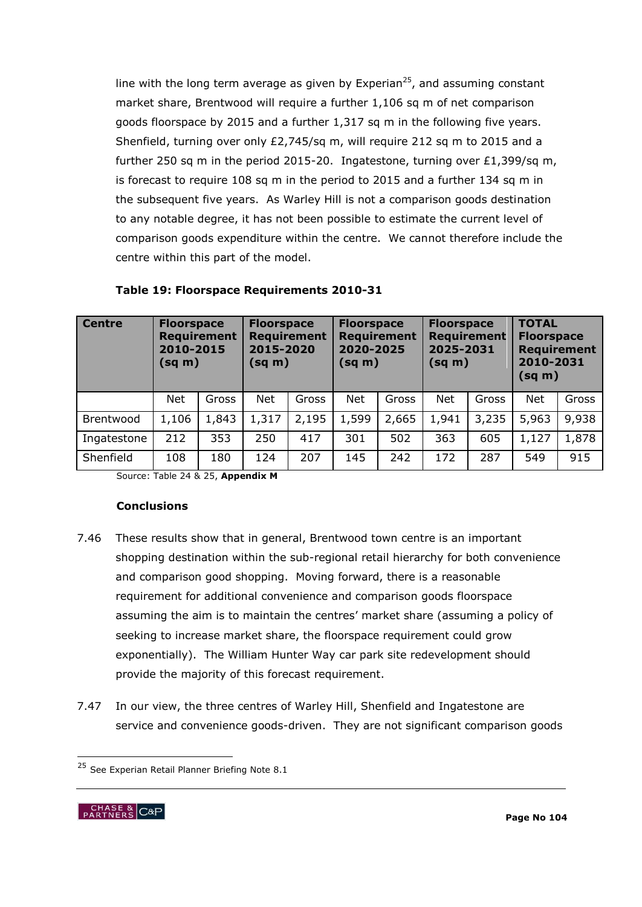line with the long term average as given by Experian[25], and assuming constant market share, Brentwood will require a further 1,106 sq m of net comparison goods floorspace by 2015 and a further 1,317 sq m in the following five years. Shenfield, turning over only £2,745/sq m, will require 212 sq m to 2015 and a further 250 sq m in the period 2015-20. Ingatestone, turning over £1,399/sq m, is forecast to require 108 sq m in the period to 2015 and a further 134 sq m in the subsequent five years. As Warley Hill is not a comparison goods destination to any notable degree, it has not been possible to estimate the current level of comparison goods expenditure within the centre. We cannot therefore include the centre within this part of the model.

**Table 19: Floorspace Requirements 2010-31**

| Centre | Floorspace Requirement 2010-2015 (sq m) | | Floorspace Requirement 2015-2020 (sq m) | | Floorspace Requirement 2020-2025 (sq m) | | Floorspace Requirement 2025-2031 (sq m) | | TOTAL Floorspace Requirement 2010-2031 (sq m) | |
|---|---|---|---|---|---|---|---|---|---|---|
| | Net | Gross | Net | Gross | Net | Gross | Net | Gross | Net | Gross |
| Brentwood | 1,106 | 1,843 | 1,317 | 2,195 | 1,599 | 2,665 | 1,941 | 3,235 | 5,963 | 9,938 |
| Ingatestone | 212 | 353 | 250 | 417 | 301 | 502 | 363 | 605 | 1,127 | 1,878 |
| Shenfield | 108 | 180 | 124 | 207 | 145 | 242 | 172 | 287 | 549 | 915 |

Source: Table 24 & 25, **Appendix M**

### Conclusions

7.46 These results show that in general, Brentwood town centre is an important shopping destination within the sub-regional retail hierarchy for both convenience and comparison good shopping. Moving forward, there is a reasonable requirement for additional convenience and comparison goods floorspace assuming the aim is to maintain the centres' market share (assuming a policy of seeking to increase market share, the floorspace requirement could grow exponentially). The William Hunter Way car park site redevelopment should provide the majority of this forecast requirement.

7.47 In our view, the three centres of Warley Hill, Shenfield and Ingatestone are service and convenience goods-driven. They are not significant comparison goods

[25] See Experian Retail Planner Briefing Note 8.1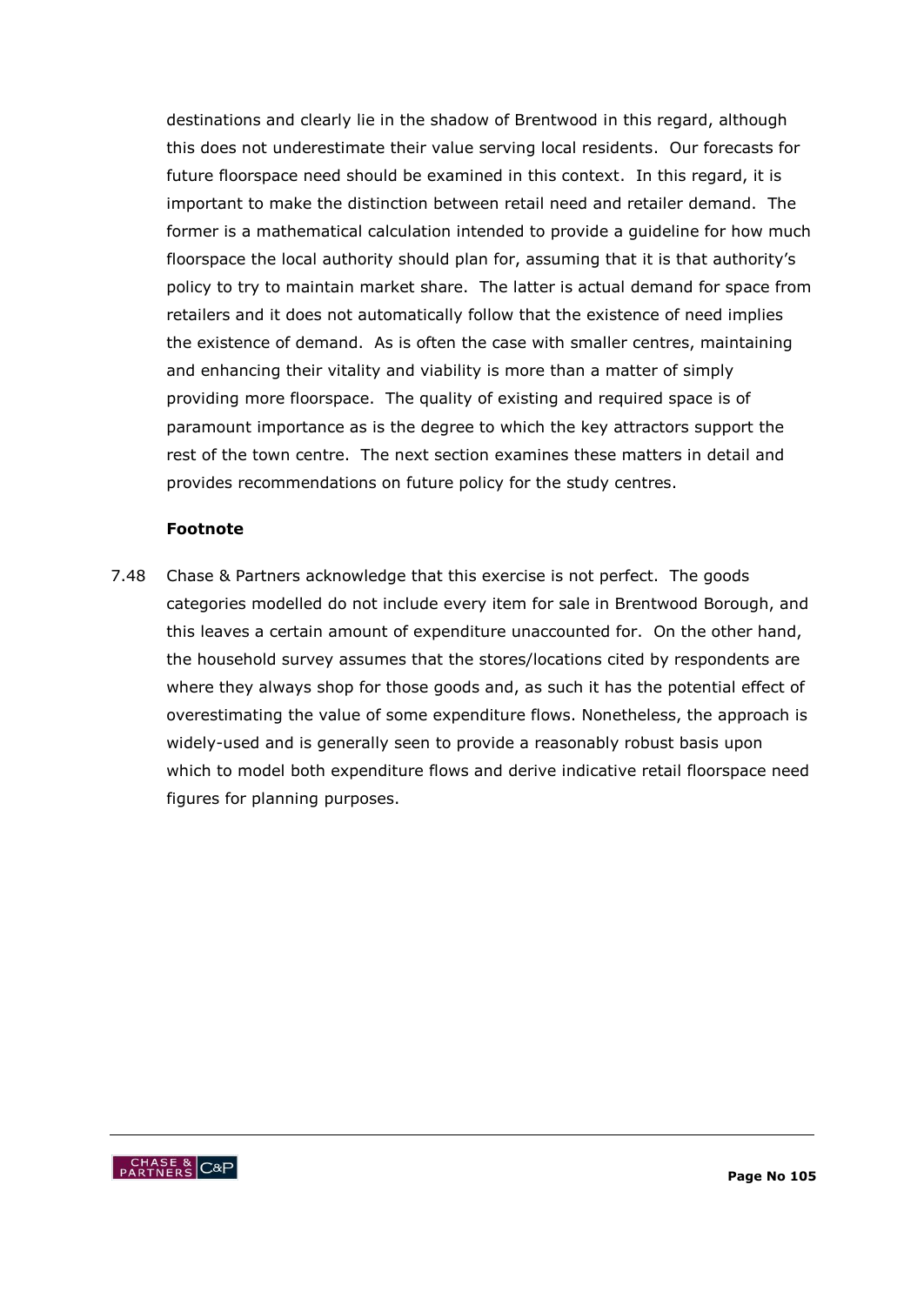destinations and clearly lie in the shadow of Brentwood in this regard, although this does not underestimate their value serving local residents. Our forecasts for future floorspace need should be examined in this context. In this regard, it is important to make the distinction between retail need and retailer demand. The former is a mathematical calculation intended to provide a guideline for how much floorspace the local authority should plan for, assuming that it is that authority's policy to try to maintain market share. The latter is actual demand for space from retailers and it does not automatically follow that the existence of need implies the existence of demand. As is often the case with smaller centres, maintaining and enhancing their vitality and viability is more than a matter of simply providing more floorspace. The quality of existing and required space is of paramount importance as is the degree to which the key attractors support the rest of the town centre. The next section examines these matters in detail and provides recommendations on future policy for the study centres.

**Footnote**

7.48 Chase & Partners acknowledge that this exercise is not perfect. The goods categories modelled do not include every item for sale in Brentwood Borough, and this leaves a certain amount of expenditure unaccounted for. On the other hand, the household survey assumes that the stores/locations cited by respondents are where they always shop for those goods and, as such it has the potential effect of overestimating the value of some expenditure flows. Nonetheless, the approach is widely-used and is generally seen to provide a reasonably robust basis upon which to model both expenditure flows and derive indicative retail floorspace need figures for planning purposes.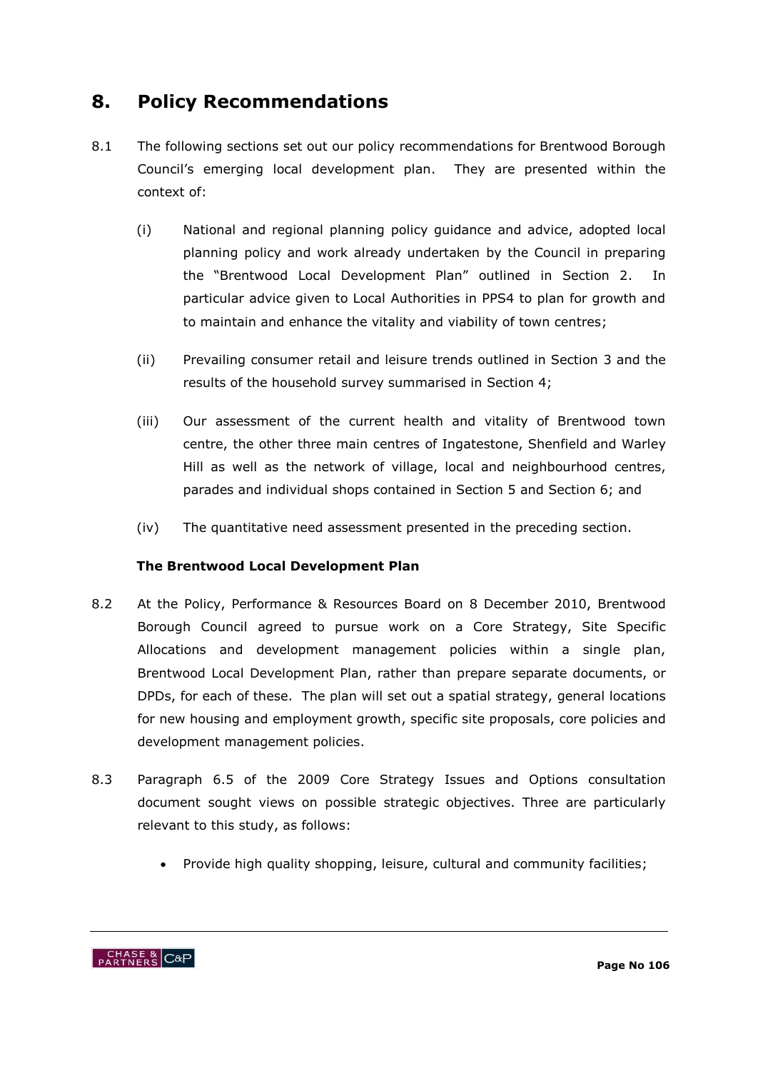## 8. Policy Recommendations

8.1 The following sections set out our policy recommendations for Brentwood Borough Council's emerging local development plan. They are presented within the context of:

(i) National and regional planning policy guidance and advice, adopted local planning policy and work already undertaken by the Council in preparing the "Brentwood Local Development Plan" outlined in Section 2. In particular advice given to Local Authorities in PPS4 to plan for growth and to maintain and enhance the vitality and viability of town centres;

(ii) Prevailing consumer retail and leisure trends outlined in Section 3 and the results of the household survey summarised in Section 4;

(iii) Our assessment of the current health and vitality of Brentwood town centre, the other three main centres of Ingatestone, Shenfield and Warley Hill as well as the network of village, local and neighbourhood centres, parades and individual shops contained in Section 5 and Section 6; and

(iv) The quantitative need assessment presented in the preceding section.

### The Brentwood Local Development Plan

8.2 At the Policy, Performance & Resources Board on 8 December 2010, Brentwood Borough Council agreed to pursue work on a Core Strategy, Site Specific Allocations and development management policies within a single plan, Brentwood Local Development Plan, rather than prepare separate documents, or DPDs, for each of these. The plan will set out a spatial strategy, general locations for new housing and employment growth, specific site proposals, core policies and development management policies.

8.3 Paragraph 6.5 of the 2009 Core Strategy Issues and Options consultation document sought views on possible strategic objectives. Three are particularly relevant to this study, as follows:

- Provide high quality shopping, leisure, cultural and community facilities;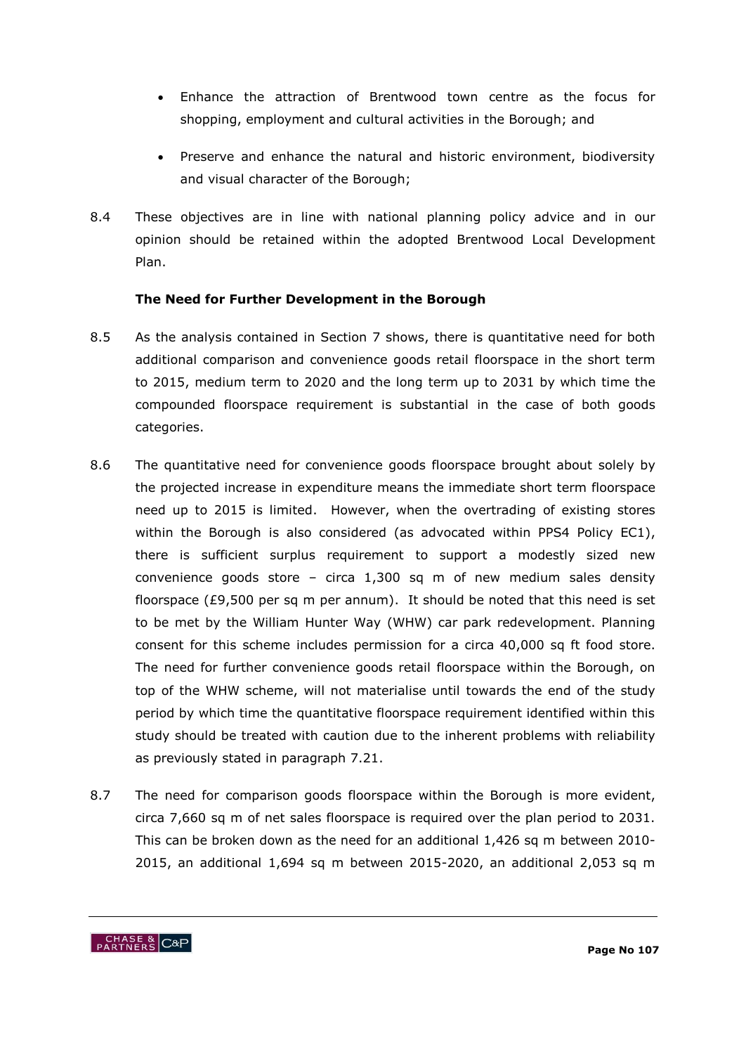- Enhance the attraction of Brentwood town centre as the focus for shopping, employment and cultural activities in the Borough; and

- Preserve and enhance the natural and historic environment, biodiversity and visual character of the Borough;

8.4 These objectives are in line with national planning policy advice and in our opinion should be retained within the adopted Brentwood Local Development Plan.

**The Need for Further Development in the Borough**

8.5 As the analysis contained in Section 7 shows, there is quantitative need for both additional comparison and convenience goods retail floorspace in the short term to 2015, medium term to 2020 and the long term up to 2031 by which time the compounded floorspace requirement is substantial in the case of both goods categories.

8.6 The quantitative need for convenience goods floorspace brought about solely by the projected increase in expenditure means the immediate short term floorspace need up to 2015 is limited. However, when the overtrading of existing stores within the Borough is also considered (as advocated within PPS4 Policy EC1), there is sufficient surplus requirement to support a modestly sized new convenience goods store – circa 1,300 sq m of new medium sales density floorspace (£9,500 per sq m per annum). It should be noted that this need is set to be met by the William Hunter Way (WHW) car park redevelopment. Planning consent for this scheme includes permission for a circa 40,000 sq ft food store. The need for further convenience goods retail floorspace within the Borough, on top of the WHW scheme, will not materialise until towards the end of the study period by which time the quantitative floorspace requirement identified within this study should be treated with caution due to the inherent problems with reliability as previously stated in paragraph 7.21.

8.7 The need for comparison goods floorspace within the Borough is more evident, circa 7,660 sq m of net sales floorspace is required over the plan period to 2031. This can be broken down as the need for an additional 1,426 sq m between 2010-2015, an additional 1,694 sq m between 2015-2020, an additional 2,053 sq m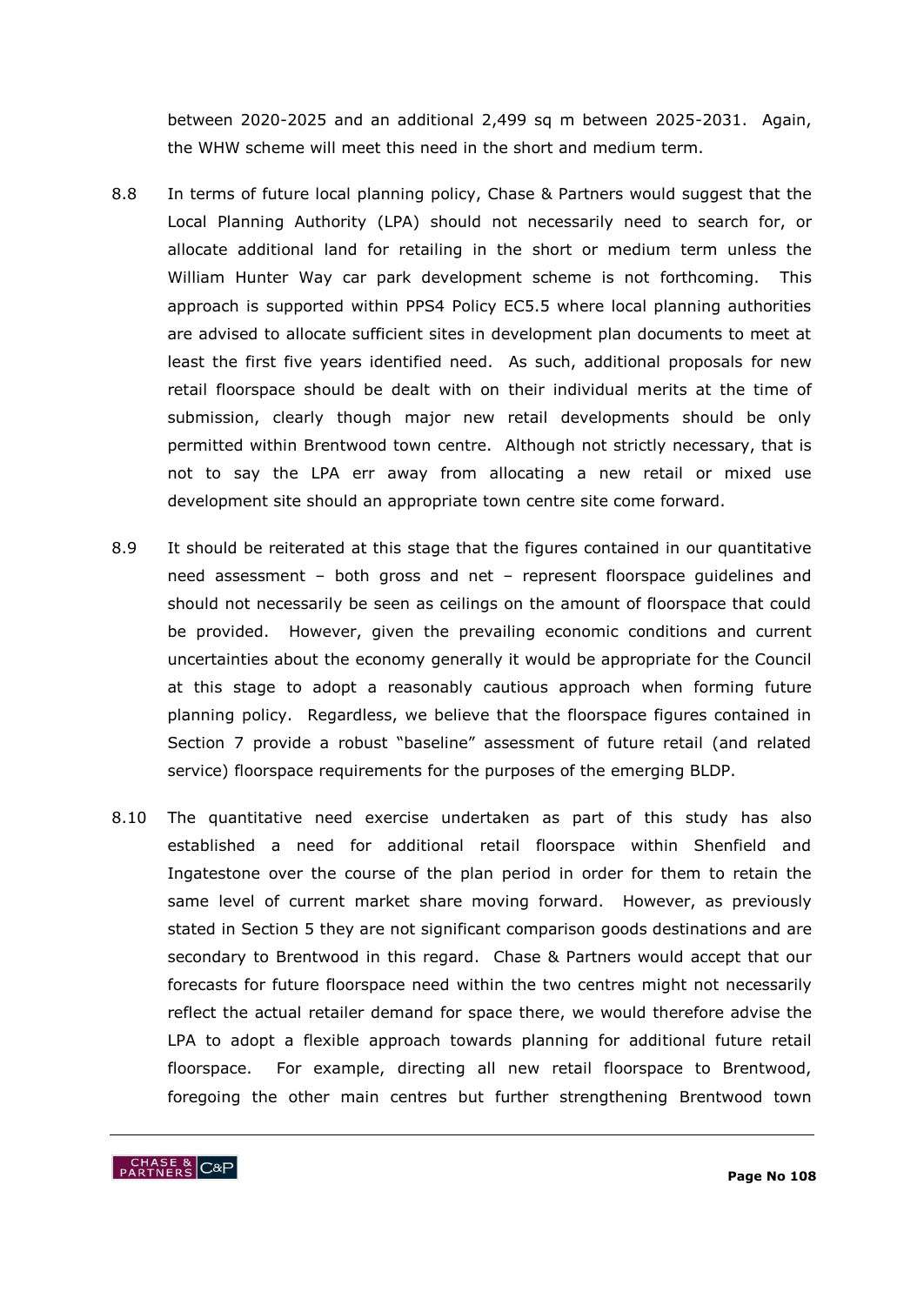between 2020-2025 and an additional 2,499 sq m between 2025-2031. Again, the WHW scheme will meet this need in the short and medium term.

8.8 In terms of future local planning policy, Chase & Partners would suggest that the Local Planning Authority (LPA) should not necessarily need to search for, or allocate additional land for retailing in the short or medium term unless the William Hunter Way car park development scheme is not forthcoming. This approach is supported within PPS4 Policy EC5.5 where local planning authorities are advised to allocate sufficient sites in development plan documents to meet at least the first five years identified need. As such, additional proposals for new retail floorspace should be dealt with on their individual merits at the time of submission, clearly though major new retail developments should be only permitted within Brentwood town centre. Although not strictly necessary, that is not to say the LPA err away from allocating a new retail or mixed use development site should an appropriate town centre site come forward.

8.9 It should be reiterated at this stage that the figures contained in our quantitative need assessment – both gross and net – represent floorspace guidelines and should not necessarily be seen as ceilings on the amount of floorspace that could be provided. However, given the prevailing economic conditions and current uncertainties about the economy generally it would be appropriate for the Council at this stage to adopt a reasonably cautious approach when forming future planning policy. Regardless, we believe that the floorspace figures contained in Section 7 provide a robust "baseline" assessment of future retail (and related service) floorspace requirements for the purposes of the emerging BLDP.

8.10 The quantitative need exercise undertaken as part of this study has also established a need for additional retail floorspace within Shenfield and Ingatestone over the course of the plan period in order for them to retain the same level of current market share moving forward. However, as previously stated in Section 5 they are not significant comparison goods destinations and are secondary to Brentwood in this regard. Chase & Partners would accept that our forecasts for future floorspace need within the two centres might not necessarily reflect the actual retailer demand for space there, we would therefore advise the LPA to adopt a flexible approach towards planning for additional future retail floorspace. For example, directing all new retail floorspace to Brentwood, foregoing the other main centres but further strengthening Brentwood town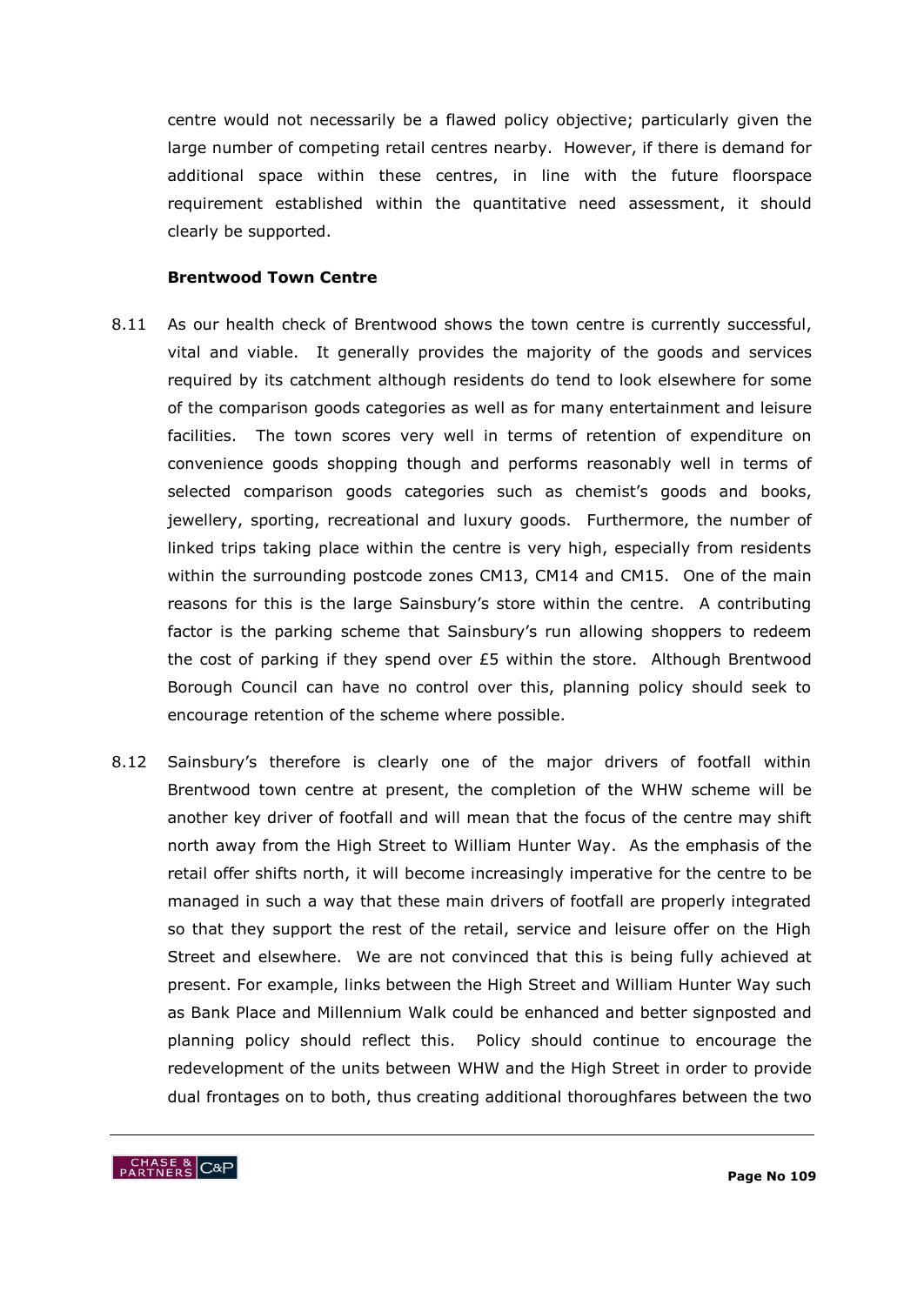centre would not necessarily be a flawed policy objective; particularly given the large number of competing retail centres nearby. However, if there is demand for additional space within these centres, in line with the future floorspace requirement established within the quantitative need assessment, it should clearly be supported.

### Brentwood Town Centre

8.11 As our health check of Brentwood shows the town centre is currently successful, vital and viable. It generally provides the majority of the goods and services required by its catchment although residents do tend to look elsewhere for some of the comparison goods categories as well as for many entertainment and leisure facilities. The town scores very well in terms of retention of expenditure on convenience goods shopping though and performs reasonably well in terms of selected comparison goods categories such as chemist's goods and books, jewellery, sporting, recreational and luxury goods. Furthermore, the number of linked trips taking place within the centre is very high, especially from residents within the surrounding postcode zones CM13, CM14 and CM15. One of the main reasons for this is the large Sainsbury's store within the centre. A contributing factor is the parking scheme that Sainsbury's run allowing shoppers to redeem the cost of parking if they spend over £5 within the store. Although Brentwood Borough Council can have no control over this, planning policy should seek to encourage retention of the scheme where possible.

8.12 Sainsbury's therefore is clearly one of the major drivers of footfall within Brentwood town centre at present, the completion of the WHW scheme will be another key driver of footfall and will mean that the focus of the centre may shift north away from the High Street to William Hunter Way. As the emphasis of the retail offer shifts north, it will become increasingly imperative for the centre to be managed in such a way that these main drivers of footfall are properly integrated so that they support the rest of the retail, service and leisure offer on the High Street and elsewhere. We are not convinced that this is being fully achieved at present. For example, links between the High Street and William Hunter Way such as Bank Place and Millennium Walk could be enhanced and better signposted and planning policy should reflect this. Policy should continue to encourage the redevelopment of the units between WHW and the High Street in order to provide dual frontages on to both, thus creating additional thoroughfares between the two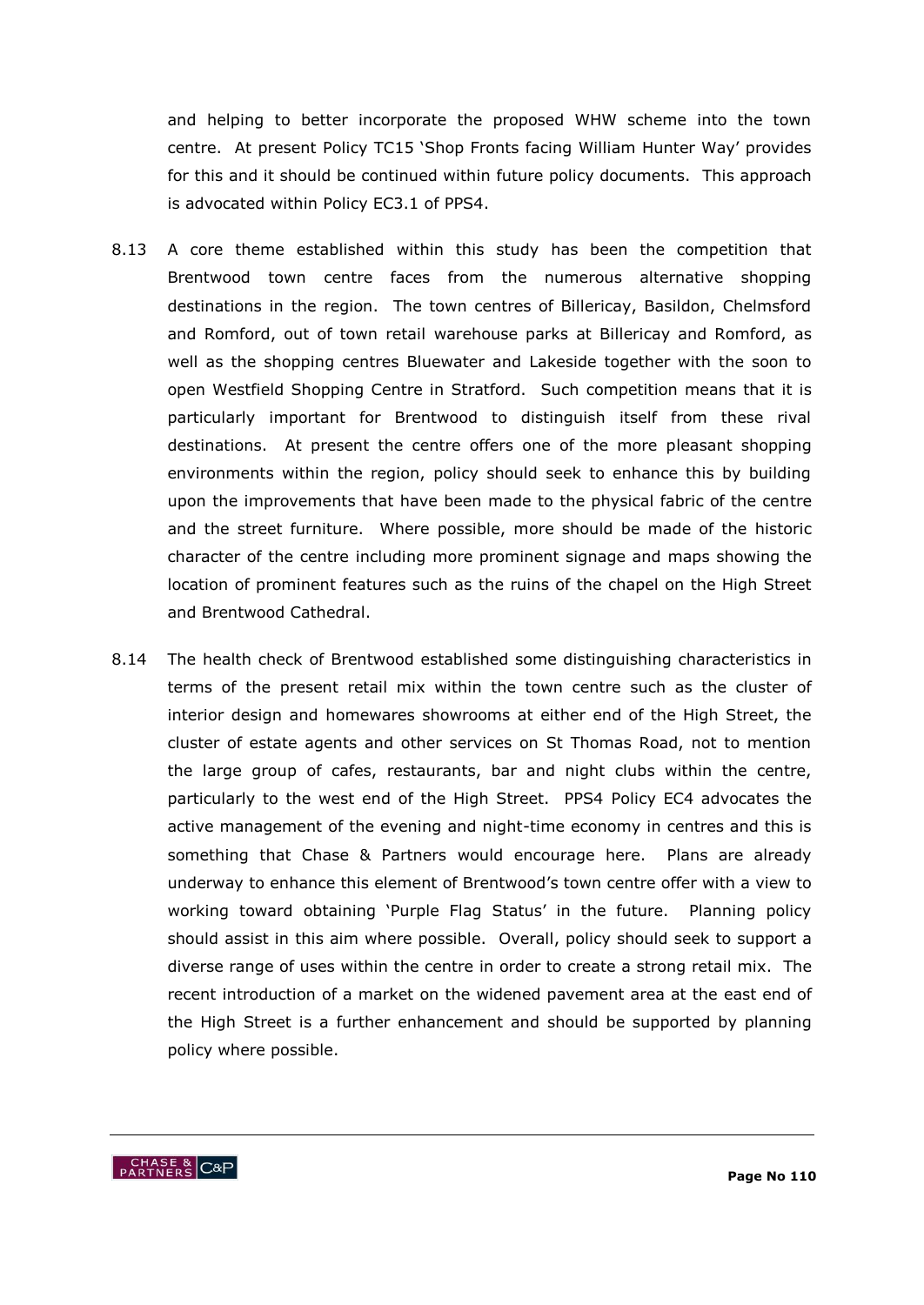and helping to better incorporate the proposed WHW scheme into the town centre. At present Policy TC15 'Shop Fronts facing William Hunter Way' provides for this and it should be continued within future policy documents. This approach is advocated within Policy EC3.1 of PPS4.

8.13 A core theme established within this study has been the competition that Brentwood town centre faces from the numerous alternative shopping destinations in the region. The town centres of Billericay, Basildon, Chelmsford and Romford, out of town retail warehouse parks at Billericay and Romford, as well as the shopping centres Bluewater and Lakeside together with the soon to open Westfield Shopping Centre in Stratford. Such competition means that it is particularly important for Brentwood to distinguish itself from these rival destinations. At present the centre offers one of the more pleasant shopping environments within the region, policy should seek to enhance this by building upon the improvements that have been made to the physical fabric of the centre and the street furniture. Where possible, more should be made of the historic character of the centre including more prominent signage and maps showing the location of prominent features such as the ruins of the chapel on the High Street and Brentwood Cathedral.

8.14 The health check of Brentwood established some distinguishing characteristics in terms of the present retail mix within the town centre such as the cluster of interior design and homewares showrooms at either end of the High Street, the cluster of estate agents and other services on St Thomas Road, not to mention the large group of cafes, restaurants, bar and night clubs within the centre, particularly to the west end of the High Street. PPS4 Policy EC4 advocates the active management of the evening and night-time economy in centres and this is something that Chase & Partners would encourage here. Plans are already underway to enhance this element of Brentwood's town centre offer with a view to working toward obtaining 'Purple Flag Status' in the future. Planning policy should assist in this aim where possible. Overall, policy should seek to support a diverse range of uses within the centre in order to create a strong retail mix. The recent introduction of a market on the widened pavement area at the east end of the High Street is a further enhancement and should be supported by planning policy where possible.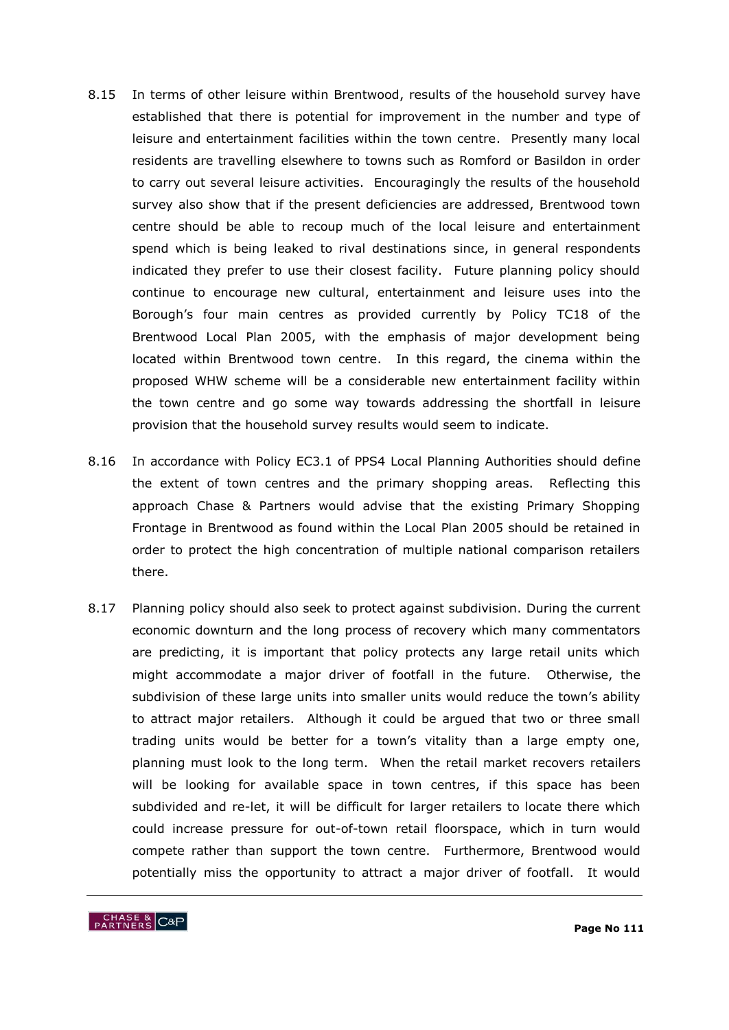8.15 In terms of other leisure within Brentwood, results of the household survey have established that there is potential for improvement in the number and type of leisure and entertainment facilities within the town centre. Presently many local residents are travelling elsewhere to towns such as Romford or Basildon in order to carry out several leisure activities. Encouragingly the results of the household survey also show that if the present deficiencies are addressed, Brentwood town centre should be able to recoup much of the local leisure and entertainment spend which is being leaked to rival destinations since, in general respondents indicated they prefer to use their closest facility. Future planning policy should continue to encourage new cultural, entertainment and leisure uses into the Borough's four main centres as provided currently by Policy TC18 of the Brentwood Local Plan 2005, with the emphasis of major development being located within Brentwood town centre. In this regard, the cinema within the proposed WHW scheme will be a considerable new entertainment facility within the town centre and go some way towards addressing the shortfall in leisure provision that the household survey results would seem to indicate.

8.16 In accordance with Policy EC3.1 of PPS4 Local Planning Authorities should define the extent of town centres and the primary shopping areas. Reflecting this approach Chase & Partners would advise that the existing Primary Shopping Frontage in Brentwood as found within the Local Plan 2005 should be retained in order to protect the high concentration of multiple national comparison retailers there.

8.17 Planning policy should also seek to protect against subdivision. During the current economic downturn and the long process of recovery which many commentators are predicting, it is important that policy protects any large retail units which might accommodate a major driver of footfall in the future. Otherwise, the subdivision of these large units into smaller units would reduce the town's ability to attract major retailers. Although it could be argued that two or three small trading units would be better for a town's vitality than a large empty one, planning must look to the long term. When the retail market recovers retailers will be looking for available space in town centres, if this space has been subdivided and re-let, it will be difficult for larger retailers to locate there which could increase pressure for out-of-town retail floorspace, which in turn would compete rather than support the town centre. Furthermore, Brentwood would potentially miss the opportunity to attract a major driver of footfall. It would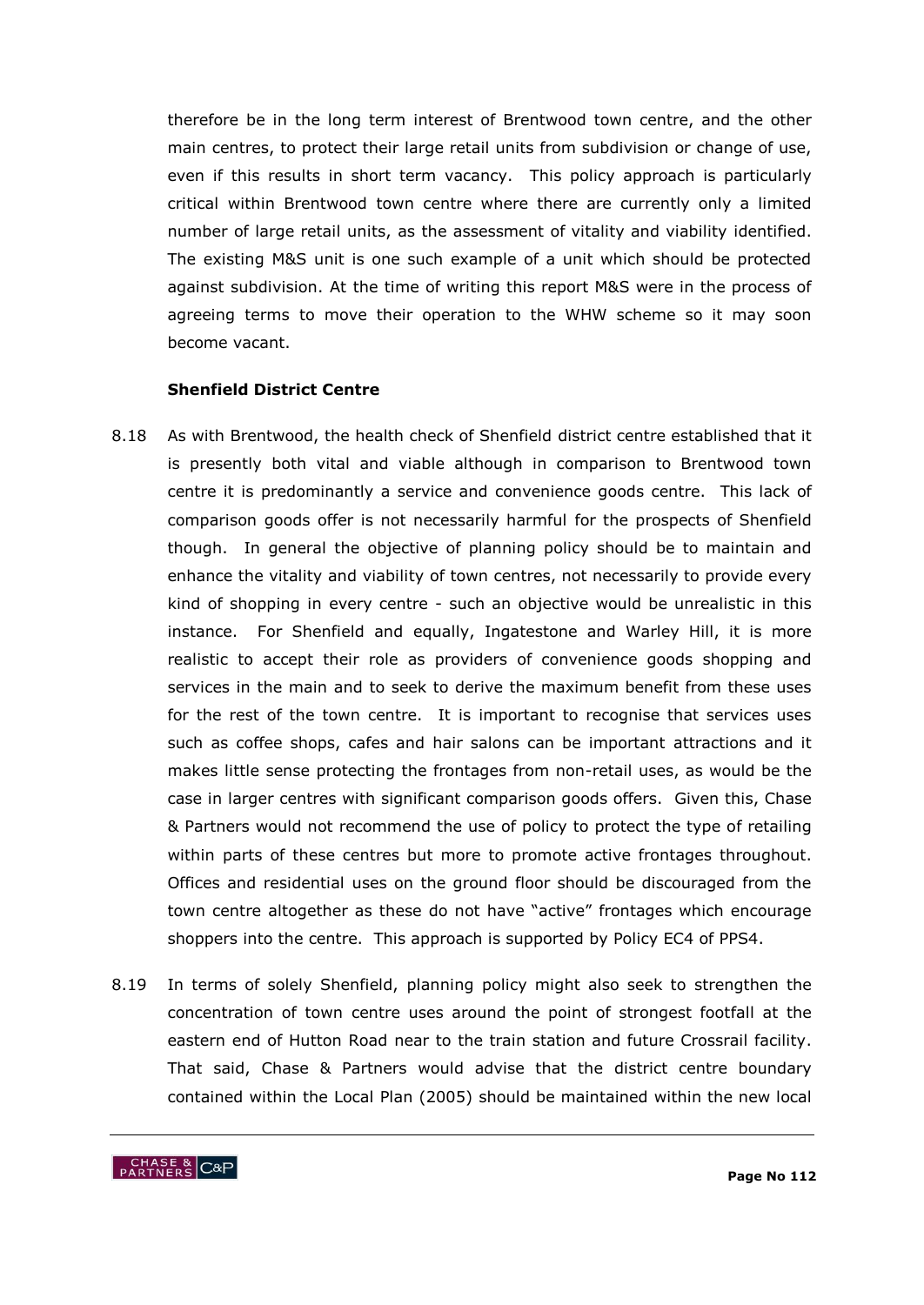therefore be in the long term interest of Brentwood town centre, and the other main centres, to protect their large retail units from subdivision or change of use, even if this results in short term vacancy. This policy approach is particularly critical within Brentwood town centre where there are currently only a limited number of large retail units, as the assessment of vitality and viability identified. The existing M&S unit is one such example of a unit which should be protected against subdivision. At the time of writing this report M&S were in the process of agreeing terms to move their operation to the WHW scheme so it may soon become vacant.

**Shenfield District Centre**

8.18 As with Brentwood, the health check of Shenfield district centre established that it is presently both vital and viable although in comparison to Brentwood town centre it is predominantly a service and convenience goods centre. This lack of comparison goods offer is not necessarily harmful for the prospects of Shenfield though. In general the objective of planning policy should be to maintain and enhance the vitality and viability of town centres, not necessarily to provide every kind of shopping in every centre - such an objective would be unrealistic in this instance. For Shenfield and equally, Ingatestone and Warley Hill, it is more realistic to accept their role as providers of convenience goods shopping and services in the main and to seek to derive the maximum benefit from these uses for the rest of the town centre. It is important to recognise that services uses such as coffee shops, cafes and hair salons can be important attractions and it makes little sense protecting the frontages from non-retail uses, as would be the case in larger centres with significant comparison goods offers. Given this, Chase & Partners would not recommend the use of policy to protect the type of retailing within parts of these centres but more to promote active frontages throughout. Offices and residential uses on the ground floor should be discouraged from the town centre altogether as these do not have "active" frontages which encourage shoppers into the centre. This approach is supported by Policy EC4 of PPS4.

8.19 In terms of solely Shenfield, planning policy might also seek to strengthen the concentration of town centre uses around the point of strongest footfall at the eastern end of Hutton Road near to the train station and future Crossrail facility. That said, Chase & Partners would advise that the district centre boundary contained within the Local Plan (2005) should be maintained within the new local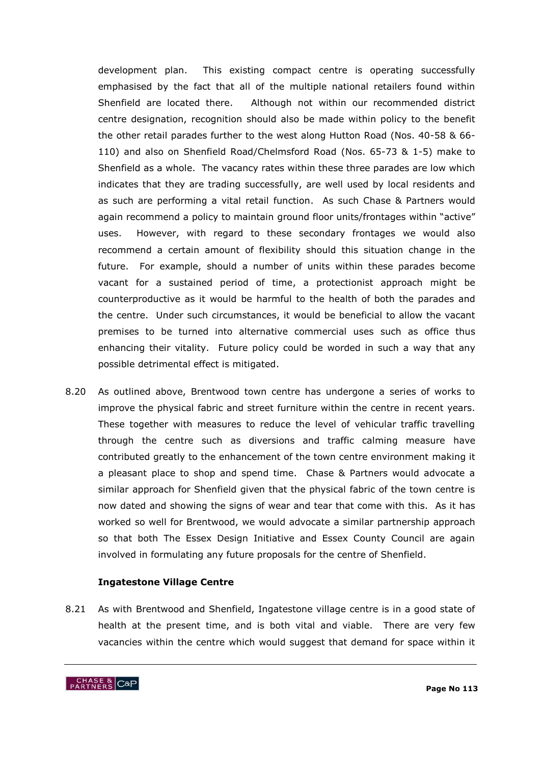development plan. This existing compact centre is operating successfully emphasised by the fact that all of the multiple national retailers found within Shenfield are located there. Although not within our recommended district centre designation, recognition should also be made within policy to the benefit the other retail parades further to the west along Hutton Road (Nos. 40-58 & 66-110) and also on Shenfield Road/Chelmsford Road (Nos. 65-73 & 1-5) make to Shenfield as a whole. The vacancy rates within these three parades are low which indicates that they are trading successfully, are well used by local residents and as such are performing a vital retail function. As such Chase & Partners would again recommend a policy to maintain ground floor units/frontages within "active" uses. However, with regard to these secondary frontages we would also recommend a certain amount of flexibility should this situation change in the future. For example, should a number of units within these parades become vacant for a sustained period of time, a protectionist approach might be counterproductive as it would be harmful to the health of both the parades and the centre. Under such circumstances, it would be beneficial to allow the vacant premises to be turned into alternative commercial uses such as office thus enhancing their vitality. Future policy could be worded in such a way that any possible detrimental effect is mitigated.

8.20 As outlined above, Brentwood town centre has undergone a series of works to improve the physical fabric and street furniture within the centre in recent years. These together with measures to reduce the level of vehicular traffic travelling through the centre such as diversions and traffic calming measure have contributed greatly to the enhancement of the town centre environment making it a pleasant place to shop and spend time. Chase & Partners would advocate a similar approach for Shenfield given that the physical fabric of the town centre is now dated and showing the signs of wear and tear that come with this. As it has worked so well for Brentwood, we would advocate a similar partnership approach so that both The Essex Design Initiative and Essex County Council are again involved in formulating any future proposals for the centre of Shenfield.

**Ingatestone Village Centre**

8.21 As with Brentwood and Shenfield, Ingatestone village centre is in a good state of health at the present time, and is both vital and viable. There are very few vacancies within the centre which would suggest that demand for space within it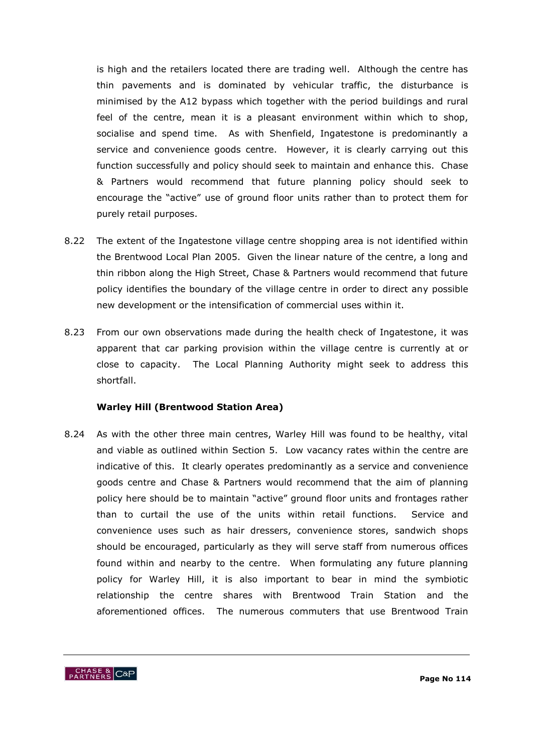is high and the retailers located there are trading well. Although the centre has thin pavements and is dominated by vehicular traffic, the disturbance is minimised by the A12 bypass which together with the period buildings and rural feel of the centre, mean it is a pleasant environment within which to shop, socialise and spend time. As with Shenfield, Ingatestone is predominantly a service and convenience goods centre. However, it is clearly carrying out this function successfully and policy should seek to maintain and enhance this. Chase & Partners would recommend that future planning policy should seek to encourage the "active" use of ground floor units rather than to protect them for purely retail purposes.

8.22 The extent of the Ingatestone village centre shopping area is not identified within the Brentwood Local Plan 2005. Given the linear nature of the centre, a long and thin ribbon along the High Street, Chase & Partners would recommend that future policy identifies the boundary of the village centre in order to direct any possible new development or the intensification of commercial uses within it.

8.23 From our own observations made during the health check of Ingatestone, it was apparent that car parking provision within the village centre is currently at or close to capacity. The Local Planning Authority might seek to address this shortfall.

**Warley Hill (Brentwood Station Area)**

8.24 As with the other three main centres, Warley Hill was found to be healthy, vital and viable as outlined within Section 5. Low vacancy rates within the centre are indicative of this. It clearly operates predominantly as a service and convenience goods centre and Chase & Partners would recommend that the aim of planning policy here should be to maintain "active" ground floor units and frontages rather than to curtail the use of the units within retail functions. Service and convenience uses such as hair dressers, convenience stores, sandwich shops should be encouraged, particularly as they will serve staff from numerous offices found within and nearby to the centre. When formulating any future planning policy for Warley Hill, it is also important to bear in mind the symbiotic relationship the centre shares with Brentwood Train Station and the aforementioned offices. The numerous commuters that use Brentwood Train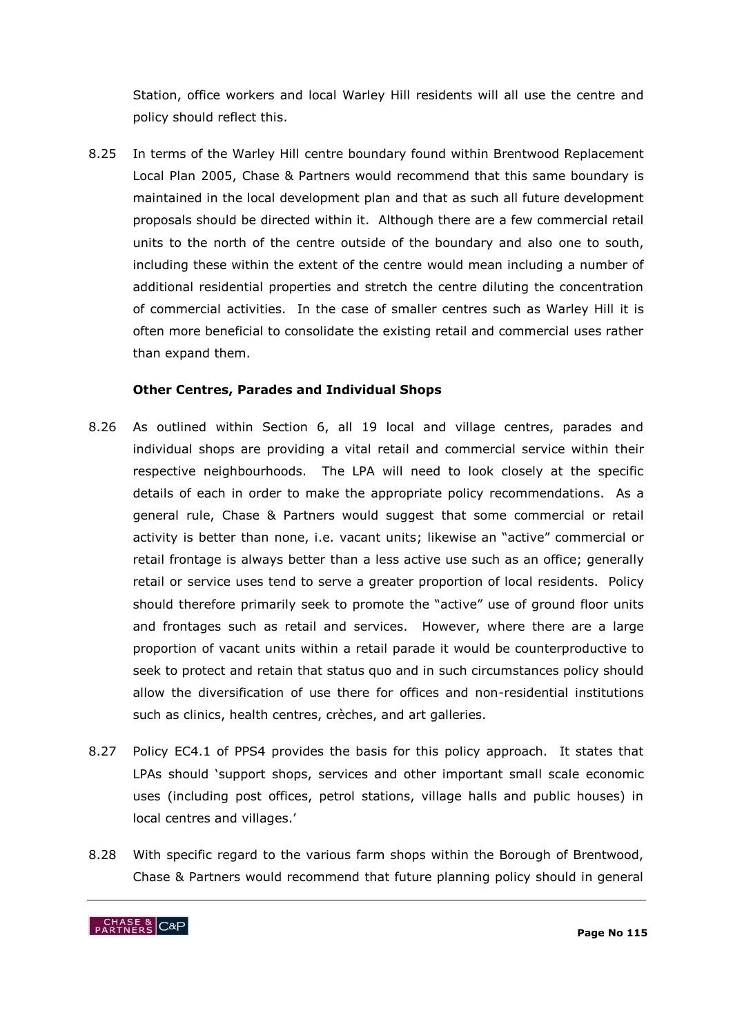Station, office workers and local Warley Hill residents will all use the centre and policy should reflect this.

8.25 In terms of the Warley Hill centre boundary found within Brentwood Replacement Local Plan 2005, Chase & Partners would recommend that this same boundary is maintained in the local development plan and that as such all future development proposals should be directed within it. Although there are a few commercial retail units to the north of the centre outside of the boundary and also one to south, including these within the extent of the centre would mean including a number of additional residential properties and stretch the centre diluting the concentration of commercial activities. In the case of smaller centres such as Warley Hill it is often more beneficial to consolidate the existing retail and commercial uses rather than expand them.

**Other Centres, Parades and Individual Shops**

8.26 As outlined within Section 6, all 19 local and village centres, parades and individual shops are providing a vital retail and commercial service within their respective neighbourhoods. The LPA will need to look closely at the specific details of each in order to make the appropriate policy recommendations. As a general rule, Chase & Partners would suggest that some commercial or retail activity is better than none, i.e. vacant units; likewise an "active" commercial or retail frontage is always better than a less active use such as an office; generally retail or service uses tend to serve a greater proportion of local residents. Policy should therefore primarily seek to promote the "active" use of ground floor units and frontages such as retail and services. However, where there are a large proportion of vacant units within a retail parade it would be counterproductive to seek to protect and retain that status quo and in such circumstances policy should allow the diversification of use there for offices and non-residential institutions such as clinics, health centres, crèches, and art galleries.

8.27 Policy EC4.1 of PPS4 provides the basis for this policy approach. It states that LPAs should 'support shops, services and other important small scale economic uses (including post offices, petrol stations, village halls and public houses) in local centres and villages.'

8.28 With specific regard to the various farm shops within the Borough of Brentwood, Chase & Partners would recommend that future planning policy should in general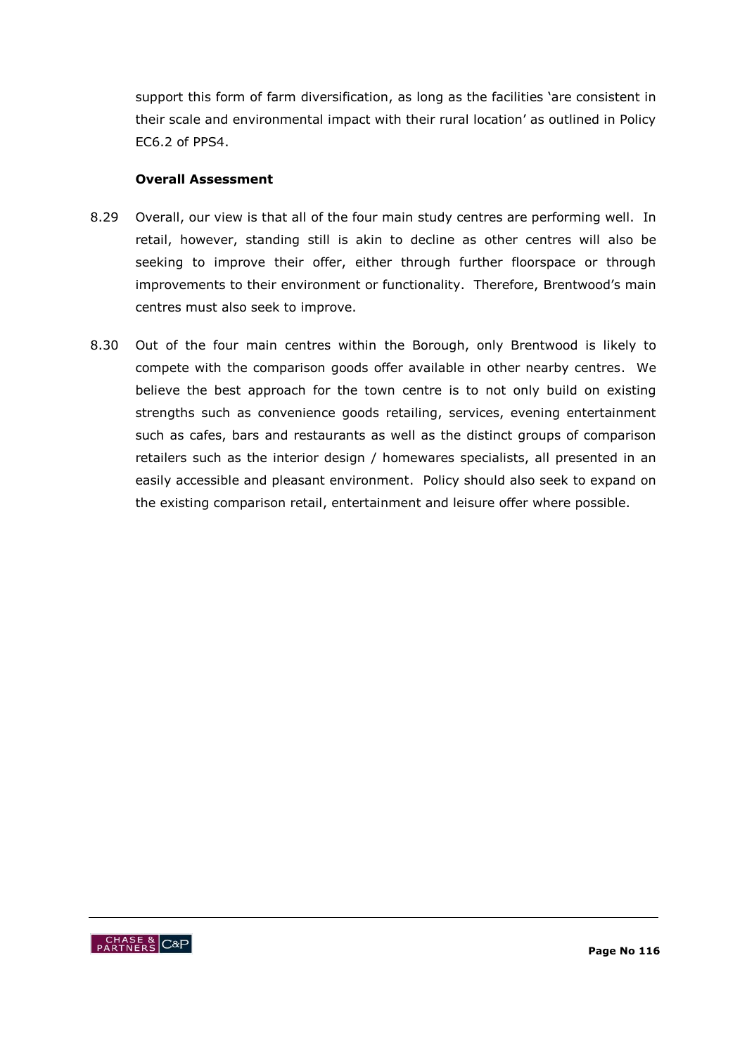support this form of farm diversification, as long as the facilities 'are consistent in their scale and environmental impact with their rural location' as outlined in Policy EC6.2 of PPS4.

**Overall Assessment**

8.29 Overall, our view is that all of the four main study centres are performing well. In retail, however, standing still is akin to decline as other centres will also be seeking to improve their offer, either through further floorspace or through improvements to their environment or functionality. Therefore, Brentwood's main centres must also seek to improve.

8.30 Out of the four main centres within the Borough, only Brentwood is likely to compete with the comparison goods offer available in other nearby centres. We believe the best approach for the town centre is to not only build on existing strengths such as convenience goods retailing, services, evening entertainment such as cafes, bars and restaurants as well as the distinct groups of comparison retailers such as the interior design / homewares specialists, all presented in an easily accessible and pleasant environment. Policy should also seek to expand on the existing comparison retail, entertainment and leisure offer where possible.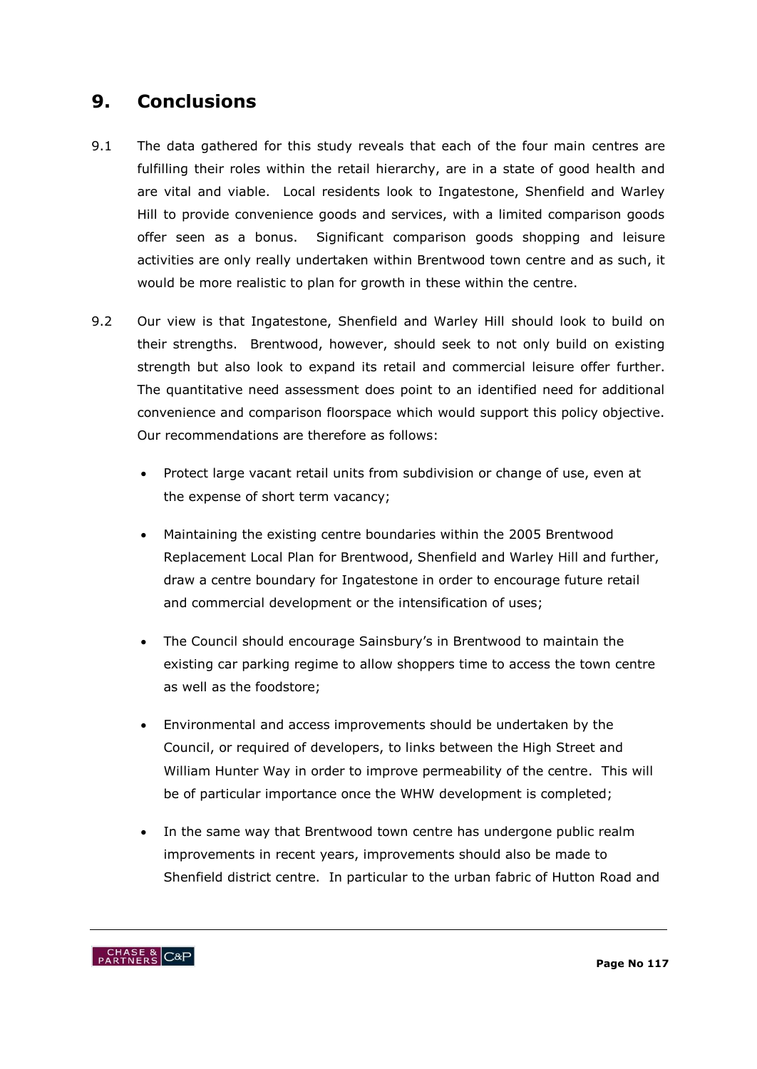## 9. Conclusions

9.1 The data gathered for this study reveals that each of the four main centres are fulfilling their roles within the retail hierarchy, are in a state of good health and are vital and viable. Local residents look to Ingatestone, Shenfield and Warley Hill to provide convenience goods and services, with a limited comparison goods offer seen as a bonus. Significant comparison goods shopping and leisure activities are only really undertaken within Brentwood town centre and as such, it would be more realistic to plan for growth in these within the centre.

9.2 Our view is that Ingatestone, Shenfield and Warley Hill should look to build on their strengths. Brentwood, however, should seek to not only build on existing strength but also look to expand its retail and commercial leisure offer further. The quantitative need assessment does point to an identified need for additional convenience and comparison floorspace which would support this policy objective. Our recommendations are therefore as follows:

- Protect large vacant retail units from subdivision or change of use, even at the expense of short term vacancy;
- Maintaining the existing centre boundaries within the 2005 Brentwood Replacement Local Plan for Brentwood, Shenfield and Warley Hill and further, draw a centre boundary for Ingatestone in order to encourage future retail and commercial development or the intensification of uses;
- The Council should encourage Sainsbury's in Brentwood to maintain the existing car parking regime to allow shoppers time to access the town centre as well as the foodstore;
- Environmental and access improvements should be undertaken by the Council, or required of developers, to links between the High Street and William Hunter Way in order to improve permeability of the centre. This will be of particular importance once the WHW development is completed;
- In the same way that Brentwood town centre has undergone public realm improvements in recent years, improvements should also be made to Shenfield district centre. In particular to the urban fabric of Hutton Road and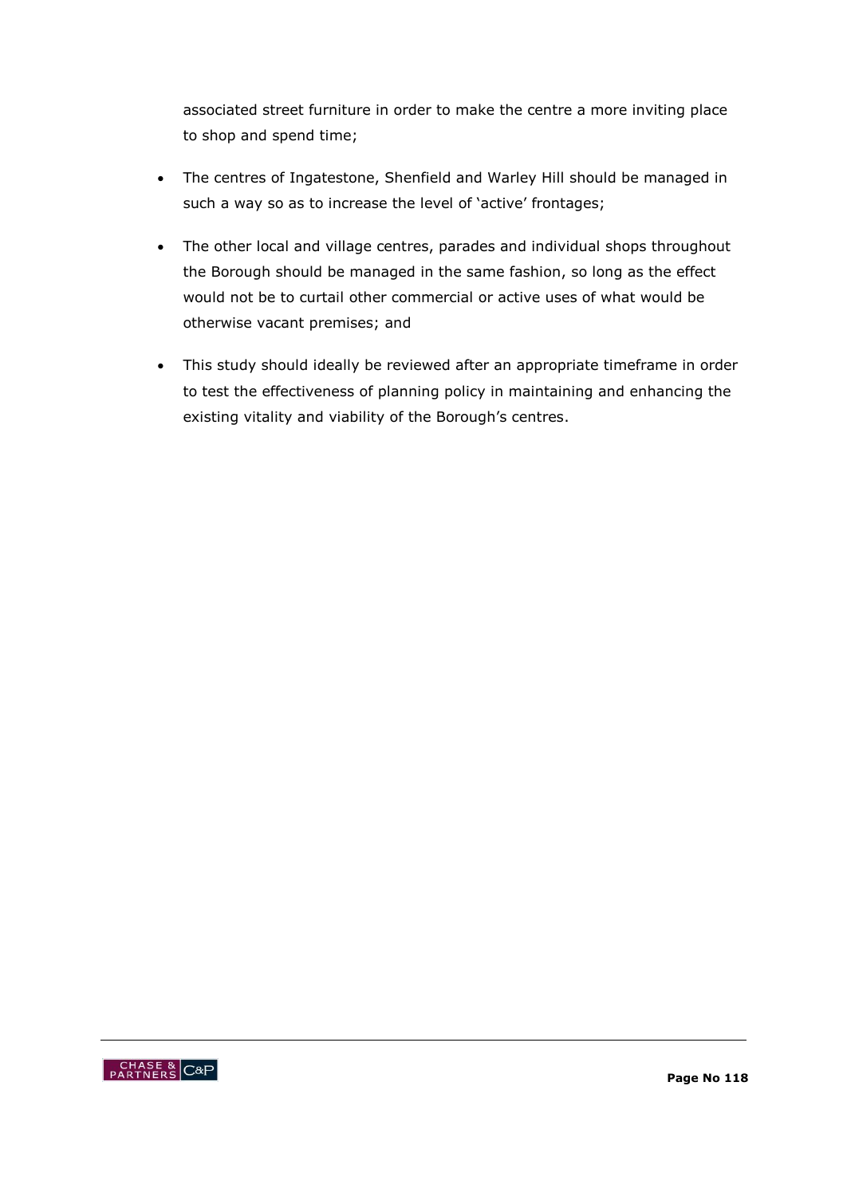associated street furniture in order to make the centre a more inviting place to shop and spend time;

- The centres of Ingatestone, Shenfield and Warley Hill should be managed in such a way so as to increase the level of 'active' frontages;

- The other local and village centres, parades and individual shops throughout the Borough should be managed in the same fashion, so long as the effect would not be to curtail other commercial or active uses of what would be otherwise vacant premises; and

- This study should ideally be reviewed after an appropriate timeframe in order to test the effectiveness of planning policy in maintaining and enhancing the existing vitality and viability of the Borough's centres.